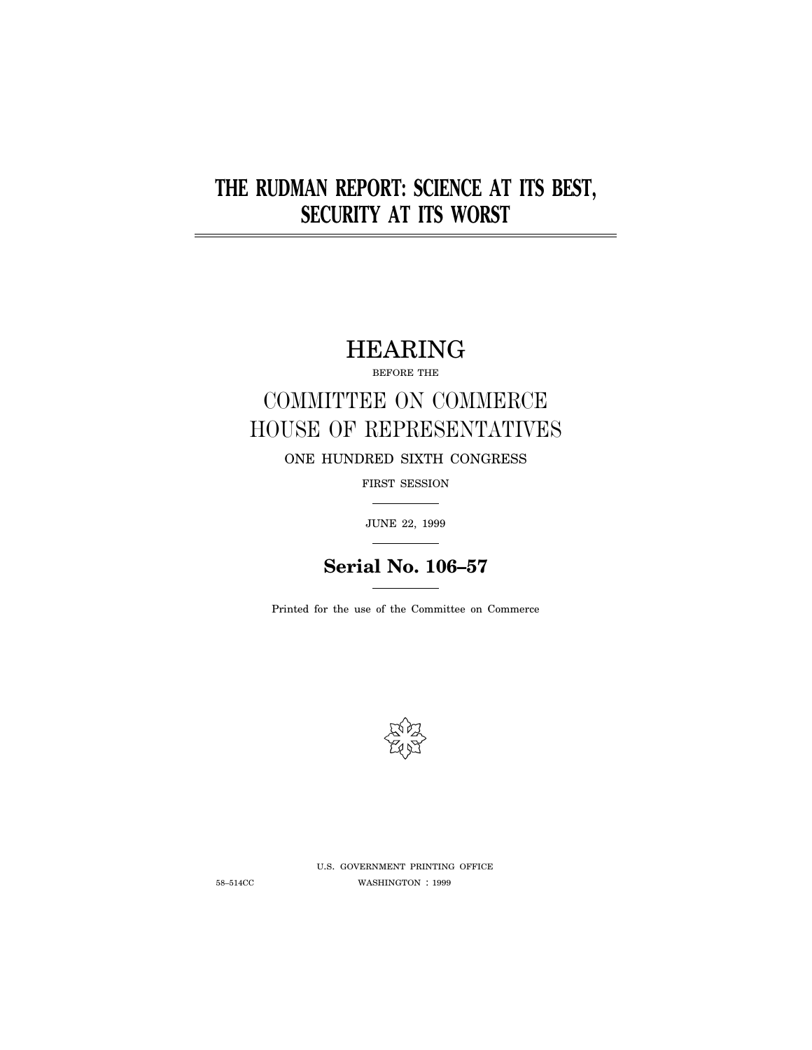# THE RUDMAN REPORT: SCIENCE AT ITS BEST, SECURITY AT ITS WORST

## HEARING

BEFORE THE

## COMMITTEE ON COMMERCE
## HOUSE OF REPRESENTATIVES

ONE HUNDRED SIXTH CONGRESS

FIRST SESSION

JUNE 22, 1999

**Serial No. 106–57**

Printed for the use of the Committee on Commerce

U.S. GOVERNMENT PRINTING OFFICE

58–514CC WASHINGTON : 1999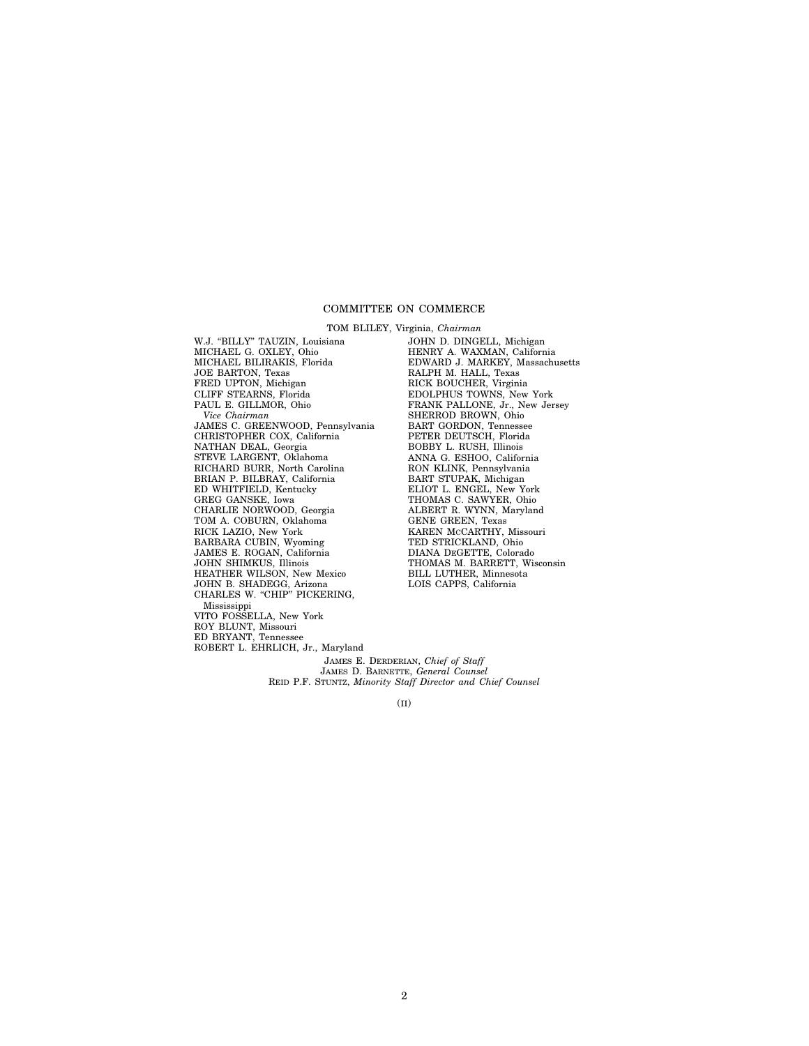## COMMITTEE ON COMMERCE

TOM BLILEY, Virginia, *Chairman*

W.J. "BILLY" TAUZIN, Louisiana
MICHAEL G. OXLEY, Ohio
MICHAEL BILIRAKIS, Florida
JOE BARTON, Texas
FRED UPTON, Michigan
CLIFF STEARNS, Florida
PAUL E. GILLMOR, Ohio
*Vice Chairman*
JAMES C. GREENWOOD, Pennsylvania
CHRISTOPHER COX, California
NATHAN DEAL, Georgia
STEVE LARGENT, Oklahoma
RICHARD BURR, North Carolina
BRIAN P. BILBRAY, California
ED WHITFIELD, Kentucky
GREG GANSKE, Iowa
CHARLIE NORWOOD, Georgia
TOM A. COBURN, Oklahoma
RICK LAZIO, New York
BARBARA CUBIN, Wyoming
JAMES E. ROGAN, California
JOHN SHIMKUS, Illinois
HEATHER WILSON, New Mexico
JOHN B. SHADEGG, Arizona
CHARLES W. "CHIP" PICKERING, Mississippi
VITO FOSSELLA, New York
ROY BLUNT, Missouri
ED BRYANT, Tennessee
ROBERT L. EHRLICH, Jr., Maryland

JOHN D. DINGELL, Michigan
HENRY A. WAXMAN, California
EDWARD J. MARKEY, Massachusetts
RALPH M. HALL, Texas
RICK BOUCHER, Virginia
EDOLPHUS TOWNS, New York
FRANK PALLONE, Jr., New Jersey
SHERROD BROWN, Ohio
BART GORDON, Tennessee
PETER DEUTSCH, Florida
BOBBY L. RUSH, Illinois
ANNA G. ESHOO, California
RON KLINK, Pennsylvania
BART STUPAK, Michigan
ELIOT L. ENGEL, New York
THOMAS C. SAWYER, Ohio
ALBERT R. WYNN, Maryland
GENE GREEN, Texas
KAREN MCCARTHY, Missouri
TED STRICKLAND, Ohio
DIANA DEGETTE, Colorado
THOMAS M. BARRETT, Wisconsin
BILL LUTHER, Minnesota
LOIS CAPPS, California

JAMES E. DERDERIAN, *Chief of Staff*
JAMES D. BARNETTE, *General Counsel*
REID P.F. STUNTZ, *Minority Staff Director and Chief Counsel*

(II)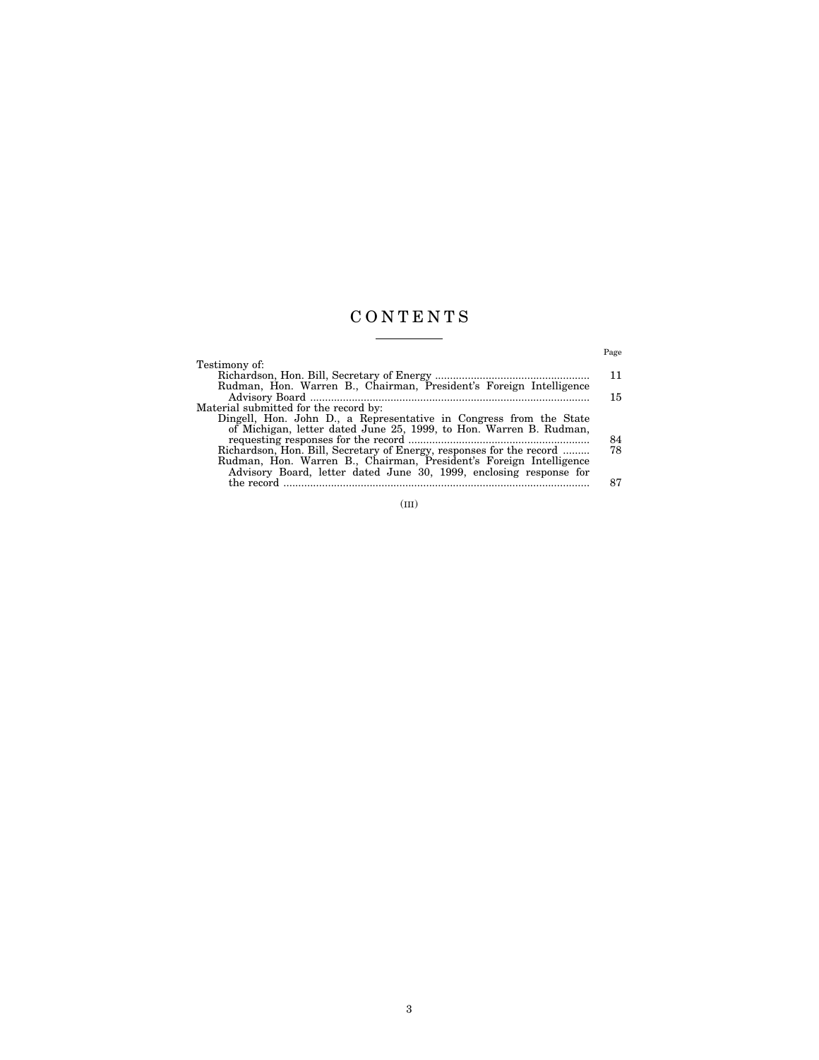# CONTENTS

| | Page |
|---|---|
| Testimony of: | |
| Richardson, Hon. Bill, Secretary of Energy | 11 |
| Rudman, Hon. Warren B., Chairman, President's Foreign Intelligence Advisory Board | 15 |
| Material submitted for the record by: | |
| Dingell, Hon. John D., a Representative in Congress from the State of Michigan, letter dated June 25, 1999, to Hon. Warren B. Rudman, requesting responses for the record | 84 |
| Richardson, Hon. Bill, Secretary of Energy, responses for the record | 78 |
| Rudman, Hon. Warren B., Chairman, President's Foreign Intelligence Advisory Board, letter dated June 30, 1999, enclosing response for the record | 87 |

(III)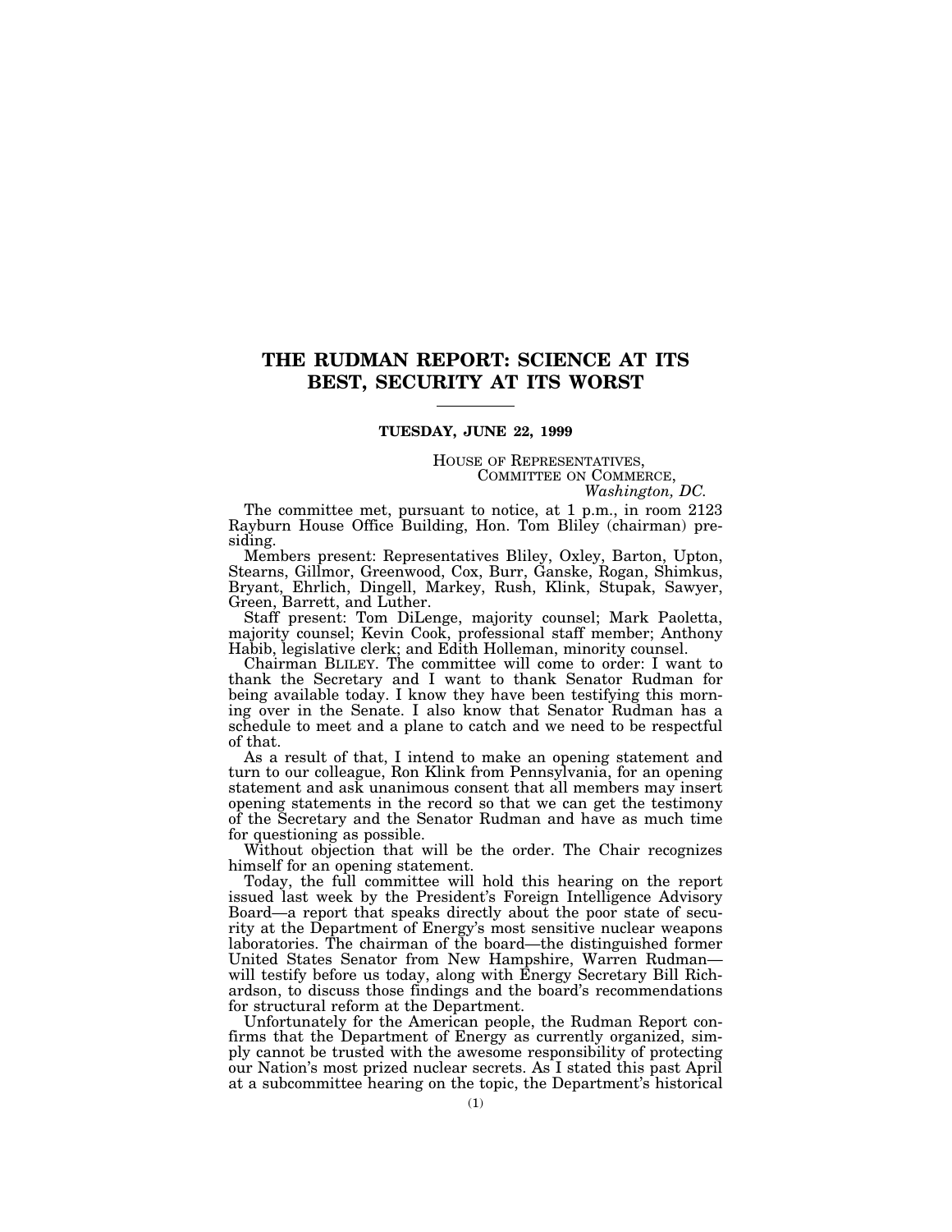# THE RUDMAN REPORT: SCIENCE AT ITS BEST, SECURITY AT ITS WORST

---

**TUESDAY, JUNE 22, 1999**

HOUSE OF REPRESENTATIVES,
COMMITTEE ON COMMERCE,
*Washington, DC.*

The committee met, pursuant to notice, at 1 p.m., in room 2123 Rayburn House Office Building, Hon. Tom Bliley (chairman) presiding.

Members present: Representatives Bliley, Oxley, Barton, Upton, Stearns, Gillmor, Greenwood, Cox, Burr, Ganske, Rogan, Shimkus, Bryant, Ehrlich, Dingell, Markey, Rush, Klink, Stupak, Sawyer, Green, Barrett, and Luther.

Staff present: Tom DiLenge, majority counsel; Mark Paoletta, majority counsel; Kevin Cook, professional staff member; Anthony Habib, legislative clerk; and Edith Holleman, minority counsel.

Chairman BLILEY. The committee will come to order: I want to thank the Secretary and I want to thank Senator Rudman for being available today. I know they have been testifying this morning over in the Senate. I also know that Senator Rudman has a schedule to meet and a plane to catch and we need to be respectful of that.

As a result of that, I intend to make an opening statement and turn to our colleague, Ron Klink from Pennsylvania, for an opening statement and ask unanimous consent that all members may insert opening statements in the record so that we can get the testimony of the Secretary and the Senator Rudman and have as much time for questioning as possible.

Without objection that will be the order. The Chair recognizes himself for an opening statement.

Today, the full committee will hold this hearing on the report issued last week by the President's Foreign Intelligence Advisory Board—a report that speaks directly about the poor state of security at the Department of Energy's most sensitive nuclear weapons laboratories. The chairman of the board—the distinguished former United States Senator from New Hampshire, Warren Rudman—will testify before us today, along with Energy Secretary Bill Richardson, to discuss those findings and the board's recommendations for structural reform at the Department.

Unfortunately for the American people, the Rudman Report confirms that the Department of Energy as currently organized, simply cannot be trusted with the awesome responsibility of protecting our Nation's most prized nuclear secrets. As I stated this past April at a subcommittee hearing on the topic, the Department's historical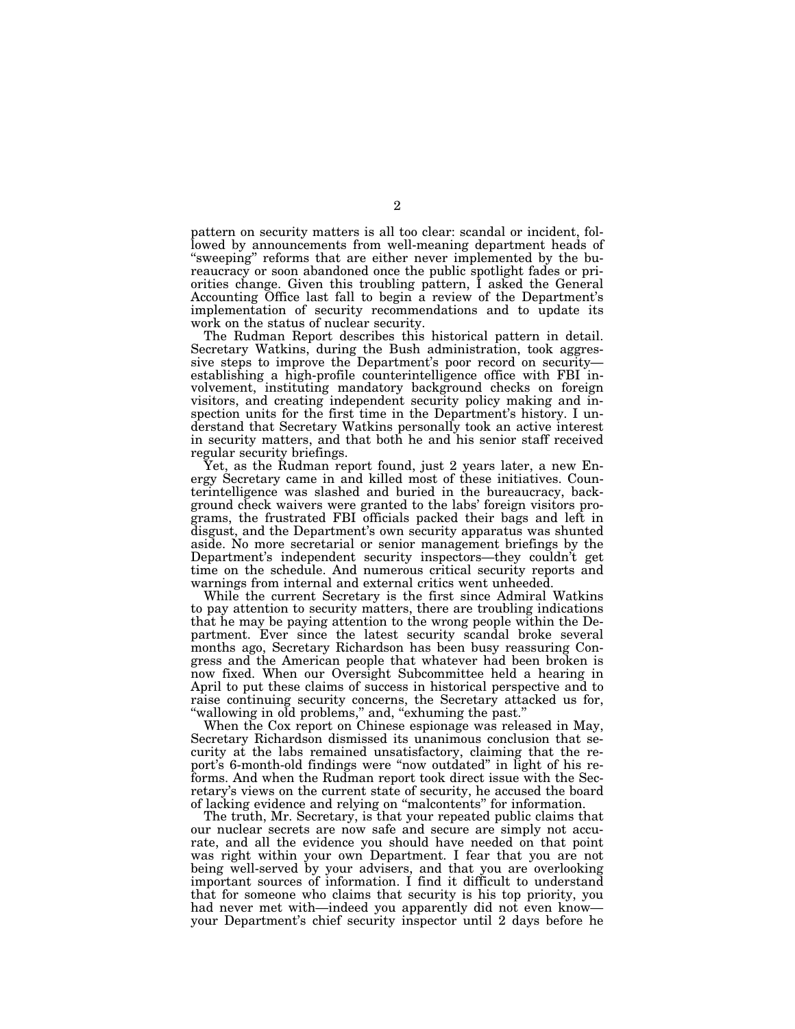pattern on security matters is all too clear: scandal or incident, followed by announcements from well-meaning department heads of "sweeping" reforms that are either never implemented by the bureaucracy or soon abandoned once the public spotlight fades or priorities change. Given this troubling pattern, I asked the General Accounting Office last fall to begin a review of the Department's implementation of security recommendations and to update its work on the status of nuclear security.

The Rudman Report describes this historical pattern in detail. Secretary Watkins, during the Bush administration, took aggressive steps to improve the Department's poor record on security—establishing a high-profile counterintelligence office with FBI involvement, instituting mandatory background checks on foreign visitors, and creating independent security policy making and inspection units for the first time in the Department's history. I understand that Secretary Watkins personally took an active interest in security matters, and that both he and his senior staff received regular security briefings.

Yet, as the Rudman report found, just 2 years later, a new Energy Secretary came in and killed most of these initiatives. Counterintelligence was slashed and buried in the bureaucracy, background check waivers were granted to the labs' foreign visitors programs, the frustrated FBI officials packed their bags and left in disgust, and the Department's own security apparatus was shunted aside. No more secretarial or senior management briefings by the Department's independent security inspectors—they couldn't get time on the schedule. And numerous critical security reports and warnings from internal and external critics went unheeded.

While the current Secretary is the first since Admiral Watkins to pay attention to security matters, there are troubling indications that he may be paying attention to the wrong people within the Department. Ever since the latest security scandal broke several months ago, Secretary Richardson has been busy reassuring Congress and the American people that whatever had been broken is now fixed. When our Oversight Subcommittee held a hearing in April to put these claims of success in historical perspective and to raise continuing security concerns, the Secretary attacked us for, "wallowing in old problems," and, "exhuming the past."

When the Cox report on Chinese espionage was released in May, Secretary Richardson dismissed its unanimous conclusion that security at the labs remained unsatisfactory, claiming that the report's 6-month-old findings were "now outdated" in light of his reforms. And when the Rudman report took direct issue with the Secretary's views on the current state of security, he accused the board of lacking evidence and relying on "malcontents" for information.

The truth, Mr. Secretary, is that your repeated public claims that our nuclear secrets are now safe and secure are simply not accurate, and all the evidence you should have needed on that point was right within your own Department. I fear that you are not being well-served by your advisers, and that you are overlooking important sources of information. I find it difficult to understand that for someone who claims that security is his top priority, you had never met with—indeed you apparently did not even know—your Department's chief security inspector until 2 days before he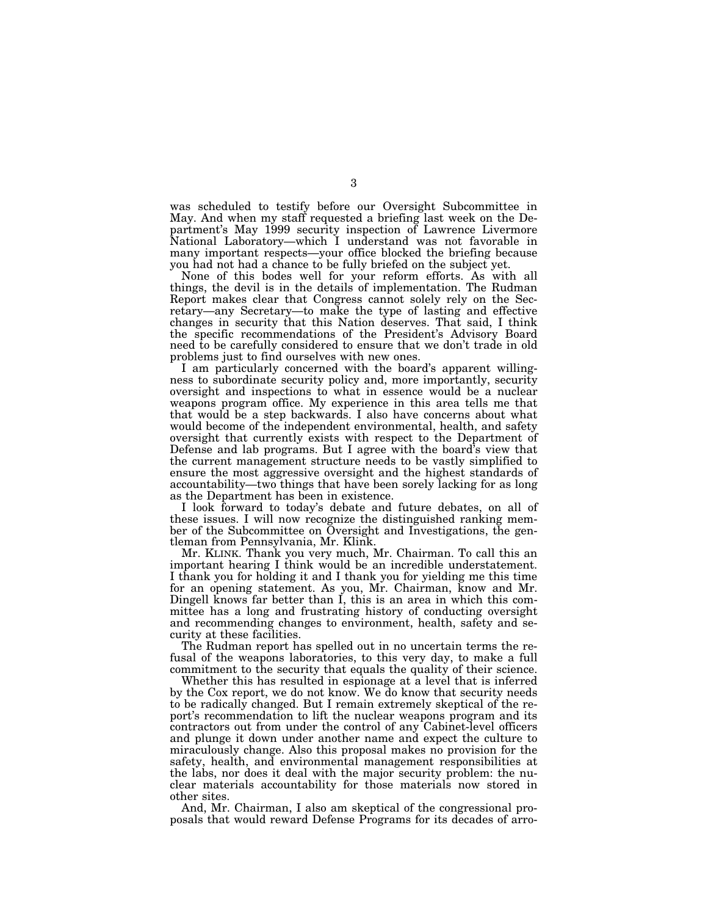was scheduled to testify before our Oversight Subcommittee in May. And when my staff requested a briefing last week on the Department's May 1999 security inspection of Lawrence Livermore National Laboratory—which I understand was not favorable in many important respects—your office blocked the briefing because you had not had a chance to be fully briefed on the subject yet.

None of this bodes well for your reform efforts. As with all things, the devil is in the details of implementation. The Rudman Report makes clear that Congress cannot solely rely on the Secretary—any Secretary—to make the type of lasting and effective changes in security that this Nation deserves. That said, I think the specific recommendations of the President's Advisory Board need to be carefully considered to ensure that we don't trade in old problems just to find ourselves with new ones.

I am particularly concerned with the board's apparent willingness to subordinate security policy and, more importantly, security oversight and inspections to what in essence would be a nuclear weapons program office. My experience in this area tells me that that would be a step backwards. I also have concerns about what would become of the independent environmental, health, and safety oversight that currently exists with respect to the Department of Defense and lab programs. But I agree with the board's view that the current management structure needs to be vastly simplified to ensure the most aggressive oversight and the highest standards of accountability—two things that have been sorely lacking for as long as the Department has been in existence.

I look forward to today's debate and future debates, on all of these issues. I will now recognize the distinguished ranking member of the Subcommittee on Oversight and Investigations, the gentleman from Pennsylvania, Mr. Klink.

Mr. KLINK. Thank you very much, Mr. Chairman. To call this an important hearing I think would be an incredible understatement. I thank you for holding it and I thank you for yielding me this time for an opening statement. As you, Mr. Chairman, know and Mr. Dingell knows far better than I, this is an area in which this committee has a long and frustrating history of conducting oversight and recommending changes to environment, health, safety and security at these facilities.

The Rudman report has spelled out in no uncertain terms the refusal of the weapons laboratories, to this very day, to make a full commitment to the security that equals the quality of their science.

Whether this has resulted in espionage at a level that is inferred by the Cox report, we do not know. We do know that security needs to be radically changed. But I remain extremely skeptical of the report's recommendation to lift the nuclear weapons program and its contractors out from under the control of any Cabinet-level officers and plunge it down under another name and expect the culture to miraculously change. Also this proposal makes no provision for the safety, health, and environmental management responsibilities at the labs, nor does it deal with the major security problem: the nuclear materials accountability for those materials now stored in other sites.

And, Mr. Chairman, I also am skeptical of the congressional proposals that would reward Defense Programs for its decades of arro-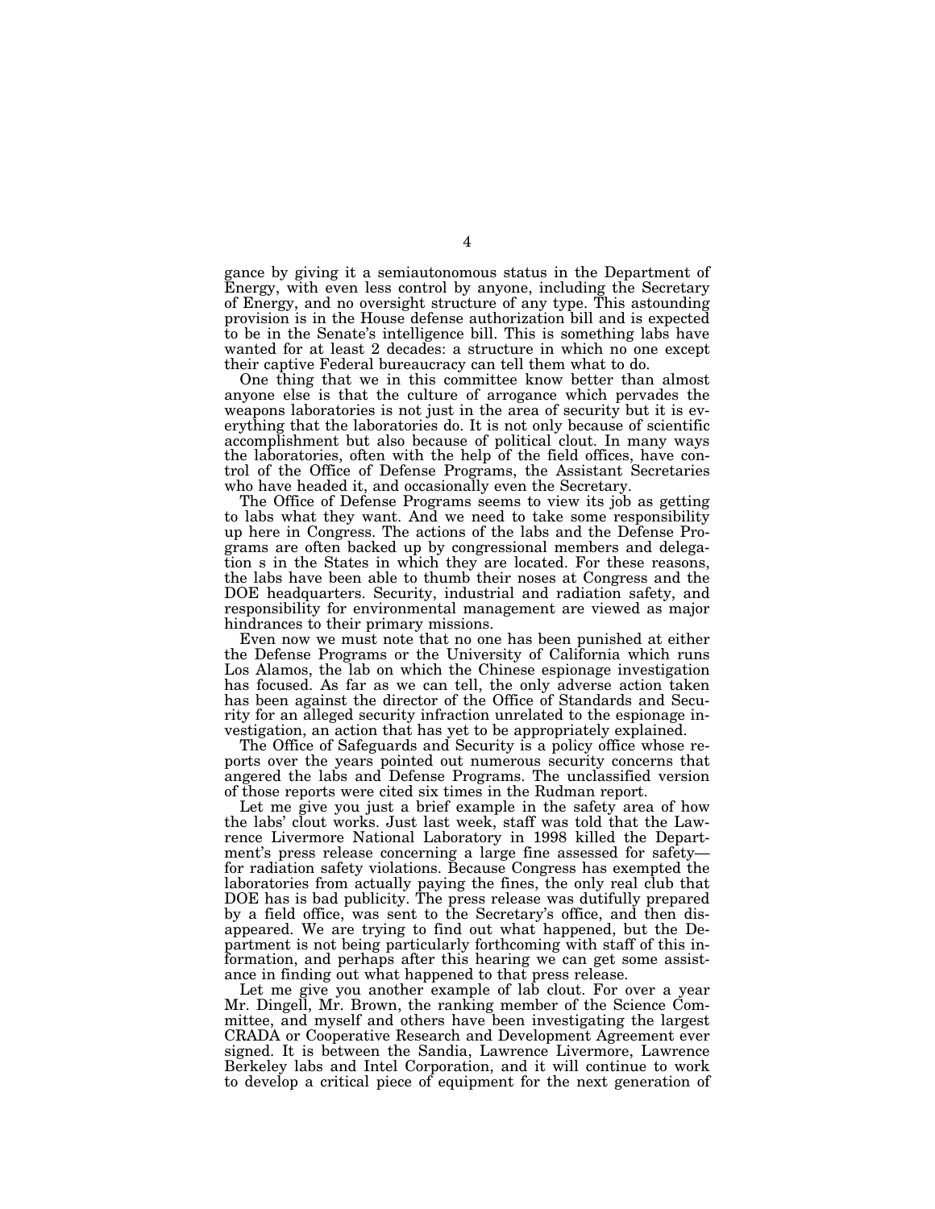gance by giving it a semiautonomous status in the Department of Energy, with even less control by anyone, including the Secretary of Energy, and no oversight structure of any type. This astounding provision is in the House defense authorization bill and is expected to be in the Senate's intelligence bill. This is something labs have wanted for at least 2 decades: a structure in which no one except their captive Federal bureaucracy can tell them what to do.

One thing that we in this committee know better than almost anyone else is that the culture of arrogance which pervades the weapons laboratories is not just in the area of security but it is everything that the laboratories do. It is not only because of scientific accomplishment but also because of political clout. In many ways the laboratories, often with the help of the field offices, have control of the Office of Defense Programs, the Assistant Secretaries who have headed it, and occasionally even the Secretary.

The Office of Defense Programs seems to view its job as getting to labs what they want. And we need to take some responsibility up here in Congress. The actions of the labs and the Defense Programs are often backed up by congressional members and delegation s in the States in which they are located. For these reasons, the labs have been able to thumb their noses at Congress and the DOE headquarters. Security, industrial and radiation safety, and responsibility for environmental management are viewed as major hindrances to their primary missions.

Even now we must note that no one has been punished at either the Defense Programs or the University of California which runs Los Alamos, the lab on which the Chinese espionage investigation has focused. As far as we can tell, the only adverse action taken has been against the director of the Office of Standards and Security for an alleged security infraction unrelated to the espionage investigation, an action that has yet to be appropriately explained.

The Office of Safeguards and Security is a policy office whose reports over the years pointed out numerous security concerns that angered the labs and Defense Programs. The unclassified version of those reports were cited six times in the Rudman report.

Let me give you just a brief example in the safety area of how the labs' clout works. Just last week, staff was told that the Lawrence Livermore National Laboratory in 1998 killed the Department's press release concerning a large fine assessed for safety—for radiation safety violations. Because Congress has exempted the laboratories from actually paying the fines, the only real club that DOE has is bad publicity. The press release was dutifully prepared by a field office, was sent to the Secretary's office, and then disappeared. We are trying to find out what happened, but the Department is not being particularly forthcoming with staff of this information, and perhaps after this hearing we can get some assistance in finding out what happened to that press release.

Let me give you another example of lab clout. For over a year Mr. Dingell, Mr. Brown, the ranking member of the Science Committee, and myself and others have been investigating the largest CRADA or Cooperative Research and Development Agreement ever signed. It is between the Sandia, Lawrence Livermore, Lawrence Berkeley labs and Intel Corporation, and it will continue to work to develop a critical piece of equipment for the next generation of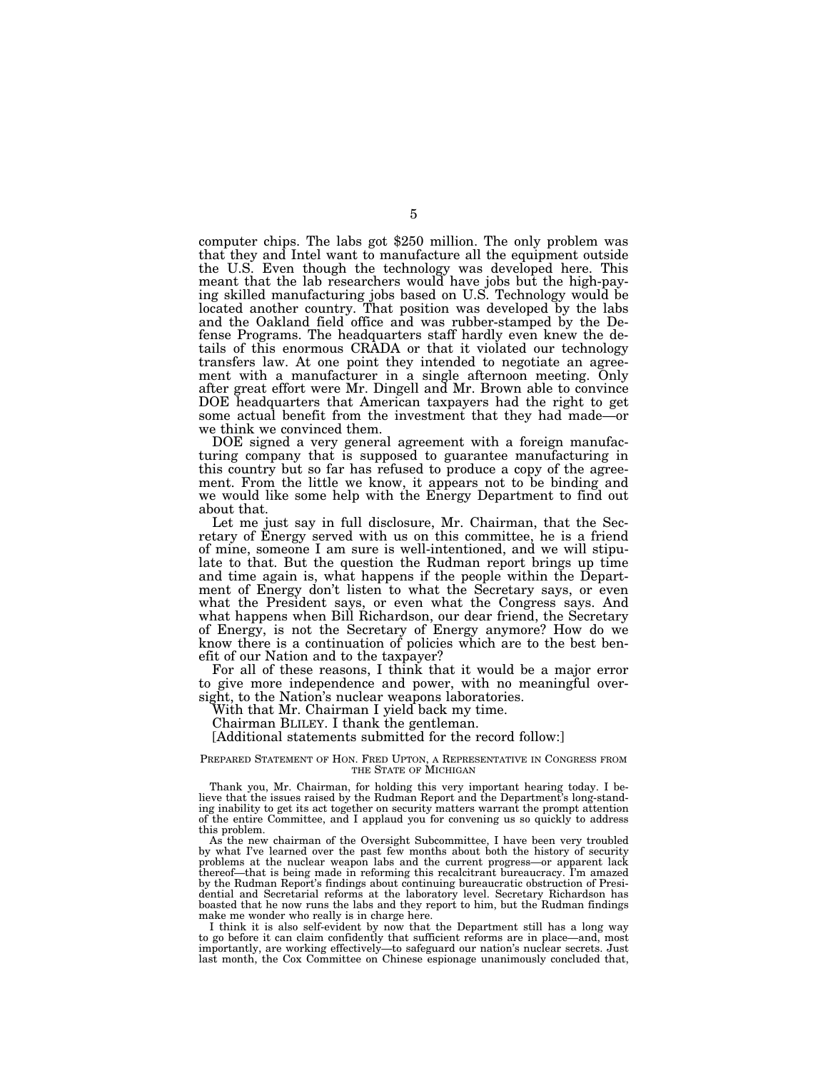computer chips. The labs got $250 million. The only problem was that they and Intel want to manufacture all the equipment outside the U.S. Even though the technology was developed here. This meant that the lab researchers would have jobs but the high-paying skilled manufacturing jobs based on U.S. Technology would be located another country. That position was developed by the labs and the Oakland field office and was rubber-stamped by the Defense Programs. The headquarters staff hardly even knew the details of this enormous CRADA or that it violated our technology transfers law. At one point they intended to negotiate an agreement with a manufacturer in a single afternoon meeting. Only after great effort were Mr. Dingell and Mr. Brown able to convince DOE headquarters that American taxpayers had the right to get some actual benefit from the investment that they had made—or we think we convinced them.

DOE signed a very general agreement with a foreign manufacturing company that is supposed to guarantee manufacturing in this country but so far has refused to produce a copy of the agreement. From the little we know, it appears not to be binding and we would like some help with the Energy Department to find out about that.

Let me just say in full disclosure, Mr. Chairman, that the Secretary of Energy served with us on this committee, he is a friend of mine, someone I am sure is well-intentioned, and we will stipulate to that. But the question the Rudman report brings up time and time again is, what happens if the people within the Department of Energy don't listen to what the Secretary says, or even what the President says, or even what the Congress says. And what happens when Bill Richardson, our dear friend, the Secretary of Energy, is not the Secretary of Energy anymore? How do we know there is a continuation of policies which are to the best benefit of our Nation and to the taxpayer?

For all of these reasons, I think that it would be a major error to give more independence and power, with no meaningful oversight, to the Nation's nuclear weapons laboratories.

With that Mr. Chairman I yield back my time.

Chairman BLILEY. I thank the gentleman.

[Additional statements submitted for the record follow:]

PREPARED STATEMENT OF HON. FRED UPTON, A REPRESENTATIVE IN CONGRESS FROM THE STATE OF MICHIGAN

Thank you, Mr. Chairman, for holding this very important hearing today. I believe that the issues raised by the Rudman Report and the Department's long-standing inability to get its act together on security matters warrant the prompt attention of the entire Committee, and I applaud you for convening us so quickly to address this problem.

As the new chairman of the Oversight Subcommittee, I have been very troubled by what I've learned over the past few months about both the history of security problems at the nuclear weapon labs and the current progress—or apparent lack thereof—that is being made in reforming this recalcitrant bureaucracy. I'm amazed by the Rudman Report's findings about continuing bureaucratic obstruction of Presidential and Secretarial reforms at the laboratory level. Secretary Richardson has boasted that he now runs the labs and they report to him, but the Rudman findings make me wonder who really is in charge here.

I think it is also self-evident by now that the Department still has a long way to go before it can claim confidently that sufficient reforms are in place—and, most importantly, are working effectively—to safeguard our nation's nuclear secrets. Just last month, the Cox Committee on Chinese espionage unanimously concluded that,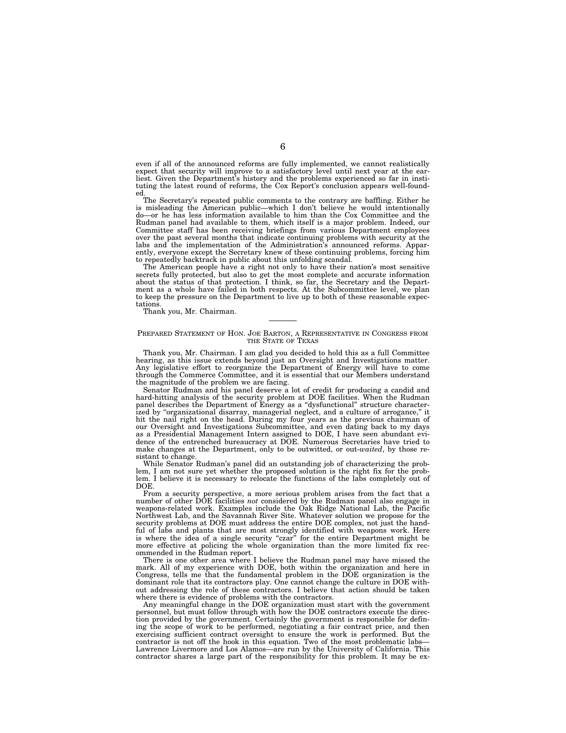even if all of the announced reforms are fully implemented, we cannot realistically expect that security will improve to a satisfactory level until next year at the earliest. Given the Department's history and the problems experienced so far in instituting the latest round of reforms, the Cox Report's conclusion appears well-founded.

The Secretary's repeated public comments to the contrary are baffling. Either he is misleading the American public—which I don't believe he would intentionally do—or he has less information available to him than the Cox Committee and the Rudman panel had available to them, which itself is a major problem. Indeed, our Committee staff has been receiving briefings from various Department employees over the past several months that indicate continuing problems with security at the labs and the implementation of the Administration's announced reforms. Apparently, everyone except the Secretary knew of these continuing problems, forcing him to repeatedly backtrack in public about this unfolding scandal.

The American people have a right not only to have their nation's most sensitive secrets fully protected, but also to get the most complete and accurate information about the status of that protection. I think, so far, the Secretary and the Department as a whole have failed in both respects. At the Subcommittee level, we plan to keep the pressure on the Department to live up to both of these reasonable expectations.

Thank you, Mr. Chairman.

---

## PREPARED STATEMENT OF HON. JOE BARTON, A REPRESENTATIVE IN CONGRESS FROM THE STATE OF TEXAS

Thank you, Mr. Chairman. I am glad you decided to hold this as a full Committee hearing, as this issue extends beyond just an Oversight and Investigations matter. Any legislative effort to reorganize the Department of Energy will have to come through the Commerce Committee, and it is essential that our Members understand the magnitude of the problem we are facing.

Senator Rudman and his panel deserve a lot of credit for producing a candid and hard-hitting analysis of the security problem at DOE facilities. When the Rudman panel describes the Department of Energy as a "dysfunctional" structure characterized by "organizational disarray, managerial neglect, and a culture of arrogance," it hit the nail right on the head. During my four years as the previous chairman of our Oversight and Investigations Subcommittee, and even dating back to my days as a Presidential Management Intern assigned to DOE, I have seen abundant evidence of the entrenched bureaucracy at DOE. Numerous Secretaries have tried to make changes at the Department, only to be outwitted, or out-*waited*, by those resistant to change.

While Senator Rudman's panel did an outstanding job of characterizing the problem, I am not sure yet whether the proposed solution is the right fix for the problem. I believe it is necessary to relocate the functions of the labs completely out of DOE.

From a security perspective, a more serious problem arises from the fact that a number of other DOE facilities *not* considered by the Rudman panel also engage in weapons-related work. Examples include the Oak Ridge National Lab, the Pacific Northwest Lab, and the Savannah River Site. Whatever solution we propose for the security problems at DOE must address the entire DOE complex, not just the handful of labs and plants that are most strongly identified with weapons work. Here is where the idea of a single security "czar" for the entire Department might be more effective at policing the whole organization than the more limited fix recommended in the Rudman report.

There is one other area where I believe the Rudman panel may have missed the mark. All of my experience with DOE, both within the organization and here in Congress, tells me that the fundamental problem in the DOE organization is the dominant role that its contractors play. One cannot change the culture in DOE without addressing the role of these contractors. I believe that action should be taken where there is evidence of problems with the contractors.

Any meaningful change in the DOE organization must start with the government personnel, but must follow through with how the DOE contractors execute the direction provided by the government. Certainly the government is responsible for defining the scope of work to be performed, negotiating a fair contract price, and then exercising sufficient contract oversight to ensure the work is performed. But the contractor is not off the hook in this equation. Two of the most problematic labs—Lawrence Livermore and Los Alamos—are run by the University of California. This contractor shares a large part of the responsibility for this problem. It may be ex-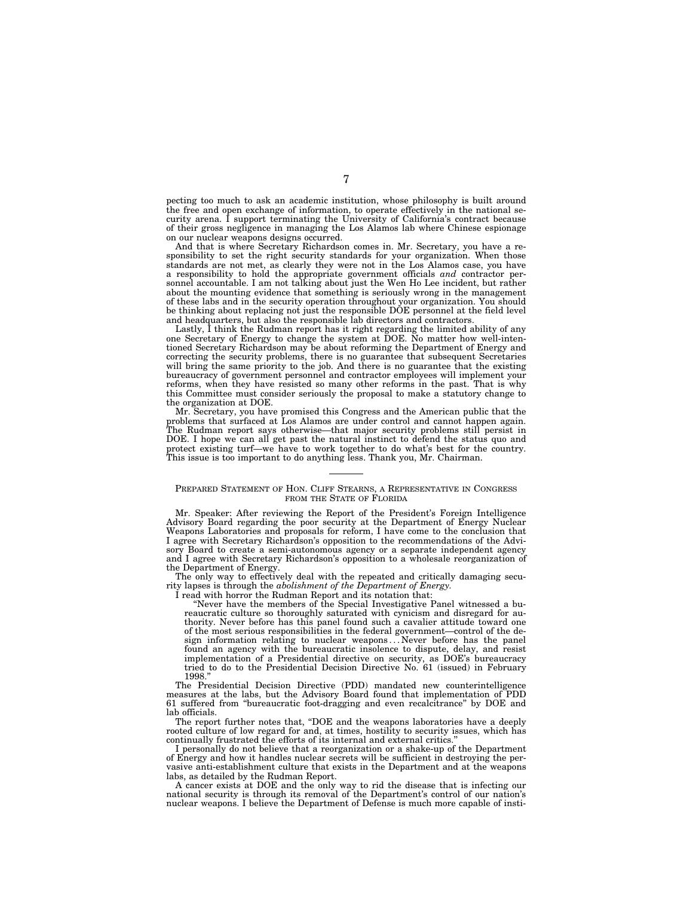pecting too much to ask an academic institution, whose philosophy is built around the free and open exchange of information, to operate effectively in the national security arena. I support terminating the University of California's contract because of their gross negligence in managing the Los Alamos lab where Chinese espionage on our nuclear weapons designs occurred.

And that is where Secretary Richardson comes in. Mr. Secretary, you have a responsibility to set the right security standards for your organization. When those standards are not met, as clearly they were not in the Los Alamos case, you have a responsibility to hold the appropriate government officials *and* contractor personnel accountable. I am not talking about just the Wen Ho Lee incident, but rather about the mounting evidence that something is seriously wrong in the management of these labs and in the security operation throughout your organization. You should be thinking about replacing not just the responsible DOE personnel at the field level and headquarters, but also the responsible lab directors and contractors.

Lastly, I think the Rudman report has it right regarding the limited ability of any one Secretary of Energy to change the system at DOE. No matter how well-intentioned Secretary Richardson may be about reforming the Department of Energy and correcting the security problems, there is no guarantee that subsequent Secretaries will bring the same priority to the job. And there is no guarantee that the existing bureaucracy of government personnel and contractor employees will implement your reforms, when they have resisted so many other reforms in the past. That is why this Committee must consider seriously the proposal to make a statutory change to the organization at DOE.

Mr. Secretary, you have promised this Congress and the American public that the problems that surfaced at Los Alamos are under control and cannot happen again. The Rudman report says otherwise—that major security problems still persist in DOE. I hope we can all get past the natural instinct to defend the status quo and protect existing turf—we have to work together to do what's best for the country. This issue is too important to do anything less. Thank you, Mr. Chairman.

---

PREPARED STATEMENT OF HON. CLIFF STEARNS, A REPRESENTATIVE IN CONGRESS FROM THE STATE OF FLORIDA

Mr. Speaker: After reviewing the Report of the President's Foreign Intelligence Advisory Board regarding the poor security at the Department of Energy Nuclear Weapons Laboratories and proposals for reform, I have come to the conclusion that I agree with Secretary Richardson's opposition to the recommendations of the Advisory Board to create a semi-autonomous agency or a separate independent agency and I agree with Secretary Richardson's opposition to a wholesale reorganization of the Department of Energy.

The only way to effectively deal with the repeated and critically damaging security lapses is through the *abolishment of the Department of Energy.*

I read with horror the Rudman Report and its notation that:

> "Never have the members of the Special Investigative Panel witnessed a bureaucratic culture so thoroughly saturated with cynicism and disregard for authority. Never before has this panel found such a cavalier attitude toward one of the most serious responsibilities in the federal government—control of the design information relating to nuclear weapons . . . Never before has the panel found an agency with the bureaucratic insolence to dispute, delay, and resist implementation of a Presidential directive on security, as DOE's bureaucracy tried to do to the Presidential Decision Directive No. 61 (issued) in February 1998."

The Presidential Decision Directive (PDD) mandated new counterintelligence measures at the labs, but the Advisory Board found that implementation of PDD 61 suffered from "bureaucratic foot-dragging and even recalcitrance" by DOE and lab officials.

The report further notes that, "DOE and the weapons laboratories have a deeply rooted culture of low regard for and, at times, hostility to security issues, which has continually frustrated the efforts of its internal and external critics."

I personally do not believe that a reorganization or a shake-up of the Department of Energy and how it handles nuclear secrets will be sufficient in destroying the pervasive anti-establishment culture that exists in the Department and at the weapons labs, as detailed by the Rudman Report.

A cancer exists at DOE and the only way to rid the disease that is infecting our national security is through its removal of the Department's control of our nation's nuclear weapons. I believe the Department of Defense is much more capable of insti-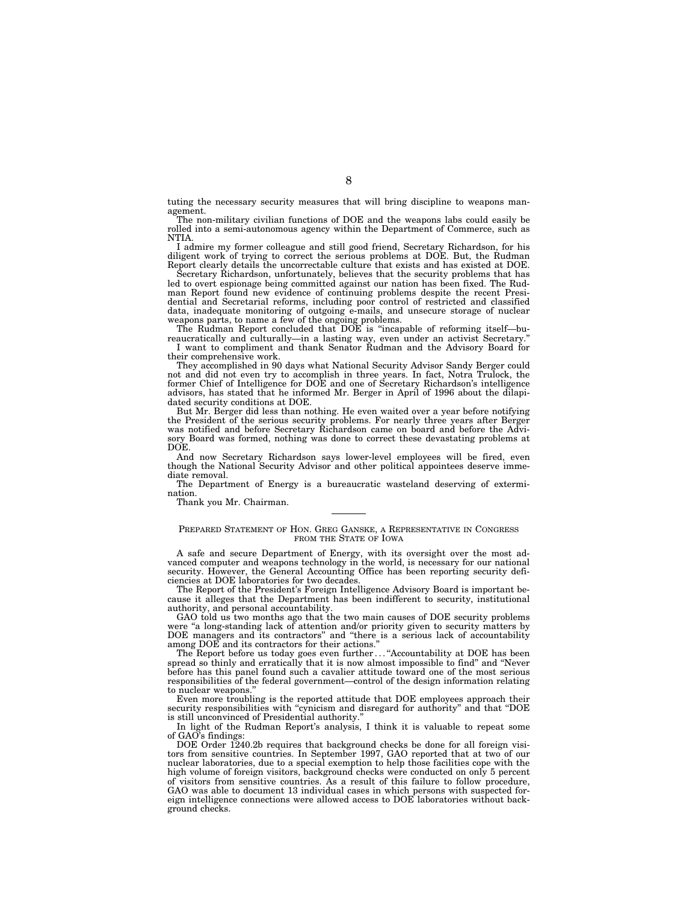tuting the necessary security measures that will bring discipline to weapons management.

The non-military civilian functions of DOE and the weapons labs could easily be rolled into a semi-autonomous agency within the Department of Commerce, such as NTIA.

I admire my former colleague and still good friend, Secretary Richardson, for his diligent work of trying to correct the serious problems at DOE. But, the Rudman Report clearly details the uncorrectable culture that exists and has existed at DOE.

Secretary Richardson, unfortunately, believes that the security problems that has led to overt espionage being committed against our nation has been fixed. The Rudman Report found new evidence of continuing problems despite the recent Presidential and Secretarial reforms, including poor control of restricted and classified data, inadequate monitoring of outgoing e-mails, and unsecure storage of nuclear weapons parts, to name a few of the ongoing problems.

The Rudman Report concluded that DOE is "incapable of reforming itself—bureaucratically and culturally—in a lasting way, even under an activist Secretary."

I want to compliment and thank Senator Rudman and the Advisory Board for their comprehensive work.

They accomplished in 90 days what National Security Advisor Sandy Berger could not and did not even try to accomplish in three years. In fact, Notra Trulock, the former Chief of Intelligence for DOE and one of Secretary Richardson's intelligence advisors, has stated that he informed Mr. Berger in April of 1996 about the dilapidated security conditions at DOE.

But Mr. Berger did less than nothing. He even waited over a year before notifying the President of the serious security problems. For nearly three years after Berger was notified and before Secretary Richardson came on board and before the Advisory Board was formed, nothing was done to correct these devastating problems at DOE.

And now Secretary Richardson says lower-level employees will be fired, even though the National Security Advisor and other political appointees deserve immediate removal.

The Department of Energy is a bureaucratic wasteland deserving of extermination.

Thank you Mr. Chairman.

---

PREPARED STATEMENT OF HON. GREG GANSKE, A REPRESENTATIVE IN CONGRESS FROM THE STATE OF IOWA

A safe and secure Department of Energy, with its oversight over the most advanced computer and weapons technology in the world, is necessary for our national security. However, the General Accounting Office has been reporting security deficiencies at DOE laboratories for two decades.

The Report of the President's Foreign Intelligence Advisory Board is important because it alleges that the Department has been indifferent to security, institutional authority, and personal accountability.

GAO told us two months ago that the two main causes of DOE security problems were "a long-standing lack of attention and/or priority given to security matters by DOE managers and its contractors" and "there is a serious lack of accountability among DOE and its contractors for their actions."

The Report before us today goes even further . . . "Accountability at DOE has been spread so thinly and erratically that it is now almost impossible to find" and "Never before has this panel found such a cavalier attitude toward one of the most serious responsibilities of the federal government—control of the design information relating to nuclear weapons."

Even more troubling is the reported attitude that DOE employees approach their security responsibilities with "cynicism and disregard for authority" and that "DOE is still unconvinced of Presidential authority."

In light of the Rudman Report's analysis, I think it is valuable to repeat some of GAO's findings:

DOE Order 1240.2b requires that background checks be done for all foreign visitors from sensitive countries. In September 1997, GAO reported that at two of our nuclear laboratories, due to a special exemption to help those facilities cope with the high volume of foreign visitors, background checks were conducted on only 5 percent of visitors from sensitive countries. As a result of this failure to follow procedure, GAO was able to document 13 individual cases in which persons with suspected foreign intelligence connections were allowed access to DOE laboratories without background checks.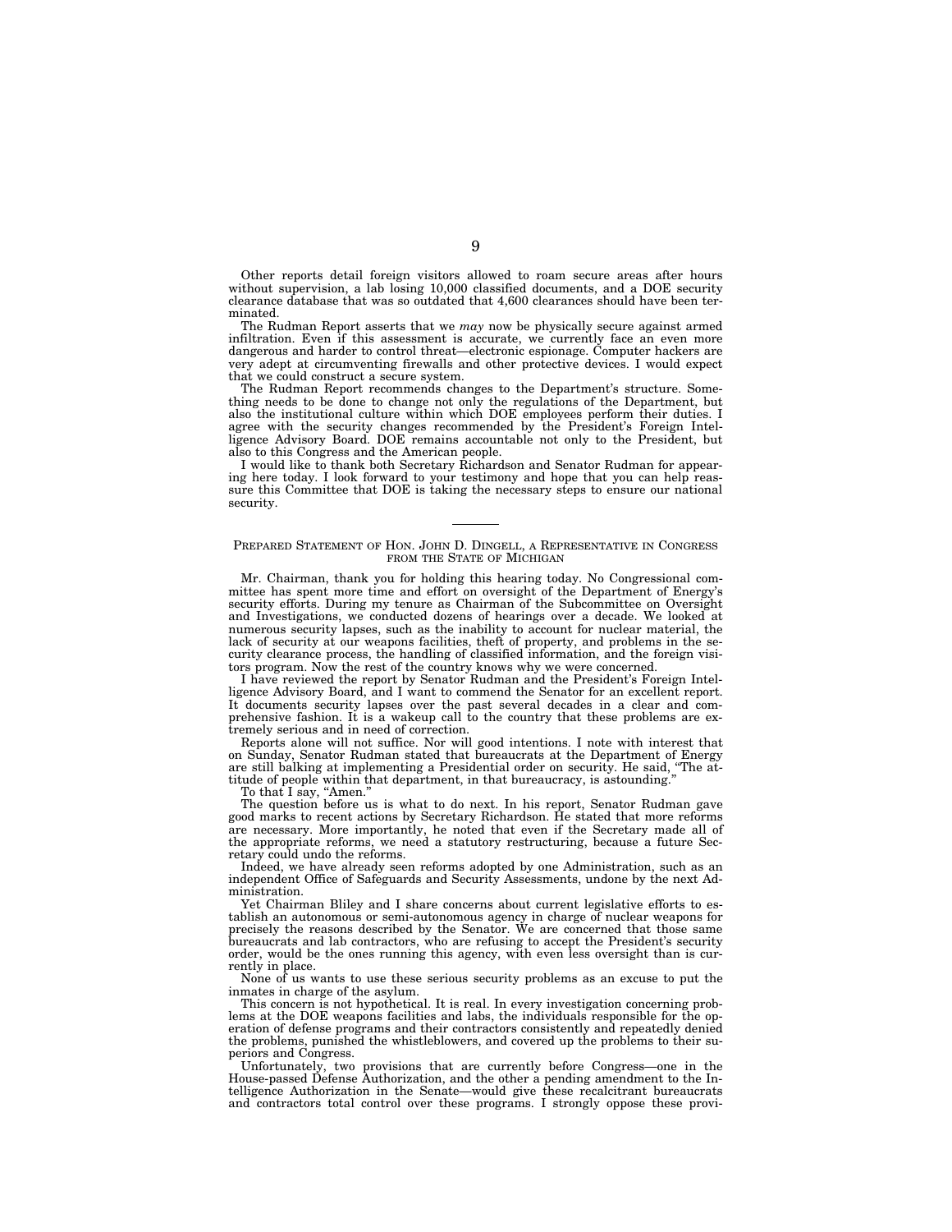Other reports detail foreign visitors allowed to roam secure areas after hours without supervision, a lab losing 10,000 classified documents, and a DOE security clearance database that was so outdated that 4,600 clearances should have been terminated.

The Rudman Report asserts that we *may* now be physically secure against armed infiltration. Even if this assessment is accurate, we currently face an even more dangerous and harder to control threat—electronic espionage. Computer hackers are very adept at circumventing firewalls and other protective devices. I would expect that we could construct a secure system.

The Rudman Report recommends changes to the Department's structure. Something needs to be done to change not only the regulations of the Department, but also the institutional culture within which DOE employees perform their duties. I agree with the security changes recommended by the President's Foreign Intelligence Advisory Board. DOE remains accountable not only to the President, but also to this Congress and the American people.

I would like to thank both Secretary Richardson and Senator Rudman for appearing here today. I look forward to your testimony and hope that you can help reassure this Committee that DOE is taking the necessary steps to ensure our national security.

---

## PREPARED STATEMENT OF HON. JOHN D. DINGELL, A REPRESENTATIVE IN CONGRESS FROM THE STATE OF MICHIGAN

Mr. Chairman, thank you for holding this hearing today. No Congressional committee has spent more time and effort on oversight of the Department of Energy's security efforts. During my tenure as Chairman of the Subcommittee on Oversight and Investigations, we conducted dozens of hearings over a decade. We looked at numerous security lapses, such as the inability to account for nuclear material, the lack of security at our weapons facilities, theft of property, and problems in the security clearance process, the handling of classified information, and the foreign visitors program. Now the rest of the country knows why we were concerned.

I have reviewed the report by Senator Rudman and the President's Foreign Intelligence Advisory Board, and I want to commend the Senator for an excellent report. It documents security lapses over the past several decades in a clear and comprehensive fashion. It is a wakeup call to the country that these problems are extremely serious and in need of correction.

Reports alone will not suffice. Nor will good intentions. I note with interest that on Sunday, Senator Rudman stated that bureaucrats at the Department of Energy are still balking at implementing a Presidential order on security. He said, "The attitude of people within that department, in that bureaucracy, is astounding."

To that I say, "Amen."

The question before us is what to do next. In his report, Senator Rudman gave good marks to recent actions by Secretary Richardson. He stated that more reforms are necessary. More importantly, he noted that even if the Secretary made all of the appropriate reforms, we need a statutory restructuring, because a future Secretary could undo the reforms.

Indeed, we have already seen reforms adopted by one Administration, such as an independent Office of Safeguards and Security Assessments, undone by the next Administration.

Yet Chairman Bliley and I share concerns about current legislative efforts to establish an autonomous or semi-autonomous agency in charge of nuclear weapons for precisely the reasons described by the Senator. We are concerned that those same bureaucrats and lab contractors, who are refusing to accept the President's security order, would be the ones running this agency, with even less oversight than is currently in place.

None of us wants to use these serious security problems as an excuse to put the inmates in charge of the asylum.

This concern is not hypothetical. It is real. In every investigation concerning problems at the DOE weapons facilities and labs, the individuals responsible for the operation of defense programs and their contractors consistently and repeatedly denied the problems, punished the whistleblowers, and covered up the problems to their superiors and Congress.

Unfortunately, two provisions that are currently before Congress—one in the House-passed Defense Authorization, and the other a pending amendment to the Intelligence Authorization in the Senate—would give these recalcitrant bureaucrats and contractors total control over these programs. I strongly oppose these provi-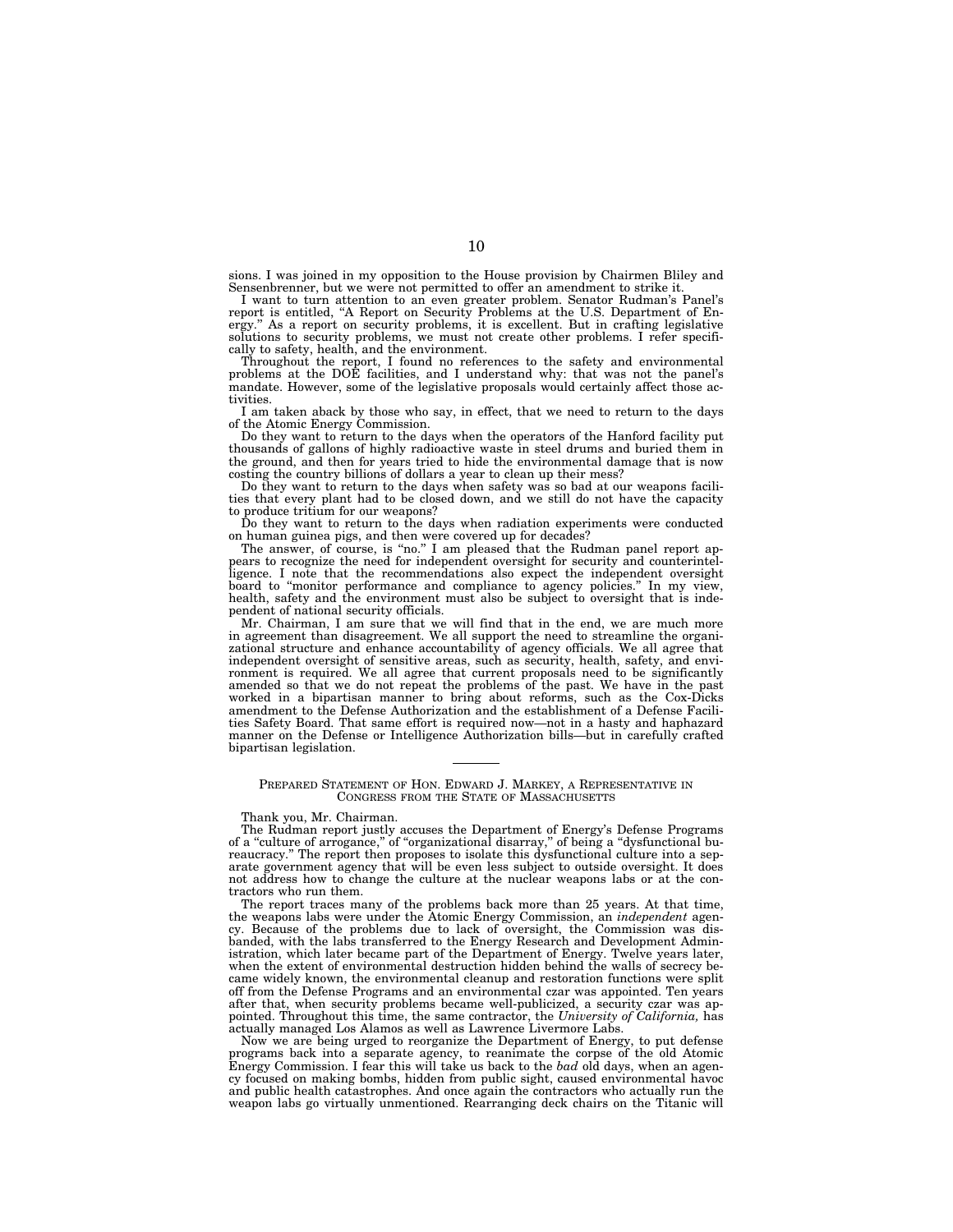sions. I was joined in my opposition to the House provision by Chairmen Bliley and Sensenbrenner, but we were not permitted to offer an amendment to strike it.

I want to turn attention to an even greater problem. Senator Rudman's Panel's report is entitled, "A Report on Security Problems at the U.S. Department of Energy." As a report on security problems, it is excellent. But in crafting legislative solutions to security problems, we must not create other problems. I refer specifically to safety, health, and the environment.

Throughout the report, I found no references to the safety and environmental problems at the DOE facilities, and I understand why: that was not the panel's mandate. However, some of the legislative proposals would certainly affect those activities.

I am taken aback by those who say, in effect, that we need to return to the days of the Atomic Energy Commission.

Do they want to return to the days when the operators of the Hanford facility put thousands of gallons of highly radioactive waste in steel drums and buried them in the ground, and then for years tried to hide the environmental damage that is now costing the country billions of dollars a year to clean up their mess?

Do they want to return to the days when safety was so bad at our weapons facilities that every plant had to be closed down, and we still do not have the capacity to produce tritium for our weapons?

Do they want to return to the days when radiation experiments were conducted on human guinea pigs, and then were covered up for decades?

The answer, of course, is "no." I am pleased that the Rudman panel report appears to recognize the need for independent oversight for security and counterintelligence. I note that the recommendations also expect the independent oversight board to "monitor performance and compliance to agency policies." In my view, health, safety and the environment must also be subject to oversight that is independent of national security officials.

Mr. Chairman, I am sure that we will find that in the end, we are much more in agreement than disagreement. We all support the need to streamline the organizational structure and enhance accountability of agency officials. We all agree that independent oversight of sensitive areas, such as security, health, safety, and environment is required. We all agree that current proposals need to be significantly amended so that we do not repeat the problems of the past. We have in the past worked in a bipartisan manner to bring about reforms, such as the Cox-Dicks amendment to the Defense Authorization and the establishment of a Defense Facilities Safety Board. That same effort is required now—not in a hasty and haphazard manner on the Defense or Intelligence Authorization bills—but in carefully crafted bipartisan legislation.

---

PREPARED STATEMENT OF HON. EDWARD J. MARKEY, A REPRESENTATIVE IN CONGRESS FROM THE STATE OF MASSACHUSETTS

Thank you, Mr. Chairman.

The Rudman report justly accuses the Department of Energy's Defense Programs of a "culture of arrogance," of "organizational disarray," of being a "dysfunctional bureaucracy." The report then proposes to isolate this dysfunctional culture into a separate government agency that will be even less subject to outside oversight. It does not address how to change the culture at the nuclear weapons labs or at the contractors who run them.

The report traces many of the problems back more than 25 years. At that time, the weapons labs were under the Atomic Energy Commission, an *independent* agency. Because of the problems due to lack of oversight, the Commission was disbanded, with the labs transferred to the Energy Research and Development Administration, which later became part of the Department of Energy. Twelve years later, when the extent of environmental destruction hidden behind the walls of secrecy became widely known, the environmental cleanup and restoration functions were split off from the Defense Programs and an environmental czar was appointed. Ten years after that, when security problems became well-publicized, a security czar was appointed. Throughout this time, the same contractor, the *University of California,* has actually managed Los Alamos as well as Lawrence Livermore Labs.

Now we are being urged to reorganize the Department of Energy, to put defense programs back into a separate agency, to reanimate the corpse of the old Atomic Energy Commission. I fear this will take us back to the *bad* old days, when an agency focused on making bombs, hidden from public sight, caused environmental havoc and public health catastrophes. And once again the contractors who actually run the weapon labs go virtually unmentioned. Rearranging deck chairs on the Titanic will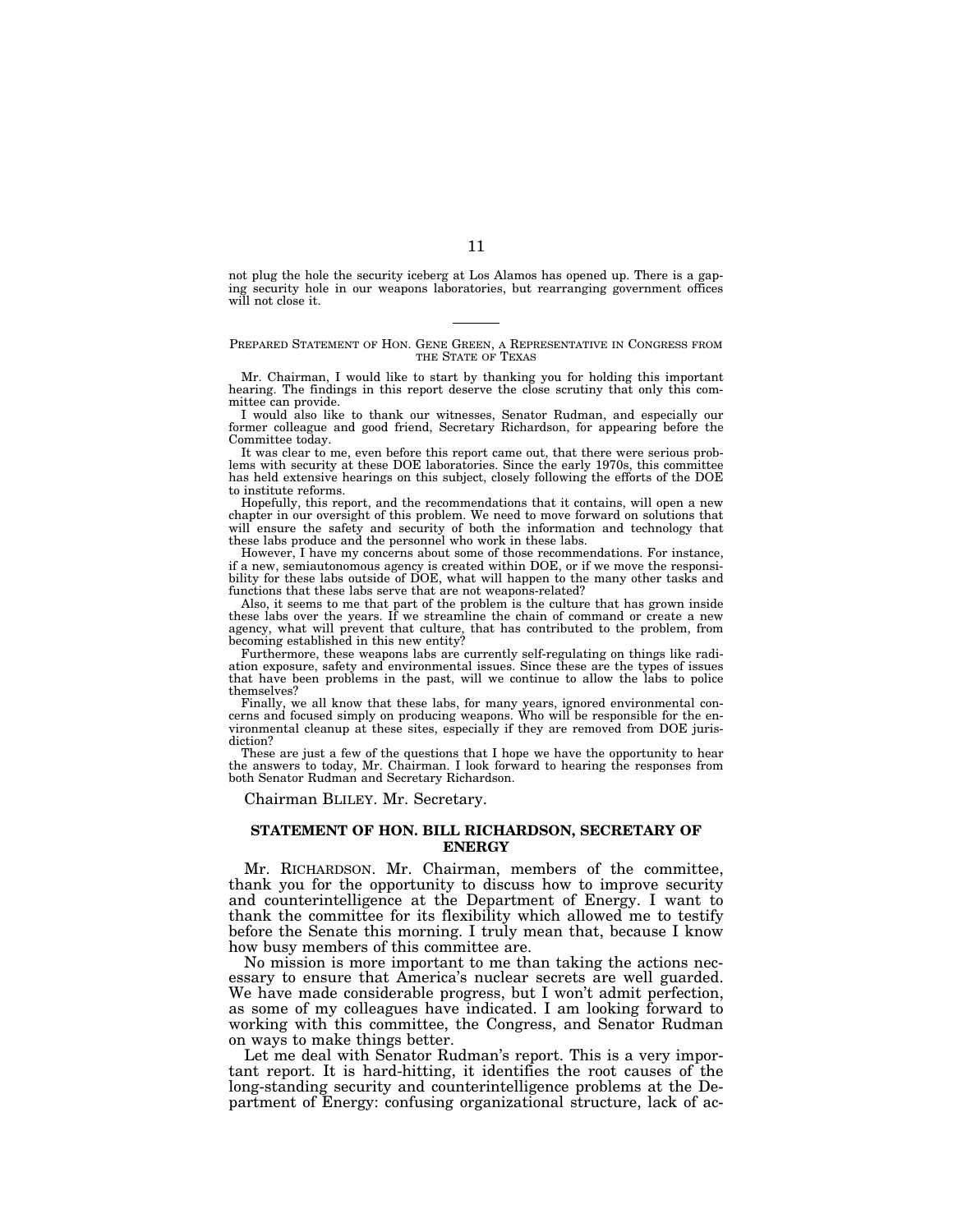not plug the hole the security iceberg at Los Alamos has opened up. There is a gaping security hole in our weapons laboratories, but rearranging government offices will not close it.

---

PREPARED STATEMENT OF HON. GENE GREEN, A REPRESENTATIVE IN CONGRESS FROM THE STATE OF TEXAS

Mr. Chairman, I would like to start by thanking you for holding this important hearing. The findings in this report deserve the close scrutiny that only this committee can provide.

I would also like to thank our witnesses, Senator Rudman, and especially our former colleague and good friend, Secretary Richardson, for appearing before the Committee today.

It was clear to me, even before this report came out, that there were serious problems with security at these DOE laboratories. Since the early 1970s, this committee has held extensive hearings on this subject, closely following the efforts of the DOE to institute reforms.

Hopefully, this report, and the recommendations that it contains, will open a new chapter in our oversight of this problem. We need to move forward on solutions that will ensure the safety and security of both the information and technology that these labs produce and the personnel who work in these labs.

However, I have my concerns about some of those recommendations. For instance, if a new, semiautonomous agency is created within DOE, or if we move the responsibility for these labs outside of DOE, what will happen to the many other tasks and functions that these labs serve that are not weapons-related?

Also, it seems to me that part of the problem is the culture that has grown inside these labs over the years. If we streamline the chain of command or create a new agency, what will prevent that culture, that has contributed to the problem, from becoming established in this new entity?

Furthermore, these weapons labs are currently self-regulating on things like radiation exposure, safety and environmental issues. Since these are the types of issues that have been problems in the past, will we continue to allow the labs to police themselves?

Finally, we all know that these labs, for many years, ignored environmental concerns and focused simply on producing weapons. Who will be responsible for the environmental cleanup at these sites, especially if they are removed from DOE jurisdiction?

These are just a few of the questions that I hope we have the opportunity to hear the answers to today, Mr. Chairman. I look forward to hearing the responses from both Senator Rudman and Secretary Richardson.

Chairman BLILEY. Mr. Secretary.

## STATEMENT OF HON. BILL RICHARDSON, SECRETARY OF ENERGY

Mr. RICHARDSON. Mr. Chairman, members of the committee, thank you for the opportunity to discuss how to improve security and counterintelligence at the Department of Energy. I want to thank the committee for its flexibility which allowed me to testify before the Senate this morning. I truly mean that, because I know how busy members of this committee are.

No mission is more important to me than taking the actions necessary to ensure that America's nuclear secrets are well guarded. We have made considerable progress, but I won't admit perfection, as some of my colleagues have indicated. I am looking forward to working with this committee, the Congress, and Senator Rudman on ways to make things better.

Let me deal with Senator Rudman's report. This is a very important report. It is hard-hitting, it identifies the root causes of the long-standing security and counterintelligence problems at the Department of Energy: confusing organizational structure, lack of ac-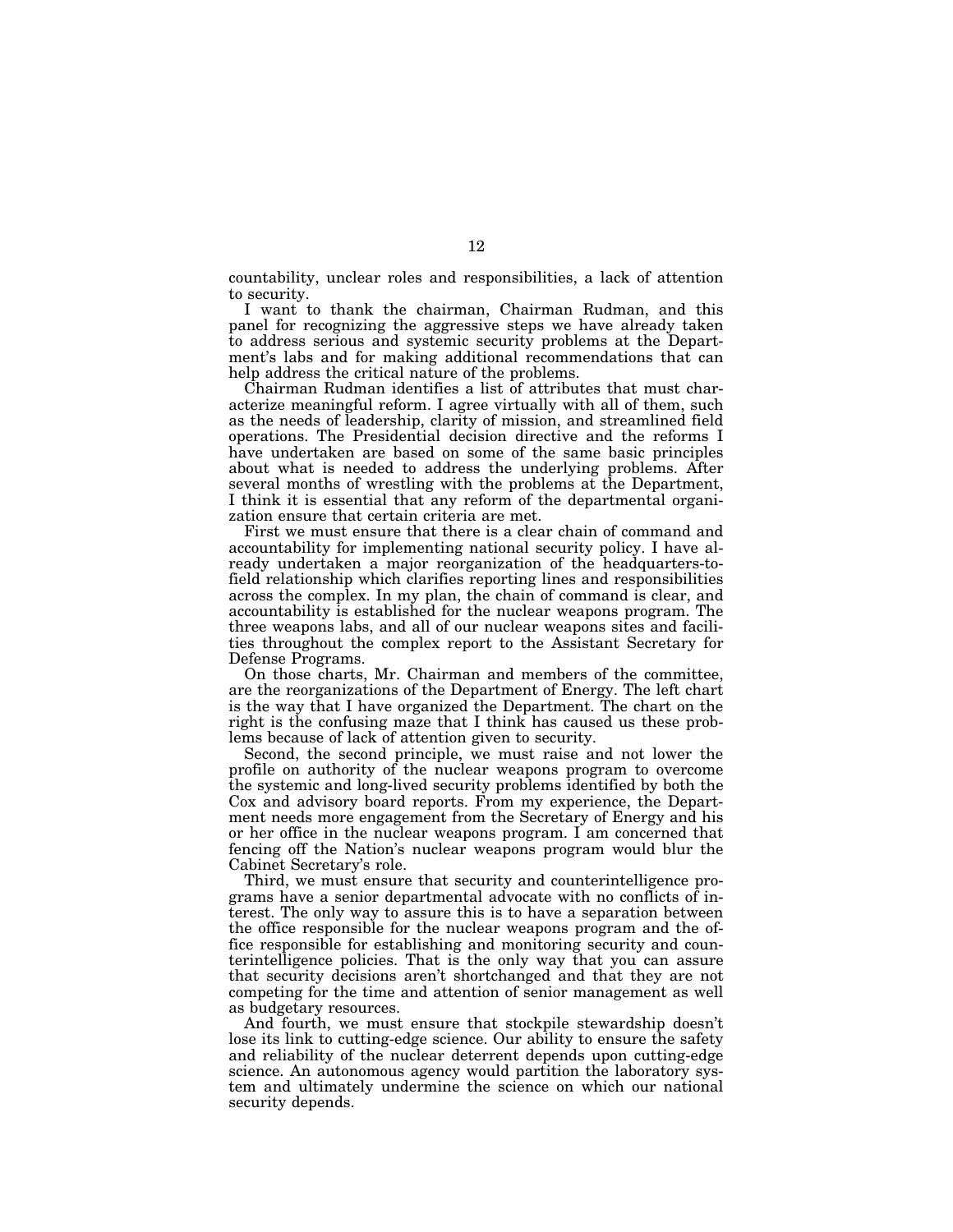countability, unclear roles and responsibilities, a lack of attention to security.

I want to thank the chairman, Chairman Rudman, and this panel for recognizing the aggressive steps we have already taken to address serious and systemic security problems at the Department's labs and for making additional recommendations that can help address the critical nature of the problems.

Chairman Rudman identifies a list of attributes that must characterize meaningful reform. I agree virtually with all of them, such as the needs of leadership, clarity of mission, and streamlined field operations. The Presidential decision directive and the reforms I have undertaken are based on some of the same basic principles about what is needed to address the underlying problems. After several months of wrestling with the problems at the Department, I think it is essential that any reform of the departmental organization ensure that certain criteria are met.

First we must ensure that there is a clear chain of command and accountability for implementing national security policy. I have already undertaken a major reorganization of the headquarters-to-field relationship which clarifies reporting lines and responsibilities across the complex. In my plan, the chain of command is clear, and accountability is established for the nuclear weapons program. The three weapons labs, and all of our nuclear weapons sites and facilities throughout the complex report to the Assistant Secretary for Defense Programs.

On those charts, Mr. Chairman and members of the committee, are the reorganizations of the Department of Energy. The left chart is the way that I have organized the Department. The chart on the right is the confusing maze that I think has caused us these problems because of lack of attention given to security.

Second, the second principle, we must raise and not lower the profile on authority of the nuclear weapons program to overcome the systemic and long-lived security problems identified by both the Cox and advisory board reports. From my experience, the Department needs more engagement from the Secretary of Energy and his or her office in the nuclear weapons program. I am concerned that fencing off the Nation's nuclear weapons program would blur the Cabinet Secretary's role.

Third, we must ensure that security and counterintelligence programs have a senior departmental advocate with no conflicts of interest. The only way to assure this is to have a separation between the office responsible for the nuclear weapons program and the office responsible for establishing and monitoring security and counterintelligence policies. That is the only way that you can assure that security decisions aren't shortchanged and that they are not competing for the time and attention of senior management as well as budgetary resources.

And fourth, we must ensure that stockpile stewardship doesn't lose its link to cutting-edge science. Our ability to ensure the safety and reliability of the nuclear deterrent depends upon cutting-edge science. An autonomous agency would partition the laboratory system and ultimately undermine the science on which our national security depends.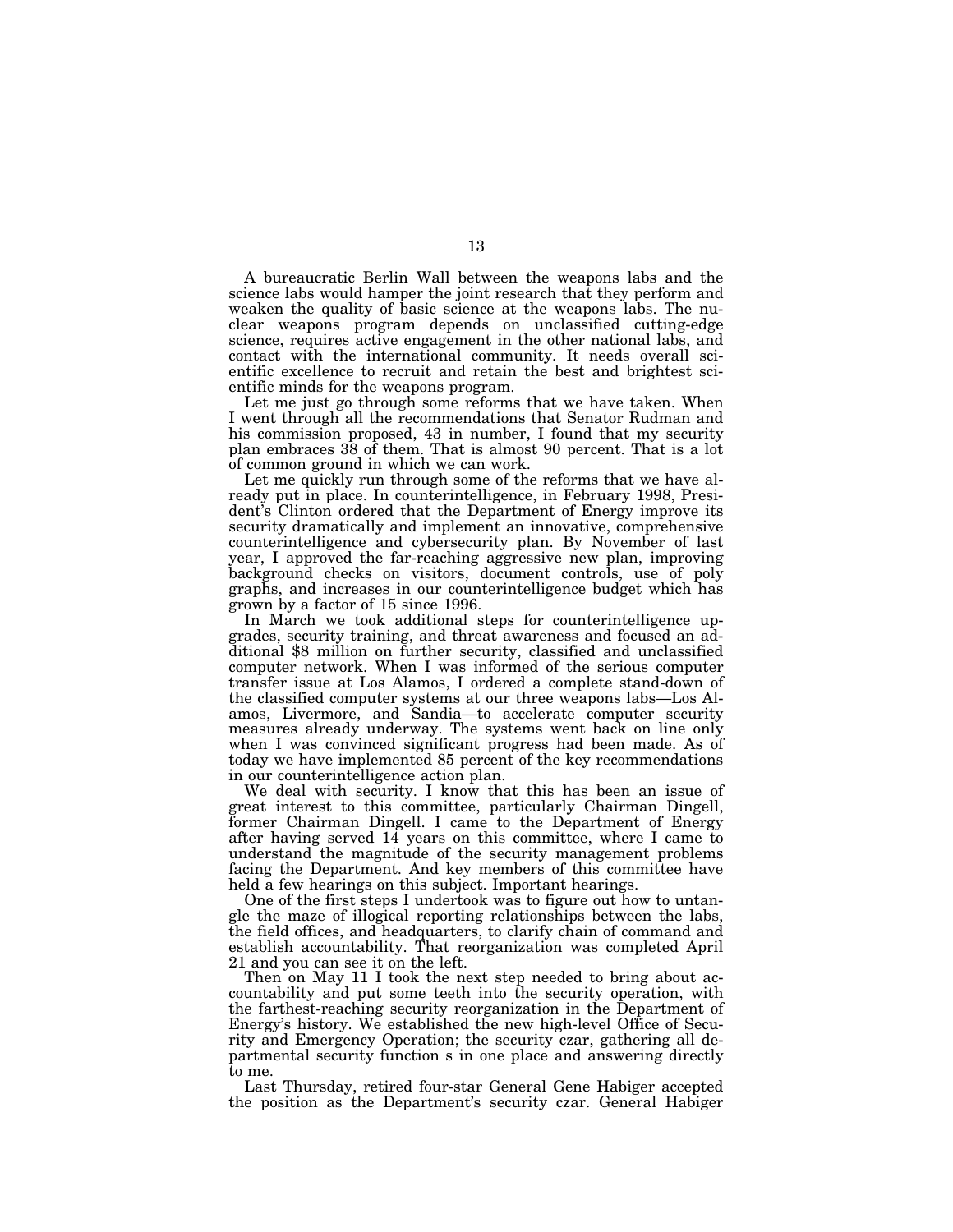A bureaucratic Berlin Wall between the weapons labs and the science labs would hamper the joint research that they perform and weaken the quality of basic science at the weapons labs. The nuclear weapons program depends on unclassified cutting-edge science, requires active engagement in the other national labs, and contact with the international community. It needs overall scientific excellence to recruit and retain the best and brightest scientific minds for the weapons program.

Let me just go through some reforms that we have taken. When I went through all the recommendations that Senator Rudman and his commission proposed, 43 in number, I found that my security plan embraces 38 of them. That is almost 90 percent. That is a lot of common ground in which we can work.

Let me quickly run through some of the reforms that we have already put in place. In counterintelligence, in February 1998, President's Clinton ordered that the Department of Energy improve its security dramatically and implement an innovative, comprehensive counterintelligence and cybersecurity plan. By November of last year, I approved the far-reaching aggressive new plan, improving background checks on visitors, document controls, use of poly graphs, and increases in our counterintelligence budget which has grown by a factor of 15 since 1996.

In March we took additional steps for counterintelligence upgrades, security training, and threat awareness and focused an additional $8 million on further security, classified and unclassified computer network. When I was informed of the serious computer transfer issue at Los Alamos, I ordered a complete stand-down of the classified computer systems at our three weapons labs—Los Alamos, Livermore, and Sandia—to accelerate computer security measures already underway. The systems went back on line only when I was convinced significant progress had been made. As of today we have implemented 85 percent of the key recommendations in our counterintelligence action plan.

We deal with security. I know that this has been an issue of great interest to this committee, particularly Chairman Dingell, former Chairman Dingell. I came to the Department of Energy after having served 14 years on this committee, where I came to understand the magnitude of the security management problems facing the Department. And key members of this committee have held a few hearings on this subject. Important hearings.

One of the first steps I undertook was to figure out how to untangle the maze of illogical reporting relationships between the labs, the field offices, and headquarters, to clarify chain of command and establish accountability. That reorganization was completed April 21 and you can see it on the left.

Then on May 11 I took the next step needed to bring about accountability and put some teeth into the security operation, with the farthest-reaching security reorganization in the Department of Energy's history. We established the new high-level Office of Security and Emergency Operation; the security czar, gathering all departmental security function s in one place and answering directly to me.

Last Thursday, retired four-star General Gene Habiger accepted the position as the Department's security czar. General Habiger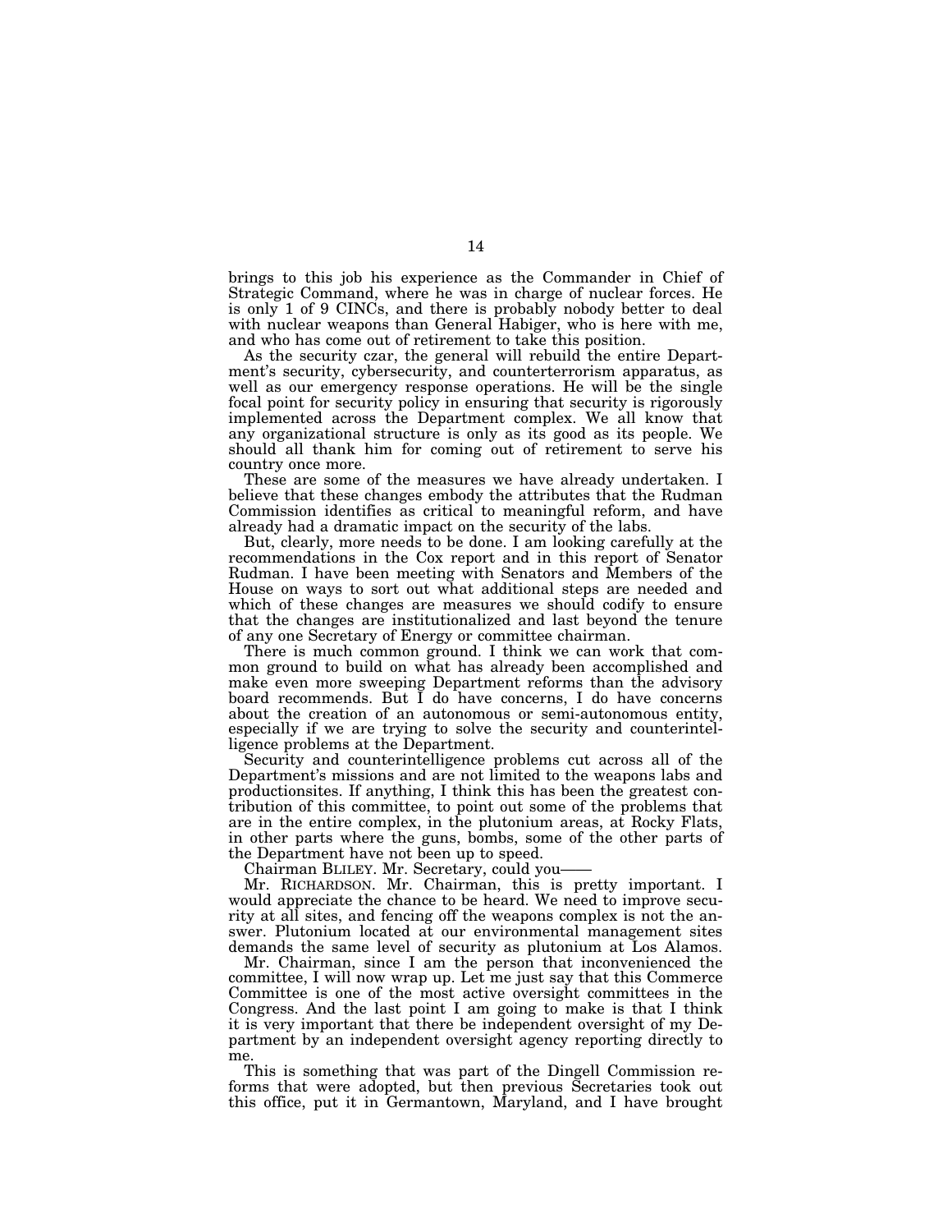brings to this job his experience as the Commander in Chief of Strategic Command, where he was in charge of nuclear forces. He is only 1 of 9 CINCs, and there is probably nobody better to deal with nuclear weapons than General Habiger, who is here with me, and who has come out of retirement to take this position.

As the security czar, the general will rebuild the entire Department's security, cybersecurity, and counterterrorism apparatus, as well as our emergency response operations. He will be the single focal point for security policy in ensuring that security is rigorously implemented across the Department complex. We all know that any organizational structure is only as its good as its people. We should all thank him for coming out of retirement to serve his country once more.

These are some of the measures we have already undertaken. I believe that these changes embody the attributes that the Rudman Commission identifies as critical to meaningful reform, and have already had a dramatic impact on the security of the labs.

But, clearly, more needs to be done. I am looking carefully at the recommendations in the Cox report and in this report of Senator Rudman. I have been meeting with Senators and Members of the House on ways to sort out what additional steps are needed and which of these changes are measures we should codify to ensure that the changes are institutionalized and last beyond the tenure of any one Secretary of Energy or committee chairman.

There is much common ground. I think we can work that common ground to build on what has already been accomplished and make even more sweeping Department reforms than the advisory board recommends. But I do have concerns, I do have concerns about the creation of an autonomous or semi-autonomous entity, especially if we are trying to solve the security and counterintelligence problems at the Department.

Security and counterintelligence problems cut across all of the Department's missions and are not limited to the weapons labs and productionsites. If anything, I think this has been the greatest contribution of this committee, to point out some of the problems that are in the entire complex, in the plutonium areas, at Rocky Flats, in other parts where the guns, bombs, some of the other parts of the Department have not been up to speed.

Chairman BLILEY. Mr. Secretary, could you——

Mr. RICHARDSON. Mr. Chairman, this is pretty important. I would appreciate the chance to be heard. We need to improve security at all sites, and fencing off the weapons complex is not the answer. Plutonium located at our environmental management sites demands the same level of security as plutonium at Los Alamos.

Mr. Chairman, since I am the person that inconvenienced the committee, I will now wrap up. Let me just say that this Commerce Committee is one of the most active oversight committees in the Congress. And the last point I am going to make is that I think it is very important that there be independent oversight of my Department by an independent oversight agency reporting directly to me.

This is something that was part of the Dingell Commission reforms that were adopted, but then previous Secretaries took out this office, put it in Germantown, Maryland, and I have brought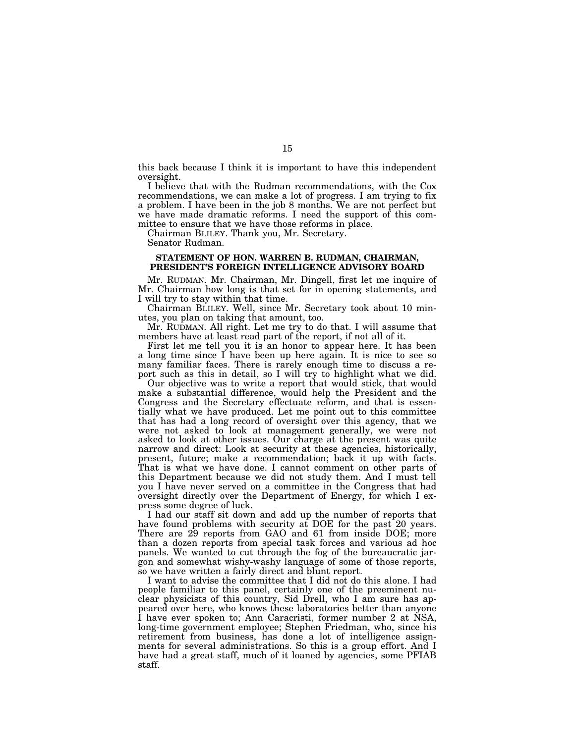this back because I think it is important to have this independent oversight.

I believe that with the Rudman recommendations, with the Cox recommendations, we can make a lot of progress. I am trying to fix a problem. I have been in the job 8 months. We are not perfect but we have made dramatic reforms. I need the support of this committee to ensure that we have those reforms in place.

Chairman BLILEY. Thank you, Mr. Secretary.

Senator Rudman.

**STATEMENT OF HON. WARREN B. RUDMAN, CHAIRMAN, PRESIDENT'S FOREIGN INTELLIGENCE ADVISORY BOARD**

Mr. RUDMAN. Mr. Chairman, Mr. Dingell, first let me inquire of Mr. Chairman how long is that set for in opening statements, and I will try to stay within that time.

Chairman BLILEY. Well, since Mr. Secretary took about 10 minutes, you plan on taking that amount, too.

Mr. RUDMAN. All right. Let me try to do that. I will assume that members have at least read part of the report, if not all of it.

First let me tell you it is an honor to appear here. It has been a long time since I have been up here again. It is nice to see so many familiar faces. There is rarely enough time to discuss a report such as this in detail, so I will try to highlight what we did.

Our objective was to write a report that would stick, that would make a substantial difference, would help the President and the Congress and the Secretary effectuate reform, and that is essentially what we have produced. Let me point out to this committee that has had a long record of oversight over this agency, that we were not asked to look at management generally, we were not asked to look at other issues. Our charge at the present was quite narrow and direct: Look at security at these agencies, historically, present, future; make a recommendation; back it up with facts. That is what we have done. I cannot comment on other parts of this Department because we did not study them. And I must tell you I have never served on a committee in the Congress that had oversight directly over the Department of Energy, for which I express some degree of luck.

I had our staff sit down and add up the number of reports that have found problems with security at DOE for the past 20 years. There are 29 reports from GAO and 61 from inside DOE; more than a dozen reports from special task forces and various ad hoc panels. We wanted to cut through the fog of the bureaucratic jargon and somewhat wishy-washy language of some of those reports, so we have written a fairly direct and blunt report.

I want to advise the committee that I did not do this alone. I had people familiar to this panel, certainly one of the preeminent nuclear physicists of this country, Sid Drell, who I am sure has appeared over here, who knows these laboratories better than anyone I have ever spoken to; Ann Caracristi, former number 2 at NSA, long-time government employee; Stephen Friedman, who, since his retirement from business, has done a lot of intelligence assignments for several administrations. So this is a group effort. And I have had a great staff, much of it loaned by agencies, some PFIAB staff.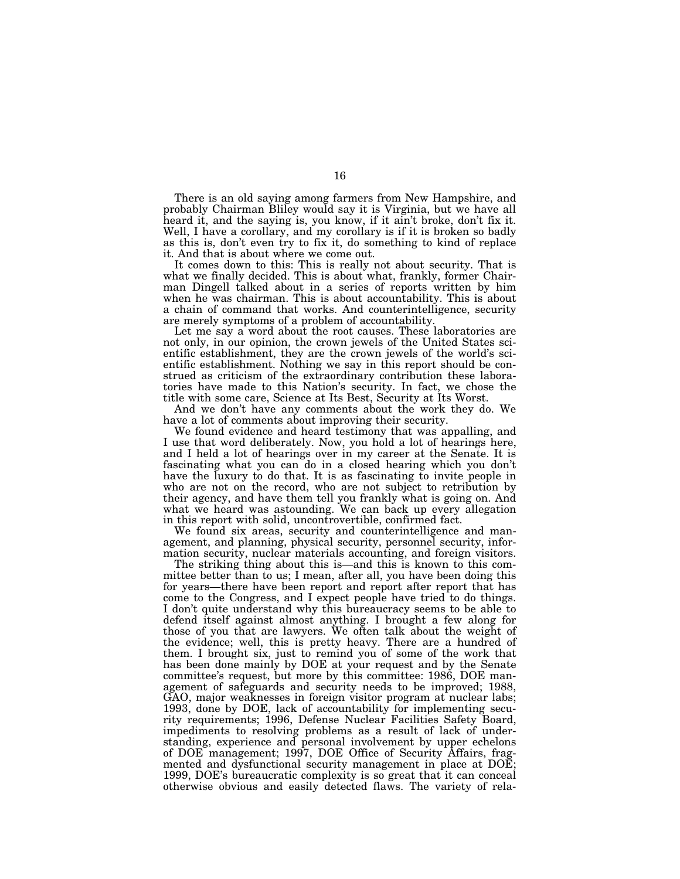There is an old saying among farmers from New Hampshire, and probably Chairman Bliley would say it is Virginia, but we have all heard it, and the saying is, you know, if it ain't broke, don't fix it. Well, I have a corollary, and my corollary is if it is broken so badly as this is, don't even try to fix it, do something to kind of replace it. And that is about where we come out.

It comes down to this: This is really not about security. That is what we finally decided. This is about what, frankly, former Chairman Dingell talked about in a series of reports written by him when he was chairman. This is about accountability. This is about a chain of command that works. And counterintelligence, security are merely symptoms of a problem of accountability.

Let me say a word about the root causes. These laboratories are not only, in our opinion, the crown jewels of the United States scientific establishment, they are the crown jewels of the world's scientific establishment. Nothing we say in this report should be construed as criticism of the extraordinary contribution these laboratories have made to this Nation's security. In fact, we chose the title with some care, Science at Its Best, Security at Its Worst.

And we don't have any comments about the work they do. We have a lot of comments about improving their security.

We found evidence and heard testimony that was appalling, and I use that word deliberately. Now, you hold a lot of hearings here, and I held a lot of hearings over in my career at the Senate. It is fascinating what you can do in a closed hearing which you don't have the luxury to do that. It is as fascinating to invite people in who are not on the record, who are not subject to retribution by their agency, and have them tell you frankly what is going on. And what we heard was astounding. We can back up every allegation in this report with solid, uncontrovertible, confirmed fact.

We found six areas, security and counterintelligence and management, and planning, physical security, personnel security, information security, nuclear materials accounting, and foreign visitors.

The striking thing about this is—and this is known to this committee better than to us; I mean, after all, you have been doing this for years—there have been report and report after report that has come to the Congress, and I expect people have tried to do things. I don't quite understand why this bureaucracy seems to be able to defend itself against almost anything. I brought a few along for those of you that are lawyers. We often talk about the weight of the evidence; well, this is pretty heavy. There are a hundred of them. I brought six, just to remind you of some of the work that has been done mainly by DOE at your request and by the Senate committee's request, but more by this committee: 1986, DOE management of safeguards and security needs to be improved; 1988, GAO, major weaknesses in foreign visitor program at nuclear labs; 1993, done by DOE, lack of accountability for implementing security requirements; 1996, Defense Nuclear Facilities Safety Board, impediments to resolving problems as a result of lack of understanding, experience and personal involvement by upper echelons of DOE management; 1997, DOE Office of Security Affairs, fragmented and dysfunctional security management in place at DOE; 1999, DOE's bureaucratic complexity is so great that it can conceal otherwise obvious and easily detected flaws. The variety of rela-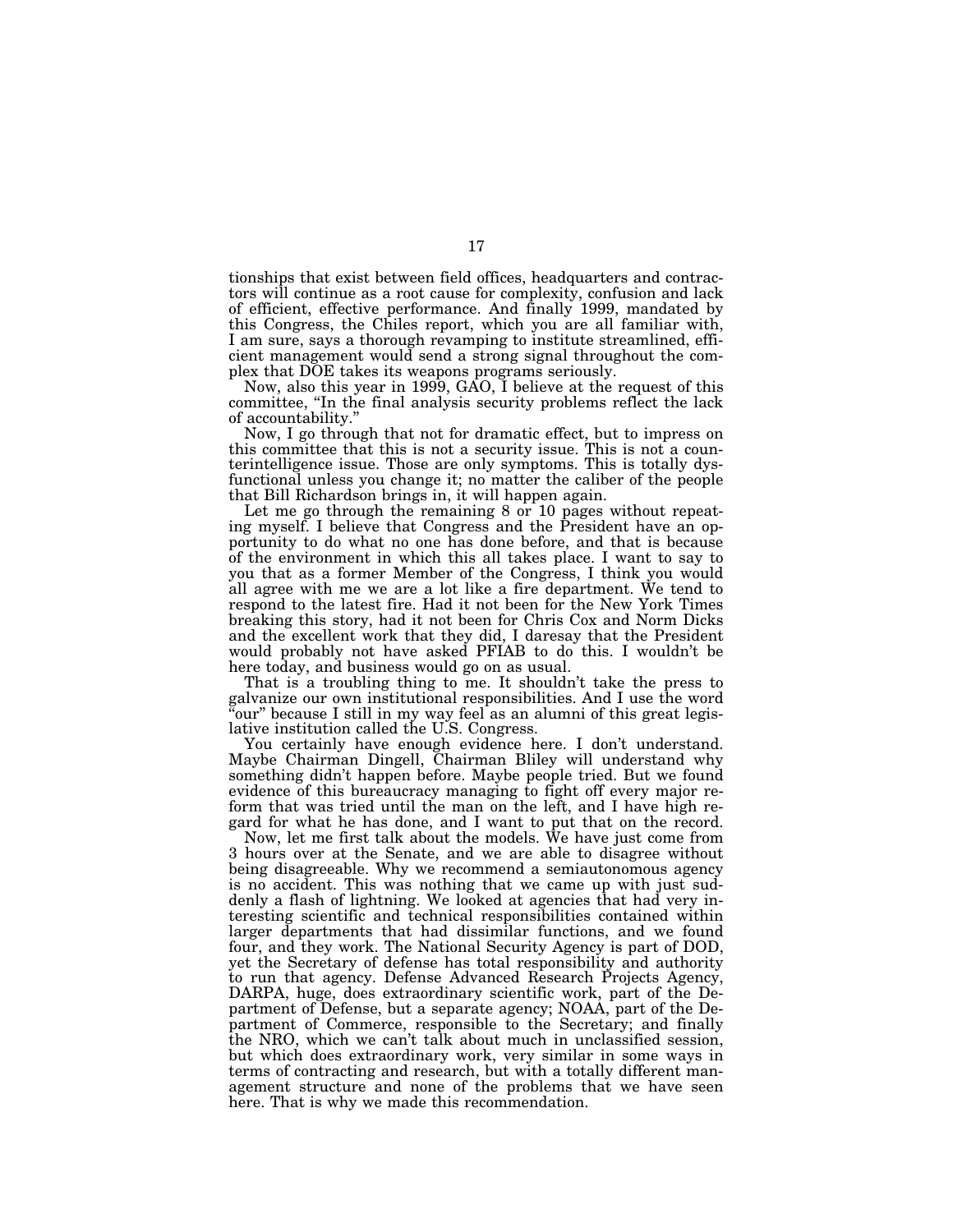tionships that exist between field offices, headquarters and contractors will continue as a root cause for complexity, confusion and lack of efficient, effective performance. And finally 1999, mandated by this Congress, the Chiles report, which you are all familiar with, I am sure, says a thorough revamping to institute streamlined, efficient management would send a strong signal throughout the complex that DOE takes its weapons programs seriously.

Now, also this year in 1999, GAO, I believe at the request of this committee, "In the final analysis security problems reflect the lack of accountability."

Now, I go through that not for dramatic effect, but to impress on this committee that this is not a security issue. This is not a counterintelligence issue. Those are only symptoms. This is totally dysfunctional unless you change it; no matter the caliber of the people that Bill Richardson brings in, it will happen again.

Let me go through the remaining 8 or 10 pages without repeating myself. I believe that Congress and the President have an opportunity to do what no one has done before, and that is because of the environment in which this all takes place. I want to say to you that as a former Member of the Congress, I think you would all agree with me we are a lot like a fire department. We tend to respond to the latest fire. Had it not been for the New York Times breaking this story, had it not been for Chris Cox and Norm Dicks and the excellent work that they did, I daresay that the President would probably not have asked PFIAB to do this. I wouldn't be here today, and business would go on as usual.

That is a troubling thing to me. It shouldn't take the press to galvanize our own institutional responsibilities. And I use the word "our" because I still in my way feel as an alumni of this great legislative institution called the U.S. Congress.

You certainly have enough evidence here. I don't understand. Maybe Chairman Dingell, Chairman Bliley will understand why something didn't happen before. Maybe people tried. But we found evidence of this bureaucracy managing to fight off every major reform that was tried until the man on the left, and I have high regard for what he has done, and I want to put that on the record.

Now, let me first talk about the models. We have just come from 3 hours over at the Senate, and we are able to disagree without being disagreeable. Why we recommend a semiautonomous agency is no accident. This was nothing that we came up with just suddenly a flash of lightning. We looked at agencies that had very interesting scientific and technical responsibilities contained within larger departments that had dissimilar functions, and we found four, and they work. The National Security Agency is part of DOD, yet the Secretary of defense has total responsibility and authority to run that agency. Defense Advanced Research Projects Agency, DARPA, huge, does extraordinary scientific work, part of the Department of Defense, but a separate agency; NOAA, part of the Department of Commerce, responsible to the Secretary; and finally the NRO, which we can't talk about much in unclassified session, but which does extraordinary work, very similar in some ways in terms of contracting and research, but with a totally different management structure and none of the problems that we have seen here. That is why we made this recommendation.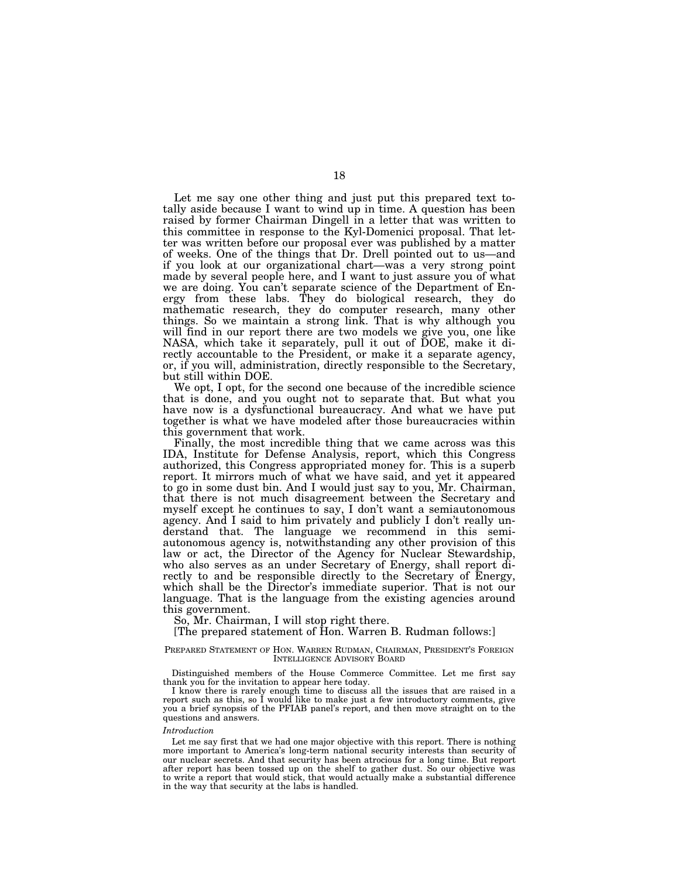Let me say one other thing and just put this prepared text totally aside because I want to wind up in time. A question has been raised by former Chairman Dingell in a letter that was written to this committee in response to the Kyl-Domenici proposal. That letter was written before our proposal ever was published by a matter of weeks. One of the things that Dr. Drell pointed out to us—and if you look at our organizational chart—was a very strong point made by several people here, and I want to just assure you of what we are doing. You can't separate science of the Department of Energy from these labs. They do biological research, they do mathematic research, they do computer research, many other things. So we maintain a strong link. That is why although you will find in our report there are two models we give you, one like NASA, which take it separately, pull it out of DOE, make it directly accountable to the President, or make it a separate agency, or, if you will, administration, directly responsible to the Secretary, but still within DOE.

We opt, I opt, for the second one because of the incredible science that is done, and you ought not to separate that. But what you have now is a dysfunctional bureaucracy. And what we have put together is what we have modeled after those bureaucracies within this government that work.

Finally, the most incredible thing that we came across was this IDA, Institute for Defense Analysis, report, which this Congress authorized, this Congress appropriated money for. This is a superb report. It mirrors much of what we have said, and yet it appeared to go in some dust bin. And I would just say to you, Mr. Chairman, that there is not much disagreement between the Secretary and myself except he continues to say, I don't want a semiautonomous agency. And I said to him privately and publicly I don't really understand that. The language we recommend in this semiautonomous agency is, notwithstanding any other provision of this law or act, the Director of the Agency for Nuclear Stewardship, who also serves as an under Secretary of Energy, shall report directly to and be responsible directly to the Secretary of Energy, which shall be the Director's immediate superior. That is not our language. That is the language from the existing agencies around this government.

So, Mr. Chairman, I will stop right there.

[The prepared statement of Hon. Warren B. Rudman follows:]

PREPARED STATEMENT OF HON. WARREN RUDMAN, CHAIRMAN, PRESIDENT'S FOREIGN INTELLIGENCE ADVISORY BOARD

Distinguished members of the House Commerce Committee. Let me first say thank you for the invitation to appear here today.

I know there is rarely enough time to discuss all the issues that are raised in a report such as this, so I would like to make just a few introductory comments, give you a brief synopsis of the PFIAB panel's report, and then move straight on to the questions and answers.

*Introduction*

Let me say first that we had one major objective with this report. There is nothing more important to America's long-term national security interests than security of our nuclear secrets. And that security has been atrocious for a long time. But report after report has been tossed up on the shelf to gather dust. So our objective was to write a report that would stick, that would actually make a substantial difference in the way that security at the labs is handled.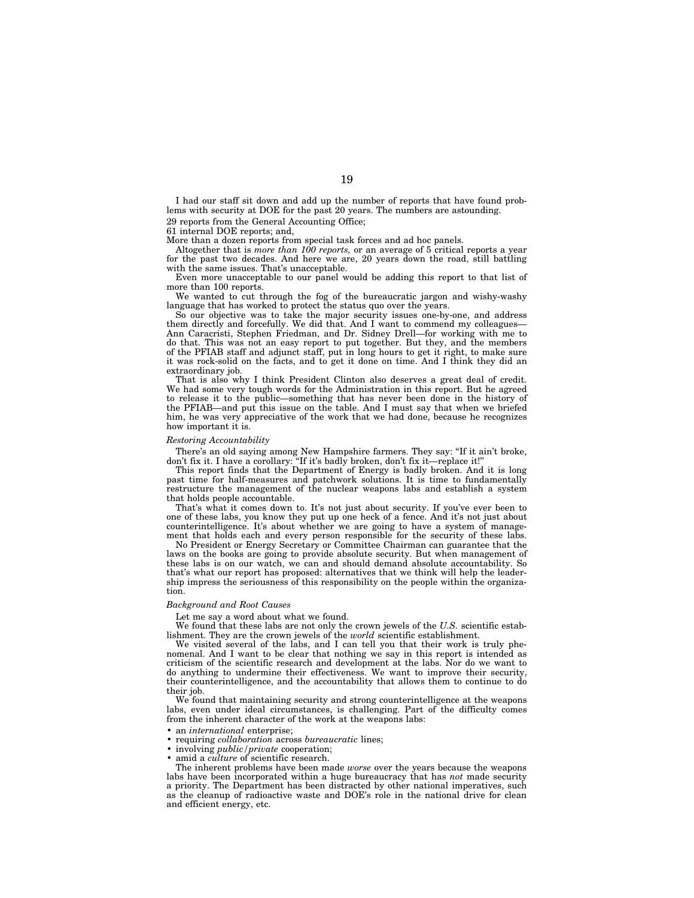I had our staff sit down and add up the number of reports that have found problems with security at DOE for the past 20 years. The numbers are astounding.

29 reports from the General Accounting Office;

61 internal DOE reports; and,

More than a dozen reports from special task forces and ad hoc panels.

Altogether that is *more than 100 reports,* or an average of 5 critical reports a year for the past two decades. And here we are, 20 years down the road, still battling with the same issues. That's unacceptable.

Even more unacceptable to our panel would be adding this report to that list of more than 100 reports.

We wanted to cut through the fog of the bureaucratic jargon and wishy-washy language that has worked to protect the status quo over the years.

So our objective was to take the major security issues one-by-one, and address them directly and forcefully. We did that. And I want to commend my colleagues—Ann Caracristi, Stephen Friedman, and Dr. Sidney Drell—for working with me to do that. This was not an easy report to put together. But they, and the members of the PFIAB staff and adjunct staff, put in long hours to get it right, to make sure it was rock-solid on the facts, and to get it done on time. And I think they did an extraordinary job.

That is also why I think President Clinton also deserves a great deal of credit. We had some very tough words for the Administration in this report. But he agreed to release it to the public—something that has never been done in the history of the PFIAB—and put this issue on the table. And I must say that when we briefed him, he was very appreciative of the work that we had done, because he recognizes how important it is.

*Restoring Accountability*

There's an old saying among New Hampshire farmers. They say: "If it ain't broke, don't fix it. I have a corollary: "If it's badly broken, don't fix it—replace it!"

This report finds that the Department of Energy is badly broken. And it is long past time for half-measures and patchwork solutions. It is time to fundamentally restructure the management of the nuclear weapons labs and establish a system that holds people accountable.

That's what it comes down to. It's not just about security. If you've ever been to one of these labs, you know they put up one heck of a fence. And it's not just about counterintelligence. It's about whether we are going to have a system of management that holds each and every person responsible for the security of these labs.

No President or Energy Secretary or Committee Chairman can guarantee that the laws on the books are going to provide absolute security. But when management of these labs is on our watch, we can and should demand absolute accountability. So that's what our report has proposed: alternatives that we think will help the leadership impress the seriousness of this responsibility on the people within the organization.

*Background and Root Causes*

Let me say a word about what we found.

We found that these labs are not only the crown jewels of the *U.S.* scientific establishment. They are the crown jewels of the *world* scientific establishment.

We visited several of the labs, and I can tell you that their work is truly phenomenal. And I want to be clear that nothing we say in this report is intended as criticism of the scientific research and development at the labs. Nor do we want to do anything to undermine their effectiveness. We want to improve their security, their counterintelligence, and the accountability that allows them to continue to do their job.

We found that maintaining security and strong counterintelligence at the weapons labs, even under ideal circumstances, is challenging. Part of the difficulty comes from the inherent character of the work at the weapons labs:

- an *international* enterprise;
- requiring *collaboration* across *bureaucratic* lines;
- involving *public/private* cooperation;
- amid a *culture* of scientific research.

The inherent problems have been made *worse* over the years because the weapons labs have been incorporated within a huge bureaucracy that has *not* made security a priority. The Department has been distracted by other national imperatives, such as the cleanup of radioactive waste and DOE's role in the national drive for clean and efficient energy, etc.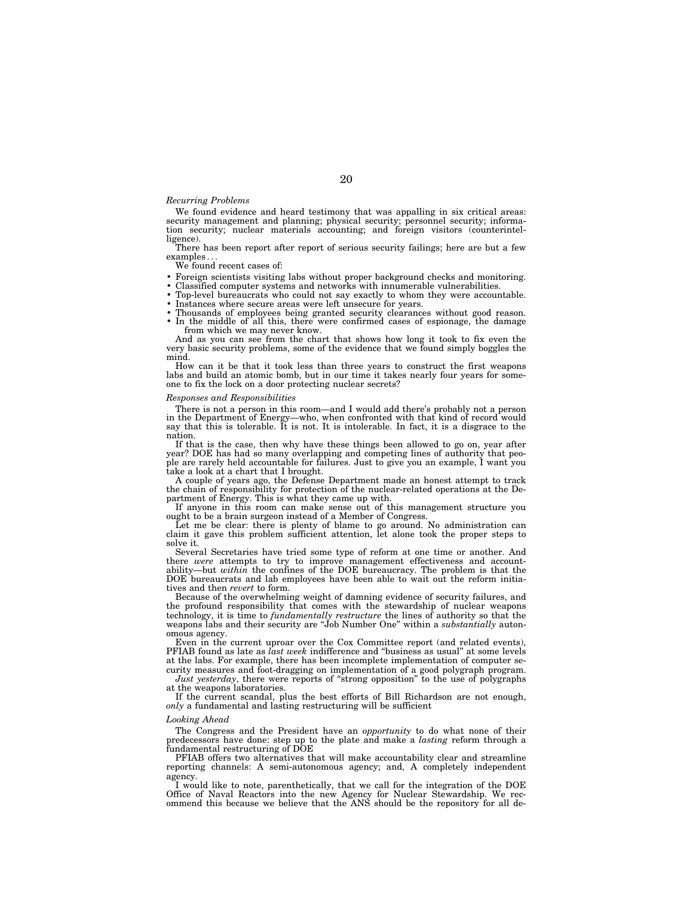*Recurring Problems*

We found evidence and heard testimony that was appalling in six critical areas: security management and planning; physical security; personnel security; information security; nuclear materials accounting; and foreign visitors (counterintelligence).

There has been report after report of serious security failings; here are but a few examples . . .

We found recent cases of:

- Foreign scientists visiting labs without proper background checks and monitoring.
- Classified computer systems and networks with innumerable vulnerabilities.
- Top-level bureaucrats who could not say exactly to whom they were accountable.
- Instances where secure areas were left unsecure for years.
- Thousands of employees being granted security clearances without good reason.
- In the middle of all this, there were confirmed cases of espionage, the damage from which we may never know.

And as you can see from the chart that shows how long it took to fix even the very basic security problems, some of the evidence that we found simply boggles the mind.

How can it be that it took less than three years to construct the first weapons labs and build an atomic bomb, but in our time it takes nearly four years for someone to fix the lock on a door protecting nuclear secrets?

*Responses and Responsibilities*

There is not a person in this room—and I would add there's probably not a person in the Department of Energy—who, when confronted with that kind of record would say that this is tolerable. It is not. It is intolerable. In fact, it is a disgrace to the nation.

If that is the case, then why have these things been allowed to go on, year after year? DOE has had so many overlapping and competing lines of authority that people are rarely held accountable for failures. Just to give you an example, I want you take a look at a chart that I brought.

A couple of years ago, the Defense Department made an honest attempt to track the chain of responsibility for protection of the nuclear-related operations at the Department of Energy. This is what they came up with.

If anyone in this room can make sense out of this management structure you ought to be a brain surgeon instead of a Member of Congress.

Let me be clear: there is plenty of blame to go around. No administration can claim it gave this problem sufficient attention, let alone took the proper steps to solve it.

Several Secretaries have tried some type of reform at one time or another. And there *were* attempts to try to improve management effectiveness and accountability—but *within* the confines of the DOE bureaucracy. The problem is that the DOE bureaucrats and lab employees have been able to wait out the reform initiatives and then *revert* to form.

Because of the overwhelming weight of damning evidence of security failures, and the profound responsibility that comes with the stewardship of nuclear weapons technology, it is time to *fundamentally restructure* the lines of authority so that the weapons labs and their security are "Job Number One" within a *substantially* autonomous agency.

Even in the current uproar over the Cox Committee report (and related events), PFIAB found as late as *last week* indifference and "business as usual" at some levels at the labs. For example, there has been incomplete implementation of computer security measures and foot-dragging on implementation of a good polygraph program.

*Just yesterday*, there were reports of "strong opposition" to the use of polygraphs at the weapons laboratories.

If the current scandal, plus the best efforts of Bill Richardson are not enough, *only* a fundamental and lasting restructuring will be sufficient

*Looking Ahead*

The Congress and the President have an *opportunity* to do what none of their predecessors have done: step up to the plate and make a *lasting* reform through a fundamental restructuring of DOE

PFIAB offers two alternatives that will make accountability clear and streamline reporting channels: A semi-autonomous agency; and, A completely independent agency.

I would like to note, parenthetically, that we call for the integration of the DOE Office of Naval Reactors into the new Agency for Nuclear Stewardship. We recommend this because we believe that the ANS should be the repository for all de-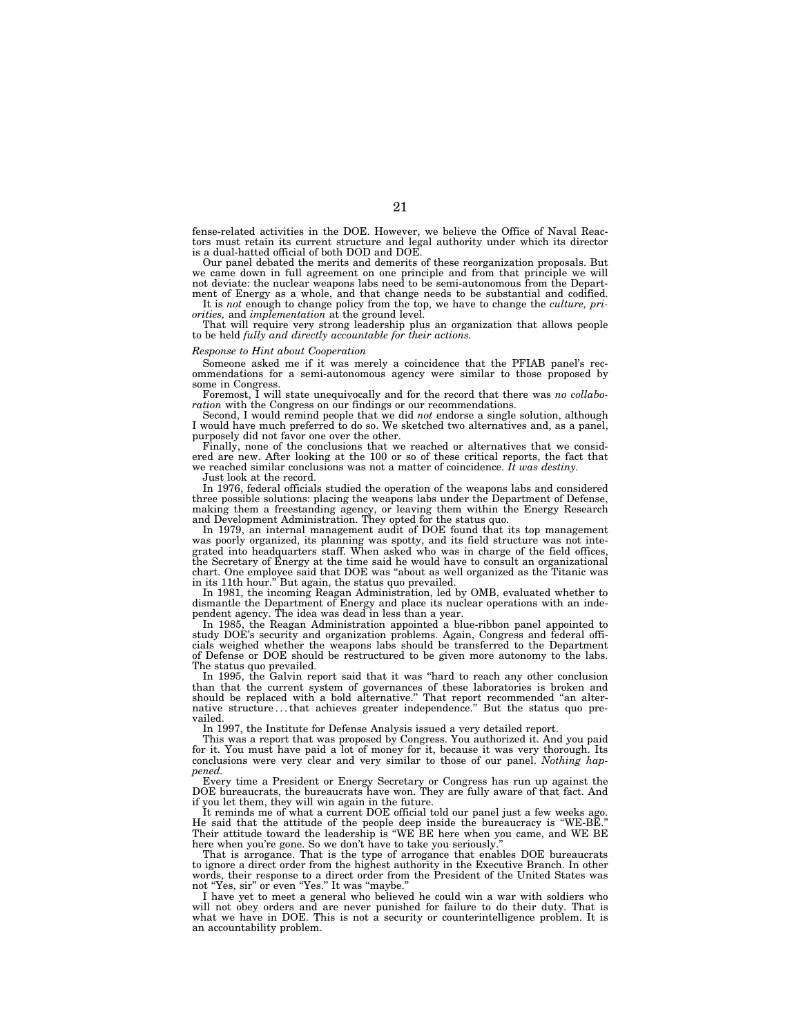fense-related activities in the DOE. However, we believe the Office of Naval Reactors must retain its current structure and legal authority under which its director is a dual-hatted official of both DOD and DOE.

Our panel debated the merits and demerits of these reorganization proposals. But we came down in full agreement on one principle and from that principle we will not deviate: the nuclear weapons labs need to be semi-autonomous from the Department of Energy as a whole, and that change needs to be substantial and codified.

It is *not* enough to change policy from the top, we have to change the *culture, priorities,* and *implementation* at the ground level.

That will require very strong leadership plus an organization that allows people to be held *fully and directly accountable for their actions.*

*Response to Hint about Cooperation*

Someone asked me if it was merely a coincidence that the PFIAB panel's recommendations for a semi-autonomous agency were similar to those proposed by some in Congress.

Foremost, I will state unequivocally and for the record that there was *no collaboration* with the Congress on our findings or our recommendations.

Second, I would remind people that we did *not* endorse a single solution, although I would have much preferred to do so. We sketched two alternatives and, as a panel, purposely did not favor one over the other.

Finally, none of the conclusions that we reached or alternatives that we considered are new. After looking at the 100 or so of these critical reports, the fact that we reached similar conclusions was not a matter of coincidence. *It was destiny.*

Just look at the record.

In 1976, federal officials studied the operation of the weapons labs and considered three possible solutions: placing the weapons labs under the Department of Defense, making them a freestanding agency, or leaving them within the Energy Research and Development Administration. They opted for the status quo.

In 1979, an internal management audit of DOE found that its top management was poorly organized, its planning was spotty, and its field structure was not integrated into headquarters staff. When asked who was in charge of the field offices, the Secretary of Energy at the time said he would have to consult an organizational chart. One employee said that DOE was "about as well organized as the Titanic was in its 11th hour." But again, the status quo prevailed.

In 1981, the incoming Reagan Administration, led by OMB, evaluated whether to dismantle the Department of Energy and place its nuclear operations with an independent agency. The idea was dead in less than a year.

In 1985, the Reagan Administration appointed a blue-ribbon panel appointed to study DOE's security and organization problems. Again, Congress and federal officials weighed whether the weapons labs should be transferred to the Department of Defense or DOE should be restructured to be given more autonomy to the labs. The status quo prevailed.

In 1995, the Galvin report said that it was "hard to reach any other conclusion than that the current system of governances of these laboratories is broken and should be replaced with a bold alternative." That report recommended "an alternative structure . . . that achieves greater independence." But the status quo prevailed.

In 1997, the Institute for Defense Analysis issued a very detailed report.

This was a report that was proposed by Congress. You authorized it. And you paid for it. You must have paid a lot of money for it, because it was very thorough. Its conclusions were very clear and very similar to those of our panel. *Nothing happened.*

Every time a President or Energy Secretary or Congress has run up against the DOE bureaucrats, the bureaucrats have won. They are fully aware of that fact. And if you let them, they will win again in the future.

It reminds me of what a current DOE official told our panel just a few weeks ago. He said that the attitude of the people deep inside the bureaucracy is "WE-BE." Their attitude toward the leadership is "WE BE here when you came, and WE BE here when you're gone. So we don't have to take you seriously."

That is arrogance. That is the type of arrogance that enables DOE bureaucrats to ignore a direct order from the highest authority in the Executive Branch. In other words, their response to a direct order from the President of the United States was not "Yes, sir" or even "Yes." It was "maybe."

I have yet to meet a general who believed he could win a war with soldiers who will not obey orders and are never punished for failure to do their duty. That is what we have in DOE. This is not a security or counterintelligence problem. It is an accountability problem.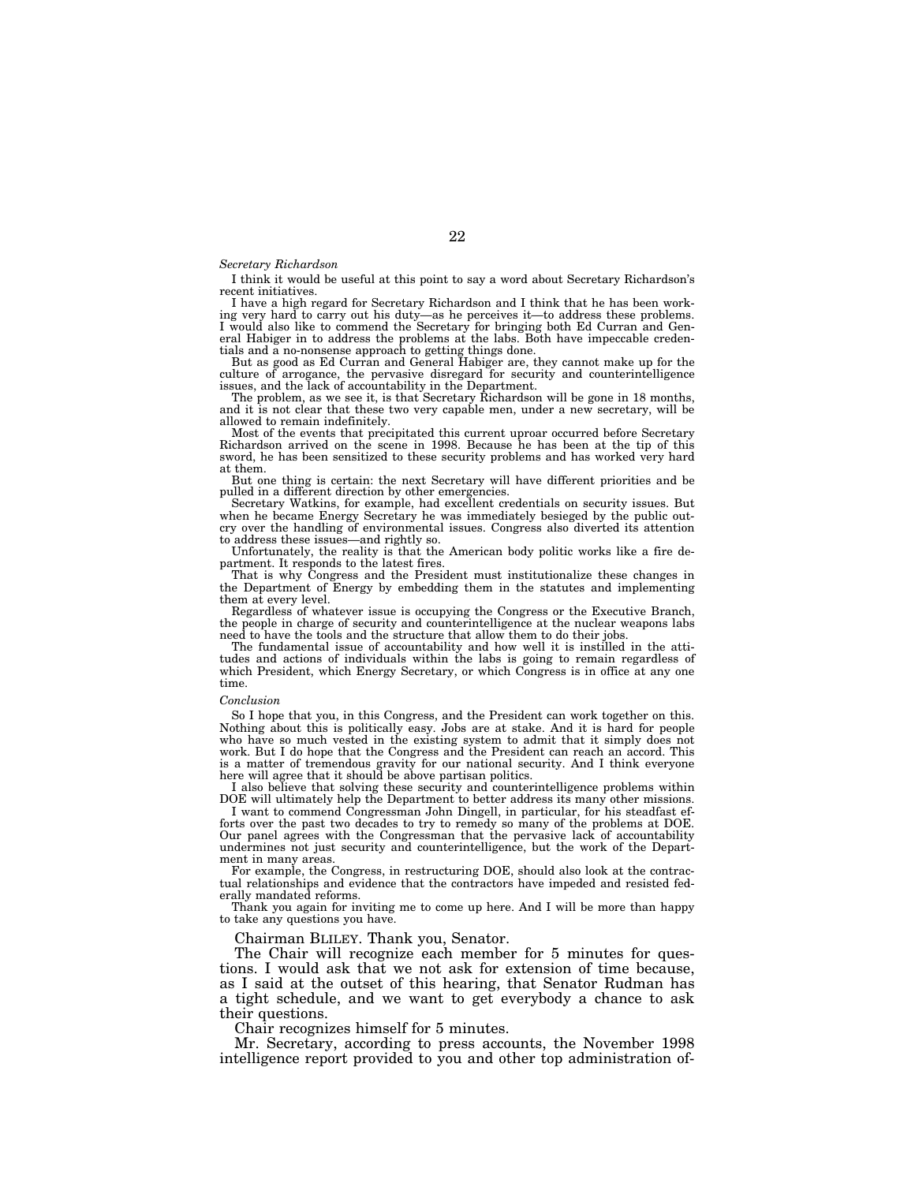*Secretary Richardson*

I think it would be useful at this point to say a word about Secretary Richardson's recent initiatives.

I have a high regard for Secretary Richardson and I think that he has been working very hard to carry out his duty—as he perceives it—to address these problems. I would also like to commend the Secretary for bringing both Ed Curran and General Habiger in to address the problems at the labs. Both have impeccable credentials and a no-nonsense approach to getting things done.

But as good as Ed Curran and General Habiger are, they cannot make up for the culture of arrogance, the pervasive disregard for security and counterintelligence issues, and the lack of accountability in the Department.

The problem, as we see it, is that Secretary Richardson will be gone in 18 months, and it is not clear that these two very capable men, under a new secretary, will be allowed to remain indefinitely.

Most of the events that precipitated this current uproar occurred before Secretary Richardson arrived on the scene in 1998. Because he has been at the tip of this sword, he has been sensitized to these security problems and has worked very hard at them.

But one thing is certain: the next Secretary will have different priorities and be pulled in a different direction by other emergencies.

Secretary Watkins, for example, had excellent credentials on security issues. But when he became Energy Secretary he was immediately besieged by the public outcry over the handling of environmental issues. Congress also diverted its attention to address these issues—and rightly so.

Unfortunately, the reality is that the American body politic works like a fire department. It responds to the latest fires.

That is why Congress and the President must institutionalize these changes in the Department of Energy by embedding them in the statutes and implementing them at every level.

Regardless of whatever issue is occupying the Congress or the Executive Branch, the people in charge of security and counterintelligence at the nuclear weapons labs need to have the tools and the structure that allow them to do their jobs.

The fundamental issue of accountability and how well it is instilled in the attitudes and actions of individuals within the labs is going to remain regardless of which President, which Energy Secretary, or which Congress is in office at any one time.

*Conclusion*

So I hope that you, in this Congress, and the President can work together on this. Nothing about this is politically easy. Jobs are at stake. And it is hard for people who have so much vested in the existing system to admit that it simply does not work. But I do hope that the Congress and the President can reach an accord. This is a matter of tremendous gravity for our national security. And I think everyone here will agree that it should be above partisan politics.

I also believe that solving these security and counterintelligence problems within DOE will ultimately help the Department to better address its many other missions.

I want to commend Congressman John Dingell, in particular, for his steadfast efforts over the past two decades to try to remedy so many of the problems at DOE. Our panel agrees with the Congressman that the pervasive lack of accountability undermines not just security and counterintelligence, but the work of the Department in many areas.

For example, the Congress, in restructuring DOE, should also look at the contractual relationships and evidence that the contractors have impeded and resisted federally mandated reforms.

Thank you again for inviting me to come up here. And I will be more than happy to take any questions you have.

Chairman BLILEY. Thank you, Senator.

The Chair will recognize each member for 5 minutes for questions. I would ask that we not ask for extension of time because, as I said at the outset of this hearing, that Senator Rudman has a tight schedule, and we want to get everybody a chance to ask their questions.

Chair recognizes himself for 5 minutes.

Mr. Secretary, according to press accounts, the November 1998 intelligence report provided to you and other top administration of-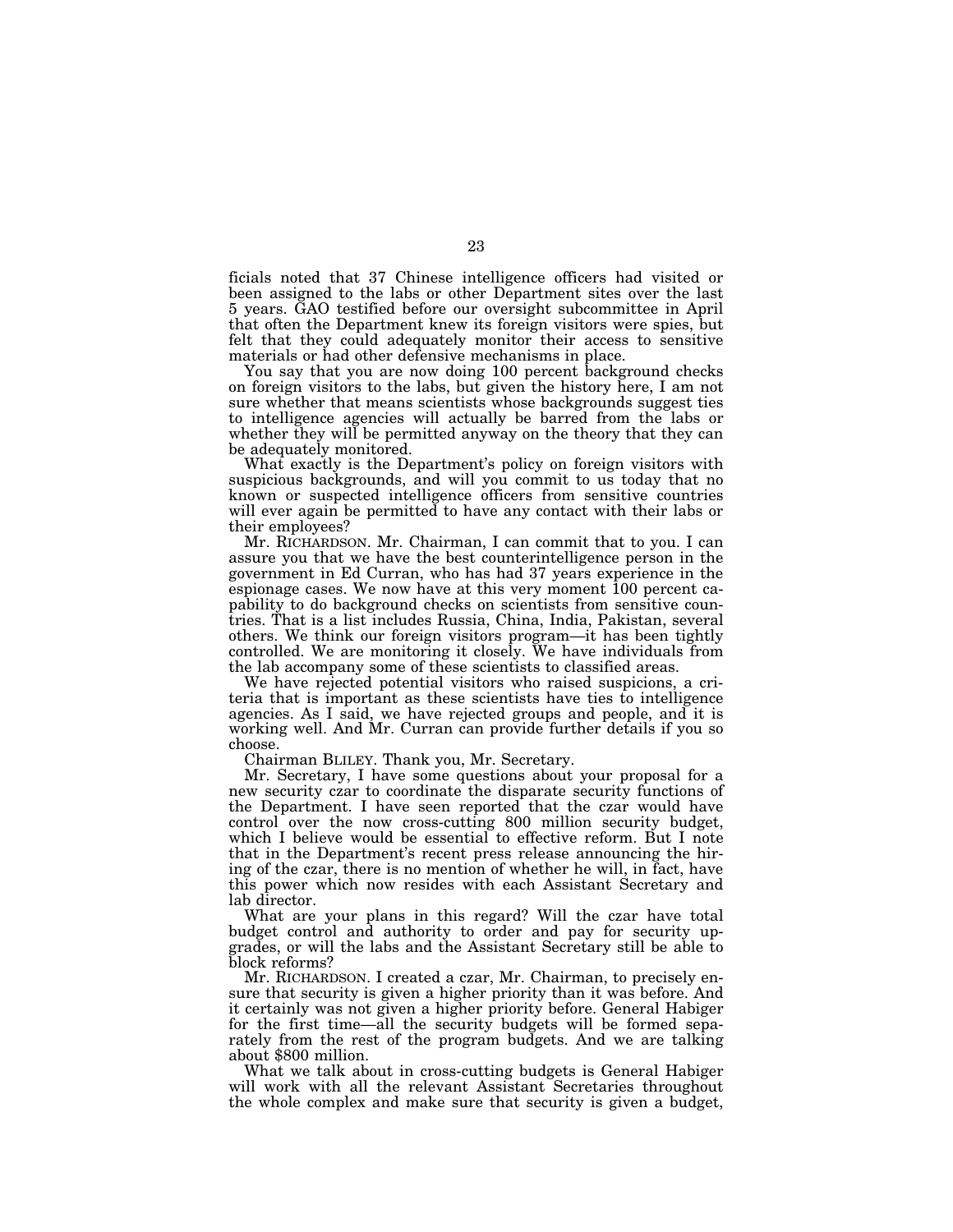ficials noted that 37 Chinese intelligence officers had visited or been assigned to the labs or other Department sites over the last 5 years. GAO testified before our oversight subcommittee in April that often the Department knew its foreign visitors were spies, but felt that they could adequately monitor their access to sensitive materials or had other defensive mechanisms in place.

You say that you are now doing 100 percent background checks on foreign visitors to the labs, but given the history here, I am not sure whether that means scientists whose backgrounds suggest ties to intelligence agencies will actually be barred from the labs or whether they will be permitted anyway on the theory that they can be adequately monitored.

What exactly is the Department's policy on foreign visitors with suspicious backgrounds, and will you commit to us today that no known or suspected intelligence officers from sensitive countries will ever again be permitted to have any contact with their labs or their employees?

Mr. RICHARDSON. Mr. Chairman, I can commit that to you. I can assure you that we have the best counterintelligence person in the government in Ed Curran, who has had 37 years experience in the espionage cases. We now have at this very moment 100 percent capability to do background checks on scientists from sensitive countries. That is a list includes Russia, China, India, Pakistan, several others. We think our foreign visitors program—it has been tightly controlled. We are monitoring it closely. We have individuals from the lab accompany some of these scientists to classified areas.

We have rejected potential visitors who raised suspicions, a criteria that is important as these scientists have ties to intelligence agencies. As I said, we have rejected groups and people, and it is working well. And Mr. Curran can provide further details if you so choose.

Chairman BLILEY. Thank you, Mr. Secretary.

Mr. Secretary, I have some questions about your proposal for a new security czar to coordinate the disparate security functions of the Department. I have seen reported that the czar would have control over the now cross-cutting 800 million security budget, which I believe would be essential to effective reform. But I note that in the Department's recent press release announcing the hiring of the czar, there is no mention of whether he will, in fact, have this power which now resides with each Assistant Secretary and lab director.

What are your plans in this regard? Will the czar have total budget control and authority to order and pay for security upgrades, or will the labs and the Assistant Secretary still be able to block reforms?

Mr. RICHARDSON. I created a czar, Mr. Chairman, to precisely ensure that security is given a higher priority than it was before. And it certainly was not given a higher priority before. General Habiger for the first time—all the security budgets will be formed separately from the rest of the program budgets. And we are talking about $800 million.

What we talk about in cross-cutting budgets is General Habiger will work with all the relevant Assistant Secretaries throughout the whole complex and make sure that security is given a budget,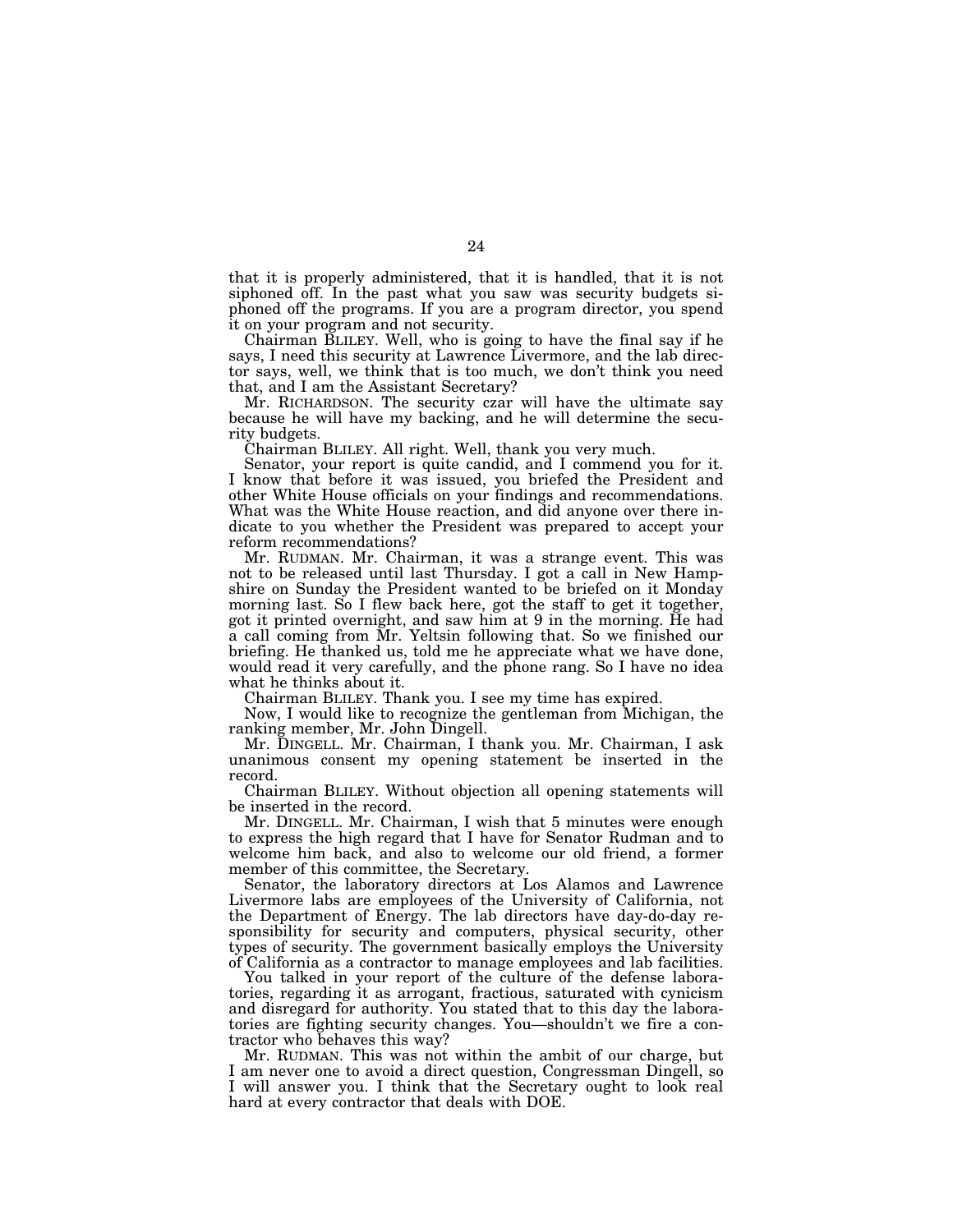that it is properly administered, that it is handled, that it is not siphoned off. In the past what you saw was security budgets siphoned off the programs. If you are a program director, you spend it on your program and not security.

Chairman BLILEY. Well, who is going to have the final say if he says, I need this security at Lawrence Livermore, and the lab director says, well, we think that is too much, we don't think you need that, and I am the Assistant Secretary?

Mr. RICHARDSON. The security czar will have the ultimate say because he will have my backing, and he will determine the security budgets.

Chairman BLILEY. All right. Well, thank you very much.

Senator, your report is quite candid, and I commend you for it. I know that before it was issued, you briefed the President and other White House officials on your findings and recommendations. What was the White House reaction, and did anyone over there indicate to you whether the President was prepared to accept your reform recommendations?

Mr. RUDMAN. Mr. Chairman, it was a strange event. This was not to be released until last Thursday. I got a call in New Hampshire on Sunday the President wanted to be briefed on it Monday morning last. So I flew back here, got the staff to get it together, got it printed overnight, and saw him at 9 in the morning. He had a call coming from Mr. Yeltsin following that. So we finished our briefing. He thanked us, told me he appreciate what we have done, would read it very carefully, and the phone rang. So I have no idea what he thinks about it.

Chairman BLILEY. Thank you. I see my time has expired.

Now, I would like to recognize the gentleman from Michigan, the ranking member, Mr. John Dingell.

Mr. DINGELL. Mr. Chairman, I thank you. Mr. Chairman, I ask unanimous consent my opening statement be inserted in the record.

Chairman BLILEY. Without objection all opening statements will be inserted in the record.

Mr. DINGELL. Mr. Chairman, I wish that 5 minutes were enough to express the high regard that I have for Senator Rudman and to welcome him back, and also to welcome our old friend, a former member of this committee, the Secretary.

Senator, the laboratory directors at Los Alamos and Lawrence Livermore labs are employees of the University of California, not the Department of Energy. The lab directors have day-do-day responsibility for security and computers, physical security, other types of security. The government basically employs the University of California as a contractor to manage employees and lab facilities.

You talked in your report of the culture of the defense laboratories, regarding it as arrogant, fractious, saturated with cynicism and disregard for authority. You stated that to this day the laboratories are fighting security changes. You—shouldn't we fire a contractor who behaves this way?

Mr. RUDMAN. This was not within the ambit of our charge, but I am never one to avoid a direct question, Congressman Dingell, so I will answer you. I think that the Secretary ought to look real hard at every contractor that deals with DOE.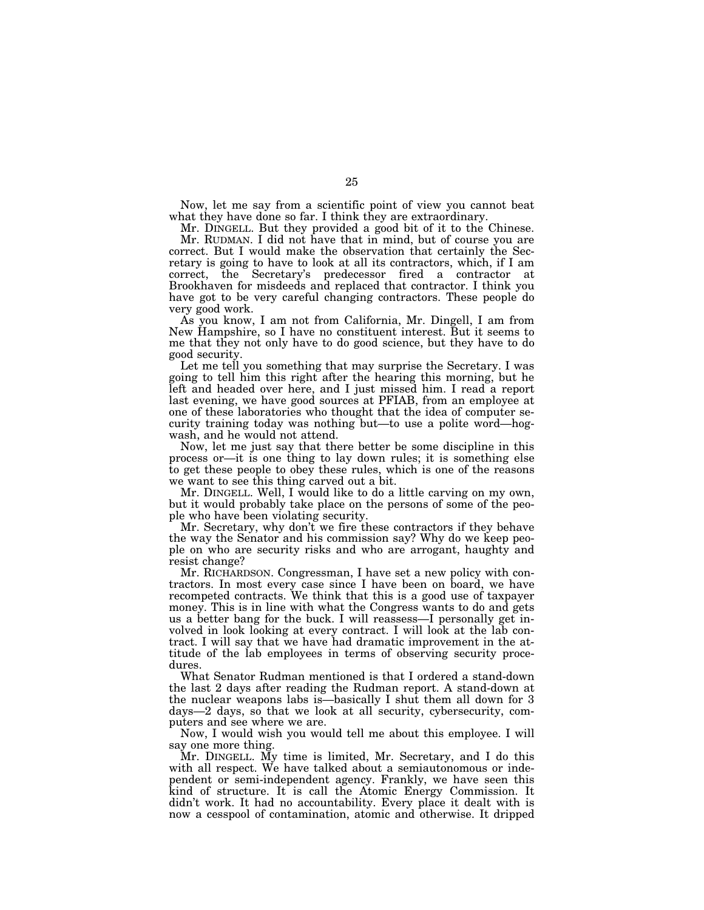Now, let me say from a scientific point of view you cannot beat what they have done so far. I think they are extraordinary.

Mr. DINGELL. But they provided a good bit of it to the Chinese.

Mr. RUDMAN. I did not have that in mind, but of course you are correct. But I would make the observation that certainly the Secretary is going to have to look at all its contractors, which, if I am correct, the Secretary's predecessor fired a contractor at Brookhaven for misdeeds and replaced that contractor. I think you have got to be very careful changing contractors. These people do very good work.

As you know, I am not from California, Mr. Dingell, I am from New Hampshire, so I have no constituent interest. But it seems to me that they not only have to do good science, but they have to do good security.

Let me tell you something that may surprise the Secretary. I was going to tell him this right after the hearing this morning, but he left and headed over here, and I just missed him. I read a report last evening, we have good sources at PFIAB, from an employee at one of these laboratories who thought that the idea of computer security training today was nothing but—to use a polite word—hogwash, and he would not attend.

Now, let me just say that there better be some discipline in this process or—it is one thing to lay down rules; it is something else to get these people to obey these rules, which is one of the reasons we want to see this thing carved out a bit.

Mr. DINGELL. Well, I would like to do a little carving on my own, but it would probably take place on the persons of some of the people who have been violating security.

Mr. Secretary, why don't we fire these contractors if they behave the way the Senator and his commission say? Why do we keep people on who are security risks and who are arrogant, haughty and resist change?

Mr. RICHARDSON. Congressman, I have set a new policy with contractors. In most every case since I have been on board, we have recompeted contracts. We think that this is a good use of taxpayer money. This is in line with what the Congress wants to do and gets us a better bang for the buck. I will reassess—I personally get involved in look looking at every contract. I will look at the lab contract. I will say that we have had dramatic improvement in the attitude of the lab employees in terms of observing security procedures.

What Senator Rudman mentioned is that I ordered a stand-down the last 2 days after reading the Rudman report. A stand-down at the nuclear weapons labs is—basically I shut them all down for 3 days—2 days, so that we look at all security, cybersecurity, computers and see where we are.

Now, I would wish you would tell me about this employee. I will say one more thing.

Mr. DINGELL. My time is limited, Mr. Secretary, and I do this with all respect. We have talked about a semiautonomous or independent or semi-independent agency. Frankly, we have seen this kind of structure. It is call the Atomic Energy Commission. It didn't work. It had no accountability. Every place it dealt with is now a cesspool of contamination, atomic and otherwise. It dripped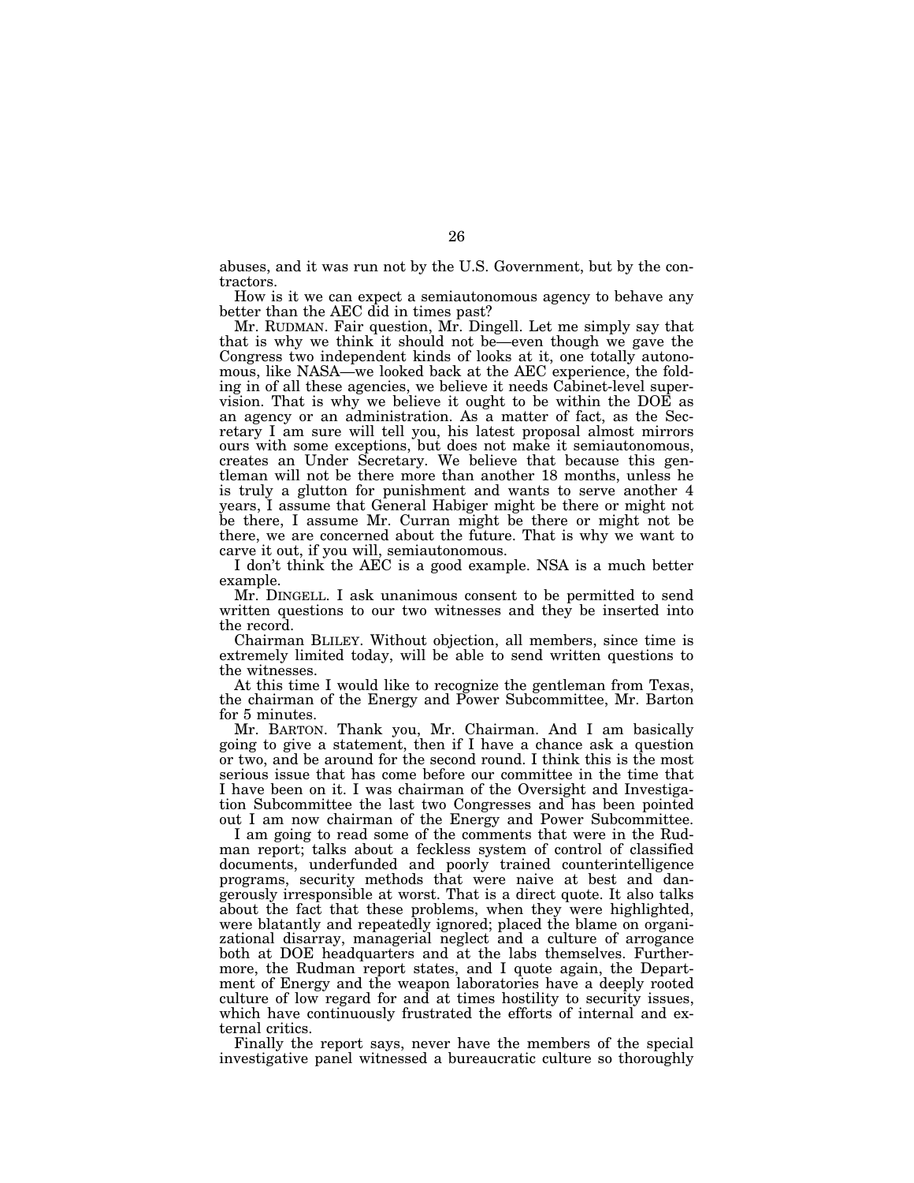abuses, and it was run not by the U.S. Government, but by the contractors.

How is it we can expect a semiautonomous agency to behave any better than the AEC did in times past?

Mr. RUDMAN. Fair question, Mr. Dingell. Let me simply say that that is why we think it should not be—even though we gave the Congress two independent kinds of looks at it, one totally autonomous, like NASA—we looked back at the AEC experience, the folding in of all these agencies, we believe it needs Cabinet-level supervision. That is why we believe it ought to be within the DOE as an agency or an administration. As a matter of fact, as the Secretary I am sure will tell you, his latest proposal almost mirrors ours with some exceptions, but does not make it semiautonomous, creates an Under Secretary. We believe that because this gentleman will not be there more than another 18 months, unless he is truly a glutton for punishment and wants to serve another 4 years, I assume that General Habiger might be there or might not be there, I assume Mr. Curran might be there or might not be there, we are concerned about the future. That is why we want to carve it out, if you will, semiautonomous.

I don't think the AEC is a good example. NSA is a much better example.

Mr. DINGELL. I ask unanimous consent to be permitted to send written questions to our two witnesses and they be inserted into the record.

Chairman BLILEY. Without objection, all members, since time is extremely limited today, will be able to send written questions to the witnesses.

At this time I would like to recognize the gentleman from Texas, the chairman of the Energy and Power Subcommittee, Mr. Barton for 5 minutes.

Mr. BARTON. Thank you, Mr. Chairman. And I am basically going to give a statement, then if I have a chance ask a question or two, and be around for the second round. I think this is the most serious issue that has come before our committee in the time that I have been on it. I was chairman of the Oversight and Investigation Subcommittee the last two Congresses and has been pointed out I am now chairman of the Energy and Power Subcommittee.

I am going to read some of the comments that were in the Rudman report; talks about a feckless system of control of classified documents, underfunded and poorly trained counterintelligence programs, security methods that were naive at best and dangerously irresponsible at worst. That is a direct quote. It also talks about the fact that these problems, when they were highlighted, were blatantly and repeatedly ignored; placed the blame on organizational disarray, managerial neglect and a culture of arrogance both at DOE headquarters and at the labs themselves. Furthermore, the Rudman report states, and I quote again, the Department of Energy and the weapon laboratories have a deeply rooted culture of low regard for and at times hostility to security issues, which have continuously frustrated the efforts of internal and external critics.

Finally the report says, never have the members of the special investigative panel witnessed a bureaucratic culture so thoroughly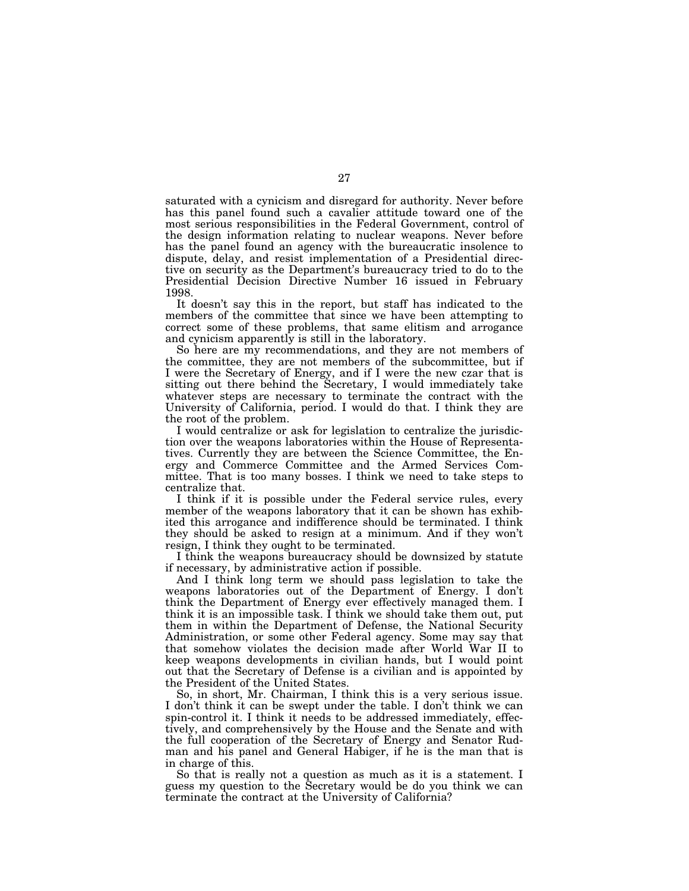saturated with a cynicism and disregard for authority. Never before has this panel found such a cavalier attitude toward one of the most serious responsibilities in the Federal Government, control of the design information relating to nuclear weapons. Never before has the panel found an agency with the bureaucratic insolence to dispute, delay, and resist implementation of a Presidential directive on security as the Department's bureaucracy tried to do to the Presidential Decision Directive Number 16 issued in February 1998.

It doesn't say this in the report, but staff has indicated to the members of the committee that since we have been attempting to correct some of these problems, that same elitism and arrogance and cynicism apparently is still in the laboratory.

So here are my recommendations, and they are not members of the committee, they are not members of the subcommittee, but if I were the Secretary of Energy, and if I were the new czar that is sitting out there behind the Secretary, I would immediately take whatever steps are necessary to terminate the contract with the University of California, period. I would do that. I think they are the root of the problem.

I would centralize or ask for legislation to centralize the jurisdiction over the weapons laboratories within the House of Representatives. Currently they are between the Science Committee, the Energy and Commerce Committee and the Armed Services Committee. That is too many bosses. I think we need to take steps to centralize that.

I think if it is possible under the Federal service rules, every member of the weapons laboratory that it can be shown has exhibited this arrogance and indifference should be terminated. I think they should be asked to resign at a minimum. And if they won't resign, I think they ought to be terminated.

I think the weapons bureaucracy should be downsized by statute if necessary, by administrative action if possible.

And I think long term we should pass legislation to take the weapons laboratories out of the Department of Energy. I don't think the Department of Energy ever effectively managed them. I think it is an impossible task. I think we should take them out, put them in within the Department of Defense, the National Security Administration, or some other Federal agency. Some may say that that somehow violates the decision made after World War II to keep weapons developments in civilian hands, but I would point out that the Secretary of Defense is a civilian and is appointed by the President of the United States.

So, in short, Mr. Chairman, I think this is a very serious issue. I don't think it can be swept under the table. I don't think we can spin-control it. I think it needs to be addressed immediately, effectively, and comprehensively by the House and the Senate and with the full cooperation of the Secretary of Energy and Senator Rudman and his panel and General Habiger, if he is the man that is in charge of this.

So that is really not a question as much as it is a statement. I guess my question to the Secretary would be do you think we can terminate the contract at the University of California?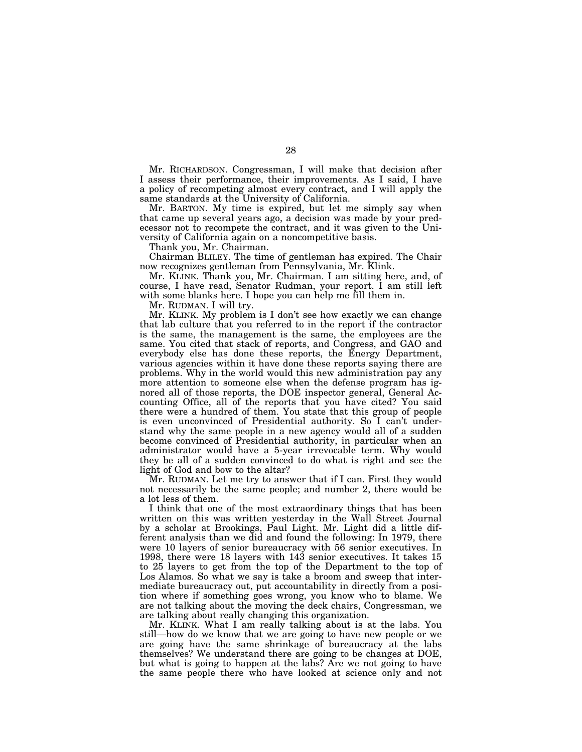Mr. RICHARDSON. Congressman, I will make that decision after I assess their performance, their improvements. As I said, I have a policy of recompeting almost every contract, and I will apply the same standards at the University of California.

Mr. BARTON. My time is expired, but let me simply say when that came up several years ago, a decision was made by your predecessor not to recompete the contract, and it was given to the University of California again on a noncompetitive basis.

Thank you, Mr. Chairman.

Chairman BLILEY. The time of gentleman has expired. The Chair now recognizes gentleman from Pennsylvania, Mr. Klink.

Mr. KLINK. Thank you, Mr. Chairman. I am sitting here, and, of course, I have read, Senator Rudman, your report. I am still left with some blanks here. I hope you can help me fill them in.

Mr. RUDMAN. I will try.

Mr. KLINK. My problem is I don't see how exactly we can change that lab culture that you referred to in the report if the contractor is the same, the management is the same, the employees are the same. You cited that stack of reports, and Congress, and GAO and everybody else has done these reports, the Energy Department, various agencies within it have done these reports saying there are problems. Why in the world would this new administration pay any more attention to someone else when the defense program has ignored all of those reports, the DOE inspector general, General Accounting Office, all of the reports that you have cited? You said there were a hundred of them. You state that this group of people is even unconvinced of Presidential authority. So I can't understand why the same people in a new agency would all of a sudden become convinced of Presidential authority, in particular when an administrator would have a 5-year irrevocable term. Why would they be all of a sudden convinced to do what is right and see the light of God and bow to the altar?

Mr. RUDMAN. Let me try to answer that if I can. First they would not necessarily be the same people; and number 2, there would be a lot less of them.

I think that one of the most extraordinary things that has been written on this was written yesterday in the Wall Street Journal by a scholar at Brookings, Paul Light. Mr. Light did a little different analysis than we did and found the following: In 1979, there were 10 layers of senior bureaucracy with 56 senior executives. In 1998, there were 18 layers with 143 senior executives. It takes 15 to 25 layers to get from the top of the Department to the top of Los Alamos. So what we say is take a broom and sweep that intermediate bureaucracy out, put accountability in directly from a position where if something goes wrong, you know who to blame. We are not talking about the moving the deck chairs, Congressman, we are talking about really changing this organization.

Mr. KLINK. What I am really talking about is at the labs. You still—how do we know that we are going to have new people or we are going have the same shrinkage of bureaucracy at the labs themselves? We understand there are going to be changes at DOE, but what is going to happen at the labs? Are we not going to have the same people there who have looked at science only and not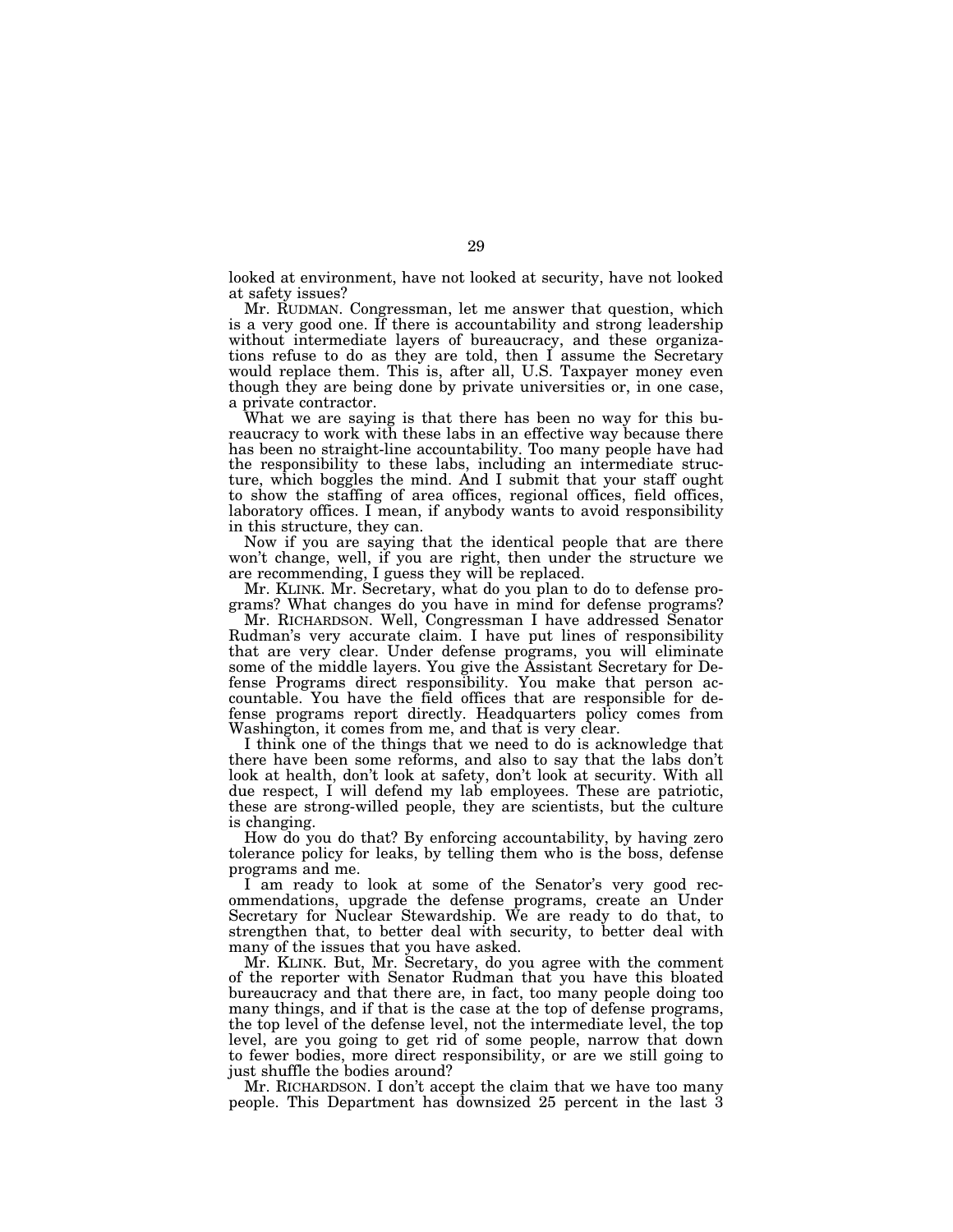looked at environment, have not looked at security, have not looked at safety issues?

Mr. RUDMAN. Congressman, let me answer that question, which is a very good one. If there is accountability and strong leadership without intermediate layers of bureaucracy, and these organizations refuse to do as they are told, then I assume the Secretary would replace them. This is, after all, U.S. Taxpayer money even though they are being done by private universities or, in one case, a private contractor.

What we are saying is that there has been no way for this bureaucracy to work with these labs in an effective way because there has been no straight-line accountability. Too many people have had the responsibility to these labs, including an intermediate structure, which boggles the mind. And I submit that your staff ought to show the staffing of area offices, regional offices, field offices, laboratory offices. I mean, if anybody wants to avoid responsibility in this structure, they can.

Now if you are saying that the identical people that are there won't change, well, if you are right, then under the structure we are recommending, I guess they will be replaced.

Mr. KLINK. Mr. Secretary, what do you plan to do to defense programs? What changes do you have in mind for defense programs?

Mr. RICHARDSON. Well, Congressman I have addressed Senator Rudman's very accurate claim. I have put lines of responsibility that are very clear. Under defense programs, you will eliminate some of the middle layers. You give the Assistant Secretary for Defense Programs direct responsibility. You make that person accountable. You have the field offices that are responsible for defense programs report directly. Headquarters policy comes from Washington, it comes from me, and that is very clear.

I think one of the things that we need to do is acknowledge that there have been some reforms, and also to say that the labs don't look at health, don't look at safety, don't look at security. With all due respect, I will defend my lab employees. These are patriotic, these are strong-willed people, they are scientists, but the culture is changing.

How do you do that? By enforcing accountability, by having zero tolerance policy for leaks, by telling them who is the boss, defense programs and me.

I am ready to look at some of the Senator's very good recommendations, upgrade the defense programs, create an Under Secretary for Nuclear Stewardship. We are ready to do that, to strengthen that, to better deal with security, to better deal with many of the issues that you have asked.

Mr. KLINK. But, Mr. Secretary, do you agree with the comment of the reporter with Senator Rudman that you have this bloated bureaucracy and that there are, in fact, too many people doing too many things, and if that is the case at the top of defense programs, the top level of the defense level, not the intermediate level, the top level, are you going to get rid of some people, narrow that down to fewer bodies, more direct responsibility, or are we still going to just shuffle the bodies around?

Mr. RICHARDSON. I don't accept the claim that we have too many people. This Department has downsized 25 percent in the last 3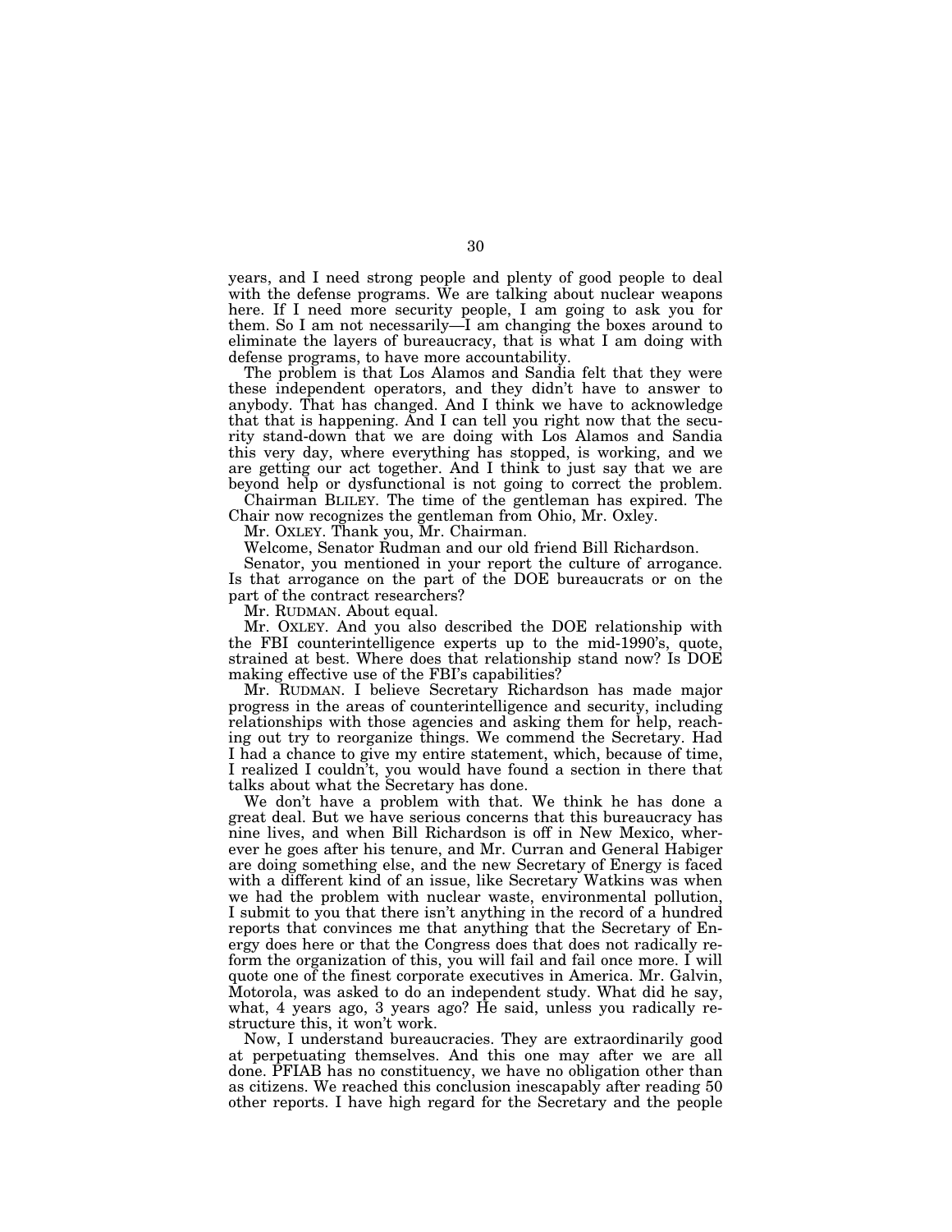years, and I need strong people and plenty of good people to deal with the defense programs. We are talking about nuclear weapons here. If I need more security people, I am going to ask you for them. So I am not necessarily—I am changing the boxes around to eliminate the layers of bureaucracy, that is what I am doing with defense programs, to have more accountability.

The problem is that Los Alamos and Sandia felt that they were these independent operators, and they didn't have to answer to anybody. That has changed. And I think we have to acknowledge that that is happening. And I can tell you right now that the security stand-down that we are doing with Los Alamos and Sandia this very day, where everything has stopped, is working, and we are getting our act together. And I think to just say that we are beyond help or dysfunctional is not going to correct the problem.

Chairman BLILEY. The time of the gentleman has expired. The Chair now recognizes the gentleman from Ohio, Mr. Oxley.

Mr. OXLEY. Thank you, Mr. Chairman.

Welcome, Senator Rudman and our old friend Bill Richardson.

Senator, you mentioned in your report the culture of arrogance. Is that arrogance on the part of the DOE bureaucrats or on the part of the contract researchers?

Mr. RUDMAN. About equal.

Mr. OXLEY. And you also described the DOE relationship with the FBI counterintelligence experts up to the mid-1990's, quote, strained at best. Where does that relationship stand now? Is DOE making effective use of the FBI's capabilities?

Mr. RUDMAN. I believe Secretary Richardson has made major progress in the areas of counterintelligence and security, including relationships with those agencies and asking them for help, reaching out try to reorganize things. We commend the Secretary. Had I had a chance to give my entire statement, which, because of time, I realized I couldn't, you would have found a section in there that talks about what the Secretary has done.

We don't have a problem with that. We think he has done a great deal. But we have serious concerns that this bureaucracy has nine lives, and when Bill Richardson is off in New Mexico, wherever he goes after his tenure, and Mr. Curran and General Habiger are doing something else, and the new Secretary of Energy is faced with a different kind of an issue, like Secretary Watkins was when we had the problem with nuclear waste, environmental pollution, I submit to you that there isn't anything in the record of a hundred reports that convinces me that anything that the Secretary of Energy does here or that the Congress does that does not radically reform the organization of this, you will fail and fail once more. I will quote one of the finest corporate executives in America. Mr. Galvin, Motorola, was asked to do an independent study. What did he say, what, 4 years ago, 3 years ago? He said, unless you radically restructure this, it won't work.

Now, I understand bureaucracies. They are extraordinarily good at perpetuating themselves. And this one may after we are all done. PFIAB has no constituency, we have no obligation other than as citizens. We reached this conclusion inescapably after reading 50 other reports. I have high regard for the Secretary and the people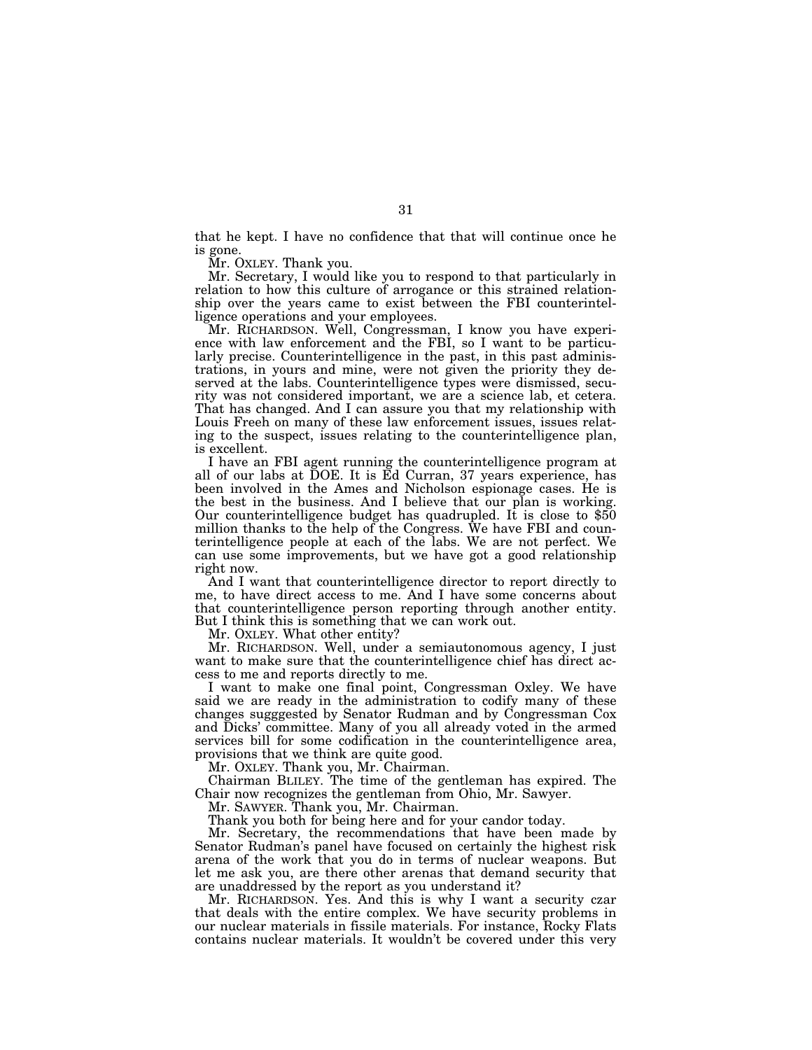that he kept. I have no confidence that that will continue once he is gone.

Mr. OXLEY. Thank you.

Mr. Secretary, I would like you to respond to that particularly in relation to how this culture of arrogance or this strained relationship over the years came to exist between the FBI counterintelligence operations and your employees.

Mr. RICHARDSON. Well, Congressman, I know you have experience with law enforcement and the FBI, so I want to be particularly precise. Counterintelligence in the past, in this past administrations, in yours and mine, were not given the priority they deserved at the labs. Counterintelligence types were dismissed, security was not considered important, we are a science lab, et cetera. That has changed. And I can assure you that my relationship with Louis Freeh on many of these law enforcement issues, issues relating to the suspect, issues relating to the counterintelligence plan, is excellent.

I have an FBI agent running the counterintelligence program at all of our labs at DOE. It is Ed Curran, 37 years experience, has been involved in the Ames and Nicholson espionage cases. He is the best in the business. And I believe that our plan is working. Our counterintelligence budget has quadrupled. It is close to $50 million thanks to the help of the Congress. We have FBI and counterintelligence people at each of the labs. We are not perfect. We can use some improvements, but we have got a good relationship right now.

And I want that counterintelligence director to report directly to me, to have direct access to me. And I have some concerns about that counterintelligence person reporting through another entity. But I think this is something that we can work out.

Mr. OXLEY. What other entity?

Mr. RICHARDSON. Well, under a semiautonomous agency, I just want to make sure that the counterintelligence chief has direct access to me and reports directly to me.

I want to make one final point, Congressman Oxley. We have said we are ready in the administration to codify many of these changes sugggested by Senator Rudman and by Congressman Cox and Dicks' committee. Many of you all already voted in the armed services bill for some codification in the counterintelligence area, provisions that we think are quite good.

Mr. OXLEY. Thank you, Mr. Chairman.

Chairman BLILEY. The time of the gentleman has expired. The Chair now recognizes the gentleman from Ohio, Mr. Sawyer.

Mr. SAWYER. Thank you, Mr. Chairman.

Thank you both for being here and for your candor today.

Mr. Secretary, the recommendations that have been made by Senator Rudman's panel have focused on certainly the highest risk arena of the work that you do in terms of nuclear weapons. But let me ask you, are there other arenas that demand security that are unaddressed by the report as you understand it?

Mr. RICHARDSON. Yes. And this is why I want a security czar that deals with the entire complex. We have security problems in our nuclear materials in fissile materials. For instance, Rocky Flats contains nuclear materials. It wouldn't be covered under this very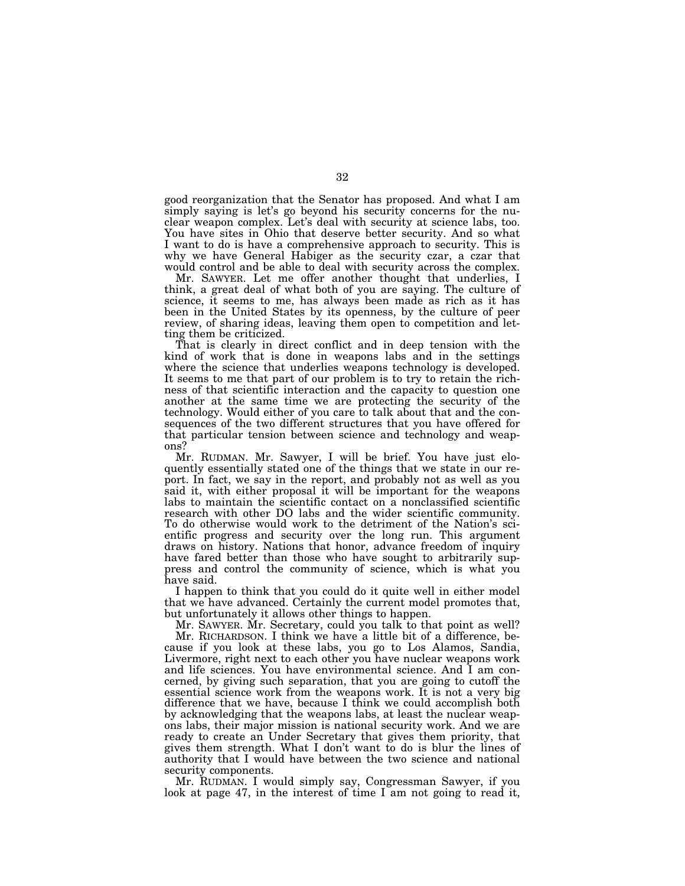good reorganization that the Senator has proposed. And what I am simply saying is let's go beyond his security concerns for the nuclear weapon complex. Let's deal with security at science labs, too. You have sites in Ohio that deserve better security. And so what I want to do is have a comprehensive approach to security. This is why we have General Habiger as the security czar, a czar that would control and be able to deal with security across the complex.

Mr. SAWYER. Let me offer another thought that underlies, I think, a great deal of what both of you are saying. The culture of science, it seems to me, has always been made as rich as it has been in the United States by its openness, by the culture of peer review, of sharing ideas, leaving them open to competition and letting them be criticized.

That is clearly in direct conflict and in deep tension with the kind of work that is done in weapons labs and in the settings where the science that underlies weapons technology is developed. It seems to me that part of our problem is to try to retain the richness of that scientific interaction and the capacity to question one another at the same time we are protecting the security of the technology. Would either of you care to talk about that and the consequences of the two different structures that you have offered for that particular tension between science and technology and weapons?

Mr. RUDMAN. Mr. Sawyer, I will be brief. You have just eloquently essentially stated one of the things that we state in our report. In fact, we say in the report, and probably not as well as you said it, with either proposal it will be important for the weapons labs to maintain the scientific contact on a nonclassified scientific research with other DO labs and the wider scientific community. To do otherwise would work to the detriment of the Nation's scientific progress and security over the long run. This argument draws on history. Nations that honor, advance freedom of inquiry have fared better than those who have sought to arbitrarily suppress and control the community of science, which is what you have said.

I happen to think that you could do it quite well in either model that we have advanced. Certainly the current model promotes that, but unfortunately it allows other things to happen.

Mr. SAWYER. Mr. Secretary, could you talk to that point as well?

Mr. RICHARDSON. I think we have a little bit of a difference, because if you look at these labs, you go to Los Alamos, Sandia, Livermore, right next to each other you have nuclear weapons work and life sciences. You have environmental science. And I am concerned, by giving such separation, that you are going to cutoff the essential science work from the weapons work. It is not a very big difference that we have, because I think we could accomplish both by acknowledging that the weapons labs, at least the nuclear weapons labs, their major mission is national security work. And we are ready to create an Under Secretary that gives them priority, that gives them strength. What I don't want to do is blur the lines of authority that I would have between the two science and national security components.

Mr. RUDMAN. I would simply say, Congressman Sawyer, if you look at page 47, in the interest of time I am not going to read it,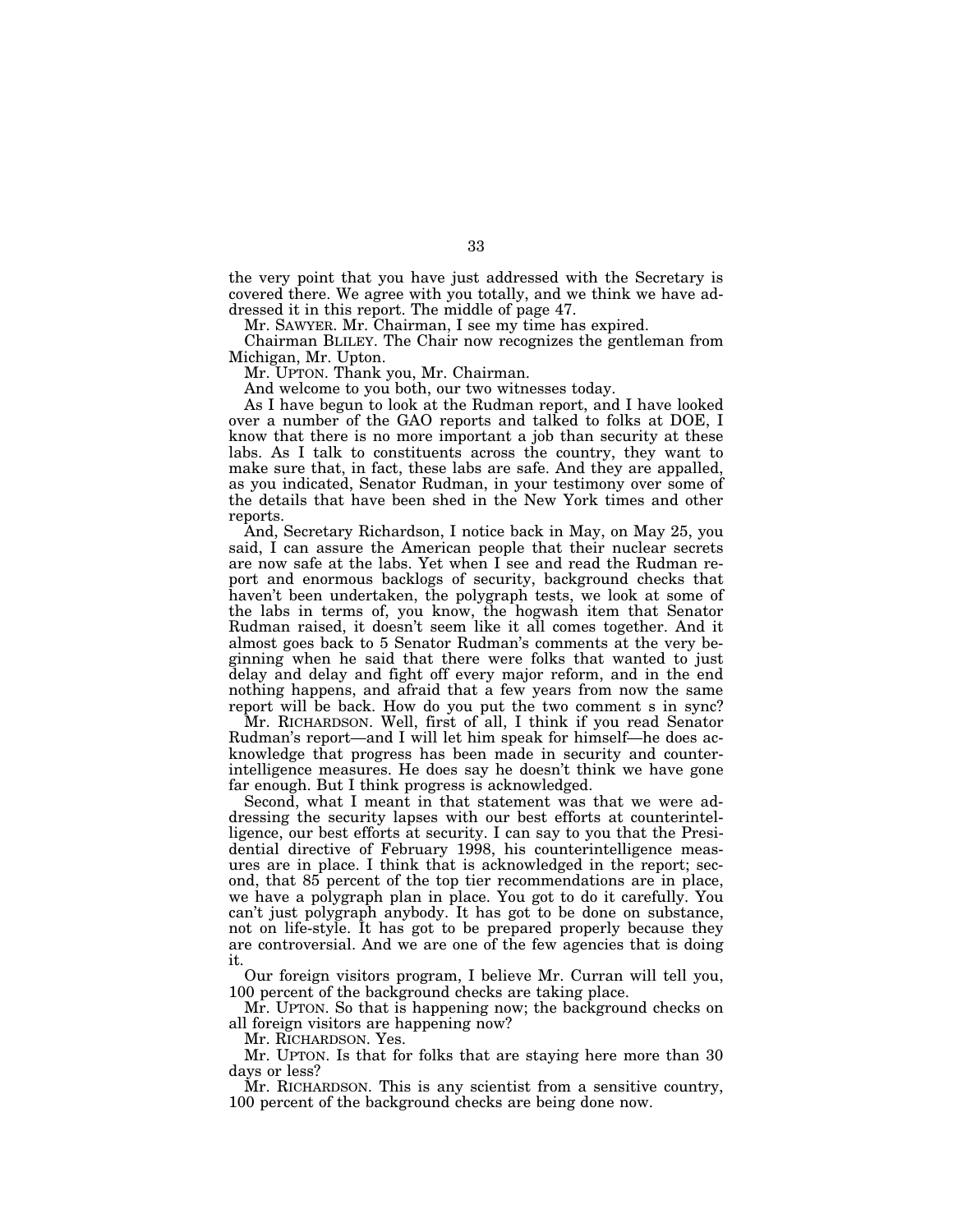the very point that you have just addressed with the Secretary is covered there. We agree with you totally, and we think we have addressed it in this report. The middle of page 47.

Mr. SAWYER. Mr. Chairman, I see my time has expired.

Chairman BLILEY. The Chair now recognizes the gentleman from Michigan, Mr. Upton.

Mr. UPTON. Thank you, Mr. Chairman.

And welcome to you both, our two witnesses today.

As I have begun to look at the Rudman report, and I have looked over a number of the GAO reports and talked to folks at DOE, I know that there is no more important a job than security at these labs. As I talk to constituents across the country, they want to make sure that, in fact, these labs are safe. And they are appalled, as you indicated, Senator Rudman, in your testimony over some of the details that have been shed in the New York times and other reports.

And, Secretary Richardson, I notice back in May, on May 25, you said, I can assure the American people that their nuclear secrets are now safe at the labs. Yet when I see and read the Rudman report and enormous backlogs of security, background checks that haven't been undertaken, the polygraph tests, we look at some of the labs in terms of, you know, the hogwash item that Senator Rudman raised, it doesn't seem like it all comes together. And it almost goes back to 5 Senator Rudman's comments at the very beginning when he said that there were folks that wanted to just delay and delay and fight off every major reform, and in the end nothing happens, and afraid that a few years from now the same report will be back. How do you put the two comment s in sync?

Mr. RICHARDSON. Well, first of all, I think if you read Senator Rudman's report—and I will let him speak for himself—he does acknowledge that progress has been made in security and counterintelligence measures. He does say he doesn't think we have gone far enough. But I think progress is acknowledged.

Second, what I meant in that statement was that we were addressing the security lapses with our best efforts at counterintelligence, our best efforts at security. I can say to you that the Presidential directive of February 1998, his counterintelligence measures are in place. I think that is acknowledged in the report; second, that 85 percent of the top tier recommendations are in place, we have a polygraph plan in place. You got to do it carefully. You can't just polygraph anybody. It has got to be done on substance, not on life-style. It has got to be prepared properly because they are controversial. And we are one of the few agencies that is doing it.

Our foreign visitors program, I believe Mr. Curran will tell you, 100 percent of the background checks are taking place.

Mr. UPTON. So that is happening now; the background checks on all foreign visitors are happening now?

Mr. RICHARDSON. Yes.

Mr. UPTON. Is that for folks that are staying here more than 30 days or less?

Mr. RICHARDSON. This is any scientist from a sensitive country, 100 percent of the background checks are being done now.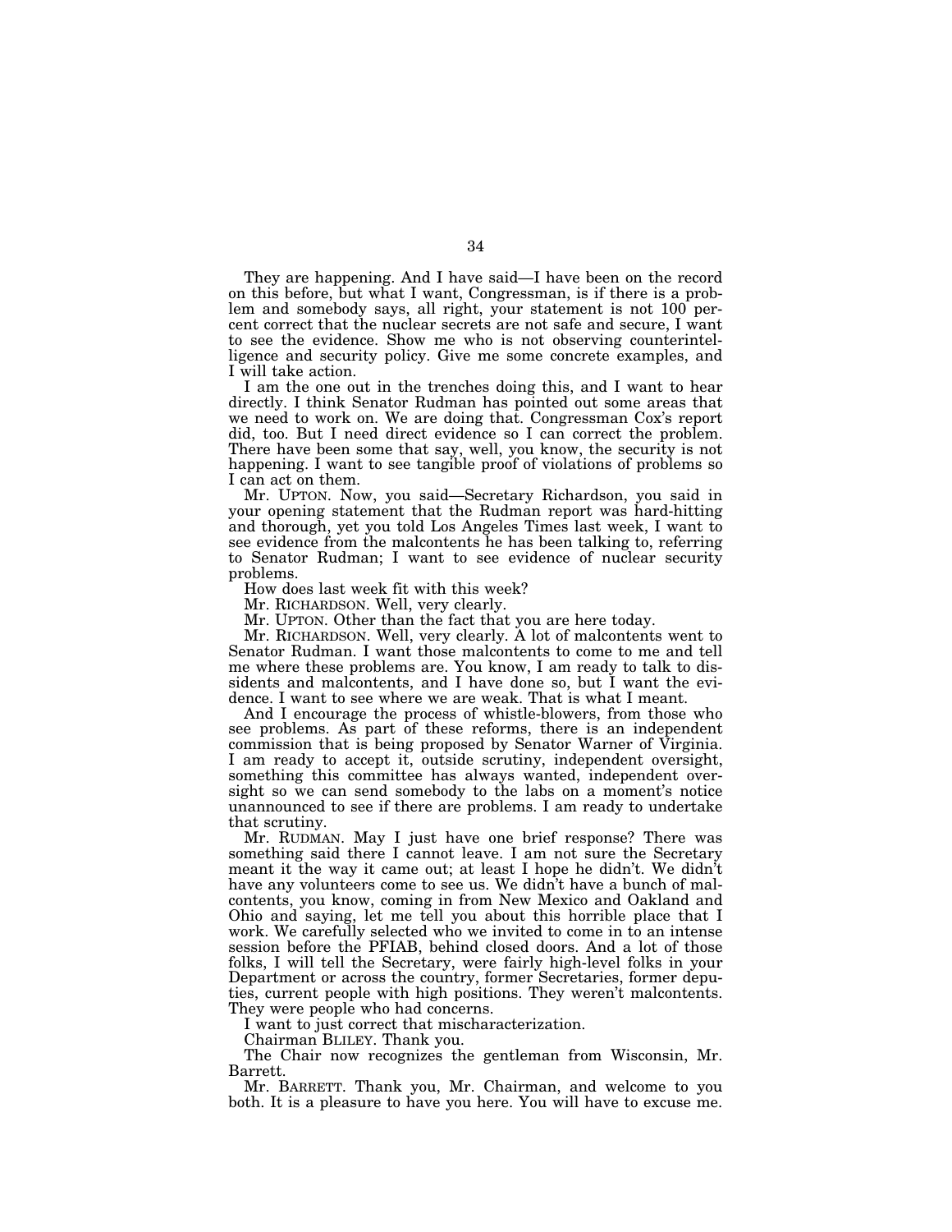They are happening. And I have said—I have been on the record on this before, but what I want, Congressman, is if there is a problem and somebody says, all right, your statement is not 100 percent correct that the nuclear secrets are not safe and secure, I want to see the evidence. Show me who is not observing counterintelligence and security policy. Give me some concrete examples, and I will take action.

I am the one out in the trenches doing this, and I want to hear directly. I think Senator Rudman has pointed out some areas that we need to work on. We are doing that. Congressman Cox's report did, too. But I need direct evidence so I can correct the problem. There have been some that say, well, you know, the security is not happening. I want to see tangible proof of violations of problems so I can act on them.

Mr. UPTON. Now, you said—Secretary Richardson, you said in your opening statement that the Rudman report was hard-hitting and thorough, yet you told Los Angeles Times last week, I want to see evidence from the malcontents he has been talking to, referring to Senator Rudman; I want to see evidence of nuclear security problems.

How does last week fit with this week?

Mr. RICHARDSON. Well, very clearly.

Mr. UPTON. Other than the fact that you are here today.

Mr. RICHARDSON. Well, very clearly. A lot of malcontents went to Senator Rudman. I want those malcontents to come to me and tell me where these problems are. You know, I am ready to talk to dissidents and malcontents, and I have done so, but I want the evidence. I want to see where we are weak. That is what I meant.

And I encourage the process of whistle-blowers, from those who see problems. As part of these reforms, there is an independent commission that is being proposed by Senator Warner of Virginia. I am ready to accept it, outside scrutiny, independent oversight, something this committee has always wanted, independent oversight so we can send somebody to the labs on a moment's notice unannounced to see if there are problems. I am ready to undertake that scrutiny.

Mr. RUDMAN. May I just have one brief response? There was something said there I cannot leave. I am not sure the Secretary meant it the way it came out; at least I hope he didn't. We didn't have any volunteers come to see us. We didn't have a bunch of malcontents, you know, coming in from New Mexico and Oakland and Ohio and saying, let me tell you about this horrible place that I work. We carefully selected who we invited to come in to an intense session before the PFIAB, behind closed doors. And a lot of those folks, I will tell the Secretary, were fairly high-level folks in your Department or across the country, former Secretaries, former deputies, current people with high positions. They weren't malcontents. They were people who had concerns.

I want to just correct that mischaracterization.

Chairman BLILEY. Thank you.

The Chair now recognizes the gentleman from Wisconsin, Mr. Barrett.

Mr. BARRETT. Thank you, Mr. Chairman, and welcome to you both. It is a pleasure to have you here. You will have to excuse me.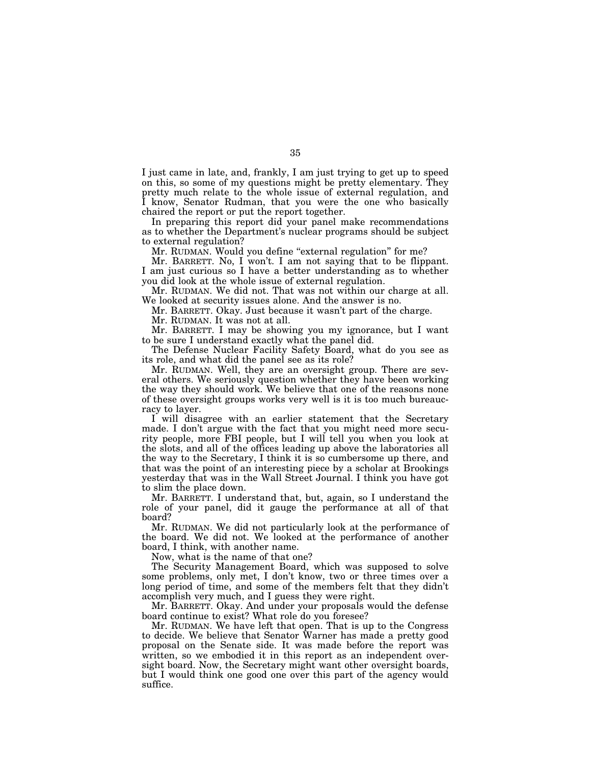I just came in late, and, frankly, I am just trying to get up to speed on this, so some of my questions might be pretty elementary. They pretty much relate to the whole issue of external regulation, and I know, Senator Rudman, that you were the one who basically chaired the report or put the report together.

In preparing this report did your panel make recommendations as to whether the Department's nuclear programs should be subject to external regulation?

Mr. RUDMAN. Would you define "external regulation" for me?

Mr. BARRETT. No, I won't. I am not saying that to be flippant. I am just curious so I have a better understanding as to whether you did look at the whole issue of external regulation.

Mr. RUDMAN. We did not. That was not within our charge at all. We looked at security issues alone. And the answer is no.

Mr. BARRETT. Okay. Just because it wasn't part of the charge.

Mr. RUDMAN. It was not at all.

Mr. BARRETT. I may be showing you my ignorance, but I want to be sure I understand exactly what the panel did.

The Defense Nuclear Facility Safety Board, what do you see as its role, and what did the panel see as its role?

Mr. RUDMAN. Well, they are an oversight group. There are several others. We seriously question whether they have been working the way they should work. We believe that one of the reasons none of these oversight groups works very well is it is too much bureaucracy to layer.

I will disagree with an earlier statement that the Secretary made. I don't argue with the fact that you might need more security people, more FBI people, but I will tell you when you look at the slots, and all of the offices leading up above the laboratories all the way to the Secretary, I think it is so cumbersome up there, and that was the point of an interesting piece by a scholar at Brookings yesterday that was in the Wall Street Journal. I think you have got to slim the place down.

Mr. BARRETT. I understand that, but, again, so I understand the role of your panel, did it gauge the performance at all of that board?

Mr. RUDMAN. We did not particularly look at the performance of the board. We did not. We looked at the performance of another board, I think, with another name.

Now, what is the name of that one?

The Security Management Board, which was supposed to solve some problems, only met, I don't know, two or three times over a long period of time, and some of the members felt that they didn't accomplish very much, and I guess they were right.

Mr. BARRETT. Okay. And under your proposals would the defense board continue to exist? What role do you foresee?

Mr. RUDMAN. We have left that open. That is up to the Congress to decide. We believe that Senator Warner has made a pretty good proposal on the Senate side. It was made before the report was written, so we embodied it in this report as an independent oversight board. Now, the Secretary might want other oversight boards, but I would think one good one over this part of the agency would suffice.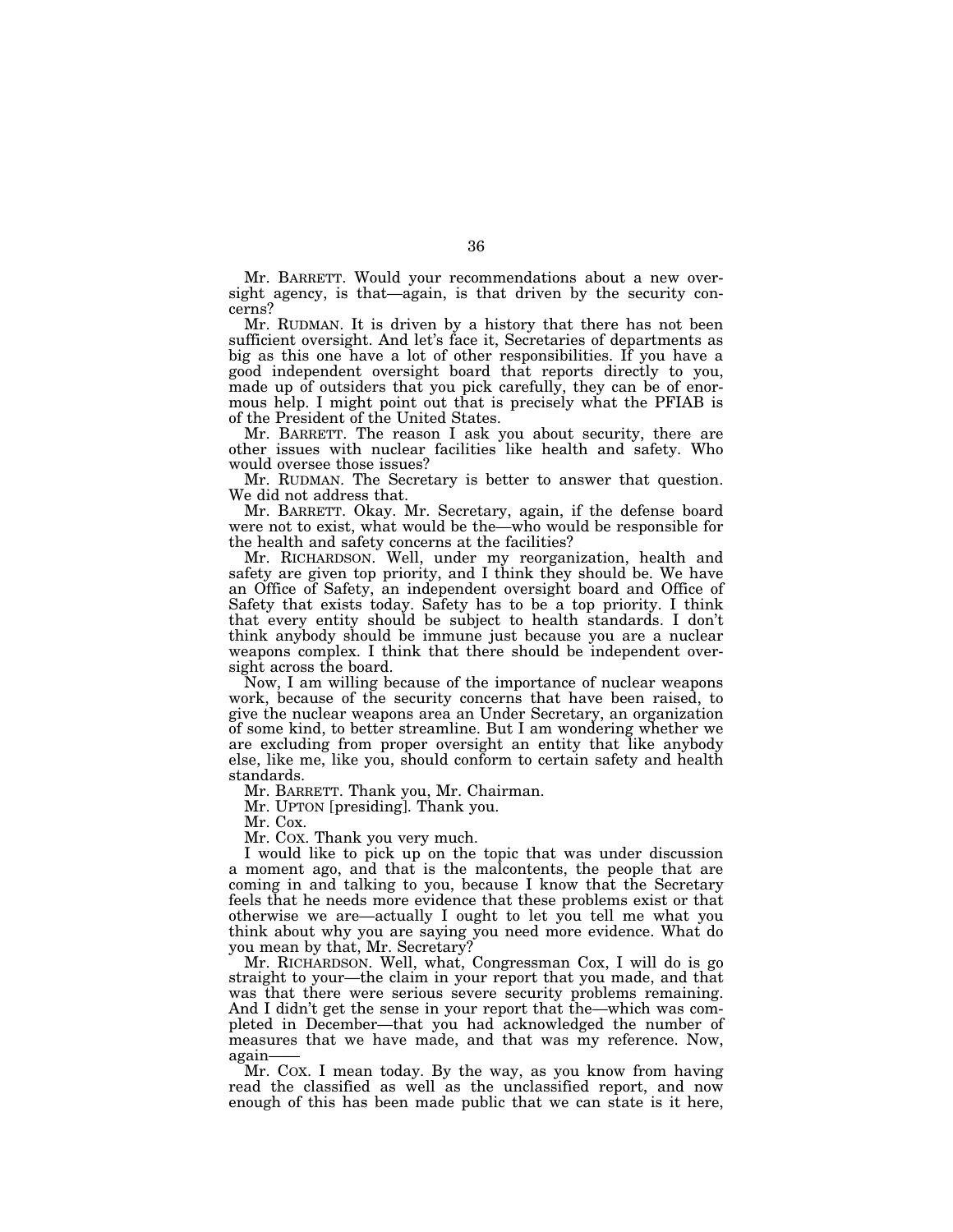Mr. BARRETT. Would your recommendations about a new oversight agency, is that—again, is that driven by the security concerns?

Mr. RUDMAN. It is driven by a history that there has not been sufficient oversight. And let's face it, Secretaries of departments as big as this one have a lot of other responsibilities. If you have a good independent oversight board that reports directly to you, made up of outsiders that you pick carefully, they can be of enormous help. I might point out that is precisely what the PFIAB is of the President of the United States.

Mr. BARRETT. The reason I ask you about security, there are other issues with nuclear facilities like health and safety. Who would oversee those issues?

Mr. RUDMAN. The Secretary is better to answer that question. We did not address that.

Mr. BARRETT. Okay. Mr. Secretary, again, if the defense board were not to exist, what would be the—who would be responsible for the health and safety concerns at the facilities?

Mr. RICHARDSON. Well, under my reorganization, health and safety are given top priority, and I think they should be. We have an Office of Safety, an independent oversight board and Office of Safety that exists today. Safety has to be a top priority. I think that every entity should be subject to health standards. I don't think anybody should be immune just because you are a nuclear weapons complex. I think that there should be independent oversight across the board.

Now, I am willing because of the importance of nuclear weapons work, because of the security concerns that have been raised, to give the nuclear weapons area an Under Secretary, an organization of some kind, to better streamline. But I am wondering whether we are excluding from proper oversight an entity that like anybody else, like me, like you, should conform to certain safety and health standards.

Mr. BARRETT. Thank you, Mr. Chairman.

Mr. UPTON [presiding]. Thank you.

Mr. Cox.

Mr. COX. Thank you very much.

I would like to pick up on the topic that was under discussion a moment ago, and that is the malcontents, the people that are coming in and talking to you, because I know that the Secretary feels that he needs more evidence that these problems exist or that otherwise we are—actually I ought to let you tell me what you think about why you are saying you need more evidence. What do you mean by that, Mr. Secretary?

Mr. RICHARDSON. Well, what, Congressman Cox, I will do is go straight to your—the claim in your report that you made, and that was that there were serious severe security problems remaining. And I didn't get the sense in your report that the—which was completed in December—that you had acknowledged the number of measures that we have made, and that was my reference. Now, again——

Mr. COX. I mean today. By the way, as you know from having read the classified as well as the unclassified report, and now enough of this has been made public that we can state is it here,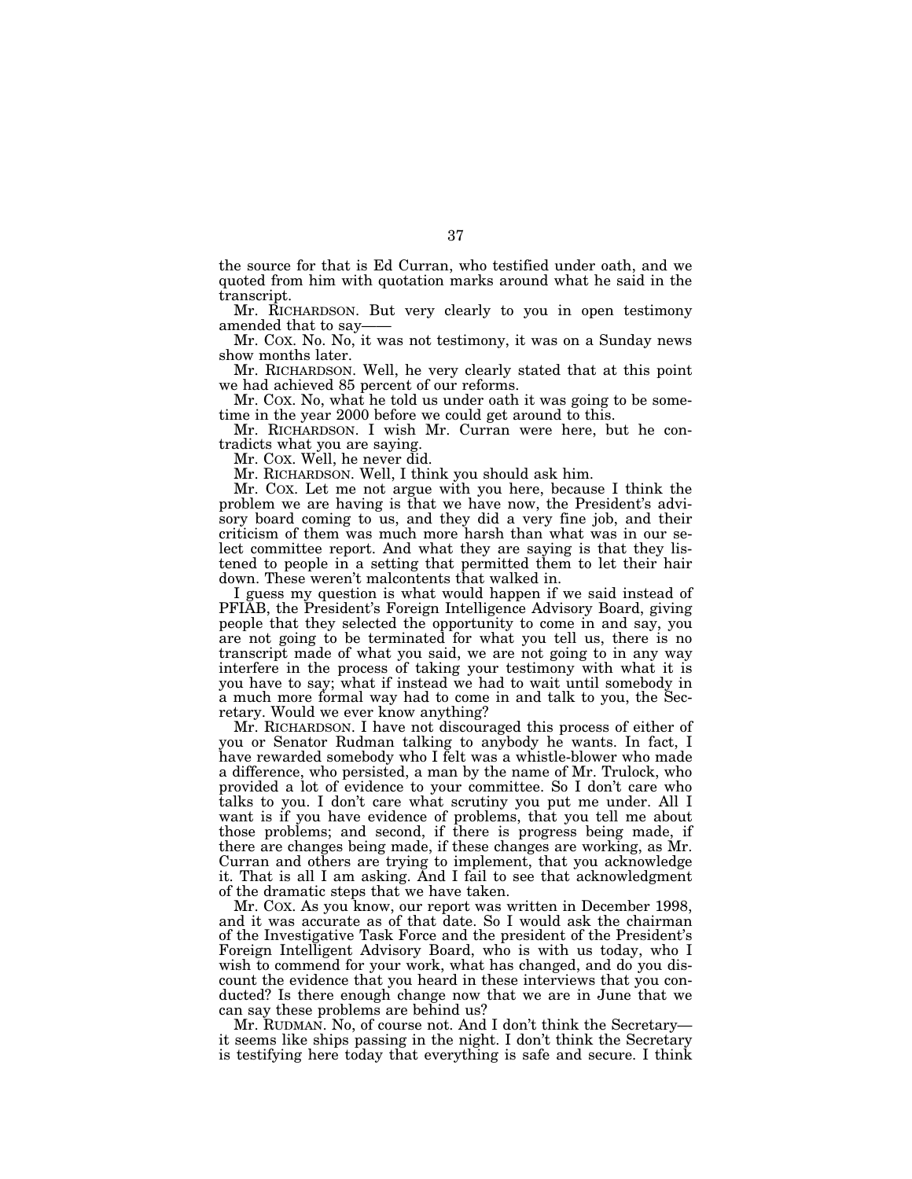the source for that is Ed Curran, who testified under oath, and we quoted from him with quotation marks around what he said in the transcript.

Mr. RICHARDSON. But very clearly to you in open testimony amended that to say——

Mr. COX. No. No, it was not testimony, it was on a Sunday news show months later.

Mr. RICHARDSON. Well, he very clearly stated that at this point we had achieved 85 percent of our reforms.

Mr. COX. No, what he told us under oath it was going to be sometime in the year 2000 before we could get around to this.

Mr. RICHARDSON. I wish Mr. Curran were here, but he contradicts what you are saying.

Mr. COX. Well, he never did.

Mr. RICHARDSON. Well, I think you should ask him.

Mr. COX. Let me not argue with you here, because I think the problem we are having is that we have now, the President's advisory board coming to us, and they did a very fine job, and their criticism of them was much more harsh than what was in our select committee report. And what they are saying is that they listened to people in a setting that permitted them to let their hair down. These weren't malcontents that walked in.

I guess my question is what would happen if we said instead of PFIAB, the President's Foreign Intelligence Advisory Board, giving people that they selected the opportunity to come in and say, you are not going to be terminated for what you tell us, there is no transcript made of what you said, we are not going to in any way interfere in the process of taking your testimony with what it is you have to say; what if instead we had to wait until somebody in a much more formal way had to come in and talk to you, the Secretary. Would we ever know anything?

Mr. RICHARDSON. I have not discouraged this process of either of you or Senator Rudman talking to anybody he wants. In fact, I have rewarded somebody who I felt was a whistle-blower who made a difference, who persisted, a man by the name of Mr. Trulock, who provided a lot of evidence to your committee. So I don't care who talks to you. I don't care what scrutiny you put me under. All I want is if you have evidence of problems, that you tell me about those problems; and second, if there is progress being made, if there are changes being made, if these changes are working, as Mr. Curran and others are trying to implement, that you acknowledge it. That is all I am asking. And I fail to see that acknowledgment of the dramatic steps that we have taken.

Mr. COX. As you know, our report was written in December 1998, and it was accurate as of that date. So I would ask the chairman of the Investigative Task Force and the president of the President's Foreign Intelligent Advisory Board, who is with us today, who I wish to commend for your work, what has changed, and do you discount the evidence that you heard in these interviews that you conducted? Is there enough change now that we are in June that we can say these problems are behind us?

Mr. RUDMAN. No, of course not. And I don't think the Secretary— it seems like ships passing in the night. I don't think the Secretary is testifying here today that everything is safe and secure. I think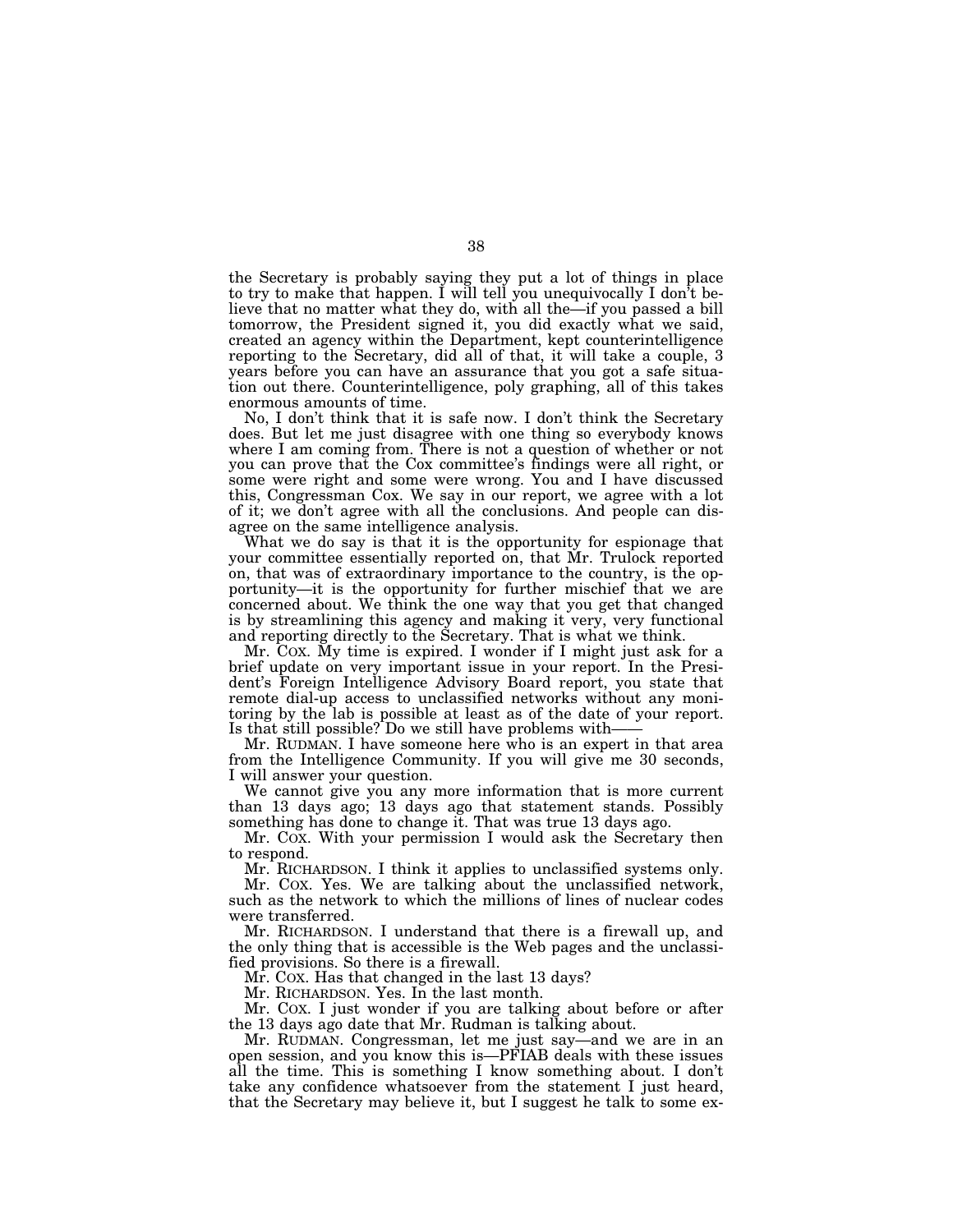the Secretary is probably saying they put a lot of things in place to try to make that happen. I will tell you unequivocally I don't believe that no matter what they do, with all the—if you passed a bill tomorrow, the President signed it, you did exactly what we said, created an agency within the Department, kept counterintelligence reporting to the Secretary, did all of that, it will take a couple, 3 years before you can have an assurance that you got a safe situation out there. Counterintelligence, poly graphing, all of this takes enormous amounts of time.

No, I don't think that it is safe now. I don't think the Secretary does. But let me just disagree with one thing so everybody knows where I am coming from. There is not a question of whether or not you can prove that the Cox committee's findings were all right, or some were right and some were wrong. You and I have discussed this, Congressman Cox. We say in our report, we agree with a lot of it; we don't agree with all the conclusions. And people can disagree on the same intelligence analysis.

What we do say is that it is the opportunity for espionage that your committee essentially reported on, that Mr. Trulock reported on, that was of extraordinary importance to the country, is the opportunity—it is the opportunity for further mischief that we are concerned about. We think the one way that you get that changed is by streamlining this agency and making it very, very functional and reporting directly to the Secretary. That is what we think.

Mr. COX. My time is expired. I wonder if I might just ask for a brief update on very important issue in your report. In the President's Foreign Intelligence Advisory Board report, you state that remote dial-up access to unclassified networks without any monitoring by the lab is possible at least as of the date of your report. Is that still possible? Do we still have problems with——

Mr. RUDMAN. I have someone here who is an expert in that area from the Intelligence Community. If you will give me 30 seconds, I will answer your question.

We cannot give you any more information that is more current than 13 days ago; 13 days ago that statement stands. Possibly something has done to change it. That was true 13 days ago.

Mr. COX. With your permission I would ask the Secretary then to respond.

Mr. RICHARDSON. I think it applies to unclassified systems only.

Mr. COX. Yes. We are talking about the unclassified network, such as the network to which the millions of lines of nuclear codes were transferred.

Mr. RICHARDSON. I understand that there is a firewall up, and the only thing that is accessible is the Web pages and the unclassified provisions. So there is a firewall.

Mr. COX. Has that changed in the last 13 days?

Mr. RICHARDSON. Yes. In the last month.

Mr. COX. I just wonder if you are talking about before or after the 13 days ago date that Mr. Rudman is talking about.

Mr. RUDMAN. Congressman, let me just say—and we are in an open session, and you know this is—PFIAB deals with these issues all the time. This is something I know something about. I don't take any confidence whatsoever from the statement I just heard, that the Secretary may believe it, but I suggest he talk to some ex-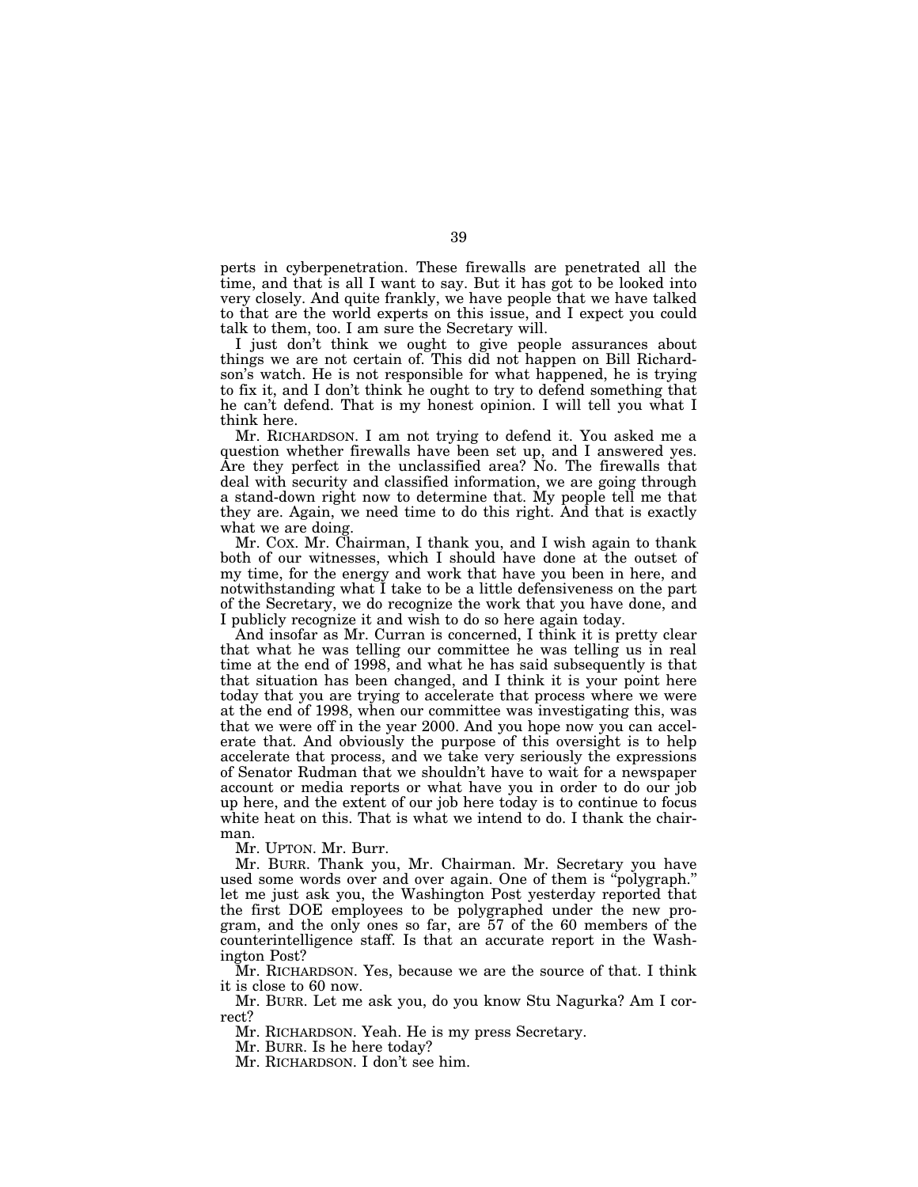perts in cyberpenetration. These firewalls are penetrated all the time, and that is all I want to say. But it has got to be looked into very closely. And quite frankly, we have people that we have talked to that are the world experts on this issue, and I expect you could talk to them, too. I am sure the Secretary will.

I just don't think we ought to give people assurances about things we are not certain of. This did not happen on Bill Richardson's watch. He is not responsible for what happened, he is trying to fix it, and I don't think he ought to try to defend something that he can't defend. That is my honest opinion. I will tell you what I think here.

Mr. RICHARDSON. I am not trying to defend it. You asked me a question whether firewalls have been set up, and I answered yes. Are they perfect in the unclassified area? No. The firewalls that deal with security and classified information, we are going through a stand-down right now to determine that. My people tell me that they are. Again, we need time to do this right. And that is exactly what we are doing.

Mr. COX. Mr. Chairman, I thank you, and I wish again to thank both of our witnesses, which I should have done at the outset of my time, for the energy and work that have you been in here, and notwithstanding what I take to be a little defensiveness on the part of the Secretary, we do recognize the work that you have done, and I publicly recognize it and wish to do so here again today.

And insofar as Mr. Curran is concerned, I think it is pretty clear that what he was telling our committee he was telling us in real time at the end of 1998, and what he has said subsequently is that that situation has been changed, and I think it is your point here today that you are trying to accelerate that process where we were at the end of 1998, when our committee was investigating this, was that we were off in the year 2000. And you hope now you can accelerate that. And obviously the purpose of this oversight is to help accelerate that process, and we take very seriously the expressions of Senator Rudman that we shouldn't have to wait for a newspaper account or media reports or what have you in order to do our job up here, and the extent of our job here today is to continue to focus white heat on this. That is what we intend to do. I thank the chairman.

Mr. UPTON. Mr. Burr.

Mr. BURR. Thank you, Mr. Chairman. Mr. Secretary you have used some words over and over again. One of them is "polygraph." let me just ask you, the Washington Post yesterday reported that the first DOE employees to be polygraphed under the new program, and the only ones so far, are 57 of the 60 members of the counterintelligence staff. Is that an accurate report in the Washington Post?

Mr. RICHARDSON. Yes, because we are the source of that. I think it is close to 60 now.

Mr. BURR. Let me ask you, do you know Stu Nagurka? Am I correct?

Mr. RICHARDSON. Yeah. He is my press Secretary.

Mr. BURR. Is he here today?

Mr. RICHARDSON. I don't see him.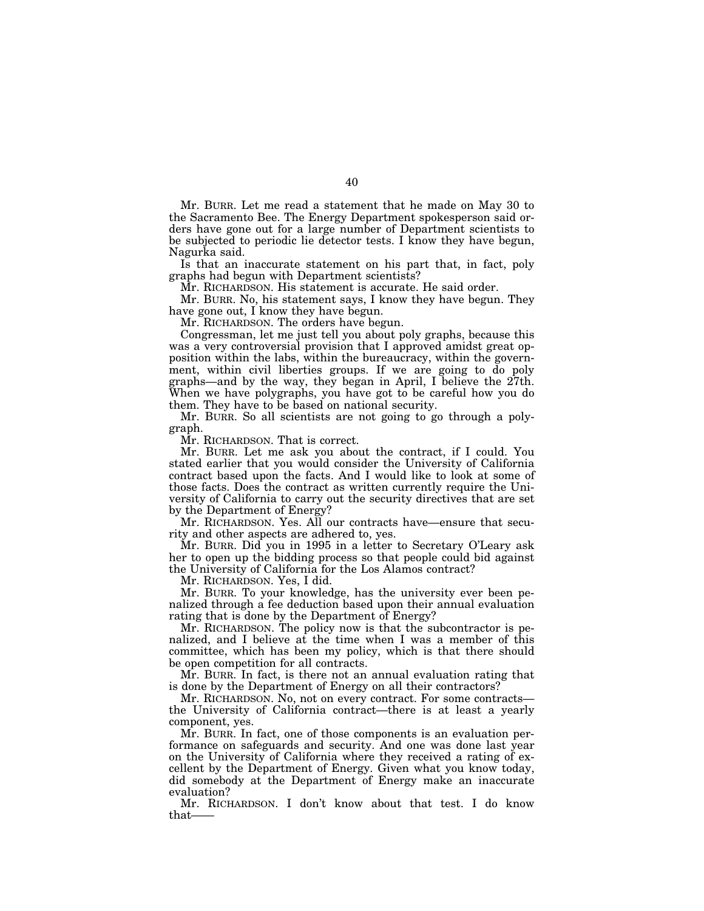Mr. BURR. Let me read a statement that he made on May 30 to the Sacramento Bee. The Energy Department spokesperson said orders have gone out for a large number of Department scientists to be subjected to periodic lie detector tests. I know they have begun, Nagurka said.

Is that an inaccurate statement on his part that, in fact, poly graphs had begun with Department scientists?

Mr. RICHARDSON. His statement is accurate. He said order.

Mr. BURR. No, his statement says, I know they have begun. They have gone out, I know they have begun.

Mr. RICHARDSON. The orders have begun.

Congressman, let me just tell you about poly graphs, because this was a very controversial provision that I approved amidst great opposition within the labs, within the bureaucracy, within the government, within civil liberties groups. If we are going to do poly graphs—and by the way, they began in April, I believe the 27th. When we have polygraphs, you have got to be careful how you do them. They have to be based on national security.

Mr. BURR. So all scientists are not going to go through a polygraph.

Mr. RICHARDSON. That is correct.

Mr. BURR. Let me ask you about the contract, if I could. You stated earlier that you would consider the University of California contract based upon the facts. And I would like to look at some of those facts. Does the contract as written currently require the University of California to carry out the security directives that are set by the Department of Energy?

Mr. RICHARDSON. Yes. All our contracts have—ensure that security and other aspects are adhered to, yes.

Mr. BURR. Did you in 1995 in a letter to Secretary O'Leary ask her to open up the bidding process so that people could bid against the University of California for the Los Alamos contract?

Mr. RICHARDSON. Yes, I did.

Mr. BURR. To your knowledge, has the university ever been penalized through a fee deduction based upon their annual evaluation rating that is done by the Department of Energy?

Mr. RICHARDSON. The policy now is that the subcontractor is penalized, and I believe at the time when I was a member of this committee, which has been my policy, which is that there should be open competition for all contracts.

Mr. BURR. In fact, is there not an annual evaluation rating that is done by the Department of Energy on all their contractors?

Mr. RICHARDSON. No, not on every contract. For some contracts—the University of California contract—there is at least a yearly component, yes.

Mr. BURR. In fact, one of those components is an evaluation performance on safeguards and security. And one was done last year on the University of California where they received a rating of excellent by the Department of Energy. Given what you know today, did somebody at the Department of Energy make an inaccurate evaluation?

Mr. RICHARDSON. I don't know about that test. I do know that——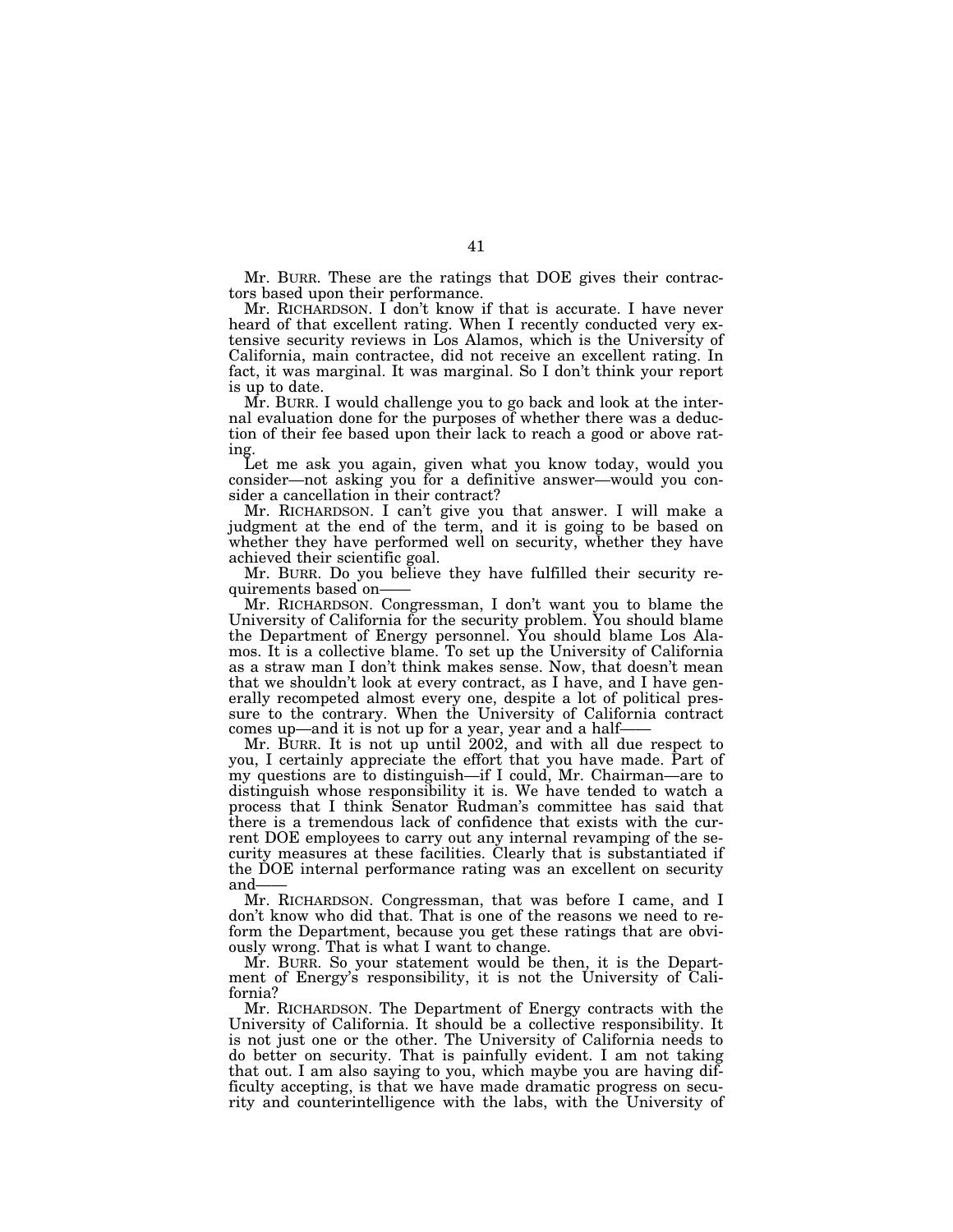Mr. BURR. These are the ratings that DOE gives their contractors based upon their performance.

Mr. RICHARDSON. I don't know if that is accurate. I have never heard of that excellent rating. When I recently conducted very extensive security reviews in Los Alamos, which is the University of California, main contractee, did not receive an excellent rating. In fact, it was marginal. It was marginal. So I don't think your report is up to date.

Mr. BURR. I would challenge you to go back and look at the internal evaluation done for the purposes of whether there was a deduction of their fee based upon their lack to reach a good or above rating.

Let me ask you again, given what you know today, would you consider—not asking you for a definitive answer—would you consider a cancellation in their contract?

Mr. RICHARDSON. I can't give you that answer. I will make a judgment at the end of the term, and it is going to be based on whether they have performed well on security, whether they have achieved their scientific goal.

Mr. BURR. Do you believe they have fulfilled their security requirements based on——

Mr. RICHARDSON. Congressman, I don't want you to blame the University of California for the security problem. You should blame the Department of Energy personnel. You should blame Los Alamos. It is a collective blame. To set up the University of California as a straw man I don't think makes sense. Now, that doesn't mean that we shouldn't look at every contract, as I have, and I have generally recompeted almost every one, despite a lot of political pressure to the contrary. When the University of California contract comes up—and it is not up for a year, year and a half——

Mr. BURR. It is not up until 2002, and with all due respect to you, I certainly appreciate the effort that you have made. Part of my questions are to distinguish—if I could, Mr. Chairman—are to distinguish whose responsibility it is. We have tended to watch a process that I think Senator Rudman's committee has said that there is a tremendous lack of confidence that exists with the current DOE employees to carry out any internal revamping of the security measures at these facilities. Clearly that is substantiated if the DOE internal performance rating was an excellent on security and——

Mr. RICHARDSON. Congressman, that was before I came, and I don't know who did that. That is one of the reasons we need to reform the Department, because you get these ratings that are obviously wrong. That is what I want to change.

Mr. BURR. So your statement would be then, it is the Department of Energy's responsibility, it is not the University of California?

Mr. RICHARDSON. The Department of Energy contracts with the University of California. It should be a collective responsibility. It is not just one or the other. The University of California needs to do better on security. That is painfully evident. I am not taking that out. I am also saying to you, which maybe you are having difficulty accepting, is that we have made dramatic progress on security and counterintelligence with the labs, with the University of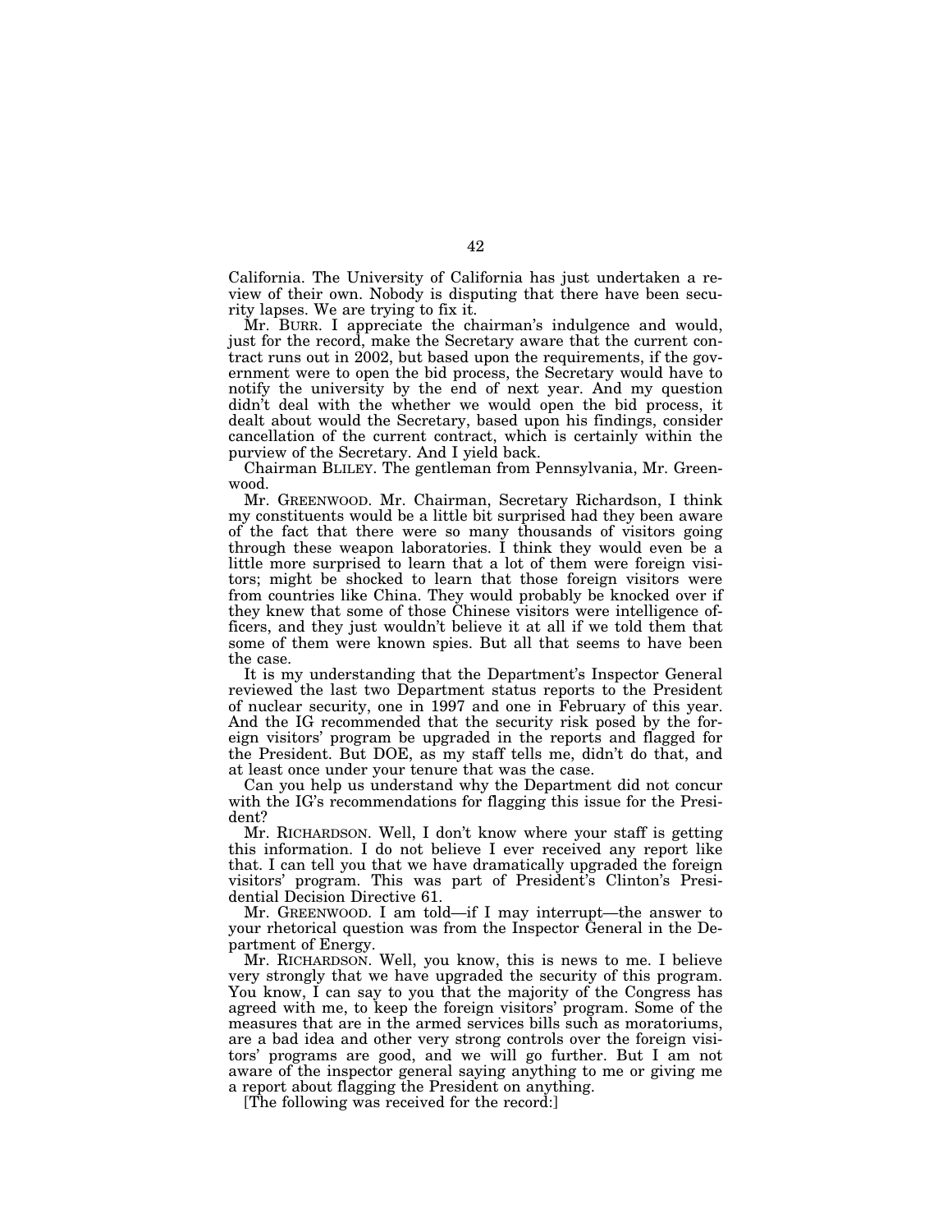California. The University of California has just undertaken a review of their own. Nobody is disputing that there have been security lapses. We are trying to fix it.

Mr. BURR. I appreciate the chairman's indulgence and would, just for the record, make the Secretary aware that the current contract runs out in 2002, but based upon the requirements, if the government were to open the bid process, the Secretary would have to notify the university by the end of next year. And my question didn't deal with the whether we would open the bid process, it dealt about would the Secretary, based upon his findings, consider cancellation of the current contract, which is certainly within the purview of the Secretary. And I yield back.

Chairman BLILEY. The gentleman from Pennsylvania, Mr. Greenwood.

Mr. GREENWOOD. Mr. Chairman, Secretary Richardson, I think my constituents would be a little bit surprised had they been aware of the fact that there were so many thousands of visitors going through these weapon laboratories. I think they would even be a little more surprised to learn that a lot of them were foreign visitors; might be shocked to learn that those foreign visitors were from countries like China. They would probably be knocked over if they knew that some of those Chinese visitors were intelligence officers, and they just wouldn't believe it at all if we told them that some of them were known spies. But all that seems to have been the case.

It is my understanding that the Department's Inspector General reviewed the last two Department status reports to the President of nuclear security, one in 1997 and one in February of this year. And the IG recommended that the security risk posed by the foreign visitors' program be upgraded in the reports and flagged for the President. But DOE, as my staff tells me, didn't do that, and at least once under your tenure that was the case.

Can you help us understand why the Department did not concur with the IG's recommendations for flagging this issue for the President?

Mr. RICHARDSON. Well, I don't know where your staff is getting this information. I do not believe I ever received any report like that. I can tell you that we have dramatically upgraded the foreign visitors' program. This was part of President's Clinton's Presidential Decision Directive 61.

Mr. GREENWOOD. I am told—if I may interrupt—the answer to your rhetorical question was from the Inspector General in the Department of Energy.

Mr. RICHARDSON. Well, you know, this is news to me. I believe very strongly that we have upgraded the security of this program. You know, I can say to you that the majority of the Congress has agreed with me, to keep the foreign visitors' program. Some of the measures that are in the armed services bills such as moratoriums, are a bad idea and other very strong controls over the foreign visitors' programs are good, and we will go further. But I am not aware of the inspector general saying anything to me or giving me a report about flagging the President on anything.

[The following was received for the record:]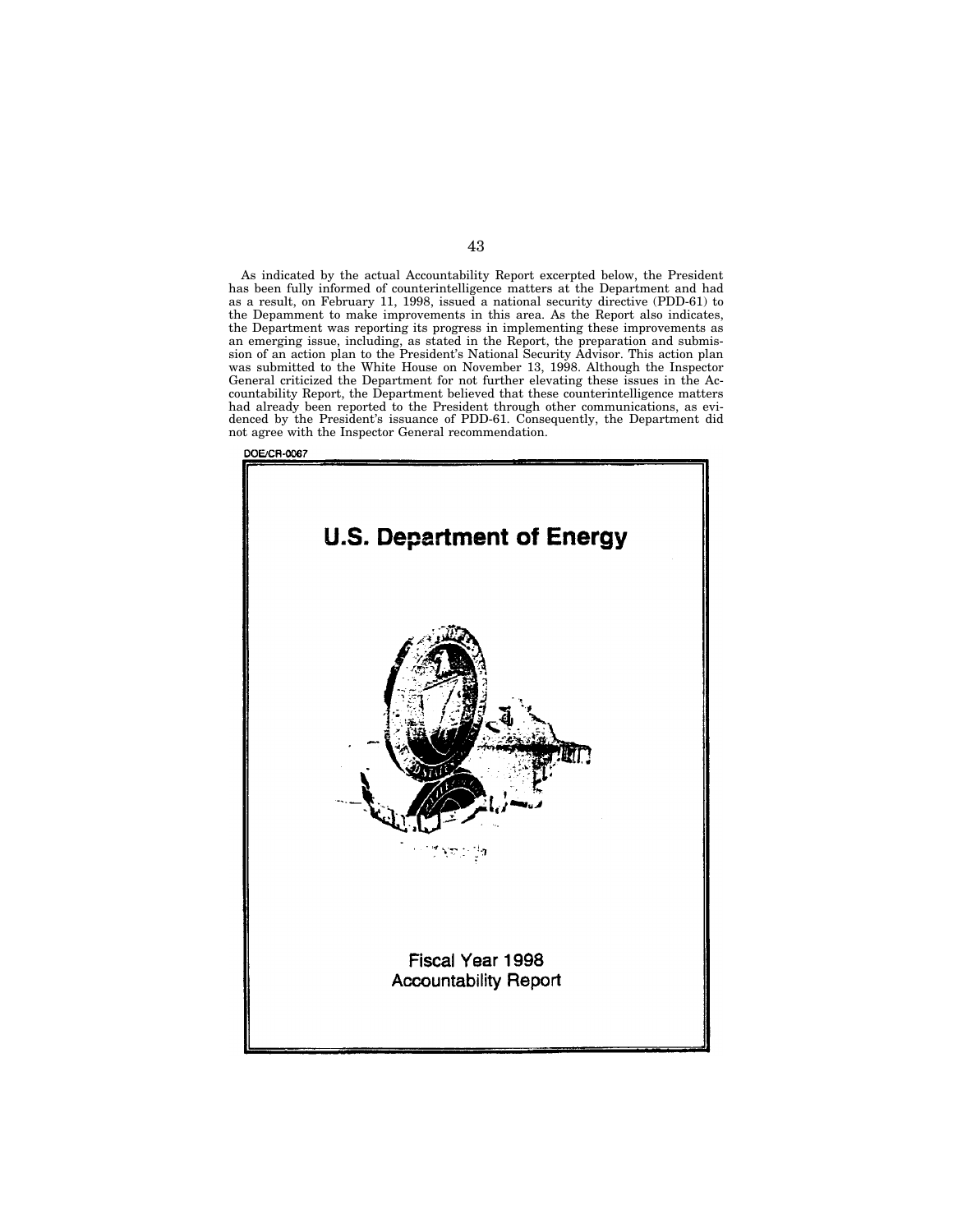As indicated by the actual Accountability Report excerpted below, the President has been fully informed of counterintelligence matters at the Department and had as a result, on February 11, 1998, issued a national security directive (PDD-61) to the Depamment to make improvements in this area. As the Report also indicates, the Department was reporting its progress in implementing these improvements as an emerging issue, including, as stated in the Report, the preparation and submission of an action plan to the President's National Security Advisor. This action plan was submitted to the White House on November 13, 1998. Although the Inspector General criticized the Department for not further elevating these issues in the Accountability Report, the Department believed that these counterintelligence matters had already been reported to the President through other communications, as evidenced by the President's issuance of PDD-61. Consequently, the Department did not agree with the Inspector General recommendation.

DOE/CR-0067

# U.S. Department of Energy

Fiscal Year 1998
Accountability Report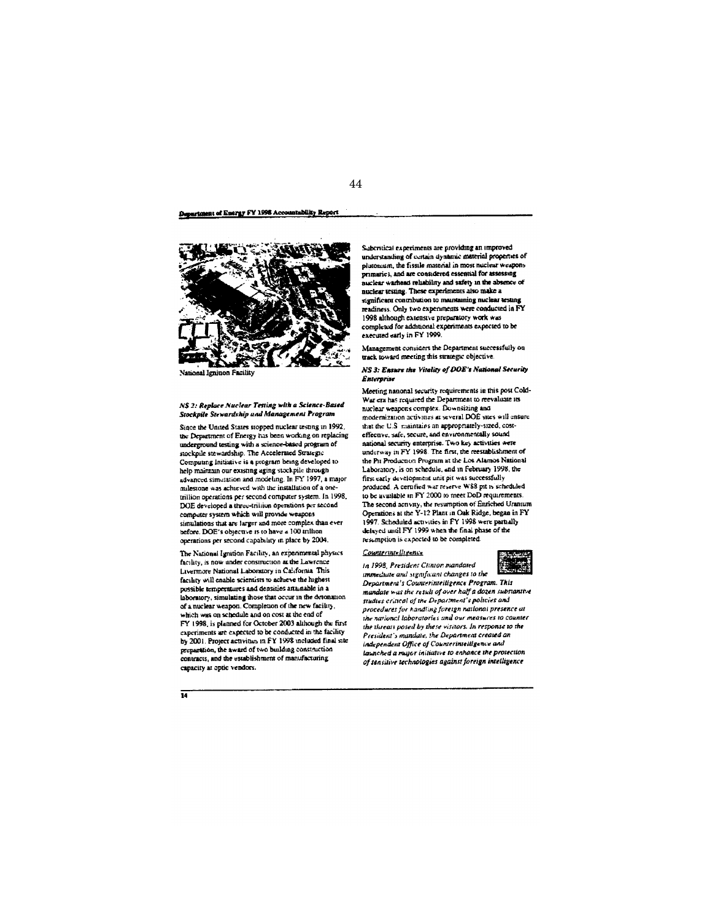National Ignition Facility

### NS 2: Replace Nuclear Testing with a Science-Based Stockpile Stewardship and Management Program

Since the United States stopped nuclear testing in 1992, the Department of Energy has been working on replacing underground testing with a science-based program of stockpile stewardship. The Accelerated Strategic Computing Initiative is a program being developed to help maintain our existing aging stockpile through advanced simulation and modeling. In FY 1997, a major milestone was achieved with the installation of a one-trillion operations per second computer system. In 1998, DOE developed a three-trillion operations per second computer system which will provide weapons simulations that are larger and more complex than ever before. DOE's objective is to have a 100 trillion operations per second capability in place by 2004.

The National Ignition Facility, an experimental physics facility, is now under construction at the Lawrence Livermore National Laboratory in California. This facility will enable scientists to achieve the highest possible temperatures and densities attainable in a laboratory, simulating those that occur in the detonation of a nuclear weapon. Completion of the new facility, which was on schedule and on cost at the end of FY 1998, is planned for October 2003 although the first experiments are expected to be conducted in the facility by 2001. Project activities in FY 1998 included final site preparation, the award of two building construction contracts, and the establishment of manufacturing capacity at optic vendors.

Subcritical experiments are providing an improved understanding of certain dynamic material properties of plutonium, the fissile material in most nuclear weapons primaries, and are considered essential for assessing nuclear warhead reliability and safety in the absence of nuclear testing. These experiments also make a significant contribution to maintaining nuclear testing readiness. Only two experiments were conducted in FY 1998 although extensive preparatory work was completed for additional experiments expected to be executed early in FY 1999.

Management considers the Department successfully on track toward meeting this strategic objective.

### NS 3: Ensure the Vitality of DOE's National Security Enterprise

Meeting national security requirements in this post Cold-War era has required the Department to reevaluate its nuclear weapons complex. Downsizing and modernization activities at several DOE sites will ensure that the U.S. maintains an appropriately-sized, cost-effective, safe, secure, and environmentally sound national security enterprise. Two key activities were underway in FY 1998. The first, the reestablishment of the Pit Production Program at the Los Alamos National Laboratory, is on schedule, and in February 1998, the first early development unit pit was successfully produced. A certified war reserve W88 pit is scheduled to be available in FY 2000 to meet DoD requirements. The second activity, the resumption of Enriched Uranium Operations at the Y-12 Plant in Oak Ridge, began in FY 1997. Scheduled activities in FY 1998 were partially delayed until FY 1999 when the final phase of the resumption is expected to be completed.

#### Counterintelligence

*In 1998, President Clinton mandated immediate and significant changes to the Department's Counterintelligence Program. This mandate was the result of over half a dozen substantive studies critical of the Department's policies and procedures for handling foreign national presence at the national laboratories and our measures to counter the threats posed by these visitors. In response to the President's mandate, the Department created an independent Office of Counterintelligence and launched a major initiative to enhance the protection of sensitive technologies against foreign intelligence*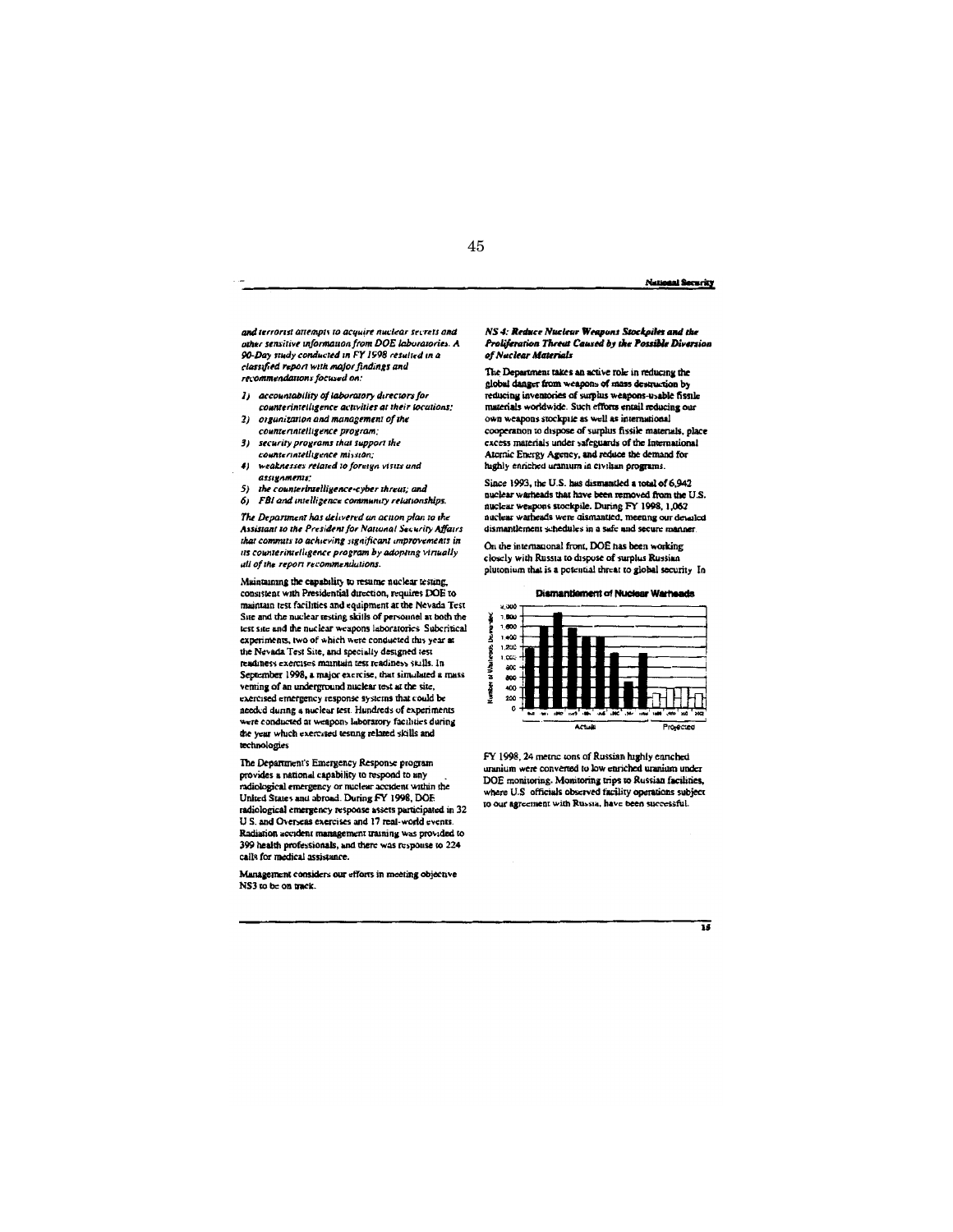*and terrorist attempts to acquire nuclear secrets and other sensitive information from DOE laboratories. A 90-Day study conducted in FY 1998 resulted in a classified report with major findings and recommendations focused on:*

1) *accountability of laboratory directors for counterintelligence activities at their locations;*
2) *organization and management of the counterintelligence program;*
3) *security programs that support the counterintelligence mission;*
4) *weaknesses related to foreign visits and assignments;*
5) *the counterintelligence-cyber threat; and*
6) *FBI and intelligence community relationships.*

*The Department has delivered an action plan to the Assistant to the President for National Security Affairs that commits to achieving significant improvements in its counterintelligence program by adopting virtually all of the report recommendations.*

Maintaining the capability to resume nuclear testing, consistent with Presidential direction, requires DOE to maintain test facilities and equipment at the Nevada Test Site and the nuclear testing skills of personnel at both the test site and the nuclear weapons laboratories. Subcritical experiments, two of which were conducted this year at the Nevada Test Site, and specially designed test readiness exercises maintain test readiness skills. In September 1998, a major exercise, that simulated a mass venting of an underground nuclear test at the site, exercised emergency response systems that could be needed during a nuclear test. Hundreds of experiments were conducted at weapons laboratory facilities during the year which exercised testing related skills and technologies.

The Department's Emergency Response program provides a national capability to respond to any radiological emergency or nuclear accident within the United States and abroad. During FY 1998, DOE radiological emergency response assets participated in 32 U.S. and Overseas exercises and 17 real-world events. Radiation accident management training was provided to 399 health professionals, and there was response to 224 calls for medical assistance.

Management considers our efforts in meeting objective NS3 to be on track.

### *NS 4: Reduce Nuclear Weapons Stockpiles and the Proliferation Threat Caused by the Possible Diversion of Nuclear Materials*

The Department takes an active role in reducing the global danger from weapons of mass destruction by reducing inventories of surplus weapons-usable fissile materials worldwide. Such efforts entail reducing our own weapons stockpile as well as international cooperation to dispose of surplus fissile materials, place excess materials under safeguards of the International Atomic Energy Agency, and reduce the demand for highly enriched uranium in civilian programs.

Since 1993, the U.S. has dismantled a total of 6,942 nuclear warheads that have been removed from the U.S. nuclear weapons stockpile. During FY 1998, 1,062 nuclear warheads were dismantled, meeting our detailed dismantlement schedules in a safe and secure manner.

On the international front, DOE has been working closely with Russia to dispose of surplus Russian plutonium that is a potential threat to global security. In FY 1998, 24 metric tons of Russian highly enriched uranium were converted to low enriched uranium under DOE monitoring. Monitoring trips to Russian facilities, where U.S. officials observed facility operations subject to our agreement with Russia, have been successful.

**Dismantlement of Nuclear Warheads**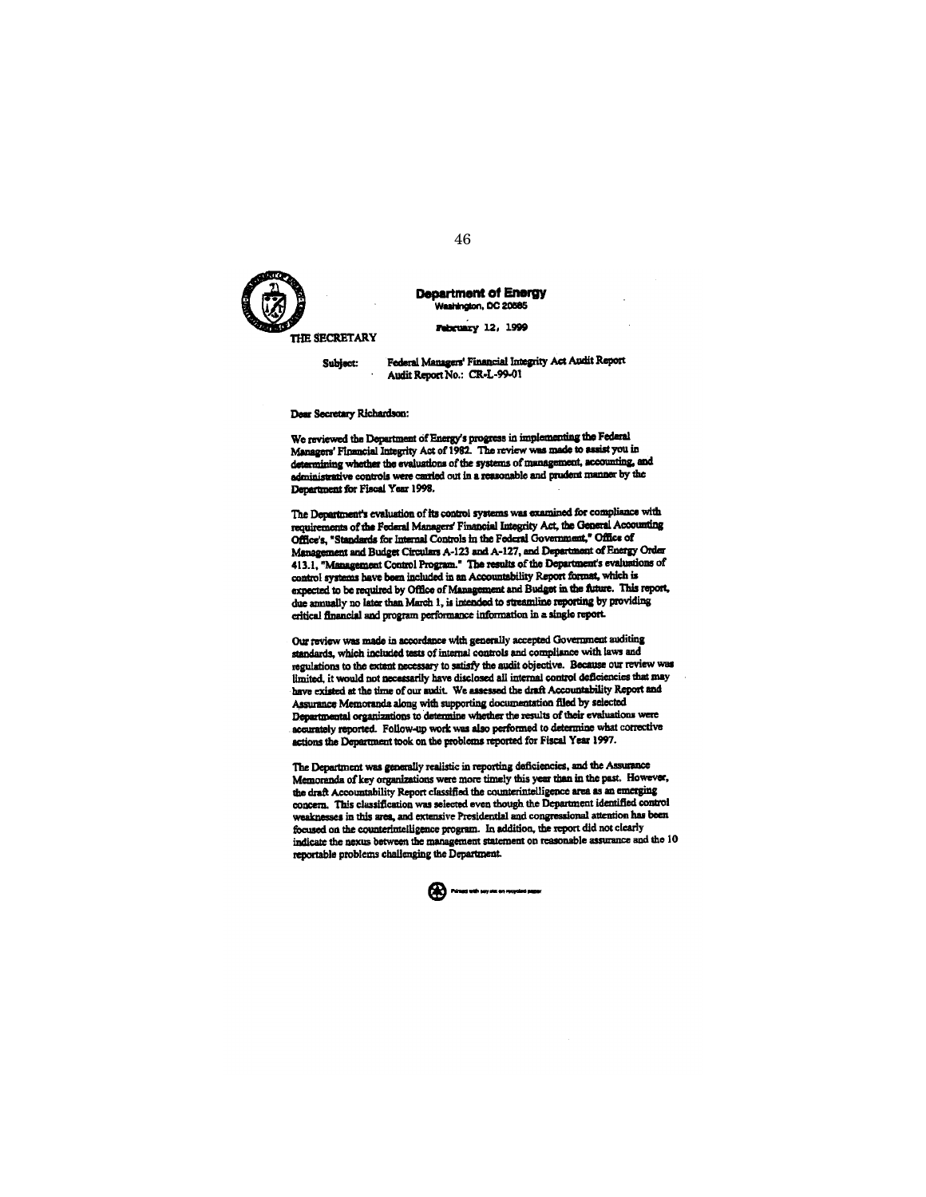**Department of Energy**
Washington, DC 20585

February 12, 1999

THE SECRETARY

Subject: Federal Managers' Financial Integrity Act Audit Report
Audit Report No.: CR-L-99-01

Dear Secretary Richardson:

We reviewed the Department of Energy's progress in implementing the Federal Managers' Financial Integrity Act of 1982. The review was made to assist you in determining whether the evaluations of the systems of management, accounting, and administrative controls were carried out in a reasonable and prudent manner by the Department for Fiscal Year 1998.

The Department's evaluation of its control systems was examined for compliance with requirements of the Federal Managers' Financial Integrity Act, the General Accounting Office's, "Standards for Internal Controls in the Federal Government," Office of Management and Budget Circulars A-123 and A-127, and Department of Energy Order 413.1, "Management Control Program." The results of the Department's evaluations of control systems have been included in an Accountability Report format, which is expected to be required by Office of Management and Budget in the future. This report, due annually no later than March 1, is intended to streamline reporting by providing critical financial and program performance information in a single report.

Our review was made in accordance with generally accepted Government auditing standards, which included tests of internal controls and compliance with laws and regulations to the extent necessary to satisfy the audit objective. Because our review was limited, it would not necessarily have disclosed all internal control deficiencies that may have existed at the time of our audit. We assessed the draft Accountability Report and Assurance Memoranda along with supporting documentation filed by selected Departmental organizations to determine whether the results of their evaluations were accurately reported. Follow-up work was also performed to determine what corrective actions the Department took on the problems reported for Fiscal Year 1997.

The Department was generally realistic in reporting deficiencies, and the Assurance Memoranda of key organizations were more timely this year than in the past. However, the draft Accountability Report classified the counterintelligence area as an emerging concern. This classification was selected even though the Department identified control weaknesses in this area, and extensive Presidential and congressional attention has been focused on the counterintelligence program. In addition, the report did not clearly indicate the nexus between the management statement on reasonable assurance and the 10 reportable problems challenging the Department.

Printed with soy ink on recycled paper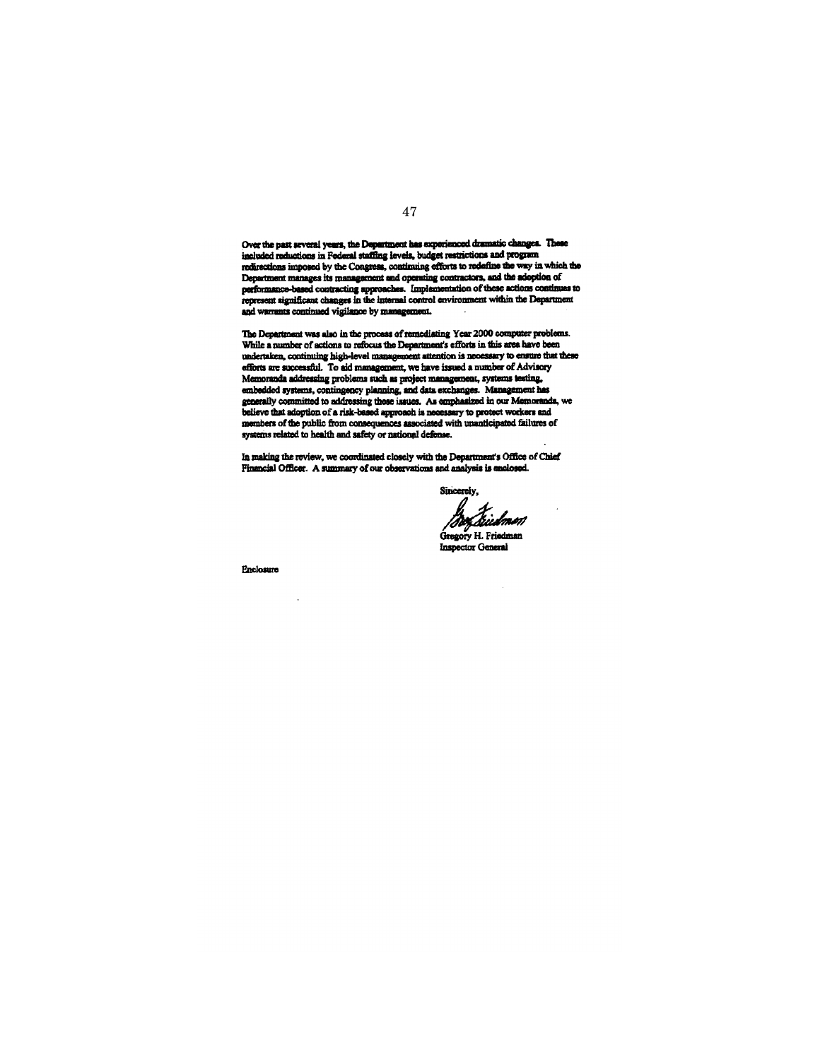Over the past several years, the Department has experienced dramatic changes. These included reductions in Federal staffing levels, budget restrictions and program redirections imposed by the Congress, continuing efforts to redefine the way in which the Department manages its management and operating contractors, and the adoption of performance-based contracting approaches. Implementation of these actions continues to represent significant changes in the internal control environment within the Department and warrants continued vigilance by management.

The Department was also in the process of remediating Year 2000 computer problems. While a number of actions to refocus the Department's efforts in this area have been undertaken, continuing high-level management attention is necessary to ensure that these efforts are successful. To aid management, we have issued a number of Advisory Memoranda addressing problems such as project management, systems testing, embedded systems, contingency planning, and data exchanges. Management has generally committed to addressing these issues. As emphasized in our Memoranda, we believe that adoption of a risk-based approach is necessary to protect workers and members of the public from consequences associated with unanticipated failures of systems related to health and safety or national defense.

In making the review, we coordinated closely with the Department's Office of Chief Financial Officer. A summary of our observations and analysis is enclosed.

Sincerely,

Gregory H. Friedman
Inspector General

Enclosure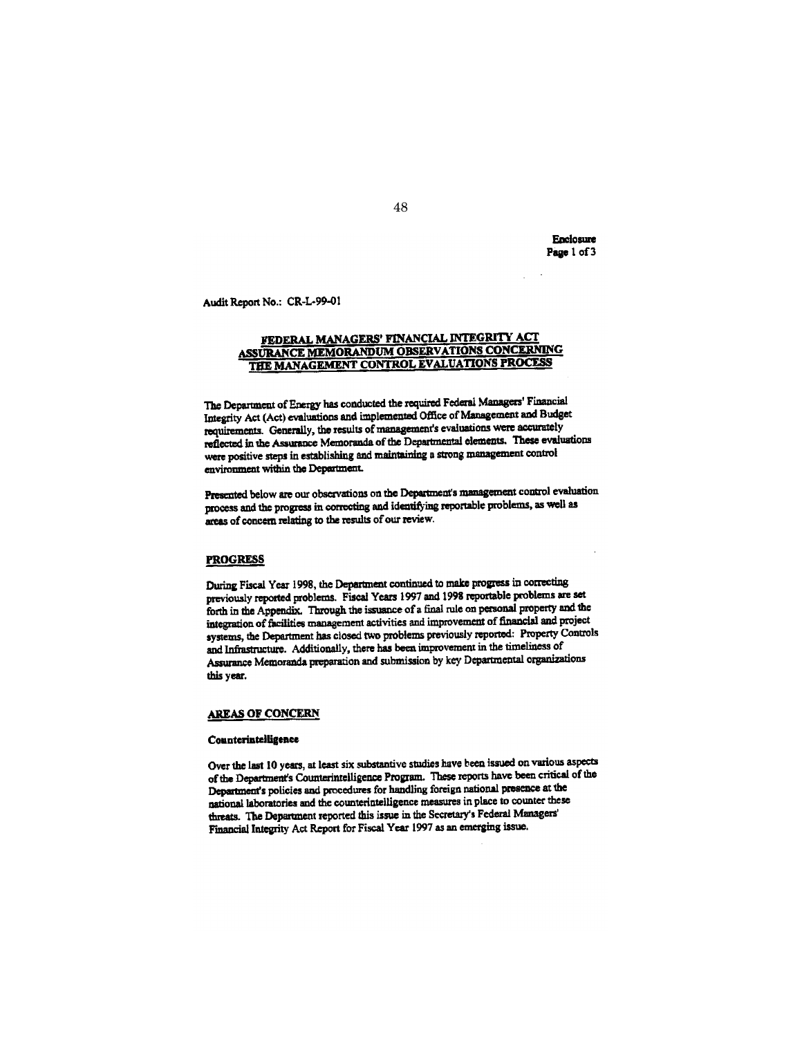Enclosure
Page 1 of 3

Audit Report No.: CR-L-99-01

## FEDERAL MANAGERS' FINANCIAL INTEGRITY ACT ASSURANCE MEMORANDUM OBSERVATIONS CONCERNING THE MANAGEMENT CONTROL EVALUATIONS PROCESS

The Department of Energy has conducted the required Federal Managers' Financial Integrity Act (Act) evaluations and implemented Office of Management and Budget requirements. Generally, the results of management's evaluations were accurately reflected in the Assurance Memoranda of the Departmental elements. These evaluations were positive steps in establishing and maintaining a strong management control environment within the Department.

Presented below are our observations on the Department's management control evaluation process and the progress in correcting and identifying reportable problems, as well as areas of concern relating to the results of our review.

### PROGRESS

During Fiscal Year 1998, the Department continued to make progress in correcting previously reported problems. Fiscal Years 1997 and 1998 reportable problems are set forth in the Appendix. Through the issuance of a final rule on personal property and the integration of facilities management activities and improvement of financial and project systems, the Department has closed two problems previously reported: Property Controls and Infrastructure. Additionally, there has been improvement in the timeliness of Assurance Memoranda preparation and submission by key Departmental organizations this year.

### AREAS OF CONCERN

#### Counterintelligence

Over the last 10 years, at least six substantive studies have been issued on various aspects of the Department's Counterintelligence Program. These reports have been critical of the Department's policies and procedures for handling foreign national presence at the national laboratories and the counterintelligence measures in place to counter these threats. The Department reported this issue in the Secretary's Federal Managers' Financial Integrity Act Report for Fiscal Year 1997 as an emerging issue.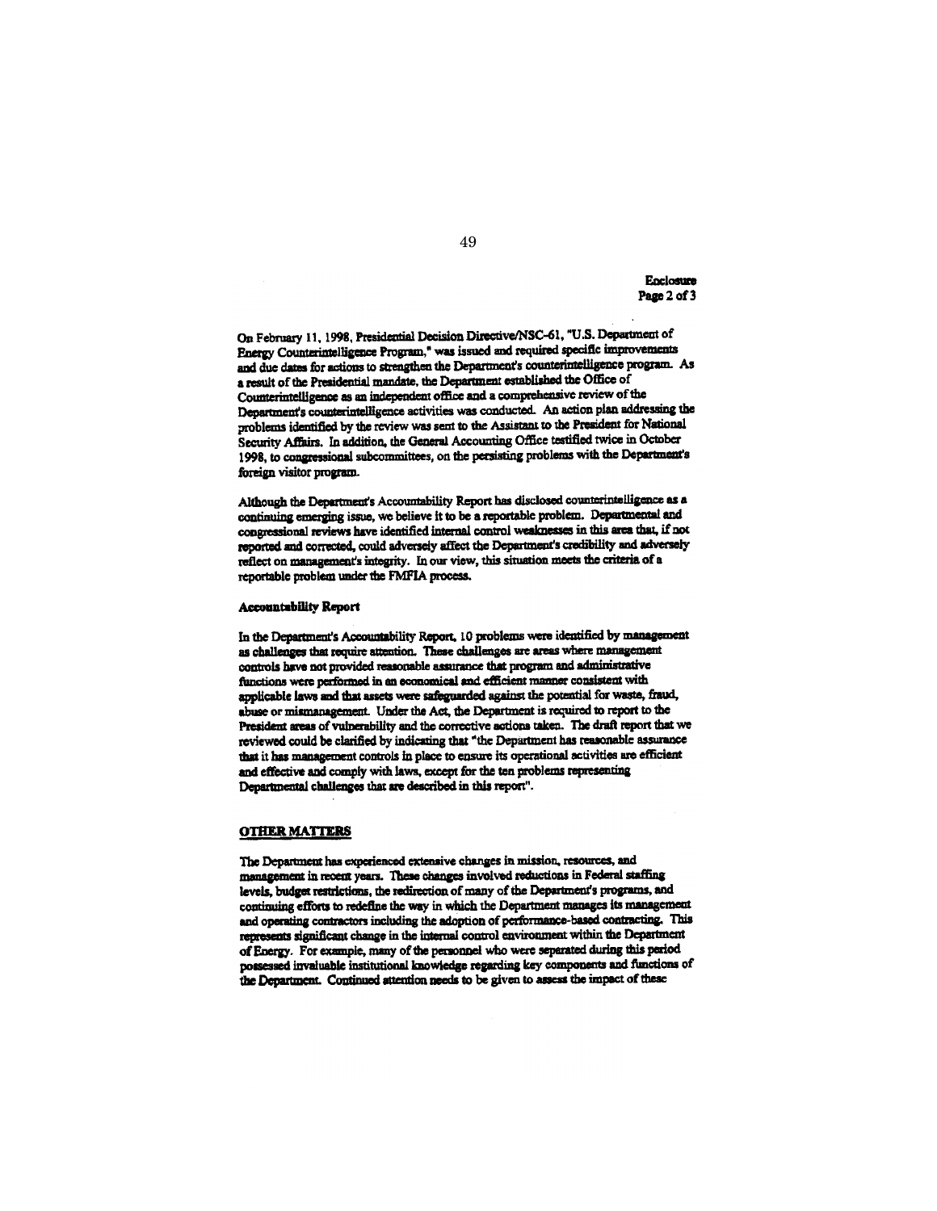Enclosure
Page 2 of 3

On February 11, 1998, Presidential Decision Directive/NSC-61, "U.S. Department of Energy Counterintelligence Program," was issued and required specific improvements and due dates for actions to strengthen the Department's counterintelligence program. As a result of the Presidential mandate, the Department established the Office of Counterintelligence as an independent office and a comprehensive review of the Department's counterintelligence activities was conducted. An action plan addressing the problems identified by the review was sent to the Assistant to the President for National Security Affairs. In addition, the General Accounting Office testified twice in October 1998, to congressional subcommittees, on the persisting problems with the Department's foreign visitor program.

Although the Department's Accountability Report has disclosed counterintelligence as a continuing emerging issue, we believe it to be a reportable problem. Departmental and congressional reviews have identified internal control weaknesses in this area that, if not reported and corrected, could adversely affect the Department's credibility and adversely reflect on management's integrity. In our view, this situation meets the criteria of a reportable problem under the FMFIA process.

**Accountability Report**

In the Department's Accountability Report, 10 problems were identified by management as challenges that require attention. These challenges are areas where management controls have not provided reasonable assurance that program and administrative functions were performed in an economical and efficient manner consistent with applicable laws and that assets were safeguarded against the potential for waste, fraud, abuse or mismanagement. Under the Act, the Department is required to report to the President areas of vulnerability and the corrective actions taken. The draft report that we reviewed could be clarified by indicating that "the Department has reasonable assurance that it has management controls in place to ensure its operational activities are efficient and effective and comply with laws, except for the ten problems representing Departmental challenges that are described in this report".

**OTHER MATTERS**

The Department has experienced extensive changes in mission, resources, and management in recent years. These changes involved reductions in Federal staffing levels, budget restrictions, the redirection of many of the Department's programs, and continuing efforts to redefine the way in which the Department manages its management and operating contractors including the adoption of performance-based contracting. This represents significant change in the internal control environment within the Department of Energy. For example, many of the personnel who were seperated during this period possessed invaluable institutional knowledge regarding key components and functions of the Department. Continued attention needs to be given to assess the impact of these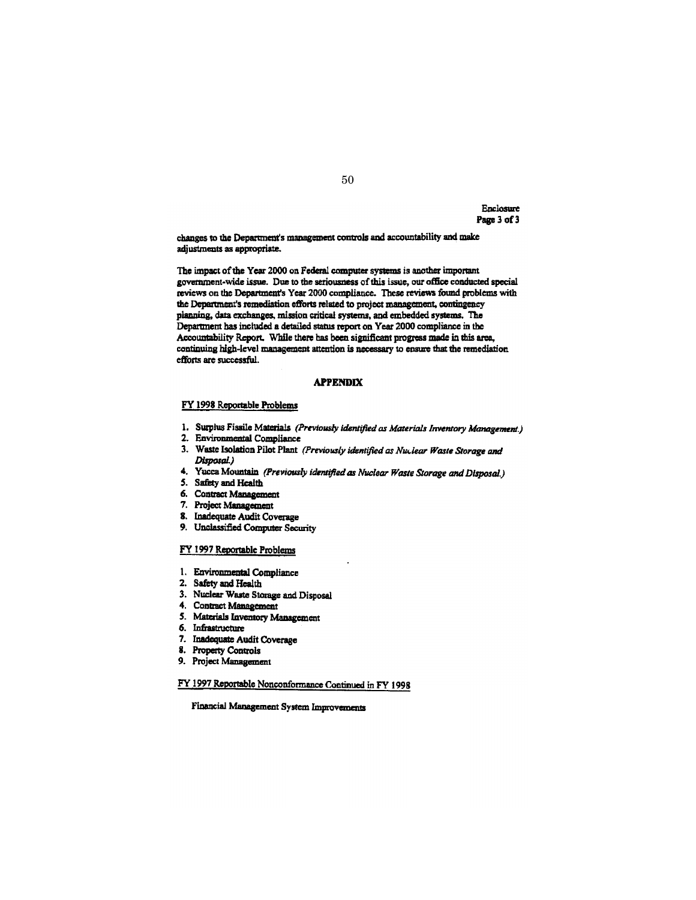Enclosure
Page 3 of 3

changes to the Department's management controls and accountability and make adjustments as appropriate.

The impact of the Year 2000 on Federal computer systems is another important government-wide issue. Due to the seriousness of this issue, our office conducted special reviews on the Department's Year 2000 compliance. These reviews found problems with the Department's remediation efforts related to project management, contingency planning, data exchanges, mission critical systems, and embedded systems. The Department has included a detailed status report on Year 2000 compliance in the Accountability Report. While there has been significant progress made in this area, continuing high-level management attention is necessary to ensure that the remediation efforts are successful.

**APPENDIX**

FY 1998 Reportable Problems

1. Surplus Fissile Materials *(Previously identified as Materials Inventory Management.)*
2. Environmental Compliance
3. Waste Isolation Pilot Plant *(Previously identified as Nuclear Waste Storage and Disposal.)*
4. Yucca Mountain *(Previously identified as Nuclear Waste Storage and Disposal.)*
5. Safety and Health
6. Contract Management
7. Project Management
8. Inadequate Audit Coverage
9. Unclassified Computer Security

FY 1997 Reportable Problems

1. Environmental Compliance
2. Safety and Health
3. Nuclear Waste Storage and Disposal
4. Contract Management
5. Materials Inventory Management
6. Infrastructure
7. Inadequate Audit Coverage
8. Property Controls
9. Project Management

FY 1997 Reportable Nonconformance Continued in FY 1998

Financial Management System Improvements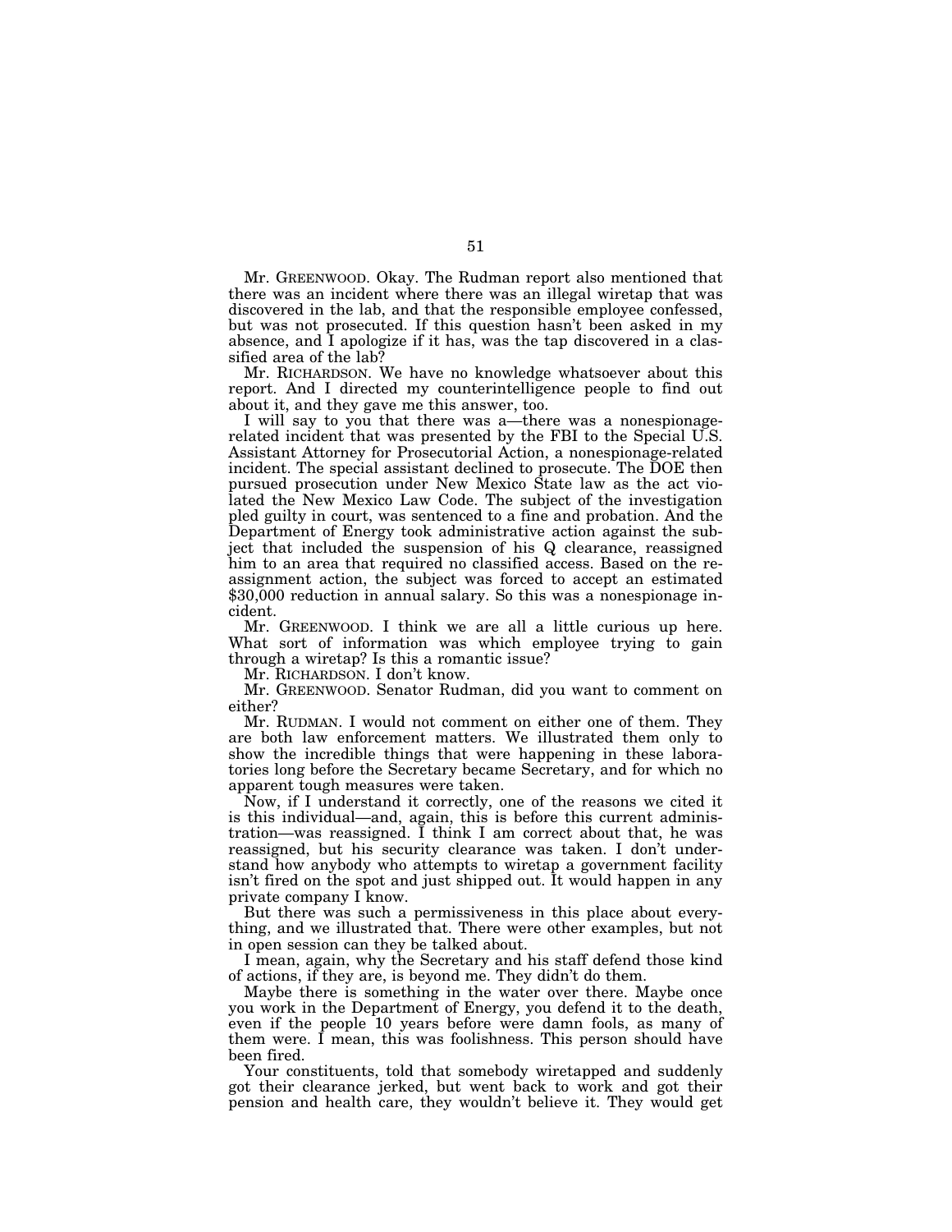Mr. GREENWOOD. Okay. The Rudman report also mentioned that there was an incident where there was an illegal wiretap that was discovered in the lab, and that the responsible employee confessed, but was not prosecuted. If this question hasn't been asked in my absence, and I apologize if it has, was the tap discovered in a classified area of the lab?

Mr. RICHARDSON. We have no knowledge whatsoever about this report. And I directed my counterintelligence people to find out about it, and they gave me this answer, too.

I will say to you that there was a—there was a nonespionage-related incident that was presented by the FBI to the Special U.S. Assistant Attorney for Prosecutorial Action, a nonespionage-related incident. The special assistant declined to prosecute. The DOE then pursued prosecution under New Mexico State law as the act violated the New Mexico Law Code. The subject of the investigation pled guilty in court, was sentenced to a fine and probation. And the Department of Energy took administrative action against the subject that included the suspension of his Q clearance, reassigned him to an area that required no classified access. Based on the reassignment action, the subject was forced to accept an estimated $30,000 reduction in annual salary. So this was a nonespionage incident.

Mr. GREENWOOD. I think we are all a little curious up here. What sort of information was which employee trying to gain through a wiretap? Is this a romantic issue?

Mr. RICHARDSON. I don't know.

Mr. GREENWOOD. Senator Rudman, did you want to comment on either?

Mr. RUDMAN. I would not comment on either one of them. They are both law enforcement matters. We illustrated them only to show the incredible things that were happening in these laboratories long before the Secretary became Secretary, and for which no apparent tough measures were taken.

Now, if I understand it correctly, one of the reasons we cited it is this individual—and, again, this is before this current administration—was reassigned. I think I am correct about that, he was reassigned, but his security clearance was taken. I don't understand how anybody who attempts to wiretap a government facility isn't fired on the spot and just shipped out. It would happen in any private company I know.

But there was such a permissiveness in this place about everything, and we illustrated that. There were other examples, but not in open session can they be talked about.

I mean, again, why the Secretary and his staff defend those kind of actions, if they are, is beyond me. They didn't do them.

Maybe there is something in the water over there. Maybe once you work in the Department of Energy, you defend it to the death, even if the people 10 years before were damn fools, as many of them were. I mean, this was foolishness. This person should have been fired.

Your constituents, told that somebody wiretapped and suddenly got their clearance jerked, but went back to work and got their pension and health care, they wouldn't believe it. They would get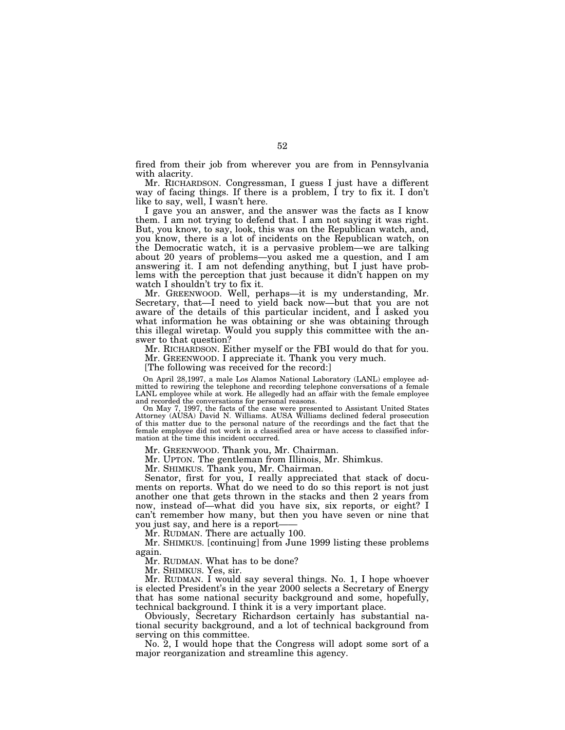fired from their job from wherever you are from in Pennsylvania with alacrity.

Mr. RICHARDSON. Congressman, I guess I just have a different way of facing things. If there is a problem, I try to fix it. I don't like to say, well, I wasn't here.

I gave you an answer, and the answer was the facts as I know them. I am not trying to defend that. I am not saying it was right. But, you know, to say, look, this was on the Republican watch, and, you know, there is a lot of incidents on the Republican watch, on the Democratic watch, it is a pervasive problem—we are talking about 20 years of problems—you asked me a question, and I am answering it. I am not defending anything, but I just have problems with the perception that just because it didn't happen on my watch I shouldn't try to fix it.

Mr. GREENWOOD. Well, perhaps—it is my understanding, Mr. Secretary, that—I need to yield back now—but that you are not aware of the details of this particular incident, and I asked you what information he was obtaining or she was obtaining through this illegal wiretap. Would you supply this committee with the answer to that question?

Mr. RICHARDSON. Either myself or the FBI would do that for you.

Mr. GREENWOOD. I appreciate it. Thank you very much.

[The following was received for the record:]

On April 28,1997, a male Los Alamos National Laboratory (LANL) employee admitted to rewiring the telephone and recording telephone conversations of a female LANL employee while at work. He allegedly had an affair with the female employee and recorded the conversations for personal reasons.

On May 7, 1997, the facts of the case were presented to Assistant United States Attorney (AUSA) David N. Williams. AUSA Williams declined federal prosecution of this matter due to the personal nature of the recordings and the fact that the female employee did not work in a classified area or have access to classified information at the time this incident occurred.

Mr. GREENWOOD. Thank you, Mr. Chairman.

Mr. UPTON. The gentleman from Illinois, Mr. Shimkus.

Mr. SHIMKUS. Thank you, Mr. Chairman.

Senator, first for you, I really appreciated that stack of documents on reports. What do we need to do so this report is not just another one that gets thrown in the stacks and then 2 years from now, instead of—what did you have six, six reports, or eight? I can't remember how many, but then you have seven or nine that you just say, and here is a report——

Mr. RUDMAN. There are actually 100.

Mr. SHIMKUS. [continuing] from June 1999 listing these problems again.

Mr. RUDMAN. What has to be done?

Mr. SHIMKUS. Yes, sir.

Mr. RUDMAN. I would say several things. No. 1, I hope whoever is elected President's in the year 2000 selects a Secretary of Energy that has some national security background and some, hopefully, technical background. I think it is a very important place.

Obviously, Secretary Richardson certainly has substantial national security background, and a lot of technical background from serving on this committee.

No. 2, I would hope that the Congress will adopt some sort of a major reorganization and streamline this agency.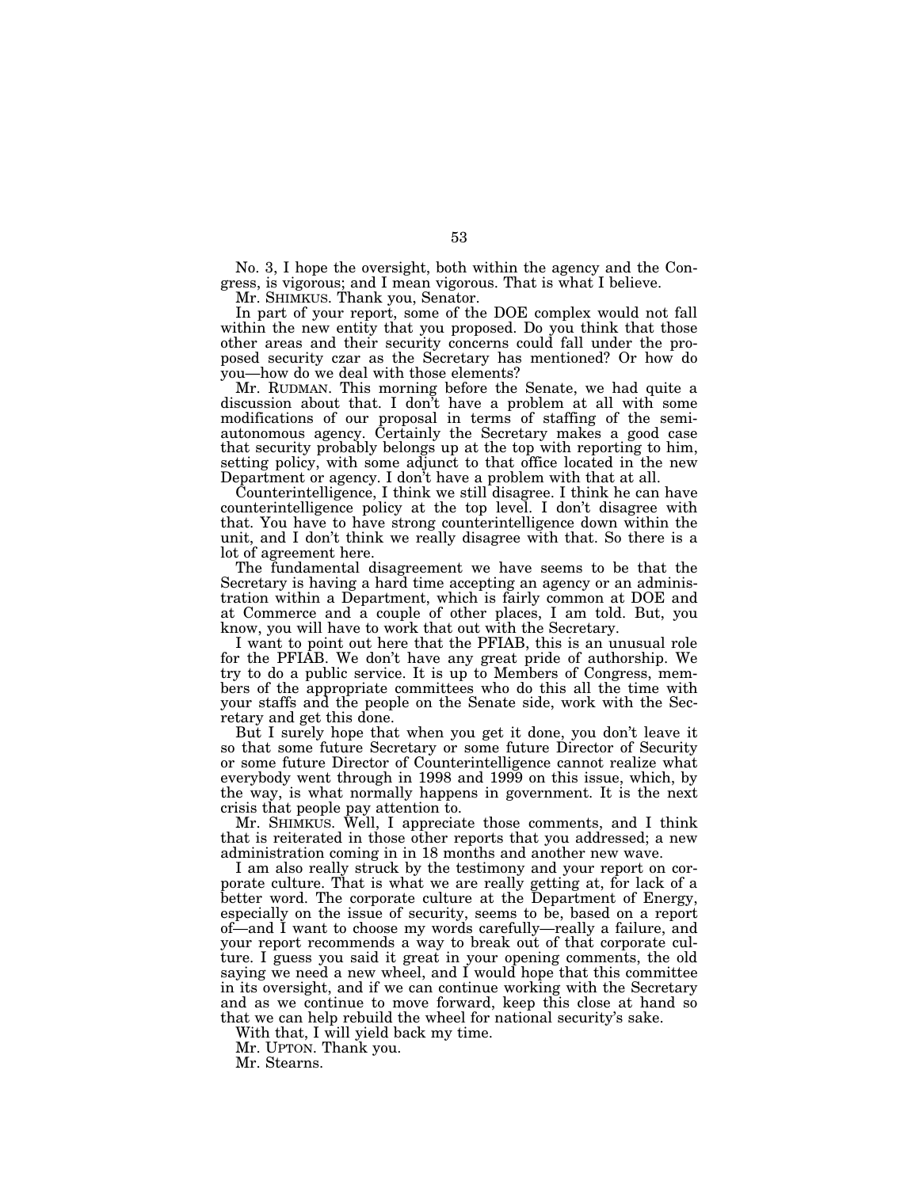No. 3, I hope the oversight, both within the agency and the Congress, is vigorous; and I mean vigorous. That is what I believe.

Mr. SHIMKUS. Thank you, Senator.

In part of your report, some of the DOE complex would not fall within the new entity that you proposed. Do you think that those other areas and their security concerns could fall under the proposed security czar as the Secretary has mentioned? Or how do you—how do we deal with those elements?

Mr. RUDMAN. This morning before the Senate, we had quite a discussion about that. I don't have a problem at all with some modifications of our proposal in terms of staffing of the semi-autonomous agency. Certainly the Secretary makes a good case that security probably belongs up at the top with reporting to him, setting policy, with some adjunct to that office located in the new Department or agency. I don't have a problem with that at all.

Counterintelligence, I think we still disagree. I think he can have counterintelligence policy at the top level. I don't disagree with that. You have to have strong counterintelligence down within the unit, and I don't think we really disagree with that. So there is a lot of agreement here.

The fundamental disagreement we have seems to be that the Secretary is having a hard time accepting an agency or an administration within a Department, which is fairly common at DOE and at Commerce and a couple of other places, I am told. But, you know, you will have to work that out with the Secretary.

I want to point out here that the PFIAB, this is an unusual role for the PFIAB. We don't have any great pride of authorship. We try to do a public service. It is up to Members of Congress, members of the appropriate committees who do this all the time with your staffs and the people on the Senate side, work with the Secretary and get this done.

But I surely hope that when you get it done, you don't leave it so that some future Secretary or some future Director of Security or some future Director of Counterintelligence cannot realize what everybody went through in 1998 and 1999 on this issue, which, by the way, is what normally happens in government. It is the next crisis that people pay attention to.

Mr. SHIMKUS. Well, I appreciate those comments, and I think that is reiterated in those other reports that you addressed; a new administration coming in in 18 months and another new wave.

I am also really struck by the testimony and your report on corporate culture. That is what we are really getting at, for lack of a better word. The corporate culture at the Department of Energy, especially on the issue of security, seems to be, based on a report of—and I want to choose my words carefully—really a failure, and your report recommends a way to break out of that corporate culture. I guess you said it great in your opening comments, the old saying we need a new wheel, and I would hope that this committee in its oversight, and if we can continue working with the Secretary and as we continue to move forward, keep this close at hand so that we can help rebuild the wheel for national security's sake.

With that, I will yield back my time.

Mr. UPTON. Thank you.

Mr. Stearns.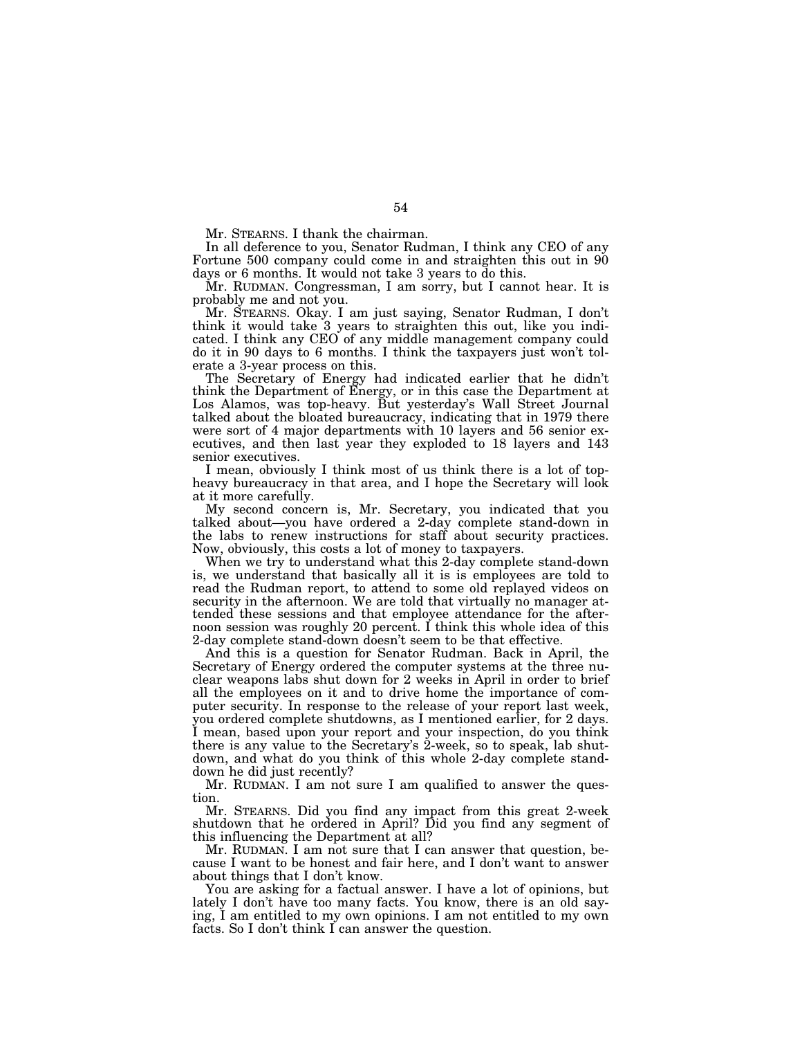Mr. STEARNS. I thank the chairman.

In all deference to you, Senator Rudman, I think any CEO of any Fortune 500 company could come in and straighten this out in 90 days or 6 months. It would not take 3 years to do this.

Mr. RUDMAN. Congressman, I am sorry, but I cannot hear. It is probably me and not you.

Mr. STEARNS. Okay. I am just saying, Senator Rudman, I don't think it would take 3 years to straighten this out, like you indicated. I think any CEO of any middle management company could do it in 90 days to 6 months. I think the taxpayers just won't tolerate a 3-year process on this.

The Secretary of Energy had indicated earlier that he didn't think the Department of Energy, or in this case the Department at Los Alamos, was top-heavy. But yesterday's Wall Street Journal talked about the bloated bureaucracy, indicating that in 1979 there were sort of 4 major departments with 10 layers and 56 senior executives, and then last year they exploded to 18 layers and 143 senior executives.

I mean, obviously I think most of us think there is a lot of top-heavy bureaucracy in that area, and I hope the Secretary will look at it more carefully.

My second concern is, Mr. Secretary, you indicated that you talked about—you have ordered a 2-day complete stand-down in the labs to renew instructions for staff about security practices. Now, obviously, this costs a lot of money to taxpayers.

When we try to understand what this 2-day complete stand-down is, we understand that basically all it is is employees are told to read the Rudman report, to attend to some old replayed videos on security in the afternoon. We are told that virtually no manager attended these sessions and that employee attendance for the afternoon session was roughly 20 percent. I think this whole idea of this 2-day complete stand-down doesn't seem to be that effective.

And this is a question for Senator Rudman. Back in April, the Secretary of Energy ordered the computer systems at the three nuclear weapons labs shut down for 2 weeks in April in order to brief all the employees on it and to drive home the importance of computer security. In response to the release of your report last week, you ordered complete shutdowns, as I mentioned earlier, for 2 days. I mean, based upon your report and your inspection, do you think there is any value to the Secretary's 2-week, so to speak, lab shutdown, and what do you think of this whole 2-day complete stand-down he did just recently?

Mr. RUDMAN. I am not sure I am qualified to answer the question.

Mr. STEARNS. Did you find any impact from this great 2-week shutdown that he ordered in April? Did you find any segment of this influencing the Department at all?

Mr. RUDMAN. I am not sure that I can answer that question, because I want to be honest and fair here, and I don't want to answer about things that I don't know.

You are asking for a factual answer. I have a lot of opinions, but lately I don't have too many facts. You know, there is an old saying, I am entitled to my own opinions. I am not entitled to my own facts. So I don't think I can answer the question.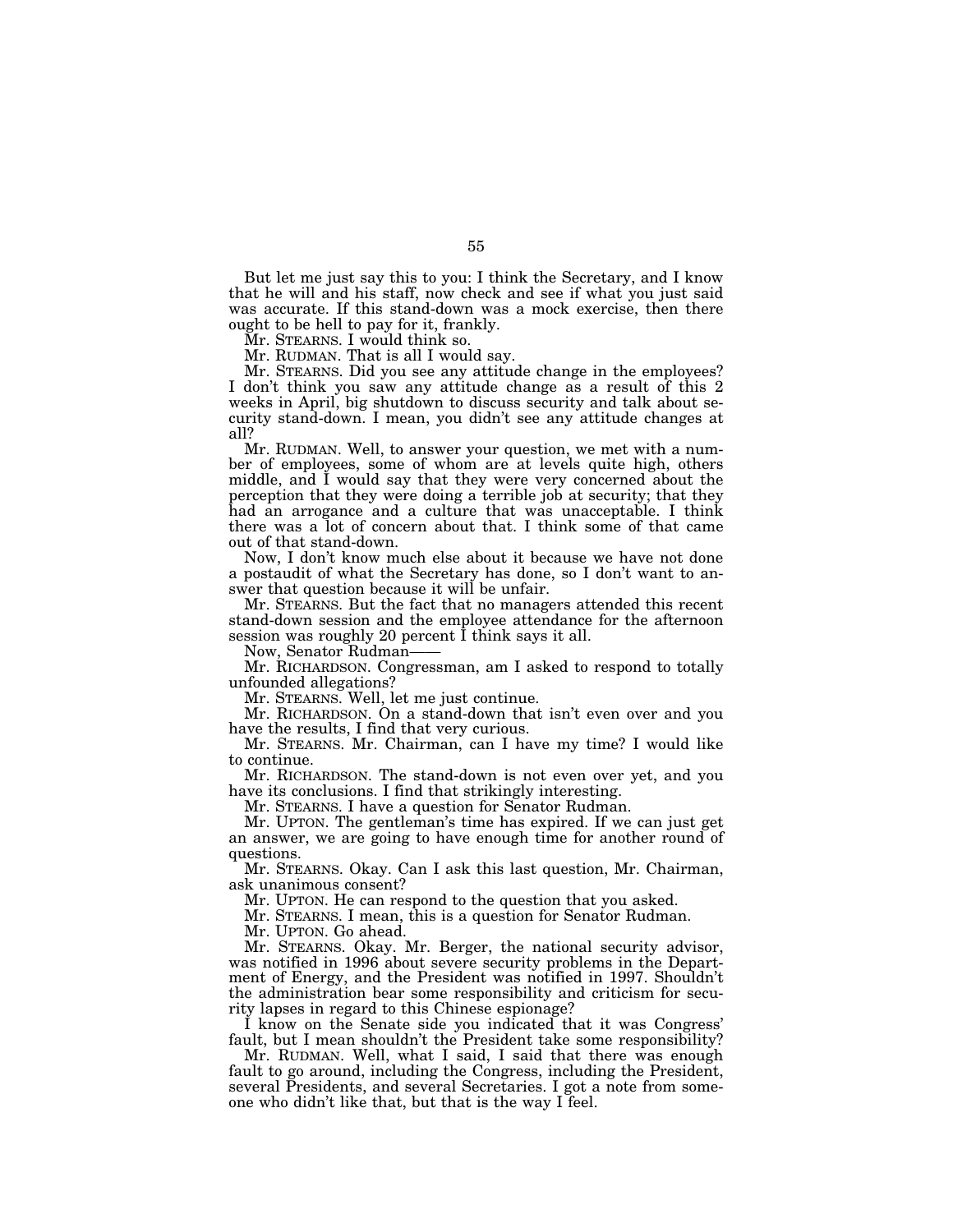But let me just say this to you: I think the Secretary, and I know that he will and his staff, now check and see if what you just said was accurate. If this stand-down was a mock exercise, then there ought to be hell to pay for it, frankly.

Mr. STEARNS. I would think so.

Mr. RUDMAN. That is all I would say.

Mr. STEARNS. Did you see any attitude change in the employees? I don't think you saw any attitude change as a result of this 2 weeks in April, big shutdown to discuss security and talk about security stand-down. I mean, you didn't see any attitude changes at all?

Mr. RUDMAN. Well, to answer your question, we met with a number of employees, some of whom are at levels quite high, others middle, and I would say that they were very concerned about the perception that they were doing a terrible job at security; that they had an arrogance and a culture that was unacceptable. I think there was a lot of concern about that. I think some of that came out of that stand-down.

Now, I don't know much else about it because we have not done a postaudit of what the Secretary has done, so I don't want to answer that question because it will be unfair.

Mr. STEARNS. But the fact that no managers attended this recent stand-down session and the employee attendance for the afternoon session was roughly 20 percent I think says it all.

Now, Senator Rudman——

Mr. RICHARDSON. Congressman, am I asked to respond to totally unfounded allegations?

Mr. STEARNS. Well, let me just continue.

Mr. RICHARDSON. On a stand-down that isn't even over and you have the results, I find that very curious.

Mr. STEARNS. Mr. Chairman, can I have my time? I would like to continue.

Mr. RICHARDSON. The stand-down is not even over yet, and you have its conclusions. I find that strikingly interesting.

Mr. STEARNS. I have a question for Senator Rudman.

Mr. UPTON. The gentleman's time has expired. If we can just get an answer, we are going to have enough time for another round of questions.

Mr. STEARNS. Okay. Can I ask this last question, Mr. Chairman, ask unanimous consent?

Mr. UPTON. He can respond to the question that you asked.

Mr. STEARNS. I mean, this is a question for Senator Rudman.

Mr. UPTON. Go ahead.

Mr. STEARNS. Okay. Mr. Berger, the national security advisor, was notified in 1996 about severe security problems in the Department of Energy, and the President was notified in 1997. Shouldn't the administration bear some responsibility and criticism for security lapses in regard to this Chinese espionage?

I know on the Senate side you indicated that it was Congress' fault, but I mean shouldn't the President take some responsibility?

Mr. RUDMAN. Well, what I said, I said that there was enough fault to go around, including the Congress, including the President, several Presidents, and several Secretaries. I got a note from someone who didn't like that, but that is the way I feel.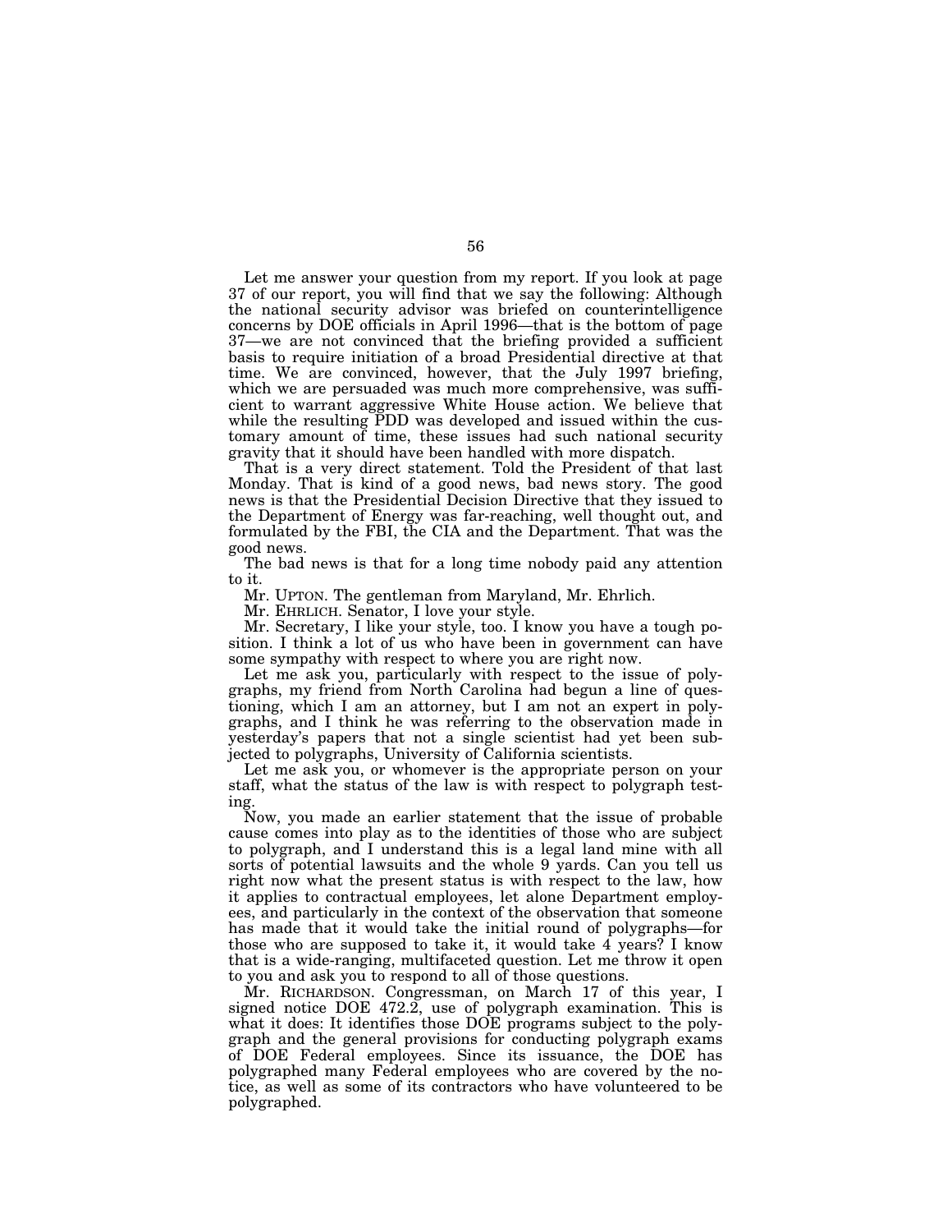Let me answer your question from my report. If you look at page 37 of our report, you will find that we say the following: Although the national security advisor was briefed on counterintelligence concerns by DOE officials in April 1996—that is the bottom of page 37—we are not convinced that the briefing provided a sufficient basis to require initiation of a broad Presidential directive at that time. We are convinced, however, that the July 1997 briefing, which we are persuaded was much more comprehensive, was sufficient to warrant aggressive White House action. We believe that while the resulting PDD was developed and issued within the customary amount of time, these issues had such national security gravity that it should have been handled with more dispatch.

That is a very direct statement. Told the President of that last Monday. That is kind of a good news, bad news story. The good news is that the Presidential Decision Directive that they issued to the Department of Energy was far-reaching, well thought out, and formulated by the FBI, the CIA and the Department. That was the good news.

The bad news is that for a long time nobody paid any attention to it.

Mr. UPTON. The gentleman from Maryland, Mr. Ehrlich.

Mr. EHRLICH. Senator, I love your style.

Mr. Secretary, I like your style, too. I know you have a tough position. I think a lot of us who have been in government can have some sympathy with respect to where you are right now.

Let me ask you, particularly with respect to the issue of polygraphs, my friend from North Carolina had begun a line of questioning, which I am an attorney, but I am not an expert in polygraphs, and I think he was referring to the observation made in yesterday's papers that not a single scientist had yet been subjected to polygraphs, University of California scientists.

Let me ask you, or whomever is the appropriate person on your staff, what the status of the law is with respect to polygraph testing.

Now, you made an earlier statement that the issue of probable cause comes into play as to the identities of those who are subject to polygraph, and I understand this is a legal land mine with all sorts of potential lawsuits and the whole 9 yards. Can you tell us right now what the present status is with respect to the law, how it applies to contractual employees, let alone Department employees, and particularly in the context of the observation that someone has made that it would take the initial round of polygraphs—for those who are supposed to take it, it would take 4 years? I know that is a wide-ranging, multifaceted question. Let me throw it open to you and ask you to respond to all of those questions.

Mr. RICHARDSON. Congressman, on March 17 of this year, I signed notice DOE 472.2, use of polygraph examination. This is what it does: It identifies those DOE programs subject to the polygraph and the general provisions for conducting polygraph exams of DOE Federal employees. Since its issuance, the DOE has polygraphed many Federal employees who are covered by the notice, as well as some of its contractors who have volunteered to be polygraphed.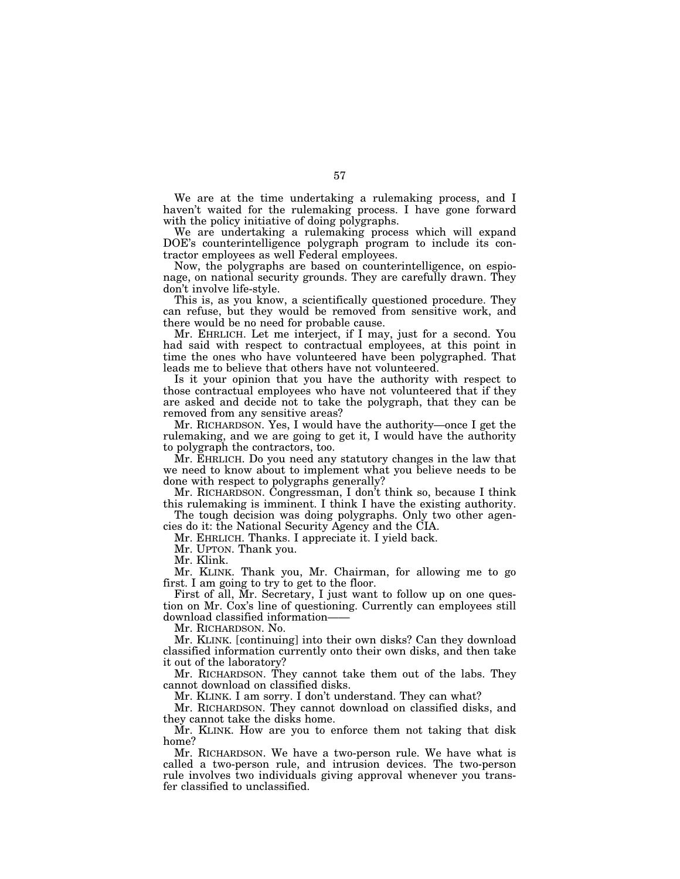We are at the time undertaking a rulemaking process, and I haven't waited for the rulemaking process. I have gone forward with the policy initiative of doing polygraphs.

We are undertaking a rulemaking process which will expand DOE's counterintelligence polygraph program to include its contractor employees as well Federal employees.

Now, the polygraphs are based on counterintelligence, on espionage, on national security grounds. They are carefully drawn. They don't involve life-style.

This is, as you know, a scientifically questioned procedure. They can refuse, but they would be removed from sensitive work, and there would be no need for probable cause.

Mr. EHRLICH. Let me interject, if I may, just for a second. You had said with respect to contractual employees, at this point in time the ones who have volunteered have been polygraphed. That leads me to believe that others have not volunteered.

Is it your opinion that you have the authority with respect to those contractual employees who have not volunteered that if they are asked and decide not to take the polygraph, that they can be removed from any sensitive areas?

Mr. RICHARDSON. Yes, I would have the authority—once I get the rulemaking, and we are going to get it, I would have the authority to polygraph the contractors, too.

Mr. EHRLICH. Do you need any statutory changes in the law that we need to know about to implement what you believe needs to be done with respect to polygraphs generally?

Mr. RICHARDSON. Congressman, I don't think so, because I think this rulemaking is imminent. I think I have the existing authority.

The tough decision was doing polygraphs. Only two other agencies do it: the National Security Agency and the CIA.

Mr. EHRLICH. Thanks. I appreciate it. I yield back.

Mr. UPTON. Thank you.

Mr. Klink.

Mr. KLINK. Thank you, Mr. Chairman, for allowing me to go first. I am going to try to get to the floor.

First of all, Mr. Secretary, I just want to follow up on one question on Mr. Cox's line of questioning. Currently can employees still download classified information——

Mr. RICHARDSON. No.

Mr. KLINK. [continuing] into their own disks? Can they download classified information currently onto their own disks, and then take it out of the laboratory?

Mr. RICHARDSON. They cannot take them out of the labs. They cannot download on classified disks.

Mr. KLINK. I am sorry. I don't understand. They can what?

Mr. RICHARDSON. They cannot download on classified disks, and they cannot take the disks home.

Mr. KLINK. How are you to enforce them not taking that disk home?

Mr. RICHARDSON. We have a two-person rule. We have what is called a two-person rule, and intrusion devices. The two-person rule involves two individuals giving approval whenever you transfer classified to unclassified.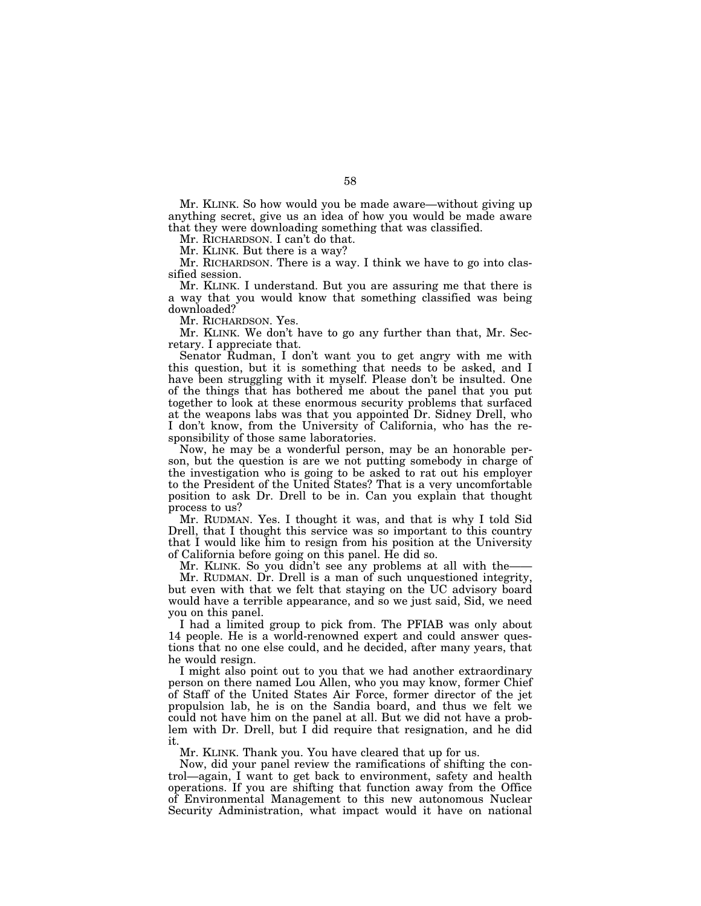Mr. KLINK. So how would you be made aware—without giving up anything secret, give us an idea of how you would be made aware that they were downloading something that was classified.

Mr. RICHARDSON. I can't do that.

Mr. KLINK. But there is a way?

Mr. RICHARDSON. There is a way. I think we have to go into classified session.

Mr. KLINK. I understand. But you are assuring me that there is a way that you would know that something classified was being downloaded?

Mr. RICHARDSON. Yes.

Mr. KLINK. We don't have to go any further than that, Mr. Secretary. I appreciate that.

Senator Rudman, I don't want you to get angry with me with this question, but it is something that needs to be asked, and I have been struggling with it myself. Please don't be insulted. One of the things that has bothered me about the panel that you put together to look at these enormous security problems that surfaced at the weapons labs was that you appointed Dr. Sidney Drell, who I don't know, from the University of California, who has the responsibility of those same laboratories.

Now, he may be a wonderful person, may be an honorable person, but the question is are we not putting somebody in charge of the investigation who is going to be asked to rat out his employer to the President of the United States? That is a very uncomfortable position to ask Dr. Drell to be in. Can you explain that thought process to us?

Mr. RUDMAN. Yes. I thought it was, and that is why I told Sid Drell, that I thought this service was so important to this country that I would like him to resign from his position at the University of California before going on this panel. He did so.

Mr. KLINK. So you didn't see any problems at all with the——

Mr. RUDMAN. Dr. Drell is a man of such unquestioned integrity, but even with that we felt that staying on the UC advisory board would have a terrible appearance, and so we just said, Sid, we need you on this panel.

I had a limited group to pick from. The PFIAB was only about 14 people. He is a world-renowned expert and could answer questions that no one else could, and he decided, after many years, that he would resign.

I might also point out to you that we had another extraordinary person on there named Lou Allen, who you may know, former Chief of Staff of the United States Air Force, former director of the jet propulsion lab, he is on the Sandia board, and thus we felt we could not have him on the panel at all. But we did not have a problem with Dr. Drell, but I did require that resignation, and he did it.

Mr. KLINK. Thank you. You have cleared that up for us.

Now, did your panel review the ramifications of shifting the control—again, I want to get back to environment, safety and health operations. If you are shifting that function away from the Office of Environmental Management to this new autonomous Nuclear Security Administration, what impact would it have on national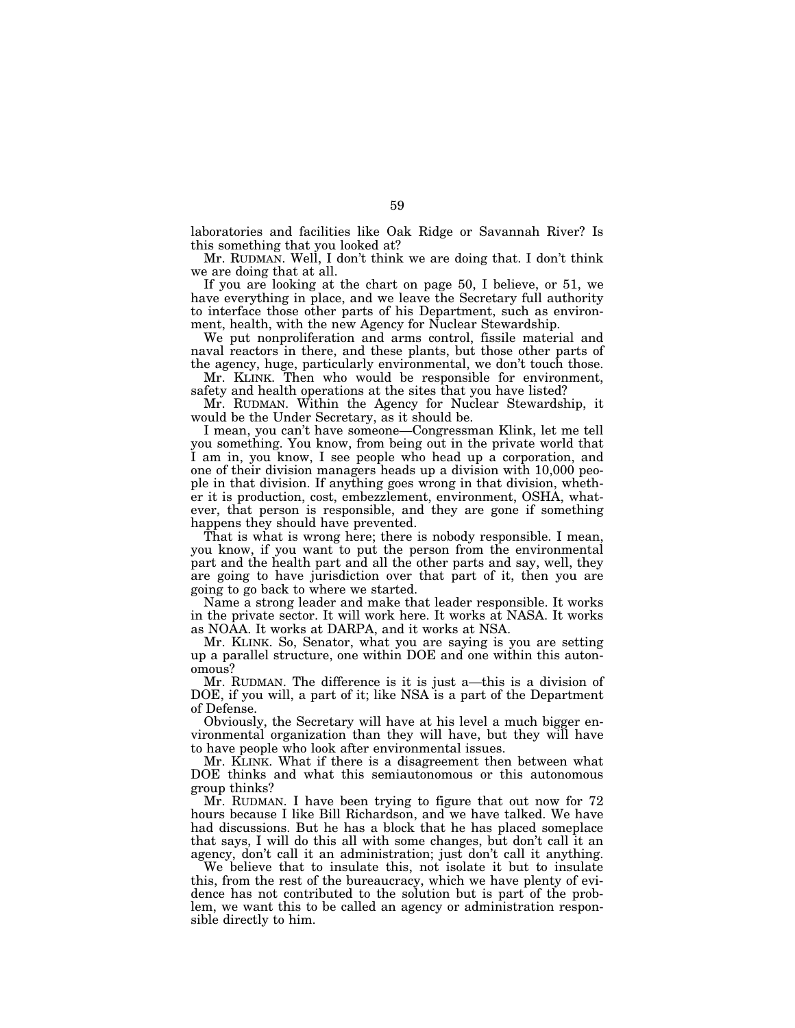laboratories and facilities like Oak Ridge or Savannah River? Is this something that you looked at?

Mr. RUDMAN. Well, I don't think we are doing that. I don't think we are doing that at all.

If you are looking at the chart on page 50, I believe, or 51, we have everything in place, and we leave the Secretary full authority to interface those other parts of his Department, such as environment, health, with the new Agency for Nuclear Stewardship.

We put nonproliferation and arms control, fissile material and naval reactors in there, and these plants, but those other parts of the agency, huge, particularly environmental, we don't touch those.

Mr. KLINK. Then who would be responsible for environment, safety and health operations at the sites that you have listed?

Mr. RUDMAN. Within the Agency for Nuclear Stewardship, it would be the Under Secretary, as it should be.

I mean, you can't have someone—Congressman Klink, let me tell you something. You know, from being out in the private world that I am in, you know, I see people who head up a corporation, and one of their division managers heads up a division with 10,000 people in that division. If anything goes wrong in that division, whether it is production, cost, embezzlement, environment, OSHA, whatever, that person is responsible, and they are gone if something happens they should have prevented.

That is what is wrong here; there is nobody responsible. I mean, you know, if you want to put the person from the environmental part and the health part and all the other parts and say, well, they are going to have jurisdiction over that part of it, then you are going to go back to where we started.

Name a strong leader and make that leader responsible. It works in the private sector. It will work here. It works at NASA. It works as NOAA. It works at DARPA, and it works at NSA.

Mr. KLINK. So, Senator, what you are saying is you are setting up a parallel structure, one within DOE and one within this autonomous?

Mr. RUDMAN. The difference is it is just a—this is a division of DOE, if you will, a part of it; like NSA is a part of the Department of Defense.

Obviously, the Secretary will have at his level a much bigger environmental organization than they will have, but they will have to have people who look after environmental issues.

Mr. KLINK. What if there is a disagreement then between what DOE thinks and what this semiautonomous or this autonomous group thinks?

Mr. RUDMAN. I have been trying to figure that out now for 72 hours because I like Bill Richardson, and we have talked. We have had discussions. But he has a block that he has placed someplace that says, I will do this all with some changes, but don't call it an agency, don't call it an administration; just don't call it anything.

We believe that to insulate this, not isolate it but to insulate this, from the rest of the bureaucracy, which we have plenty of evidence has not contributed to the solution but is part of the problem, we want this to be called an agency or administration responsible directly to him.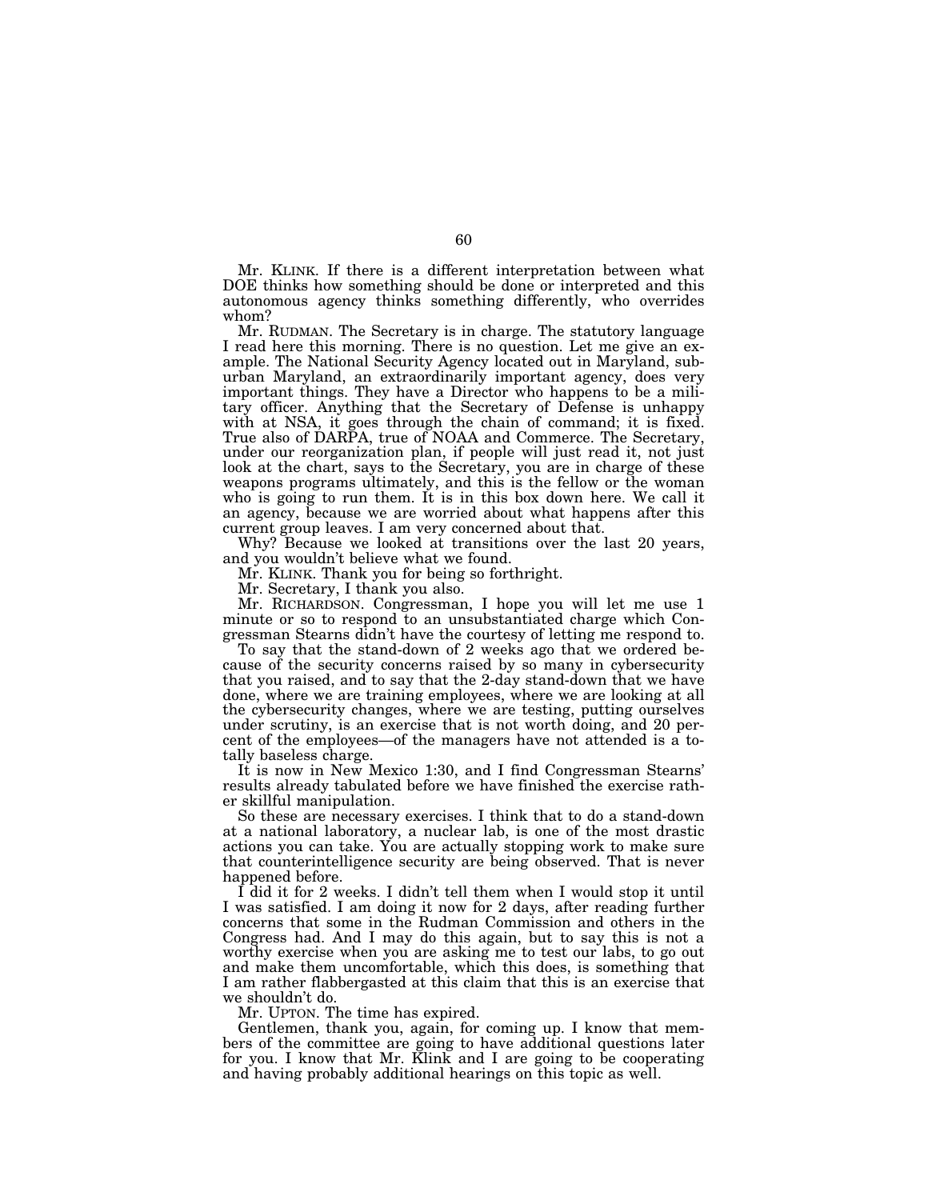Mr. KLINK. If there is a different interpretation between what DOE thinks how something should be done or interpreted and this autonomous agency thinks something differently, who overrides whom?

Mr. RUDMAN. The Secretary is in charge. The statutory language I read here this morning. There is no question. Let me give an example. The National Security Agency located out in Maryland, suburban Maryland, an extraordinarily important agency, does very important things. They have a Director who happens to be a military officer. Anything that the Secretary of Defense is unhappy with at NSA, it goes through the chain of command; it is fixed. True also of DARPA, true of NOAA and Commerce. The Secretary, under our reorganization plan, if people will just read it, not just look at the chart, says to the Secretary, you are in charge of these weapons programs ultimately, and this is the fellow or the woman who is going to run them. It is in this box down here. We call it an agency, because we are worried about what happens after this current group leaves. I am very concerned about that.

Why? Because we looked at transitions over the last 20 years, and you wouldn't believe what we found.

Mr. KLINK. Thank you for being so forthright.

Mr. Secretary, I thank you also.

Mr. RICHARDSON. Congressman, I hope you will let me use 1 minute or so to respond to an unsubstantiated charge which Congressman Stearns didn't have the courtesy of letting me respond to.

To say that the stand-down of 2 weeks ago that we ordered because of the security concerns raised by so many in cybersecurity that you raised, and to say that the 2-day stand-down that we have done, where we are training employees, where we are looking at all the cybersecurity changes, where we are testing, putting ourselves under scrutiny, is an exercise that is not worth doing, and 20 percent of the employees—of the managers have not attended is a totally baseless charge.

It is now in New Mexico 1:30, and I find Congressman Stearns' results already tabulated before we have finished the exercise rather skillful manipulation.

So these are necessary exercises. I think that to do a stand-down at a national laboratory, a nuclear lab, is one of the most drastic actions you can take. You are actually stopping work to make sure that counterintelligence security are being observed. That is never happened before.

I did it for 2 weeks. I didn't tell them when I would stop it until I was satisfied. I am doing it now for 2 days, after reading further concerns that some in the Rudman Commission and others in the Congress had. And I may do this again, but to say this is not a worthy exercise when you are asking me to test our labs, to go out and make them uncomfortable, which this does, is something that I am rather flabbergasted at this claim that this is an exercise that we shouldn't do.

Mr. UPTON. The time has expired.

Gentlemen, thank you, again, for coming up. I know that members of the committee are going to have additional questions later for you. I know that Mr. Klink and I are going to be cooperating and having probably additional hearings on this topic as well.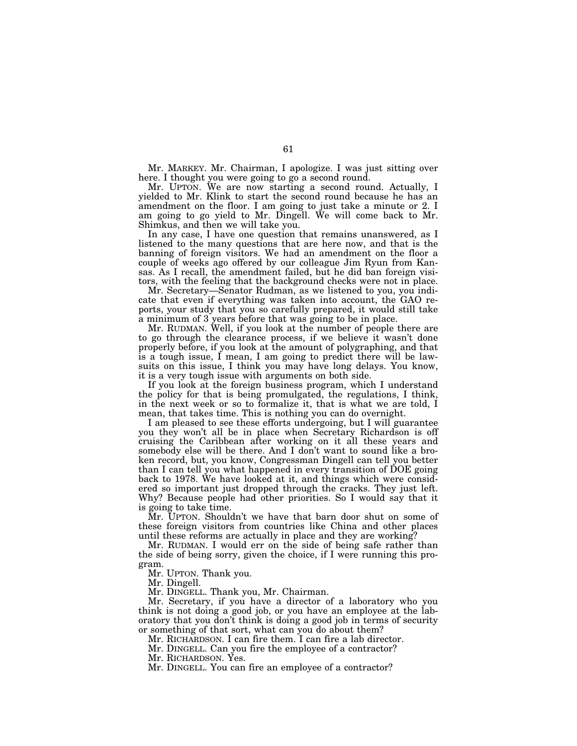Mr. MARKEY. Mr. Chairman, I apologize. I was just sitting over here. I thought you were going to go a second round.

Mr. UPTON. We are now starting a second round. Actually, I yielded to Mr. Klink to start the second round because he has an amendment on the floor. I am going to just take a minute or 2. I am going to go yield to Mr. Dingell. We will come back to Mr. Shimkus, and then we will take you.

In any case, I have one question that remains unanswered, as I listened to the many questions that are here now, and that is the banning of foreign visitors. We had an amendment on the floor a couple of weeks ago offered by our colleague Jim Ryun from Kansas. As I recall, the amendment failed, but he did ban foreign visitors, with the feeling that the background checks were not in place.

Mr. Secretary—Senator Rudman, as we listened to you, you indicate that even if everything was taken into account, the GAO reports, your study that you so carefully prepared, it would still take a minimum of 3 years before that was going to be in place.

Mr. RUDMAN. Well, if you look at the number of people there are to go through the clearance process, if we believe it wasn't done properly before, if you look at the amount of polygraphing, and that is a tough issue, I mean, I am going to predict there will be lawsuits on this issue, I think you may have long delays. You know, it is a very tough issue with arguments on both side.

If you look at the foreign business program, which I understand the policy for that is being promulgated, the regulations, I think, in the next week or so to formalize it, that is what we are told, I mean, that takes time. This is nothing you can do overnight.

I am pleased to see these efforts undergoing, but I will guarantee you they won't all be in place when Secretary Richardson is off cruising the Caribbean after working on it all these years and somebody else will be there. And I don't want to sound like a broken record, but, you know, Congressman Dingell can tell you better than I can tell you what happened in every transition of DOE going back to 1978. We have looked at it, and things which were considered so important just dropped through the cracks. They just left. Why? Because people had other priorities. So I would say that it is going to take time.

Mr. UPTON. Shouldn't we have that barn door shut on some of these foreign visitors from countries like China and other places until these reforms are actually in place and they are working?

Mr. RUDMAN. I would err on the side of being safe rather than the side of being sorry, given the choice, if I were running this program.

Mr. UPTON. Thank you.

Mr. Dingell.

Mr. DINGELL. Thank you, Mr. Chairman.

Mr. Secretary, if you have a director of a laboratory who you think is not doing a good job, or you have an employee at the laboratory that you don't think is doing a good job in terms of security or something of that sort, what can you do about them?

Mr. RICHARDSON. I can fire them. I can fire a lab director.

Mr. DINGELL. Can you fire the employee of a contractor?

Mr. RICHARDSON. Yes.

Mr. DINGELL. You can fire an employee of a contractor?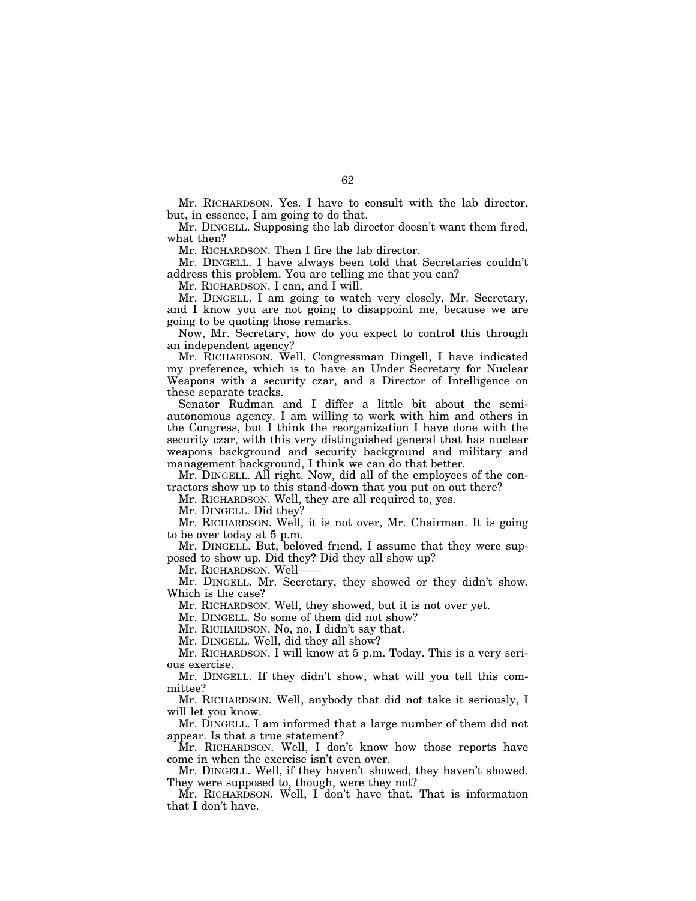Mr. RICHARDSON. Yes. I have to consult with the lab director, but, in essence, I am going to do that.

Mr. DINGELL. Supposing the lab director doesn't want them fired, what then?

Mr. RICHARDSON. Then I fire the lab director.

Mr. DINGELL. I have always been told that Secretaries couldn't address this problem. You are telling me that you can?

Mr. RICHARDSON. I can, and I will.

Mr. DINGELL. I am going to watch very closely, Mr. Secretary, and I know you are not going to disappoint me, because we are going to be quoting those remarks.

Now, Mr. Secretary, how do you expect to control this through an independent agency?

Mr. RICHARDSON. Well, Congressman Dingell, I have indicated my preference, which is to have an Under Secretary for Nuclear Weapons with a security czar, and a Director of Intelligence on these separate tracks.

Senator Rudman and I differ a little bit about the semi-autonomous agency. I am willing to work with him and others in the Congress, but I think the reorganization I have done with the security czar, with this very distinguished general that has nuclear weapons background and security background and military and management background, I think we can do that better.

Mr. DINGELL. All right. Now, did all of the employees of the contractors show up to this stand-down that you put on out there?

Mr. RICHARDSON. Well, they are all required to, yes.

Mr. DINGELL. Did they?

Mr. RICHARDSON. Well, it is not over, Mr. Chairman. It is going to be over today at 5 p.m.

Mr. DINGELL. But, beloved friend, I assume that they were supposed to show up. Did they? Did they all show up?

Mr. RICHARDSON. Well——

Mr. DINGELL. Mr. Secretary, they showed or they didn't show. Which is the case?

Mr. RICHARDSON. Well, they showed, but it is not over yet.

Mr. DINGELL. So some of them did not show?

Mr. RICHARDSON. No, no, I didn't say that.

Mr. DINGELL. Well, did they all show?

Mr. RICHARDSON. I will know at 5 p.m. Today. This is a very serious exercise.

Mr. DINGELL. If they didn't show, what will you tell this committee?

Mr. RICHARDSON. Well, anybody that did not take it seriously, I will let you know.

Mr. DINGELL. I am informed that a large number of them did not appear. Is that a true statement?

Mr. RICHARDSON. Well, I don't know how those reports have come in when the exercise isn't even over.

Mr. DINGELL. Well, if they haven't showed, they haven't showed. They were supposed to, though, were they not?

Mr. RICHARDSON. Well, I don't have that. That is information that I don't have.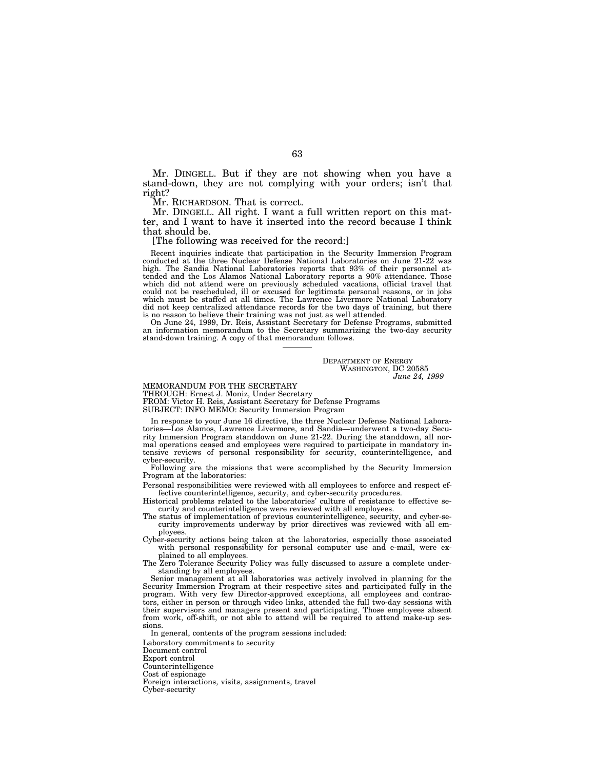Mr. DINGELL. But if they are not showing when you have a stand-down, they are not complying with your orders; isn't that right?

Mr. RICHARDSON. That is correct.

Mr. DINGELL. All right. I want a full written report on this matter, and I want to have it inserted into the record because I think that should be.

[The following was received for the record:]

Recent inquiries indicate that participation in the Security Immersion Program conducted at the three Nuclear Defense National Laboratories on June 21-22 was high. The Sandia National Laboratories reports that 93% of their personnel attended and the Los Alamos National Laboratory reports a 90% attendance. Those which did not attend were on previously scheduled vacations, official travel that could not be rescheduled, ill or excused for legitimate personal reasons, or in jobs which must be staffed at all times. The Lawrence Livermore National Laboratory did not keep centralized attendance records for the two days of training, but there is no reason to believe their training was not just as well attended.

On June 24, 1999, Dr. Reis, Assistant Secretary for Defense Programs, submitted an information memorandum to the Secretary summarizing the two-day security stand-down training. A copy of that memorandum follows.

---

DEPARTMENT OF ENERGY
WASHINGTON, DC 20585
*June 24, 1999*

MEMORANDUM FOR THE SECRETARY
THROUGH: Ernest J. Moniz, Under Secretary
FROM: Victor H. Reis, Assistant Secretary for Defense Programs
SUBJECT: INFO MEMO: Security Immersion Program

In response to your June 16 directive, the three Nuclear Defense National Laboratories—Los Alamos, Lawrence Livermore, and Sandia—underwent a two-day Security Immersion Program standdown on June 21-22. During the standdown, all normal operations ceased and employees were required to participate in mandatory intensive reviews of personal responsibility for security, counterintelligence, and cyber-security.

Following are the missions that were accomplished by the Security Immersion Program at the laboratories:

Personal responsibilities were reviewed with all employees to enforce and respect effective counterintelligence, security, and cyber-security procedures.

Historical problems related to the laboratories' culture of resistance to effective security and counterintelligence were reviewed with all employees.

The status of implementation of previous counterintelligence, security, and cyber-security improvements underway by prior directives was reviewed with all employees.

Cyber-security actions being taken at the laboratories, especially those associated with personal responsibility for personal computer use and e-mail, were explained to all employees.

The Zero Tolerance Security Policy was fully discussed to assure a complete understanding by all employees.

Senior management at all laboratories was actively involved in planning for the Security Immersion Program at their respective sites and participated fully in the program. With very few Director-approved exceptions, all employees and contractors, either in person or through video links, attended the full two-day sessions with their supervisors and managers present and participating. Those employees absent from work, off-shift, or not able to attend will be required to attend make-up sessions.

In general, contents of the program sessions included:

Laboratory commitments to security
Document control
Export control
Counterintelligence
Cost of espionage
Foreign interactions, visits, assignments, travel
Cyber-security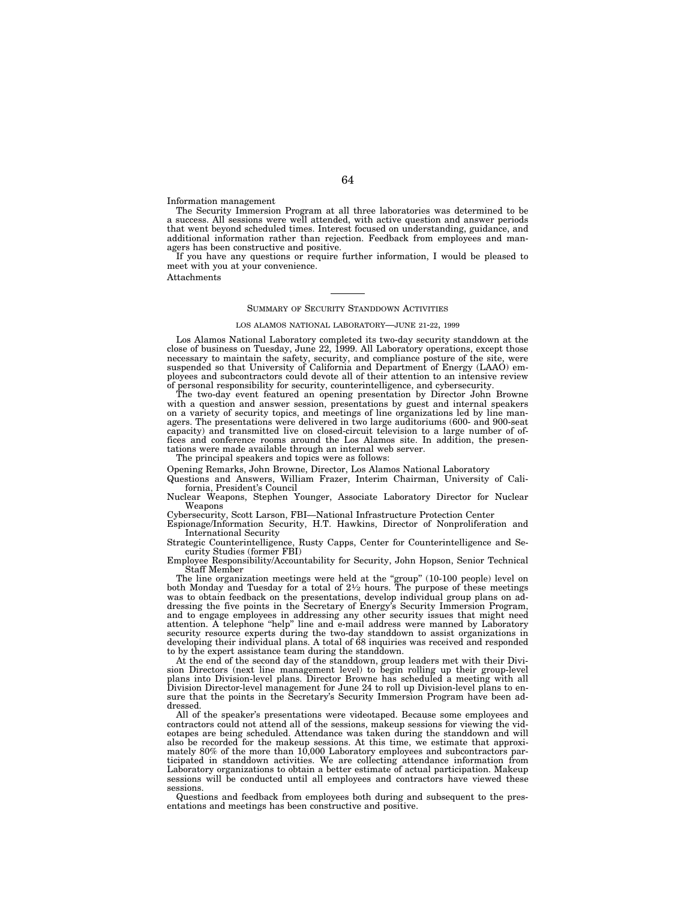Information management

The Security Immersion Program at all three laboratories was determined to be a success. All sessions were well attended, with active question and answer periods that went beyond scheduled times. Interest focused on understanding, guidance, and additional information rather than rejection. Feedback from employees and managers has been constructive and positive.

If you have any questions or require further information, I would be pleased to meet with you at your convenience.

Attachments

---

## SUMMARY OF SECURITY STANDDOWN ACTIVITIES

### LOS ALAMOS NATIONAL LABORATORY—JUNE 21-22, 1999

Los Alamos National Laboratory completed its two-day security standdown at the close of business on Tuesday, June 22, 1999. All Laboratory operations, except those necessary to maintain the safety, security, and compliance posture of the site, were suspended so that University of California and Department of Energy (LAAO) employees and subcontractors could devote all of their attention to an intensive review of personal responsibility for security, counterintelligence, and cybersecurity.

The two-day event featured an opening presentation by Director John Browne with a question and answer session, presentations by guest and internal speakers on a variety of security topics, and meetings of line organizations led by line managers. The presentations were delivered in two large auditoriums (600- and 900-seat capacity) and transmitted live on closed-circuit television to a large number of offices and conference rooms around the Los Alamos site. In addition, the presentations were made available through an internal web server.

The principal speakers and topics were as follows:

Opening Remarks, John Browne, Director, Los Alamos National Laboratory

Questions and Answers, William Frazer, Interim Chairman, University of California, President's Council

Nuclear Weapons, Stephen Younger, Associate Laboratory Director for Nuclear Weapons

Cybersecurity, Scott Larson, FBI—National Infrastructure Protection Center

Espionage/Information Security, H.T. Hawkins, Director of Nonproliferation and International Security

Strategic Counterintelligence, Rusty Capps, Center for Counterintelligence and Security Studies (former FBI)

Employee Responsibility/Accountability for Security, John Hopson, Senior Technical Staff Member

The line organization meetings were held at the "group" (10-100 people) level on both Monday and Tuesday for a total of 2½ hours. The purpose of these meetings was to obtain feedback on the presentations, develop individual group plans on addressing the five points in the Secretary of Energy's Security Immersion Program, and to engage employees in addressing any other security issues that might need attention. A telephone "help" line and e-mail address were manned by Laboratory security resource experts during the two-day standdown to assist organizations in developing their individual plans. A total of 68 inquiries was received and responded to by the expert assistance team during the standdown.

At the end of the second day of the standdown, group leaders met with their Division Directors (next line management level) to begin rolling up their group-level plans into Division-level plans. Director Browne has scheduled a meeting with all Division Director-level management for June 24 to roll up Division-level plans to ensure that the points in the Secretary's Security Immersion Program have been addressed.

All of the speaker's presentations were videotaped. Because some employees and contractors could not attend all of the sessions, makeup sessions for viewing the videotapes are being scheduled. Attendance was taken during the standdown and will also be recorded for the makeup sessions. At this time, we estimate that approximately 80% of the more than 10,000 Laboratory employees and subcontractors participated in standdown activities. We are collecting attendance information from Laboratory organizations to obtain a better estimate of actual participation. Makeup sessions will be conducted until all employees and contractors have viewed these sessions.

Questions and feedback from employees both during and subsequent to the presentations and meetings has been constructive and positive.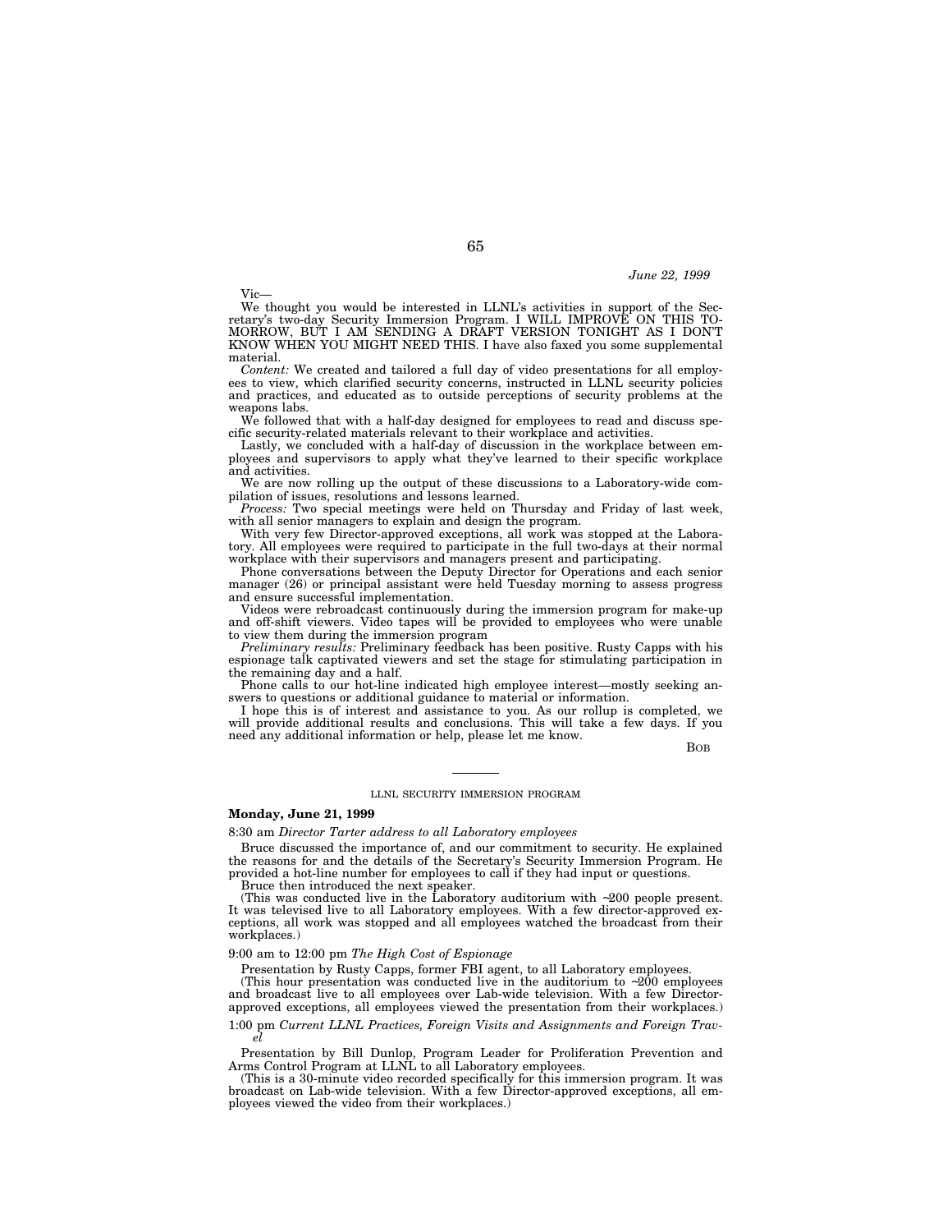*June 22, 1999*

Vic—

We thought you would be interested in LLNL's activities in support of the Secretary's two-day Security Immersion Program. I WILL IMPROVE ON THIS TOMORROW, BUT I AM SENDING A DRAFT VERSION TONIGHT AS I DON'T KNOW WHEN YOU MIGHT NEED THIS. I have also faxed you some supplemental material.

*Content:* We created and tailored a full day of video presentations for all employees to view, which clarified security concerns, instructed in LLNL security policies and practices, and educated as to outside perceptions of security problems at the weapons labs.

We followed that with a half-day designed for employees to read and discuss specific security-related materials relevant to their workplace and activities.

Lastly, we concluded with a half-day of discussion in the workplace between employees and supervisors to apply what they've learned to their specific workplace and activities.

We are now rolling up the output of these discussions to a Laboratory-wide compilation of issues, resolutions and lessons learned.

*Process:* Two special meetings were held on Thursday and Friday of last week, with all senior managers to explain and design the program.

With very few Director-approved exceptions, all work was stopped at the Laboratory. All employees were required to participate in the full two-days at their normal workplace with their supervisors and managers present and participating.

Phone conversations between the Deputy Director for Operations and each senior manager (26) or principal assistant were held Tuesday morning to assess progress and ensure successful implementation.

Videos were rebroadcast continuously during the immersion program for make-up and off-shift viewers. Video tapes will be provided to employees who were unable to view them during the immersion program

*Preliminary results:* Preliminary feedback has been positive. Rusty Capps with his espionage talk captivated viewers and set the stage for stimulating participation in the remaining day and a half.

Phone calls to our hot-line indicated high employee interest—mostly seeking answers to questions or additional guidance to material or information.

I hope this is of interest and assistance to you. As our rollup is completed, we will provide additional results and conclusions. This will take a few days. If you need any additional information or help, please let me know.

BOB

---

LLNL SECURITY IMMERSION PROGRAM

**Monday, June 21, 1999**

8:30 am *Director Tarter address to all Laboratory employees*

Bruce discussed the importance of, and our commitment to security. He explained the reasons for and the details of the Secretary's Security Immersion Program. He provided a hot-line number for employees to call if they had input or questions.

Bruce then introduced the next speaker.

(This was conducted live in the Laboratory auditorium with ~200 people present. It was televised live to all Laboratory employees. With a few director-approved exceptions, all work was stopped and all employees watched the broadcast from their workplaces.)

9:00 am to 12:00 pm *The High Cost of Espionage*

Presentation by Rusty Capps, former FBI agent, to all Laboratory employees.

(This hour presentation was conducted live in the auditorium to ~200 employees and broadcast live to all employees over Lab-wide television. With a few Director-approved exceptions, all employees viewed the presentation from their workplaces.)

1:00 pm *Current LLNL Practices, Foreign Visits and Assignments and Foreign Travel*

Presentation by Bill Dunlop, Program Leader for Proliferation Prevention and Arms Control Program at LLNL to all Laboratory employees.

(This is a 30-minute video recorded specifically for this immersion program. It was broadcast on Lab-wide television. With a few Director-approved exceptions, all employees viewed the video from their workplaces.)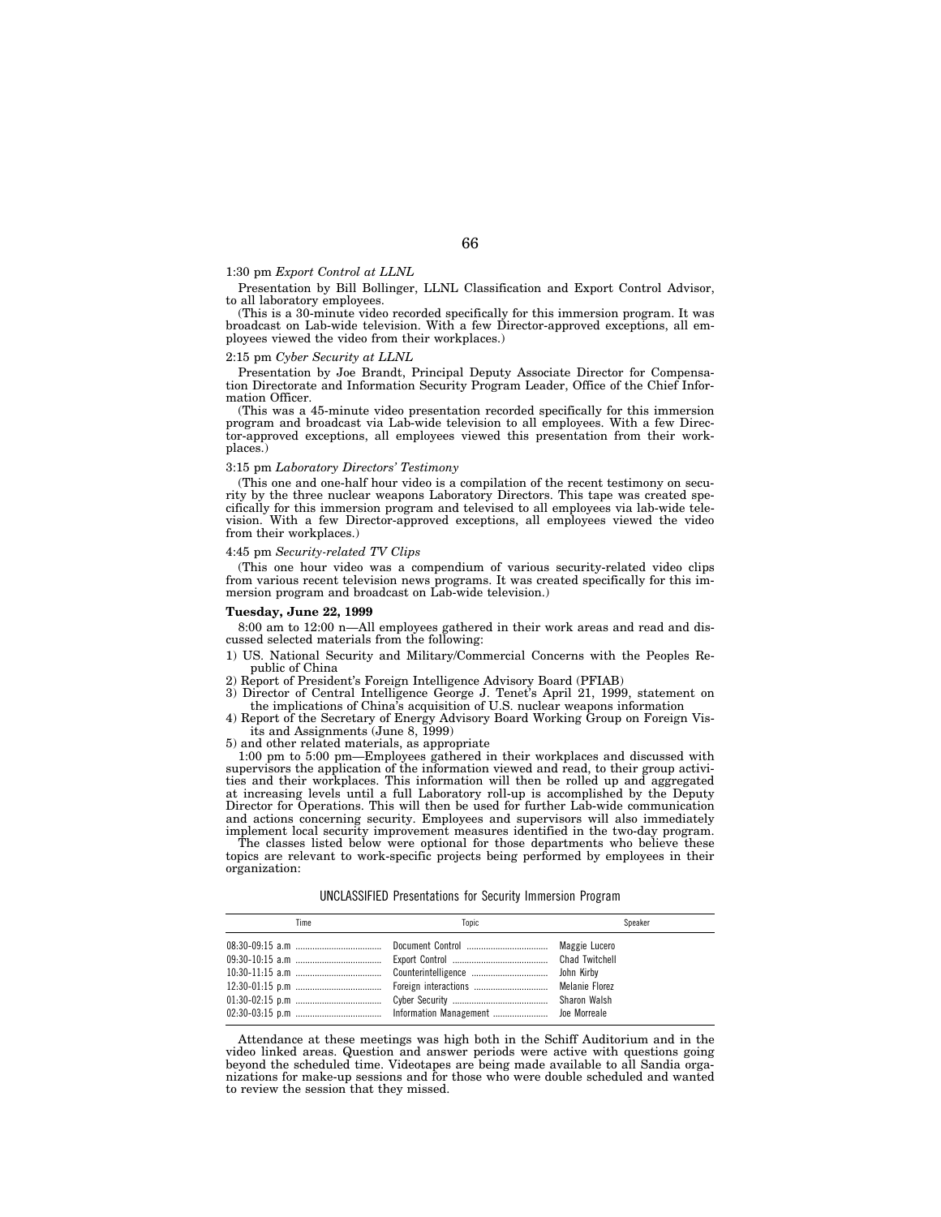1:30 pm *Export Control at LLNL*

Presentation by Bill Bollinger, LLNL Classification and Export Control Advisor, to all laboratory employees.

(This is a 30-minute video recorded specifically for this immersion program. It was broadcast on Lab-wide television. With a few Director-approved exceptions, all employees viewed the video from their workplaces.)

2:15 pm *Cyber Security at LLNL*

Presentation by Joe Brandt, Principal Deputy Associate Director for Compensation Directorate and Information Security Program Leader, Office of the Chief Information Officer.

(This was a 45-minute video presentation recorded specifically for this immersion program and broadcast via Lab-wide television to all employees. With a few Director-approved exceptions, all employees viewed this presentation from their workplaces.)

3:15 pm *Laboratory Directors' Testimony*

(This one and one-half hour video is a compilation of the recent testimony on security by the three nuclear weapons Laboratory Directors. This tape was created specifically for this immersion program and televised to all employees via lab-wide television. With a few Director-approved exceptions, all employees viewed the video from their workplaces.)

4:45 pm *Security-related TV Clips*

(This one hour video was a compendium of various security-related video clips from various recent television news programs. It was created specifically for this immersion program and broadcast on Lab-wide television.)

**Tuesday, June 22, 1999**

8:00 am to 12:00 n—All employees gathered in their work areas and read and discussed selected materials from the following:

1) US. National Security and Military/Commercial Concerns with the Peoples Republic of China
2) Report of President's Foreign Intelligence Advisory Board (PFIAB)
3) Director of Central Intelligence George J. Tenet's April 21, 1999, statement on the implications of China's acquisition of U.S. nuclear weapons information
4) Report of the Secretary of Energy Advisory Board Working Group on Foreign Visits and Assignments (June 8, 1999)
5) and other related materials, as appropriate

1:00 pm to 5:00 pm—Employees gathered in their workplaces and discussed with supervisors the application of the information viewed and read, to their group activities and their workplaces. This information will then be rolled up and aggregated at increasing levels until a full Laboratory roll-up is accomplished by the Deputy Director for Operations. This will then be used for further Lab-wide communication and actions concerning security. Employees and supervisors will also immediately implement local security improvement measures identified in the two-day program.

The classes listed below were optional for those departments who believe these topics are relevant to work-specific projects being performed by employees in their organization:

UNCLASSIFIED Presentations for Security Immersion Program

| Time | Topic | Speaker |
|---|---|---|
| 08:30-09:15 a.m | Document Control | Maggie Lucero |
| 09:30-10:15 a.m | Export Control | Chad Twitchell |
| 10:30-11:15 a.m | Counterintelligence | John Kirby |
| 12:30-01:15 p.m | Foreign interactions | Melanie Florez |
| 01:30-02:15 p.m | Cyber Security | Sharon Walsh |
| 02:30-03:15 p.m | Information Management | Joe Morreale |

Attendance at these meetings was high both in the Schiff Auditorium and in the video linked areas. Question and answer periods were active with questions going beyond the scheduled time. Videotapes are being made available to all Sandia organizations for make-up sessions and for those who were double scheduled and wanted to review the session that they missed.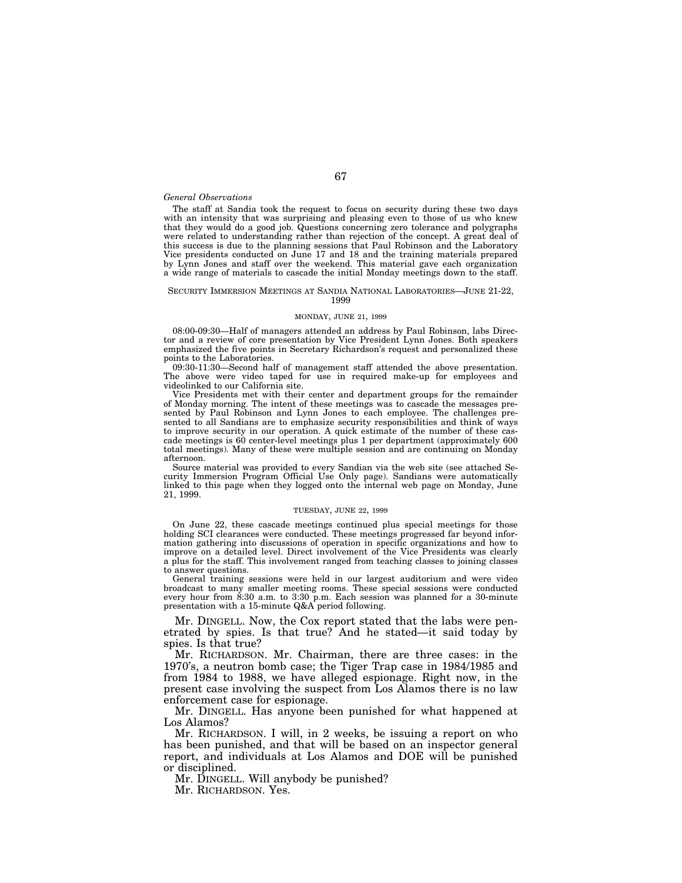*General Observations*

The staff at Sandia took the request to focus on security during these two days with an intensity that was surprising and pleasing even to those of us who knew that they would do a good job. Questions concerning zero tolerance and polygraphs were related to understanding rather than rejection of the concept. A great deal of this success is due to the planning sessions that Paul Robinson and the Laboratory Vice presidents conducted on June 17 and 18 and the training materials prepared by Lynn Jones and staff over the weekend. This material gave each organization a wide range of materials to cascade the initial Monday meetings down to the staff.

SECURITY IMMERSION MEETINGS AT SANDIA NATIONAL LABORATORIES—JUNE 21-22, 1999

MONDAY, JUNE 21, 1999

08:00-09:30—Half of managers attended an address by Paul Robinson, labs Director and a review of core presentation by Vice President Lynn Jones. Both speakers emphasized the five points in Secretary Richardson's request and personalized these points to the Laboratories.

09:30-11:30—Second half of management staff attended the above presentation. The above were video taped for use in required make-up for employees and videolinked to our California site.

Vice Presidents met with their center and department groups for the remainder of Monday morning. The intent of these meetings was to cascade the messages presented by Paul Robinson and Lynn Jones to each employee. The challenges presented to all Sandians are to emphasize security responsibilities and think of ways to improve security in our operation. A quick estimate of the number of these cascade meetings is 60 center-level meetings plus 1 per department (approximately 600 total meetings). Many of these were multiple session and are continuing on Monday afternoon.

Source material was provided to every Sandian via the web site (see attached Security Immersion Program Official Use Only page). Sandians were automatically linked to this page when they logged onto the internal web page on Monday, June 21, 1999.

TUESDAY, JUNE 22, 1999

On June 22, these cascade meetings continued plus special meetings for those holding SCI clearances were conducted. These meetings progressed far beyond information gathering into discussions of operation in specific organizations and how to improve on a detailed level. Direct involvement of the Vice Presidents was clearly a plus for the staff. This involvement ranged from teaching classes to joining classes to answer questions.

General training sessions were held in our largest auditorium and were video broadcast to many smaller meeting rooms. These special sessions were conducted every hour from 8:30 a.m. to 3:30 p.m. Each session was planned for a 30-minute presentation with a 15-minute Q&A period following.

Mr. DINGELL. Now, the Cox report stated that the labs were penetrated by spies. Is that true? And he stated—it said today by spies. Is that true?

Mr. RICHARDSON. Mr. Chairman, there are three cases: in the 1970's, a neutron bomb case; the Tiger Trap case in 1984/1985 and from 1984 to 1988, we have alleged espionage. Right now, in the present case involving the suspect from Los Alamos there is no law enforcement case for espionage.

Mr. DINGELL. Has anyone been punished for what happened at Los Alamos?

Mr. RICHARDSON. I will, in 2 weeks, be issuing a report on who has been punished, and that will be based on an inspector general report, and individuals at Los Alamos and DOE will be punished or disciplined.

Mr. DINGELL. Will anybody be punished?

Mr. RICHARDSON. Yes.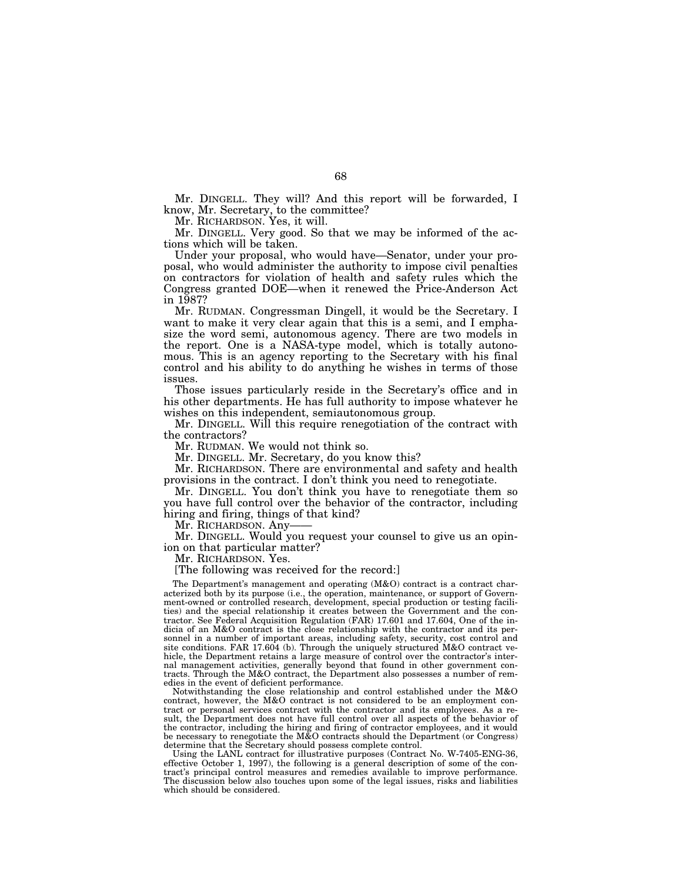Mr. DINGELL. They will? And this report will be forwarded, I know, Mr. Secretary, to the committee?

Mr. RICHARDSON. Yes, it will.

Mr. DINGELL. Very good. So that we may be informed of the actions which will be taken.

Under your proposal, who would have—Senator, under your proposal, who would administer the authority to impose civil penalties on contractors for violation of health and safety rules which the Congress granted DOE—when it renewed the Price-Anderson Act in 1987?

Mr. RUDMAN. Congressman Dingell, it would be the Secretary. I want to make it very clear again that this is a semi, and I emphasize the word semi, autonomous agency. There are two models in the report. One is a NASA-type model, which is totally autonomous. This is an agency reporting to the Secretary with his final control and his ability to do anything he wishes in terms of those issues.

Those issues particularly reside in the Secretary's office and in his other departments. He has full authority to impose whatever he wishes on this independent, semiautonomous group.

Mr. DINGELL. Will this require renegotiation of the contract with the contractors?

Mr. RUDMAN. We would not think so.

Mr. DINGELL. Mr. Secretary, do you know this?

Mr. RICHARDSON. There are environmental and safety and health provisions in the contract. I don't think you need to renegotiate.

Mr. DINGELL. You don't think you have to renegotiate them so you have full control over the behavior of the contractor, including hiring and firing, things of that kind?

Mr. RICHARDSON. Any——

Mr. DINGELL. Would you request your counsel to give us an opinion on that particular matter?

Mr. RICHARDSON. Yes.

[The following was received for the record:]

The Department's management and operating (M&O) contract is a contract characterized both by its purpose (i.e., the operation, maintenance, or support of Government-owned or controlled research, development, special production or testing facilities) and the special relationship it creates between the Government and the contractor. See Federal Acquisition Regulation (FAR) 17.601 and 17.604, One of the indicia of an M&O contract is the close relationship with the contractor and its personnel in a number of important areas, including safety, security, cost control and site conditions. FAR 17.604 (b). Through the uniquely structured M&O contract vehicle, the Department retains a large measure of control over the contractor's internal management activities, generally beyond that found in other government contracts. Through the M&O contract, the Department also possesses a number of remedies in the event of deficient performance.

Notwithstanding the close relationship and control established under the M&O contract, however, the M&O contract is not considered to be an employment contract or personal services contract with the contractor and its employees. As a result, the Department does not have full control over all aspects of the behavior of the contractor, including the hiring and firing of contractor employees, and it would be necessary to renegotiate the M&O contracts should the Department (or Congress) determine that the Secretary should possess complete control.

Using the LANL contract for illustrative purposes (Contract No. W-7405-ENG-36, effective October 1, 1997), the following is a general description of some of the contract's principal control measures and remedies available to improve performance. The discussion below also touches upon some of the legal issues, risks and liabilities which should be considered.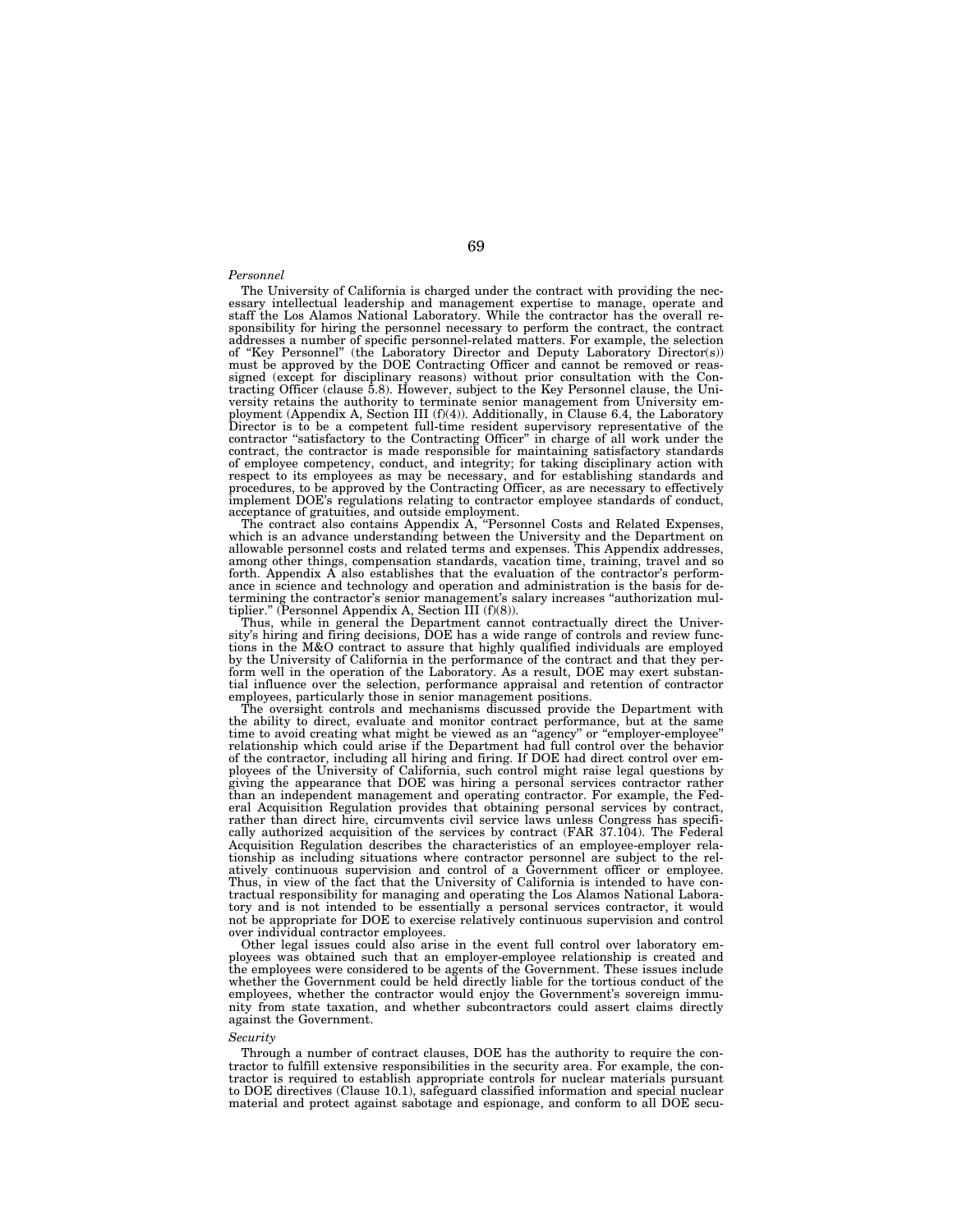*Personnel*

The University of California is charged under the contract with providing the necessary intellectual leadership and management expertise to manage, operate and staff the Los Alamos National Laboratory. While the contractor has the overall responsibility for hiring the personnel necessary to perform the contract, the contract addresses a number of specific personnel-related matters. For example, the selection of "Key Personnel" (the Laboratory Director and Deputy Laboratory Director(s)) must be approved by the DOE Contracting Officer and cannot be removed or reassigned (except for disciplinary reasons) without prior consultation with the Contracting Officer (clause 5.8). However, subject to the Key Personnel clause, the University retains the authority to terminate senior management from University employment (Appendix A, Section III (f)(4)). Additionally, in Clause 6.4, the Laboratory Director is to be a competent full-time resident supervisory representative of the contractor "satisfactory to the Contracting Officer" in charge of all work under the contract, the contractor is made responsible for maintaining satisfactory standards of employee competency, conduct, and integrity; for taking disciplinary action with respect to its employees as may be necessary, and for establishing standards and procedures, to be approved by the Contracting Officer, as are necessary to effectively implement DOE's regulations relating to contractor employee standards of conduct, acceptance of gratuities, and outside employment.

The contract also contains Appendix A, "Personnel Costs and Related Expenses, which is an advance understanding between the University and the Department on allowable personnel costs and related terms and expenses. This Appendix addresses, among other things, compensation standards, vacation time, training, travel and so forth. Appendix A also establishes that the evaluation of the contractor's performance in science and technology and operation and administration is the basis for determining the contractor's senior management's salary increases "authorization multiplier." (Personnel Appendix A, Section III (f)(8)).

Thus, while in general the Department cannot contractually direct the University's hiring and firing decisions, DOE has a wide range of controls and review functions in the M&O contract to assure that highly qualified individuals are employed by the University of California in the performance of the contract and that they perform well in the operation of the Laboratory. As a result, DOE may exert substantial influence over the selection, performance appraisal and retention of contractor employees, particularly those in senior management positions.

The oversight controls and mechanisms discussed provide the Department with the ability to direct, evaluate and monitor contract performance, but at the same time to avoid creating what might be viewed as an "agency" or "employer-employee" relationship which could arise if the Department had full control over the behavior of the contractor, including all hiring and firing. If DOE had direct control over employees of the University of California, such control might raise legal questions by giving the appearance that DOE was hiring a personal services contractor rather than an independent management and operating contractor. For example, the Federal Acquisition Regulation provides that obtaining personal services by contract, rather than direct hire, circumvents civil service laws unless Congress has specifically authorized acquisition of the services by contract (FAR 37.104). The Federal Acquisition Regulation describes the characteristics of an employee-employer relationship as including situations where contractor personnel are subject to the relatively continuous supervision and control of a Government officer or employee. Thus, in view of the fact that the University of California is intended to have contractual responsibility for managing and operating the Los Alamos National Laboratory and is not intended to be essentially a personal services contractor, it would not be appropriate for DOE to exercise relatively continuous supervision and control over individual contractor employees.

Other legal issues could also arise in the event full control over laboratory employees was obtained such that an employer-employee relationship is created and the employees were considered to be agents of the Government. These issues include whether the Government could be held directly liable for the tortious conduct of the employees, whether the contractor would enjoy the Government's sovereign immunity from state taxation, and whether subcontractors could assert claims directly against the Government.

*Security*

Through a number of contract clauses, DOE has the authority to require the contractor to fulfill extensive responsibilities in the security area. For example, the contractor is required to establish appropriate controls for nuclear materials pursuant to DOE directives (Clause 10.1), safeguard classified information and special nuclear material and protect against sabotage and espionage, and conform to all DOE secu-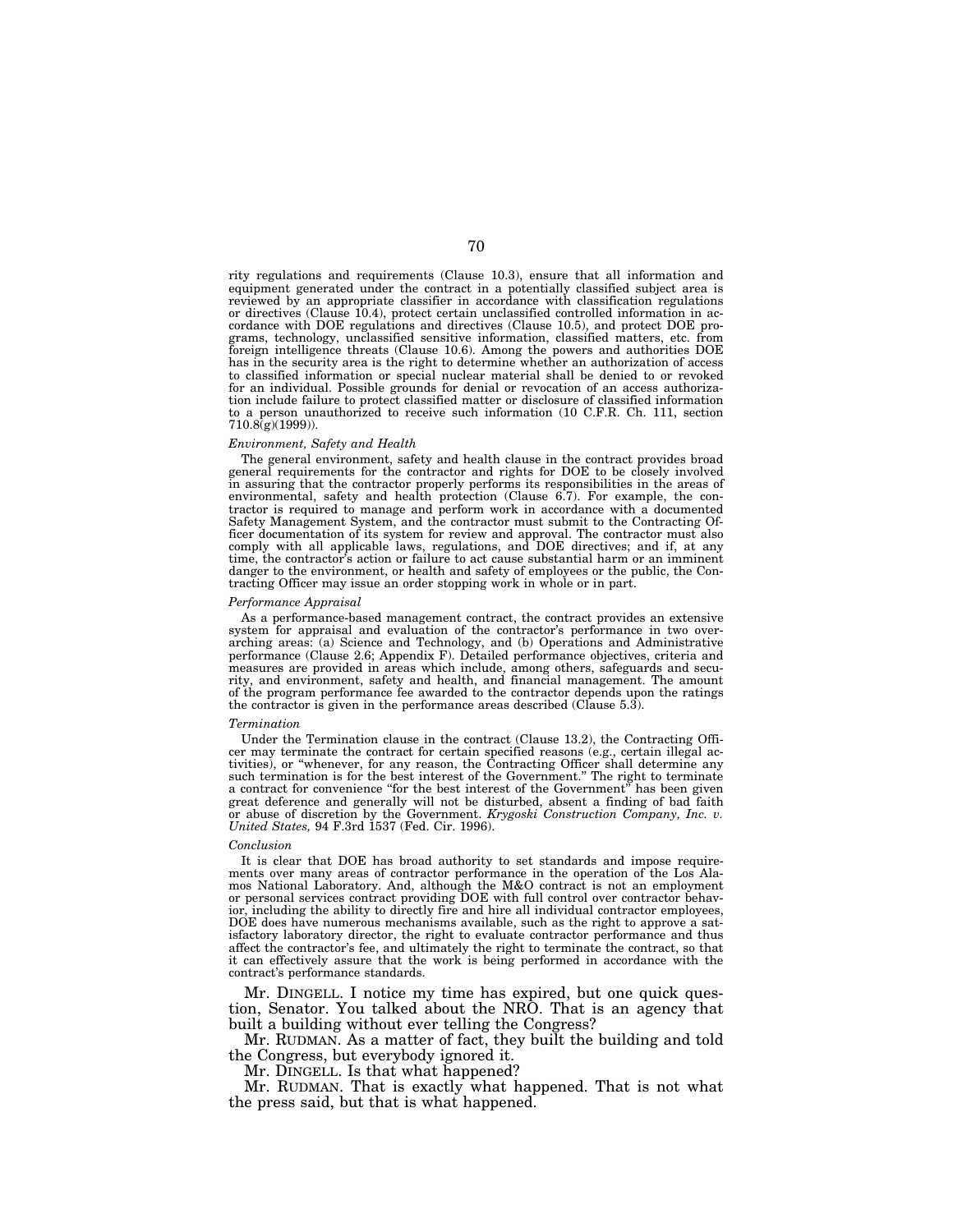rity regulations and requirements (Clause 10.3), ensure that all information and equipment generated under the contract in a potentially classified subject area is reviewed by an appropriate classifier in accordance with classification regulations or directives (Clause 10.4), protect certain unclassified controlled information in accordance with DOE regulations and directives (Clause 10.5), and protect DOE programs, technology, unclassified sensitive information, classified matters, etc. from foreign intelligence threats (Clause 10.6). Among the powers and authorities DOE has in the security area is the right to determine whether an authorization of access to classified information or special nuclear material shall be denied to or revoked for an individual. Possible grounds for denial or revocation of an access authorization include failure to protect classified matter or disclosure of classified information to a person unauthorized to receive such information (10 C.F.R. Ch. 111, section 710.8(g)(1999)).

*Environment, Safety and Health*

The general environment, safety and health clause in the contract provides broad general requirements for the contractor and rights for DOE to be closely involved in assuring that the contractor properly performs its responsibilities in the areas of environmental, safety and health protection (Clause 6.7). For example, the contractor is required to manage and perform work in accordance with a documented Safety Management System, and the contractor must submit to the Contracting Officer documentation of its system for review and approval. The contractor must also comply with all applicable laws, regulations, and DOE directives; and if, at any time, the contractor's action or failure to act cause substantial harm or an imminent danger to the environment, or health and safety of employees or the public, the Contracting Officer may issue an order stopping work in whole or in part.

*Performance Appraisal*

As a performance-based management contract, the contract provides an extensive system for appraisal and evaluation of the contractor's performance in two overarching areas: (a) Science and Technology, and (b) Operations and Administrative performance (Clause 2.6; Appendix F). Detailed performance objectives, criteria and measures are provided in areas which include, among others, safeguards and security, and environment, safety and health, and financial management. The amount of the program performance fee awarded to the contractor depends upon the ratings the contractor is given in the performance areas described (Clause 5.3).

*Termination*

Under the Termination clause in the contract (Clause 13.2), the Contracting Officer may terminate the contract for certain specified reasons (e.g., certain illegal activities), or "whenever, for any reason, the Contracting Officer shall determine any such termination is for the best interest of the Government." The right to terminate a contract for convenience "for the best interest of the Government" has been given great deference and generally will not be disturbed, absent a finding of bad faith or abuse of discretion by the Government. *Krygoski Construction Company, Inc. v. United States,* 94 F.3rd 1537 (Fed. Cir. 1996).

*Conclusion*

It is clear that DOE has broad authority to set standards and impose requirements over many areas of contractor performance in the operation of the Los Alamos National Laboratory. And, although the M&O contract is not an employment or personal services contract providing DOE with full control over contractor behavior, including the ability to directly fire and hire all individual contractor employees, DOE does have numerous mechanisms available, such as the right to approve a satisfactory laboratory director, the right to evaluate contractor performance and thus affect the contractor's fee, and ultimately the right to terminate the contract, so that it can effectively assure that the work is being performed in accordance with the contract's performance standards.

Mr. DINGELL. I notice my time has expired, but one quick question, Senator. You talked about the NRO. That is an agency that built a building without ever telling the Congress?

Mr. RUDMAN. As a matter of fact, they built the building and told the Congress, but everybody ignored it.

Mr. DINGELL. Is that what happened?

Mr. RUDMAN. That is exactly what happened. That is not what the press said, but that is what happened.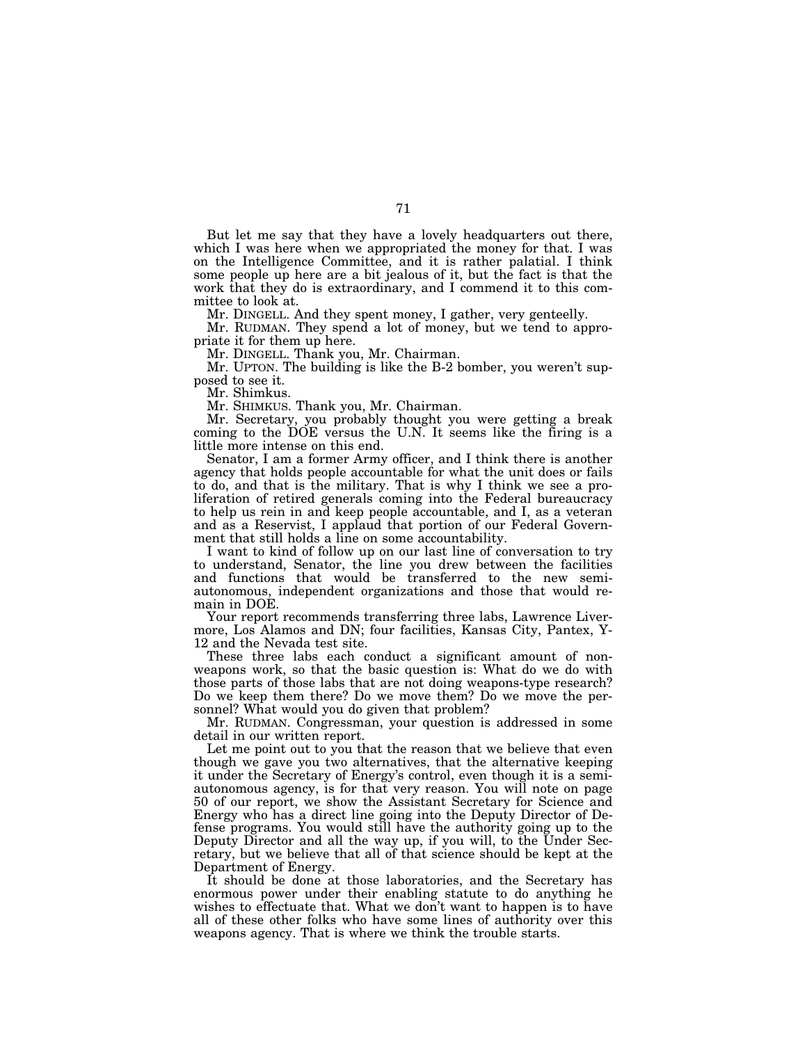But let me say that they have a lovely headquarters out there, which I was here when we appropriated the money for that. I was on the Intelligence Committee, and it is rather palatial. I think some people up here are a bit jealous of it, but the fact is that the work that they do is extraordinary, and I commend it to this committee to look at.

Mr. DINGELL. And they spent money, I gather, very genteelly.

Mr. RUDMAN. They spend a lot of money, but we tend to appropriate it for them up here.

Mr. DINGELL. Thank you, Mr. Chairman.

Mr. UPTON. The building is like the B-2 bomber, you weren't supposed to see it.

Mr. Shimkus.

Mr. SHIMKUS. Thank you, Mr. Chairman.

Mr. Secretary, you probably thought you were getting a break coming to the DOE versus the U.N. It seems like the firing is a little more intense on this end.

Senator, I am a former Army officer, and I think there is another agency that holds people accountable for what the unit does or fails to do, and that is the military. That is why I think we see a proliferation of retired generals coming into the Federal bureaucracy to help us rein in and keep people accountable, and I, as a veteran and as a Reservist, I applaud that portion of our Federal Government that still holds a line on some accountability.

I want to kind of follow up on our last line of conversation to try to understand, Senator, the line you drew between the facilities and functions that would be transferred to the new semi-autonomous, independent organizations and those that would remain in DOE.

Your report recommends transferring three labs, Lawrence Livermore, Los Alamos and DN; four facilities, Kansas City, Pantex, Y-12 and the Nevada test site.

These three labs each conduct a significant amount of non-weapons work, so that the basic question is: What do we do with those parts of those labs that are not doing weapons-type research? Do we keep them there? Do we move them? Do we move the personnel? What would you do given that problem?

Mr. RUDMAN. Congressman, your question is addressed in some detail in our written report.

Let me point out to you that the reason that we believe that even though we gave you two alternatives, that the alternative keeping it under the Secretary of Energy's control, even though it is a semi-autonomous agency, is for that very reason. You will note on page 50 of our report, we show the Assistant Secretary for Science and Energy who has a direct line going into the Deputy Director of Defense programs. You would still have the authority going up to the Deputy Director and all the way up, if you will, to the Under Secretary, but we believe that all of that science should be kept at the Department of Energy.

It should be done at those laboratories, and the Secretary has enormous power under their enabling statute to do anything he wishes to effectuate that. What we don't want to happen is to have all of these other folks who have some lines of authority over this weapons agency. That is where we think the trouble starts.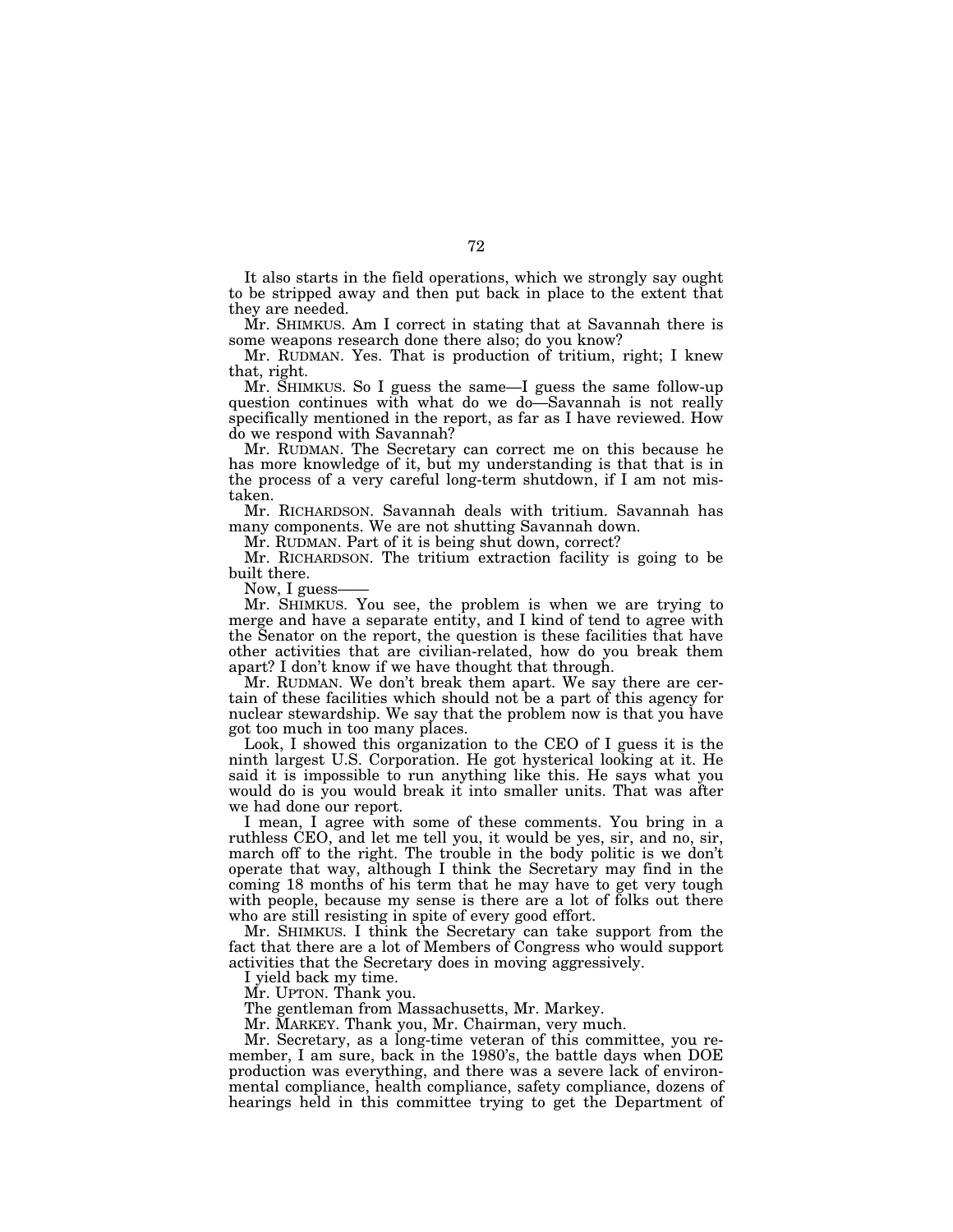It also starts in the field operations, which we strongly say ought to be stripped away and then put back in place to the extent that they are needed.

Mr. SHIMKUS. Am I correct in stating that at Savannah there is some weapons research done there also; do you know?

Mr. RUDMAN. Yes. That is production of tritium, right; I knew that, right.

Mr. SHIMKUS. So I guess the same—I guess the same follow-up question continues with what do we do—Savannah is not really specifically mentioned in the report, as far as I have reviewed. How do we respond with Savannah?

Mr. RUDMAN. The Secretary can correct me on this because he has more knowledge of it, but my understanding is that that is in the process of a very careful long-term shutdown, if I am not mistaken.

Mr. RICHARDSON. Savannah deals with tritium. Savannah has many components. We are not shutting Savannah down.

Mr. RUDMAN. Part of it is being shut down, correct?

Mr. RICHARDSON. The tritium extraction facility is going to be built there.

Now, I guess——

Mr. SHIMKUS. You see, the problem is when we are trying to merge and have a separate entity, and I kind of tend to agree with the Senator on the report, the question is these facilities that have other activities that are civilian-related, how do you break them apart? I don't know if we have thought that through.

Mr. RUDMAN. We don't break them apart. We say there are certain of these facilities which should not be a part of this agency for nuclear stewardship. We say that the problem now is that you have got too much in too many places.

Look, I showed this organization to the CEO of I guess it is the ninth largest U.S. Corporation. He got hysterical looking at it. He said it is impossible to run anything like this. He says what you would do is you would break it into smaller units. That was after we had done our report.

I mean, I agree with some of these comments. You bring in a ruthless CEO, and let me tell you, it would be yes, sir, and no, sir, march off to the right. The trouble in the body politic is we don't operate that way, although I think the Secretary may find in the coming 18 months of his term that he may have to get very tough with people, because my sense is there are a lot of folks out there who are still resisting in spite of every good effort.

Mr. SHIMKUS. I think the Secretary can take support from the fact that there are a lot of Members of Congress who would support activities that the Secretary does in moving aggressively.

I yield back my time.

Mr. UPTON. Thank you.

The gentleman from Massachusetts, Mr. Markey.

Mr. MARKEY. Thank you, Mr. Chairman, very much.

Mr. Secretary, as a long-time veteran of this committee, you remember, I am sure, back in the 1980's, the battle days when DOE production was everything, and there was a severe lack of environmental compliance, health compliance, safety compliance, dozens of hearings held in this committee trying to get the Department of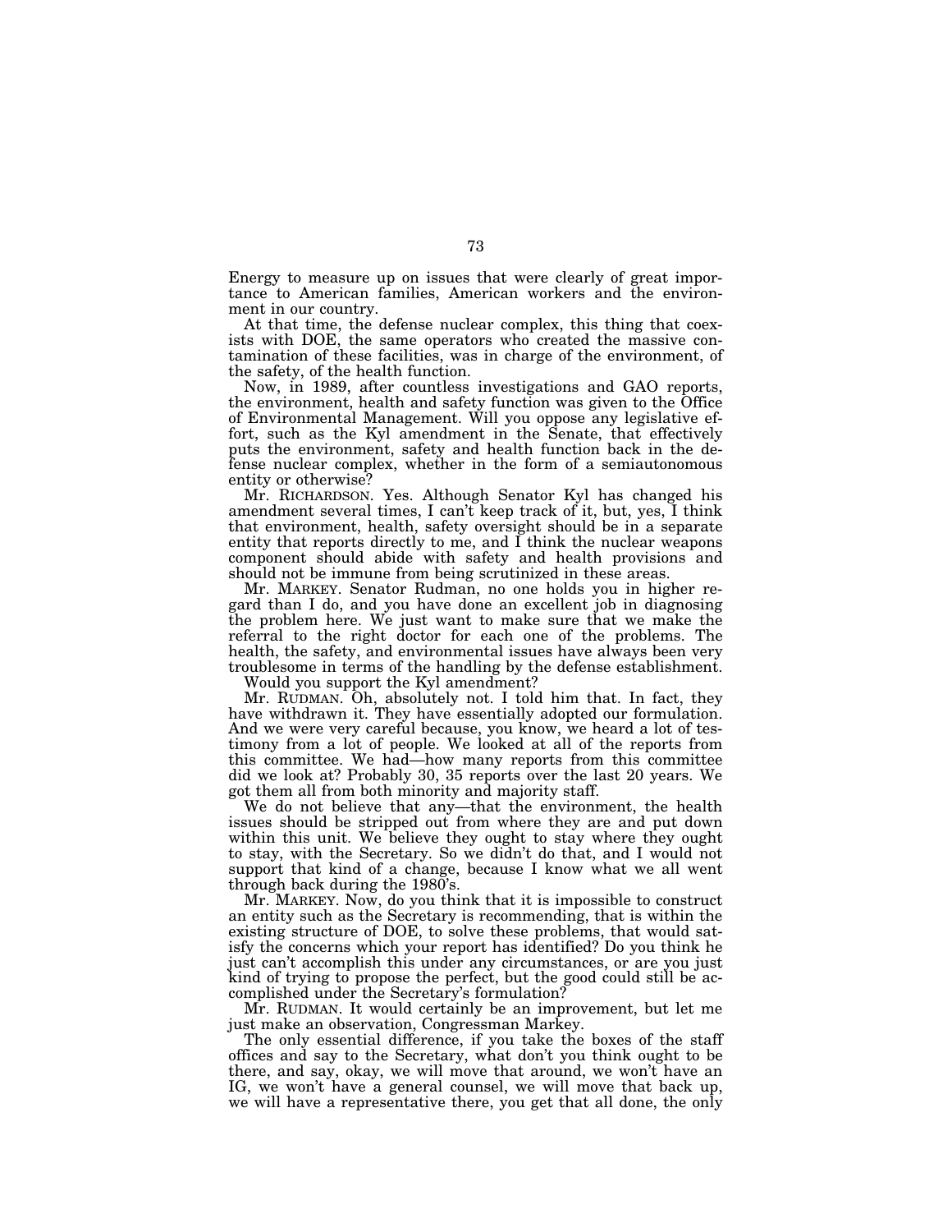Energy to measure up on issues that were clearly of great importance to American families, American workers and the environment in our country.

At that time, the defense nuclear complex, this thing that coexists with DOE, the same operators who created the massive contamination of these facilities, was in charge of the environment, of the safety, of the health function.

Now, in 1989, after countless investigations and GAO reports, the environment, health and safety function was given to the Office of Environmental Management. Will you oppose any legislative effort, such as the Kyl amendment in the Senate, that effectively puts the environment, safety and health function back in the defense nuclear complex, whether in the form of a semiautonomous entity or otherwise?

Mr. RICHARDSON. Yes. Although Senator Kyl has changed his amendment several times, I can't keep track of it, but, yes, I think that environment, health, safety oversight should be in a separate entity that reports directly to me, and I think the nuclear weapons component should abide with safety and health provisions and should not be immune from being scrutinized in these areas.

Mr. MARKEY. Senator Rudman, no one holds you in higher regard than I do, and you have done an excellent job in diagnosing the problem here. We just want to make sure that we make the referral to the right doctor for each one of the problems. The health, the safety, and environmental issues have always been very troublesome in terms of the handling by the defense establishment.

Would you support the Kyl amendment?

Mr. RUDMAN. Oh, absolutely not. I told him that. In fact, they have withdrawn it. They have essentially adopted our formulation. And we were very careful because, you know, we heard a lot of testimony from a lot of people. We looked at all of the reports from this committee. We had—how many reports from this committee did we look at? Probably 30, 35 reports over the last 20 years. We got them all from both minority and majority staff.

We do not believe that any—that the environment, the health issues should be stripped out from where they are and put down within this unit. We believe they ought to stay where they ought to stay, with the Secretary. So we didn't do that, and I would not support that kind of a change, because I know what we all went through back during the 1980's.

Mr. MARKEY. Now, do you think that it is impossible to construct an entity such as the Secretary is recommending, that is within the existing structure of DOE, to solve these problems, that would satisfy the concerns which your report has identified? Do you think he just can't accomplish this under any circumstances, or are you just kind of trying to propose the perfect, but the good could still be accomplished under the Secretary's formulation?

Mr. RUDMAN. It would certainly be an improvement, but let me just make an observation, Congressman Markey.

The only essential difference, if you take the boxes of the staff offices and say to the Secretary, what don't you think ought to be there, and say, okay, we will move that around, we won't have an IG, we won't have a general counsel, we will move that back up, we will have a representative there, you get that all done, the only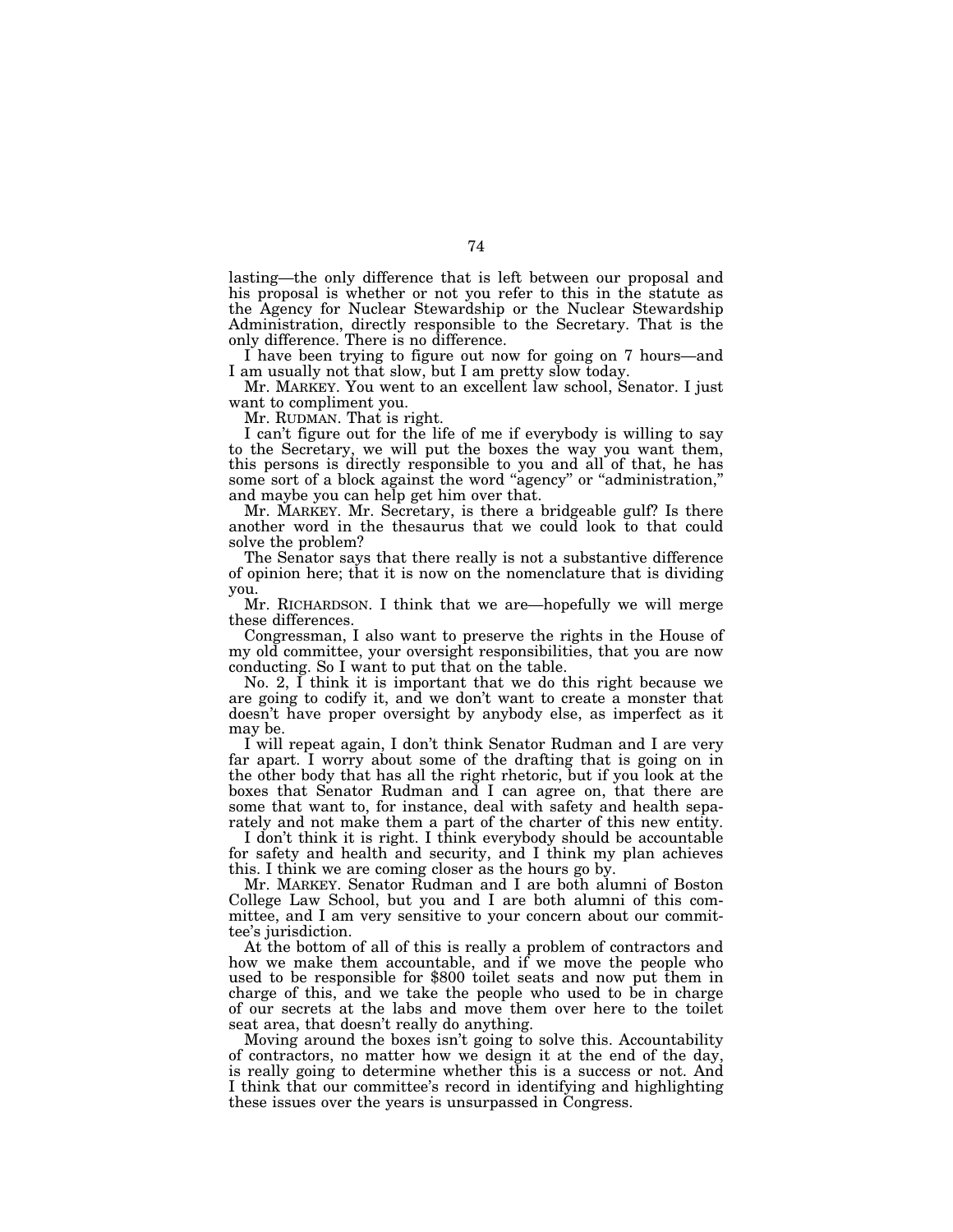lasting—the only difference that is left between our proposal and his proposal is whether or not you refer to this in the statute as the Agency for Nuclear Stewardship or the Nuclear Stewardship Administration, directly responsible to the Secretary. That is the only difference. There is no difference.

I have been trying to figure out now for going on 7 hours—and I am usually not that slow, but I am pretty slow today.

Mr. MARKEY. You went to an excellent law school, Senator. I just want to compliment you.

Mr. RUDMAN. That is right.

I can't figure out for the life of me if everybody is willing to say to the Secretary, we will put the boxes the way you want them, this persons is directly responsible to you and all of that, he has some sort of a block against the word "agency" or "administration," and maybe you can help get him over that.

Mr. MARKEY. Mr. Secretary, is there a bridgeable gulf? Is there another word in the thesaurus that we could look to that could solve the problem?

The Senator says that there really is not a substantive difference of opinion here; that it is now on the nomenclature that is dividing you.

Mr. RICHARDSON. I think that we are—hopefully we will merge these differences.

Congressman, I also want to preserve the rights in the House of my old committee, your oversight responsibilities, that you are now conducting. So I want to put that on the table.

No. 2, I think it is important that we do this right because we are going to codify it, and we don't want to create a monster that doesn't have proper oversight by anybody else, as imperfect as it may be.

I will repeat again, I don't think Senator Rudman and I are very far apart. I worry about some of the drafting that is going on in the other body that has all the right rhetoric, but if you look at the boxes that Senator Rudman and I can agree on, that there are some that want to, for instance, deal with safety and health separately and not make them a part of the charter of this new entity.

I don't think it is right. I think everybody should be accountable for safety and health and security, and I think my plan achieves this. I think we are coming closer as the hours go by.

Mr. MARKEY. Senator Rudman and I are both alumni of Boston College Law School, but you and I are both alumni of this committee, and I am very sensitive to your concern about our committee's jurisdiction.

At the bottom of all of this is really a problem of contractors and how we make them accountable, and if we move the people who used to be responsible for $800 toilet seats and now put them in charge of this, and we take the people who used to be in charge of our secrets at the labs and move them over here to the toilet seat area, that doesn't really do anything.

Moving around the boxes isn't going to solve this. Accountability of contractors, no matter how we design it at the end of the day, is really going to determine whether this is a success or not. And I think that our committee's record in identifying and highlighting these issues over the years is unsurpassed in Congress.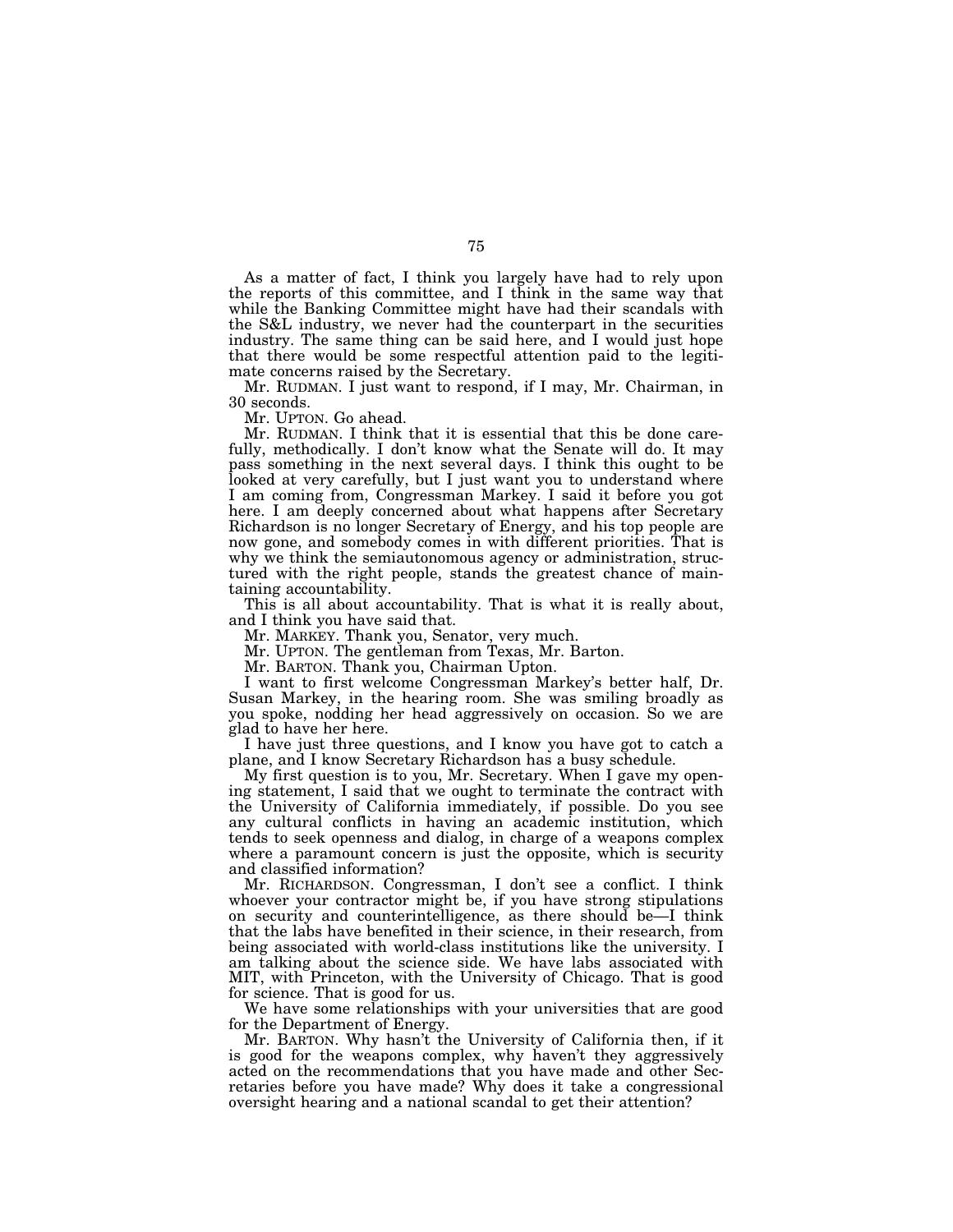As a matter of fact, I think you largely have had to rely upon the reports of this committee, and I think in the same way that while the Banking Committee might have had their scandals with the S&L industry, we never had the counterpart in the securities industry. The same thing can be said here, and I would just hope that there would be some respectful attention paid to the legitimate concerns raised by the Secretary.

Mr. RUDMAN. I just want to respond, if I may, Mr. Chairman, in 30 seconds.

Mr. UPTON. Go ahead.

Mr. RUDMAN. I think that it is essential that this be done carefully, methodically. I don't know what the Senate will do. It may pass something in the next several days. I think this ought to be looked at very carefully, but I just want you to understand where I am coming from, Congressman Markey. I said it before you got here. I am deeply concerned about what happens after Secretary Richardson is no longer Secretary of Energy, and his top people are now gone, and somebody comes in with different priorities. That is why we think the semiautonomous agency or administration, structured with the right people, stands the greatest chance of maintaining accountability.

This is all about accountability. That is what it is really about, and I think you have said that.

Mr. MARKEY. Thank you, Senator, very much.

Mr. UPTON. The gentleman from Texas, Mr. Barton.

Mr. BARTON. Thank you, Chairman Upton.

I want to first welcome Congressman Markey's better half, Dr. Susan Markey, in the hearing room. She was smiling broadly as you spoke, nodding her head aggressively on occasion. So we are glad to have her here.

I have just three questions, and I know you have got to catch a plane, and I know Secretary Richardson has a busy schedule.

My first question is to you, Mr. Secretary. When I gave my opening statement, I said that we ought to terminate the contract with the University of California immediately, if possible. Do you see any cultural conflicts in having an academic institution, which tends to seek openness and dialog, in charge of a weapons complex where a paramount concern is just the opposite, which is security and classified information?

Mr. RICHARDSON. Congressman, I don't see a conflict. I think whoever your contractor might be, if you have strong stipulations on security and counterintelligence, as there should be—I think that the labs have benefited in their science, in their research, from being associated with world-class institutions like the university. I am talking about the science side. We have labs associated with MIT, with Princeton, with the University of Chicago. That is good for science. That is good for us.

We have some relationships with your universities that are good for the Department of Energy.

Mr. BARTON. Why hasn't the University of California then, if it is good for the weapons complex, why haven't they aggressively acted on the recommendations that you have made and other Secretaries before you have made? Why does it take a congressional oversight hearing and a national scandal to get their attention?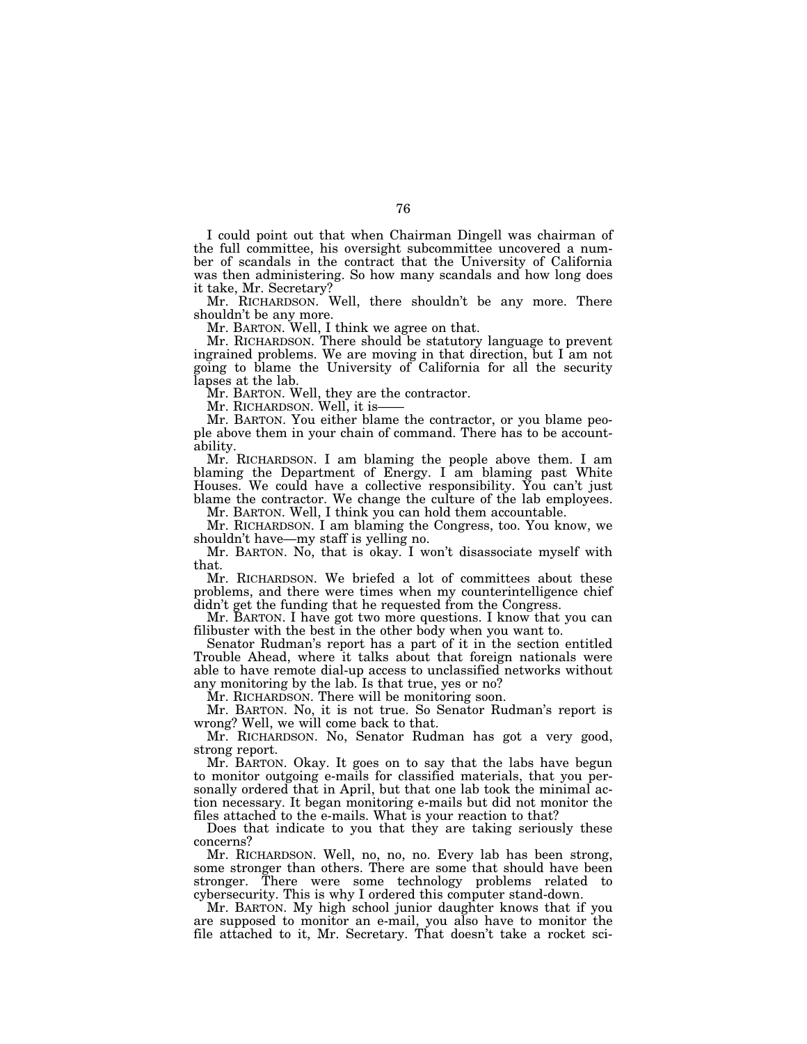I could point out that when Chairman Dingell was chairman of the full committee, his oversight subcommittee uncovered a number of scandals in the contract that the University of California was then administering. So how many scandals and how long does it take, Mr. Secretary?

Mr. RICHARDSON. Well, there shouldn't be any more. There shouldn't be any more.

Mr. BARTON. Well, I think we agree on that.

Mr. RICHARDSON. There should be statutory language to prevent ingrained problems. We are moving in that direction, but I am not going to blame the University of California for all the security lapses at the lab.

Mr. BARTON. Well, they are the contractor.

Mr. RICHARDSON. Well, it is——

Mr. BARTON. You either blame the contractor, or you blame people above them in your chain of command. There has to be accountability.

Mr. RICHARDSON. I am blaming the people above them. I am blaming the Department of Energy. I am blaming past White Houses. We could have a collective responsibility. You can't just blame the contractor. We change the culture of the lab employees.

Mr. BARTON. Well, I think you can hold them accountable.

Mr. RICHARDSON. I am blaming the Congress, too. You know, we shouldn't have—my staff is yelling no.

Mr. BARTON. No, that is okay. I won't disassociate myself with that.

Mr. RICHARDSON. We briefed a lot of committees about these problems, and there were times when my counterintelligence chief didn't get the funding that he requested from the Congress.

Mr. BARTON. I have got two more questions. I know that you can filibuster with the best in the other body when you want to.

Senator Rudman's report has a part of it in the section entitled Trouble Ahead, where it talks about that foreign nationals were able to have remote dial-up access to unclassified networks without any monitoring by the lab. Is that true, yes or no?

Mr. RICHARDSON. There will be monitoring soon.

Mr. BARTON. No, it is not true. So Senator Rudman's report is wrong? Well, we will come back to that.

Mr. RICHARDSON. No, Senator Rudman has got a very good, strong report.

Mr. BARTON. Okay. It goes on to say that the labs have begun to monitor outgoing e-mails for classified materials, that you personally ordered that in April, but that one lab took the minimal action necessary. It began monitoring e-mails but did not monitor the files attached to the e-mails. What is your reaction to that?

Does that indicate to you that they are taking seriously these concerns?

Mr. RICHARDSON. Well, no, no, no. Every lab has been strong, some stronger than others. There are some that should have been stronger. There were some technology problems related to cybersecurity. This is why I ordered this computer stand-down.

Mr. BARTON. My high school junior daughter knows that if you are supposed to monitor an e-mail, you also have to monitor the file attached to it, Mr. Secretary. That doesn't take a rocket sci-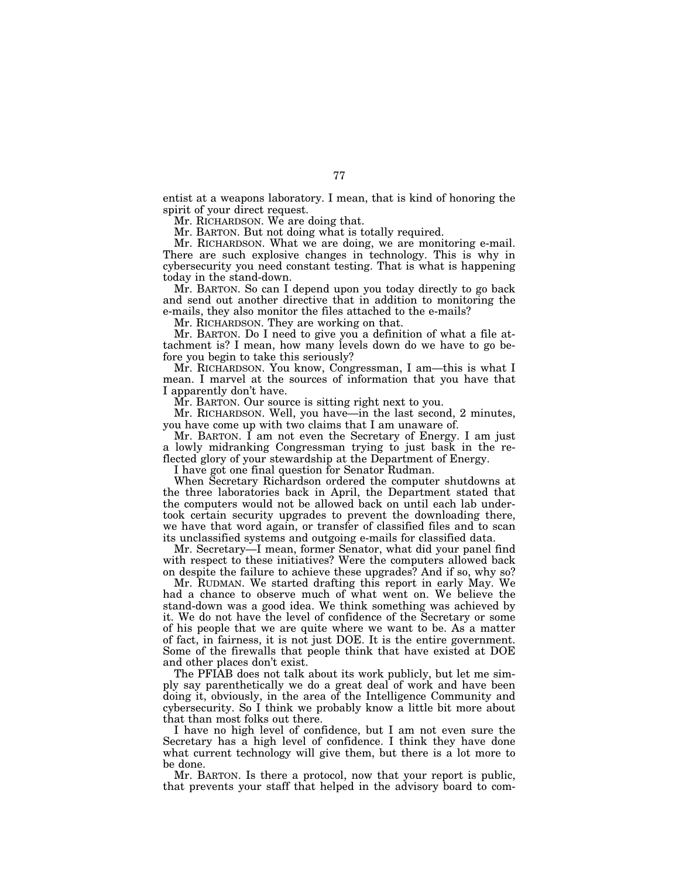entist at a weapons laboratory. I mean, that is kind of honoring the spirit of your direct request.

Mr. RICHARDSON. We are doing that.

Mr. BARTON. But not doing what is totally required.

Mr. RICHARDSON. What we are doing, we are monitoring e-mail. There are such explosive changes in technology. This is why in cybersecurity you need constant testing. That is what is happening today in the stand-down.

Mr. BARTON. So can I depend upon you today directly to go back and send out another directive that in addition to monitoring the e-mails, they also monitor the files attached to the e-mails?

Mr. RICHARDSON. They are working on that.

Mr. BARTON. Do I need to give you a definition of what a file attachment is? I mean, how many levels down do we have to go before you begin to take this seriously?

Mr. RICHARDSON. You know, Congressman, I am—this is what I mean. I marvel at the sources of information that you have that I apparently don't have.

Mr. BARTON. Our source is sitting right next to you.

Mr. RICHARDSON. Well, you have—in the last second, 2 minutes, you have come up with two claims that I am unaware of.

Mr. BARTON. I am not even the Secretary of Energy. I am just a lowly midranking Congressman trying to just bask in the reflected glory of your stewardship at the Department of Energy.

I have got one final question for Senator Rudman.

When Secretary Richardson ordered the computer shutdowns at the three laboratories back in April, the Department stated that the computers would not be allowed back on until each lab undertook certain security upgrades to prevent the downloading there, we have that word again, or transfer of classified files and to scan its unclassified systems and outgoing e-mails for classified data.

Mr. Secretary—I mean, former Senator, what did your panel find with respect to these initiatives? Were the computers allowed back on despite the failure to achieve these upgrades? And if so, why so?

Mr. RUDMAN. We started drafting this report in early May. We had a chance to observe much of what went on. We believe the stand-down was a good idea. We think something was achieved by it. We do not have the level of confidence of the Secretary or some of his people that we are quite where we want to be. As a matter of fact, in fairness, it is not just DOE. It is the entire government. Some of the firewalls that people think that have existed at DOE and other places don't exist.

The PFIAB does not talk about its work publicly, but let me simply say parenthetically we do a great deal of work and have been doing it, obviously, in the area of the Intelligence Community and cybersecurity. So I think we probably know a little bit more about that than most folks out there.

I have no high level of confidence, but I am not even sure the Secretary has a high level of confidence. I think they have done what current technology will give them, but there is a lot more to be done.

Mr. BARTON. Is there a protocol, now that your report is public, that prevents your staff that helped in the advisory board to com-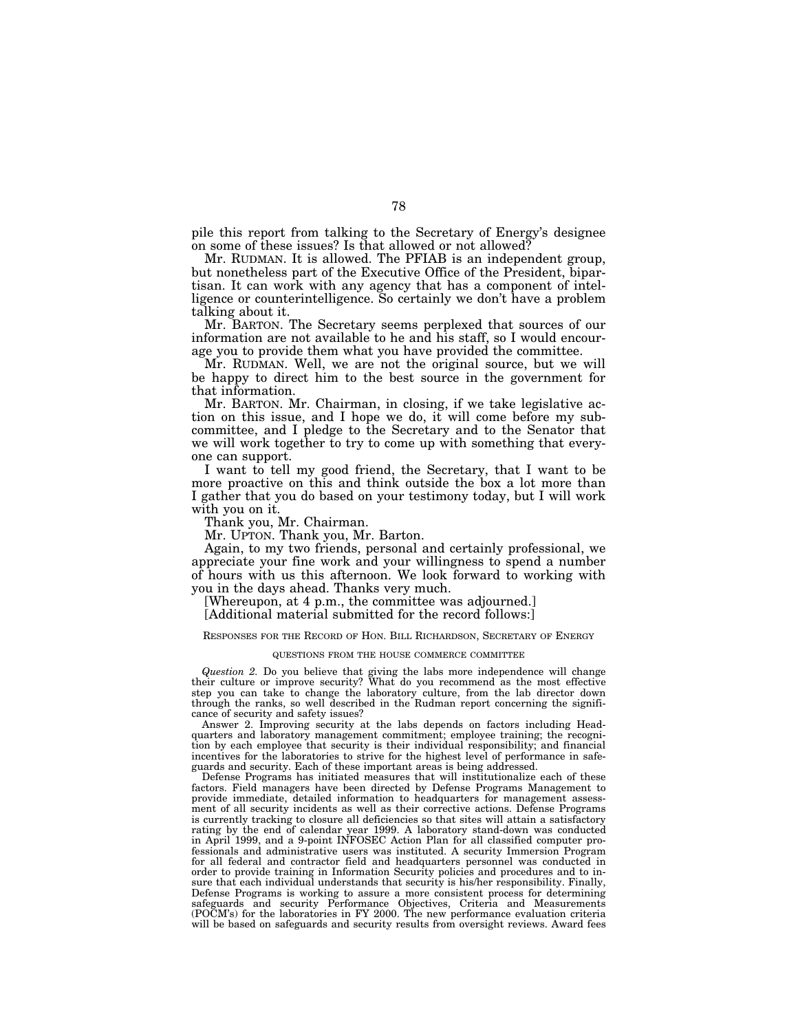pile this report from talking to the Secretary of Energy's designee on some of these issues? Is that allowed or not allowed?

Mr. RUDMAN. It is allowed. The PFIAB is an independent group, but nonetheless part of the Executive Office of the President, bipartisan. It can work with any agency that has a component of intelligence or counterintelligence. So certainly we don't have a problem talking about it.

Mr. BARTON. The Secretary seems perplexed that sources of our information are not available to he and his staff, so I would encourage you to provide them what you have provided the committee.

Mr. RUDMAN. Well, we are not the original source, but we will be happy to direct him to the best source in the government for that information.

Mr. BARTON. Mr. Chairman, in closing, if we take legislative action on this issue, and I hope we do, it will come before my subcommittee, and I pledge to the Secretary and to the Senator that we will work together to try to come up with something that everyone can support.

I want to tell my good friend, the Secretary, that I want to be more proactive on this and think outside the box a lot more than I gather that you do based on your testimony today, but I will work with you on it.

Thank you, Mr. Chairman.

Mr. UPTON. Thank you, Mr. Barton.

Again, to my two friends, personal and certainly professional, we appreciate your fine work and your willingness to spend a number of hours with us this afternoon. We look forward to working with you in the days ahead. Thanks very much.

[Whereupon, at 4 p.m., the committee was adjourned.]

[Additional material submitted for the record follows:]

RESPONSES FOR THE RECORD OF HON. BILL RICHARDSON, SECRETARY OF ENERGY

QUESTIONS FROM THE HOUSE COMMERCE COMMITTEE

*Question 2.* Do you believe that giving the labs more independence will change their culture or improve security? What do you recommend as the most effective step you can take to change the laboratory culture, from the lab director down through the ranks, so well described in the Rudman report concerning the significance of security and safety issues?

Answer 2. Improving security at the labs depends on factors including Headquarters and laboratory management commitment; employee training; the recognition by each employee that security is their individual responsibility; and financial incentives for the laboratories to strive for the highest level of performance in safeguards and security. Each of these important areas is being addressed.

Defense Programs has initiated measures that will institutionalize each of these factors. Field managers have been directed by Defense Programs Management to provide immediate, detailed information to headquarters for management assessment of all security incidents as well as their corrective actions. Defense Programs is currently tracking to closure all deficiencies so that sites will attain a satisfactory rating by the end of calendar year 1999. A laboratory stand-down was conducted in April 1999, and a 9-point INFOSEC Action Plan for all classified computer professionals and administrative users was instituted. A security Immersion Program for all federal and contractor field and headquarters personnel was conducted in order to provide training in Information Security policies and procedures and to insure that each individual understands that security is his/her responsibility. Finally, Defense Programs is working to assure a more consistent process for determining safeguards and security Performance Objectives, Criteria and Measurements (POCM's) for the laboratories in FY 2000. The new performance evaluation criteria will be based on safeguards and security results from oversight reviews. Award fees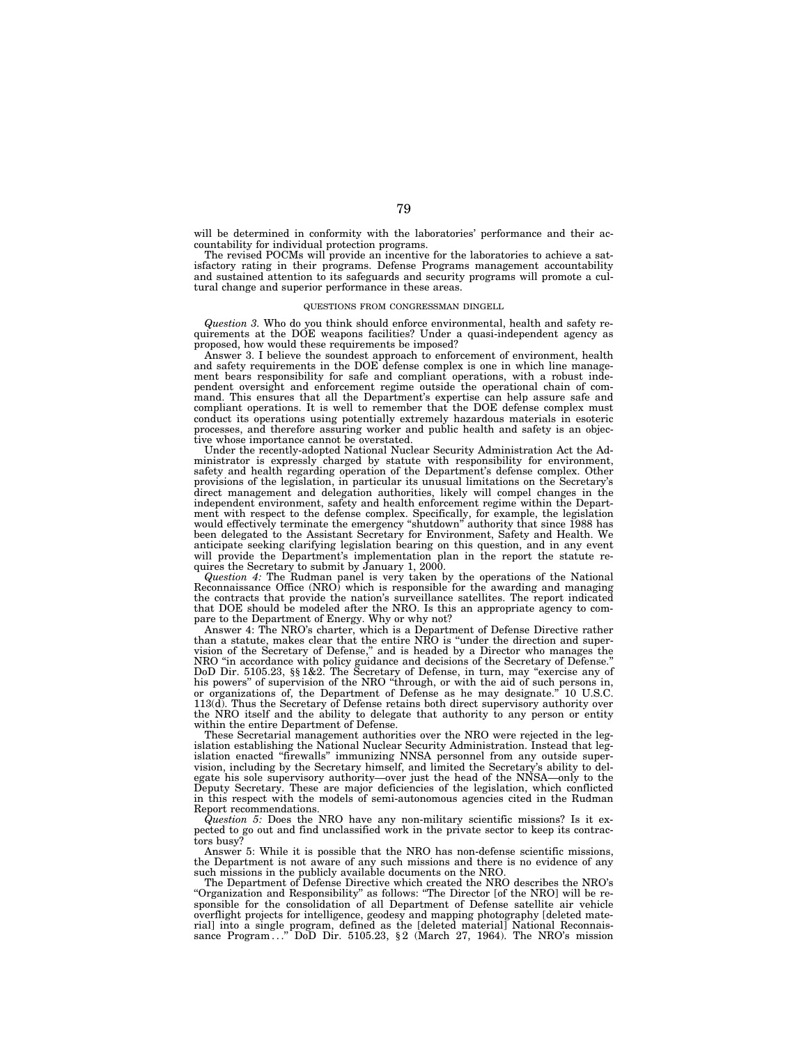will be determined in conformity with the laboratories' performance and their accountability for individual protection programs.

The revised POCMs will provide an incentive for the laboratories to achieve a satisfactory rating in their programs. Defense Programs management accountability and sustained attention to its safeguards and security programs will promote a cultural change and superior performance in these areas.

QUESTIONS FROM CONGRESSMAN DINGELL

*Question 3.* Who do you think should enforce environmental, health and safety requirements at the DOE weapons facilities? Under a quasi-independent agency as proposed, how would these requirements be imposed?

Answer 3. I believe the soundest approach to enforcement of environment, health and safety requirements in the DOE defense complex is one in which line management bears responsibility for safe and compliant operations, with a robust independent oversight and enforcement regime outside the operational chain of command. This ensures that all the Department's expertise can help assure safe and compliant operations. It is well to remember that the DOE defense complex must conduct its operations using potentially extremely hazardous materials in esoteric processes, and therefore assuring worker and public health and safety is an objective whose importance cannot be overstated.

Under the recently-adopted National Nuclear Security Administration Act the Administrator is expressly charged by statute with responsibility for environment, safety and health regarding operation of the Department's defense complex. Other provisions of the legislation, in particular its unusual limitations on the Secretary's direct management and delegation authorities, likely will compel changes in the independent environment, safety and health enforcement regime within the Department with respect to the defense complex. Specifically, for example, the legislation would effectively terminate the emergency "shutdown" authority that since 1988 has been delegated to the Assistant Secretary for Environment, Safety and Health. We anticipate seeking clarifying legislation bearing on this question, and in any event will provide the Department's implementation plan in the report the statute requires the Secretary to submit by January 1, 2000.

*Question 4:* The Rudman panel is very taken by the operations of the National Reconnaissance Office (NRO) which is responsible for the awarding and managing the contracts that provide the nation's surveillance satellites. The report indicated that DOE should be modeled after the NRO. Is this an appropriate agency to compare to the Department of Energy. Why or why not?

Answer 4: The NRO's charter, which is a Department of Defense Directive rather than a statute, makes clear that the entire NRO is "under the direction and supervision of the Secretary of Defense," and is headed by a Director who manages the NRO "in accordance with policy guidance and decisions of the Secretary of Defense." DoD Dir. 5105.23, §§ 1&2. The Secretary of Defense, in turn, may "exercise any of his powers" of supervision of the NRO "through, or with the aid of such persons in, or organizations of, the Department of Defense as he may designate." 10 U.S.C. 113(d). Thus the Secretary of Defense retains both direct supervisory authority over the NRO itself and the ability to delegate that authority to any person or entity within the entire Department of Defense.

These Secretarial management authorities over the NRO were rejected in the legislation establishing the National Nuclear Security Administration. Instead that legislation enacted "firewalls" immunizing NNSA personnel from any outside supervision, including by the Secretary himself, and limited the Secretary's ability to delegate his sole supervisory authority—over just the head of the NNSA—only to the Deputy Secretary. These are major deficiencies of the legislation, which conflicted in this respect with the models of semi-autonomous agencies cited in the Rudman Report recommendations.

*Question 5:* Does the NRO have any non-military scientific missions? Is it expected to go out and find unclassified work in the private sector to keep its contractors busy?

Answer 5: While it is possible that the NRO has non-defense scientific missions, the Department is not aware of any such missions and there is no evidence of any such missions in the publicly available documents on the NRO.

The Department of Defense Directive which created the NRO describes the NRO's "Organization and Responsibility" as follows: "The Director [of the NRO] will be responsible for the consolidation of all Department of Defense satellite air vehicle overflight projects for intelligence, geodesy and mapping photography [deleted material] into a single program, defined as the [deleted material] National Reconnaissance Program . . ." DoD Dir. 5105.23, § 2 (March 27, 1964). The NRO's mission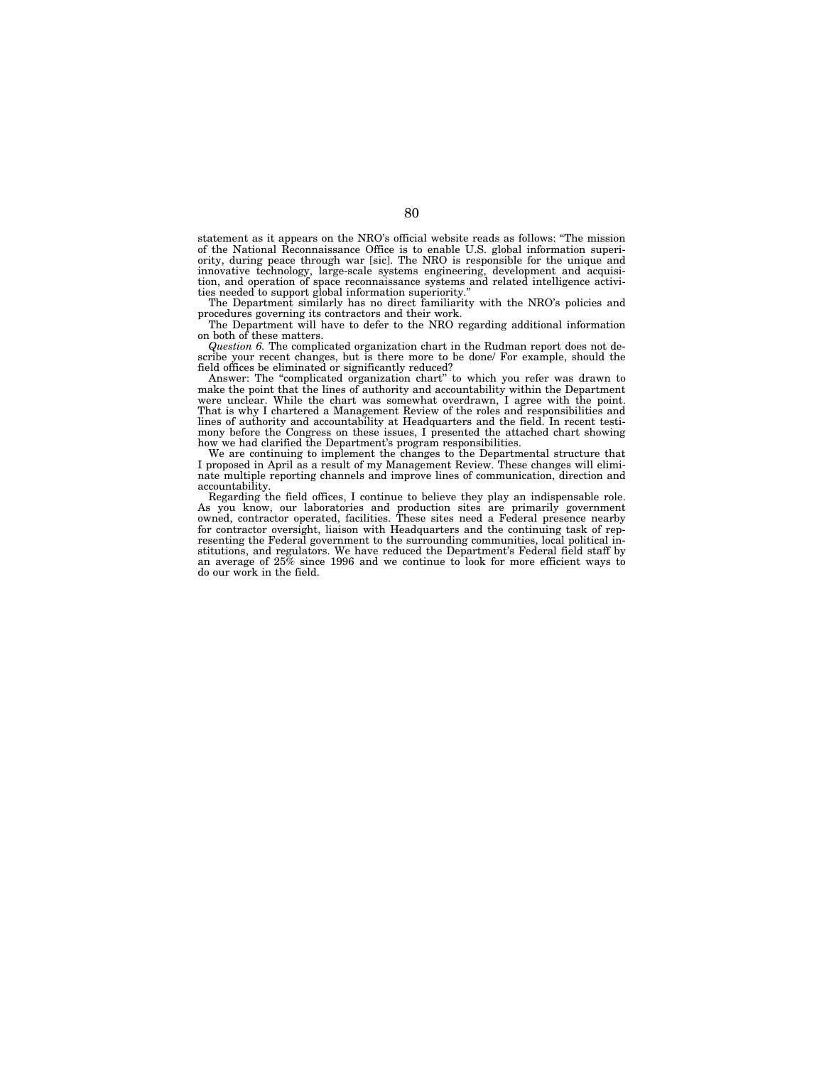statement as it appears on the NRO's official website reads as follows: "The mission of the National Reconnaissance Office is to enable U.S. global information superiority, during peace through war [sic]. The NRO is responsible for the unique and innovative technology, large-scale systems engineering, development and acquisition, and operation of space reconnaissance systems and related intelligence activities needed to support global information superiority."

The Department similarly has no direct familiarity with the NRO's policies and procedures governing its contractors and their work.

The Department will have to defer to the NRO regarding additional information on both of these matters.

*Question 6.* The complicated organization chart in the Rudman report does not describe your recent changes, but is there more to be done/ For example, should the field offices be eliminated or significantly reduced?

Answer: The "complicated organization chart" to which you refer was drawn to make the point that the lines of authority and accountability within the Department were unclear. While the chart was somewhat overdrawn, I agree with the point. That is why I chartered a Management Review of the roles and responsibilities and lines of authority and accountability at Headquarters and the field. In recent testimony before the Congress on these issues, I presented the attached chart showing how we had clarified the Department's program responsibilities.

We are continuing to implement the changes to the Departmental structure that I proposed in April as a result of my Management Review. These changes will eliminate multiple reporting channels and improve lines of communication, direction and accountability.

Regarding the field offices, I continue to believe they play an indispensable role. As you know, our laboratories and production sites are primarily government owned, contractor operated, facilities. These sites need a Federal presence nearby for contractor oversight, liaison with Headquarters and the continuing task of representing the Federal government to the surrounding communities, local political institutions, and regulators. We have reduced the Department's Federal field staff by an average of 25% since 1996 and we continue to look for more efficient ways to do our work in the field.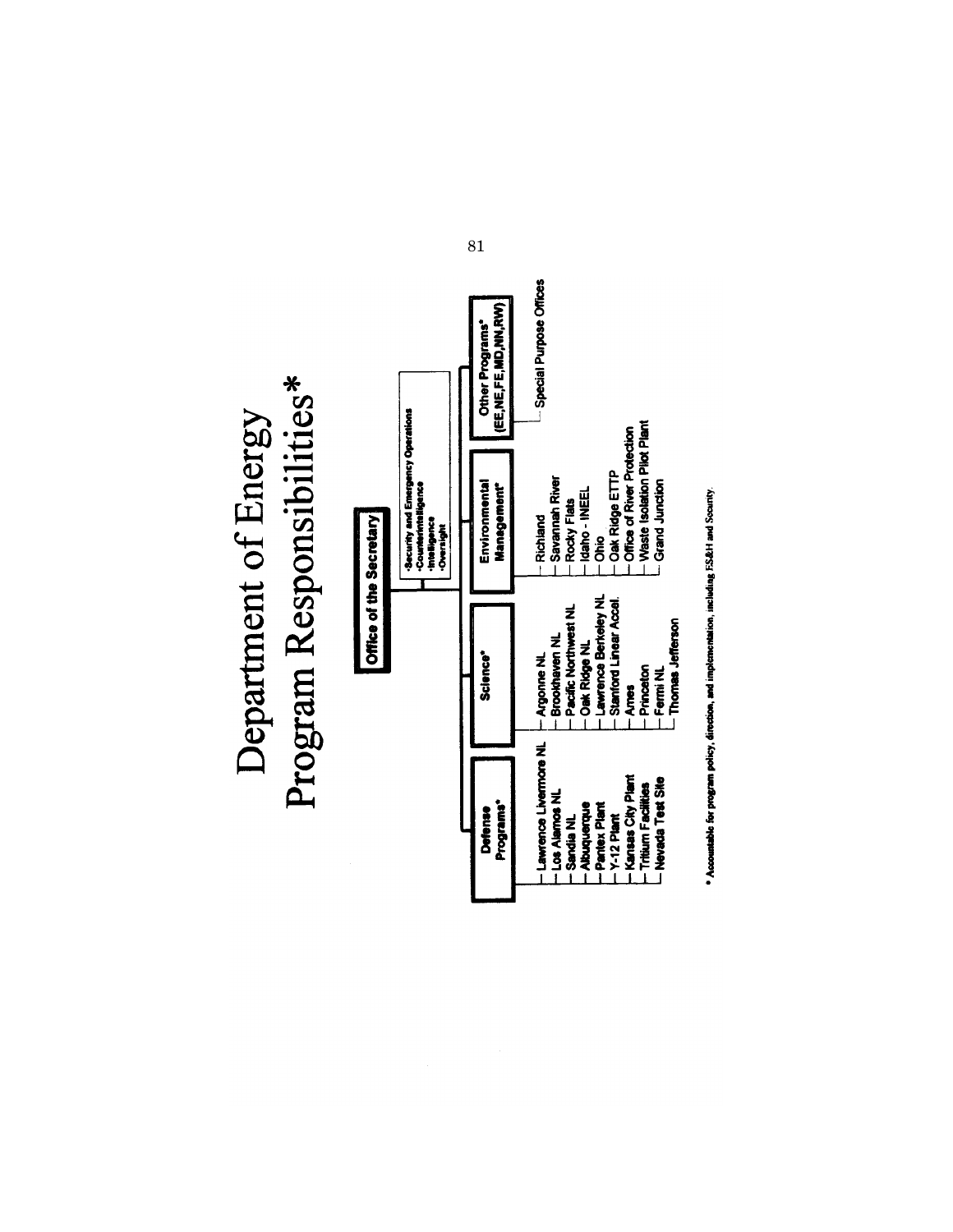# Department of Energy
# Program Responsibilities*

**Office of the Secretary**

- Security and Emergency Operations
- Counterintelligence
- Intelligence
- Oversight

**Defense Programs***
- Lawrence Livermore NL
- Los Alamos NL
- Sandia NL
- Albuquerque
- Pantex Plant
- Y-12 Plant
- Kansas City Plant
- Tritium Facilities
- Nevada Test Site

**Science***
- Argonne NL
- Brookhaven NL
- Pacific Northwest NL
- Oak Ridge NL
- Lawrence Berkeley NL
- Stanford Linear Accel.
- Ames
- Princeton
- Fermi NL
- Thomas Jefferson

**Environmental Management***
- Richland
- Savannah River
- Rocky Flats
- Idaho - INEEL
- Ohio
- Oak Ridge ETTP
- Office of River Protection
- Waste Isolation Pilot Plant
- Grand Junction

**Other Programs* (EE,NE,FE,MD,NN,RW)**
- Special Purpose Offices

* Accountable for program policy, direction, and implementation, including ES&H and Security.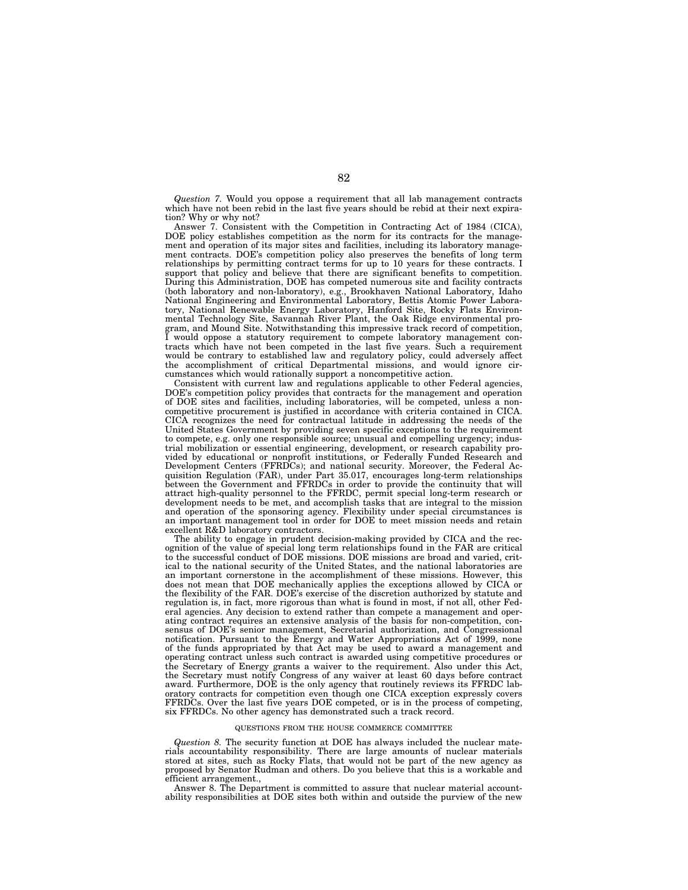*Question 7.* Would you oppose a requirement that all lab management contracts which have not been rebid in the last five years should be rebid at their next expiration? Why or why not?

Answer 7. Consistent with the Competition in Contracting Act of 1984 (CICA), DOE policy establishes competition as the norm for its contracts for the management and operation of its major sites and facilities, including its laboratory management contracts. DOE's competition policy also preserves the benefits of long term relationships by permitting contract terms for up to 10 years for these contracts. I support that policy and believe that there are significant benefits to competition. During this Administration, DOE has competed numerous site and facility contracts (both laboratory and non-laboratory), e.g., Brookhaven National Laboratory, Idaho National Engineering and Environmental Laboratory, Bettis Atomic Power Laboratory, National Renewable Energy Laboratory, Hanford Site, Rocky Flats Environmental Technology Site, Savannah River Plant, the Oak Ridge environmental program, and Mound Site. Notwithstanding this impressive track record of competition, I would oppose a statutory requirement to compete laboratory management contracts which have not been competed in the last five years. Such a requirement would be contrary to established law and regulatory policy, could adversely affect the accomplishment of critical Departmental missions, and would ignore circumstances which would rationally support a noncompetitive action.

Consistent with current law and regulations applicable to other Federal agencies, DOE's competition policy provides that contracts for the management and operation of DOE sites and facilities, including laboratories, will be competed, unless a noncompetitive procurement is justified in accordance with criteria contained in CICA. CICA recognizes the need for contractual latitude in addressing the needs of the United States Government by providing seven specific exceptions to the requirement to compete, e.g. only one responsible source; unusual and compelling urgency; industrial mobilization or essential engineering, development, or research capability provided by educational or nonprofit institutions, or Federally Funded Research and Development Centers (FFRDCs); and national security. Moreover, the Federal Acquisition Regulation (FAR), under Part 35.017, encourages long-term relationships between the Government and FFRDCs in order to provide the continuity that will attract high-quality personnel to the FFRDC, permit special long-term research or development needs to be met, and accomplish tasks that are integral to the mission and operation of the sponsoring agency. Flexibility under special circumstances is an important management tool in order for DOE to meet mission needs and retain excellent R&D laboratory contractors.

The ability to engage in prudent decision-making provided by CICA and the recognition of the value of special long term relationships found in the FAR are critical to the successful conduct of DOE missions. DOE missions are broad and varied, critical to the national security of the United States, and the national laboratories are an important cornerstone in the accomplishment of these missions. However, this does not mean that DOE mechanically applies the exceptions allowed by CICA or the flexibility of the FAR. DOE's exercise of the discretion authorized by statute and regulation is, in fact, more rigorous than what is found in most, if not all, other Federal agencies. Any decision to extend rather than compete a management and operating contract requires an extensive analysis of the basis for non-competition, consensus of DOE's senior management, Secretarial authorization, and Congressional notification. Pursuant to the Energy and Water Appropriations Act of 1999, none of the funds appropriated by that Act may be used to award a management and operating contract unless such contract is awarded using competitive procedures or the Secretary of Energy grants a waiver to the requirement. Also under this Act, the Secretary must notify Congress of any waiver at least 60 days before contract award. Furthermore, DOE is the only agency that routinely reviews its FFRDC laboratory contracts for competition even though one CICA exception expressly covers FFRDCs. Over the last five years DOE competed, or is in the process of competing, six FFRDCs. No other agency has demonstrated such a track record.

## QUESTIONS FROM THE HOUSE COMMERCE COMMITTEE

*Question 8.* The security function at DOE has always included the nuclear materials accountability responsibility. There are large amounts of nuclear materials stored at sites, such as Rocky Flats, that would not be part of the new agency as proposed by Senator Rudman and others. Do you believe that this is a workable and efficient arrangement.,

Answer 8. The Department is committed to assure that nuclear material accountability responsibilities at DOE sites both within and outside the purview of the new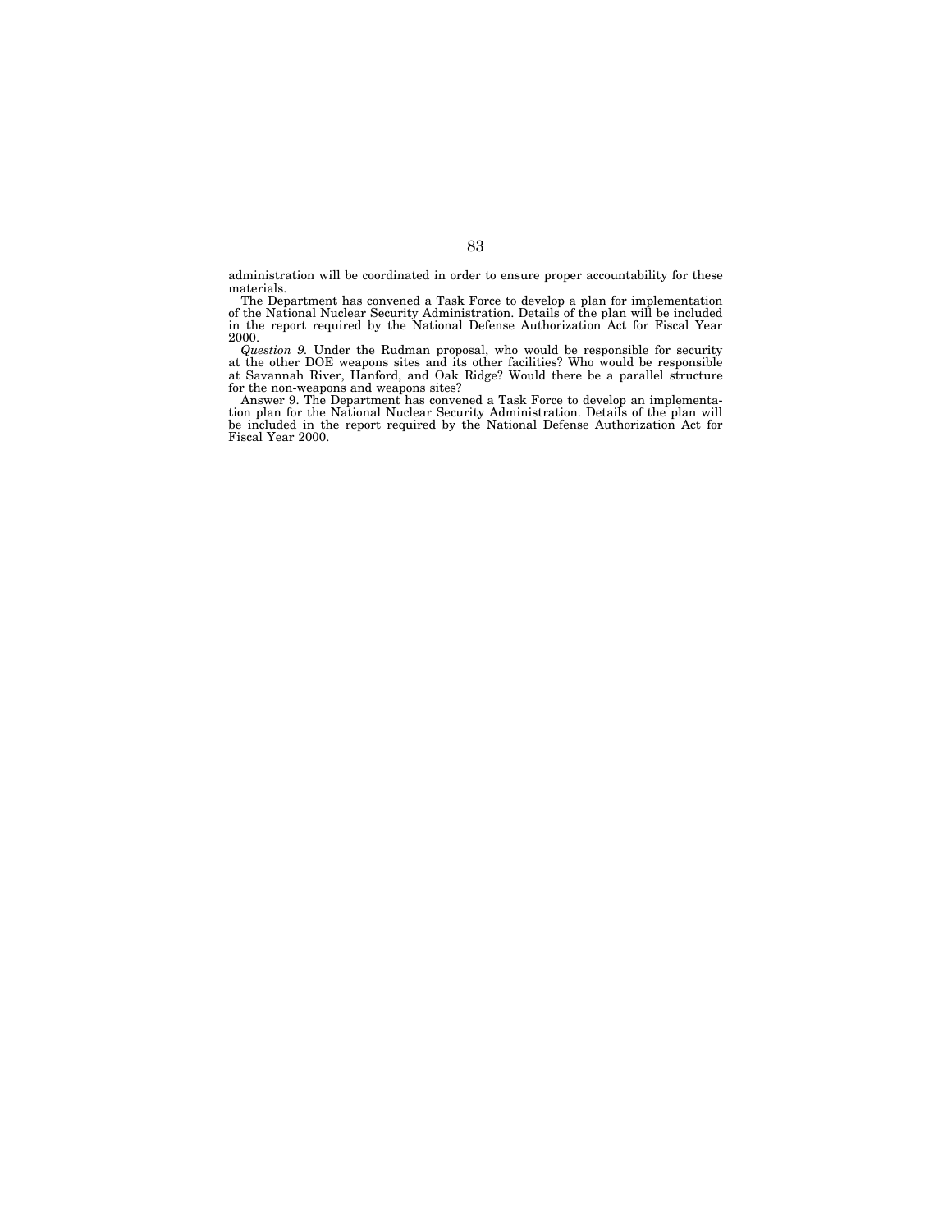administration will be coordinated in order to ensure proper accountability for these materials.

The Department has convened a Task Force to develop a plan for implementation of the National Nuclear Security Administration. Details of the plan will be included in the report required by the National Defense Authorization Act for Fiscal Year 2000.

*Question 9.* Under the Rudman proposal, who would be responsible for security at the other DOE weapons sites and its other facilities? Who would be responsible at Savannah River, Hanford, and Oak Ridge? Would there be a parallel structure for the non-weapons and weapons sites?

Answer 9. The Department has convened a Task Force to develop an implementation plan for the National Nuclear Security Administration. Details of the plan will be included in the report required by the National Defense Authorization Act for Fiscal Year 2000.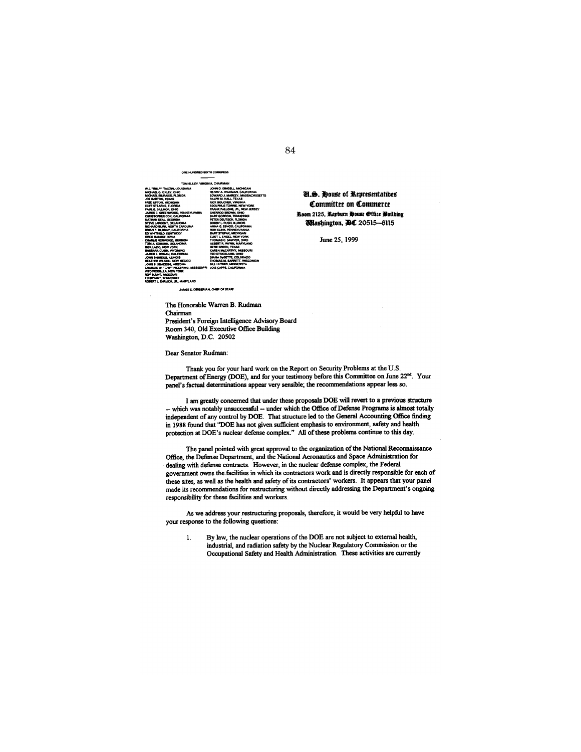ONE HUNDRED SIXTH CONGRESS

TOM BLILEY, VIRGINIA, CHAIRMAN

| | |
|---|---|
| W.J. "BILLY" TAUZIN, LOUISIANA | JOHN D. DINGELL, MICHIGAN |
| MICHAEL G. OXLEY, OHIO | HENRY A. WAXMAN, CALIFORNIA |
| MICHAEL BILIRAKIS, FLORIDA | EDWARD J. MARKEY, MASSACHUSETTS |
| JOE BARTON, TEXAS | RALPH M. HALL, TEXAS |
| FRED UPTON, MICHIGAN | RICK BOUCHER, VIRGINIA |
| CLIFF STEARNS, FLORIDA | EDOLPHUS TOWNS, NEW YORK |
| PAUL E. GILLMOR, OHIO | FRANK PALLONE, JR., NEW JERSEY |
| JAMES C. GREENWOOD, PENNSYLVANIA | SHERROD BROWN, OHIO |
| CHRISTOPHER COX, CALIFORNIA | BART GORDON, TENNESSEE |
| NATHAN DEAL, GEORGIA | PETER DEUTSCH, FLORIDA |
| STEVE LARGENT, OKLAHOMA | BOBBY L. RUSH, ILLINOIS |
| RICHARD BURR, NORTH CAROLINA | ANNA G. ESHOO, CALIFORNIA |
| BRIAN P. BILBRAY, CALIFORNIA | RON KLINK, PENNSYLVANIA |
| ED WHITFIELD, KENTUCKY | BART STUPAK, MICHIGAN |
| GREG GANSKE, IOWA | ELIOT L. ENGEL, NEW YORK |
| CHARLIE NORWOOD, GEORGIA | THOMAS C. SAWYER, OHIO |
| TOM A. COBURN, OKLAHOMA | ALBERT R. WYNN, MARYLAND |
| RICK LAZIO, NEW YORK | GENE GREEN, TEXAS |
| BARBARA CUBIN, WYOMING | KAREN McCARTHY, MISSOURI |
| JAMES E. ROGAN, CALIFORNIA | TED STRICKLAND, OHIO |
| JOHN SHIMKUS, ILLINOIS | DIANA DeGETTE, COLORADO |
| HEATHER WILSON, NEW MEXICO | THOMAS M. BARRETT, WISCONSIN |
| JOHN B. SHADEGG, ARIZONA | BILL LUTHER, MINNESOTA |
| CHARLES W. "CHIP" PICKERING, MISSISSIPPI | LOIS CAPPS, CALIFORNIA |
| VITO FOSSELLA, NEW YORK | |
| ROY BLUNT, MISSOURI | |
| ED BRYANT, TENNESSEE | |
| ROBERT L. EHRLICH, JR., MARYLAND | |

JAMES E. DERDERIAN, CHIEF OF STAFF

**U.S. House of Representatives**
**Committee on Commerce**
**Room 2125, Rayburn House Office Building**
**Washington, DC 20515–6115**

June 25, 1999

The Honorable Warren B. Rudman
Chairman
President's Foreign Intelligence Advisory Board
Room 340, Old Executive Office Building
Washington, D.C. 20502

Dear Senator Rudman:

Thank you for your hard work on the Report on Security Problems at the U.S. Department of Energy (DOE), and for your testimony before this Committee on June 22nd. Your panel's factual determinations appear very sensible; the recommendations appear less so.

I am greatly concerned that under these proposals DOE will revert to a previous structure -- which was notably unsuccessful -- under which the Office of Defense Programs is almost totally independent of any control by DOE. That structure led to the General Accounting Office finding in 1988 found that "DOE has not given sufficient emphasis to environment, safety and health protection at DOE's nuclear defense complex." All of these problems continue to this day.

The panel pointed with great approval to the organization of the National Reconnaissance Office, the Defense Department, and the National Aeronautics and Space Administration for dealing with defense contracts. However, in the nuclear defense complex, the Federal government owns the facilities in which its contractors work and is directly responsible for each of these sites, as well as the health and safety of its contractors' workers. It appears that your panel made its recommendations for restructuring without directly addressing the Department's ongoing responsibility for these facilities and workers.

As we address your restructuring proposals, therefore, it would be very helpful to have your response to the following questions:

1. By law, the nuclear operations of the DOE are not subject to external health, industrial, and radiation safety by the Nuclear Regulatory Commission or the Occupational Safety and Health Administration. These activities are currently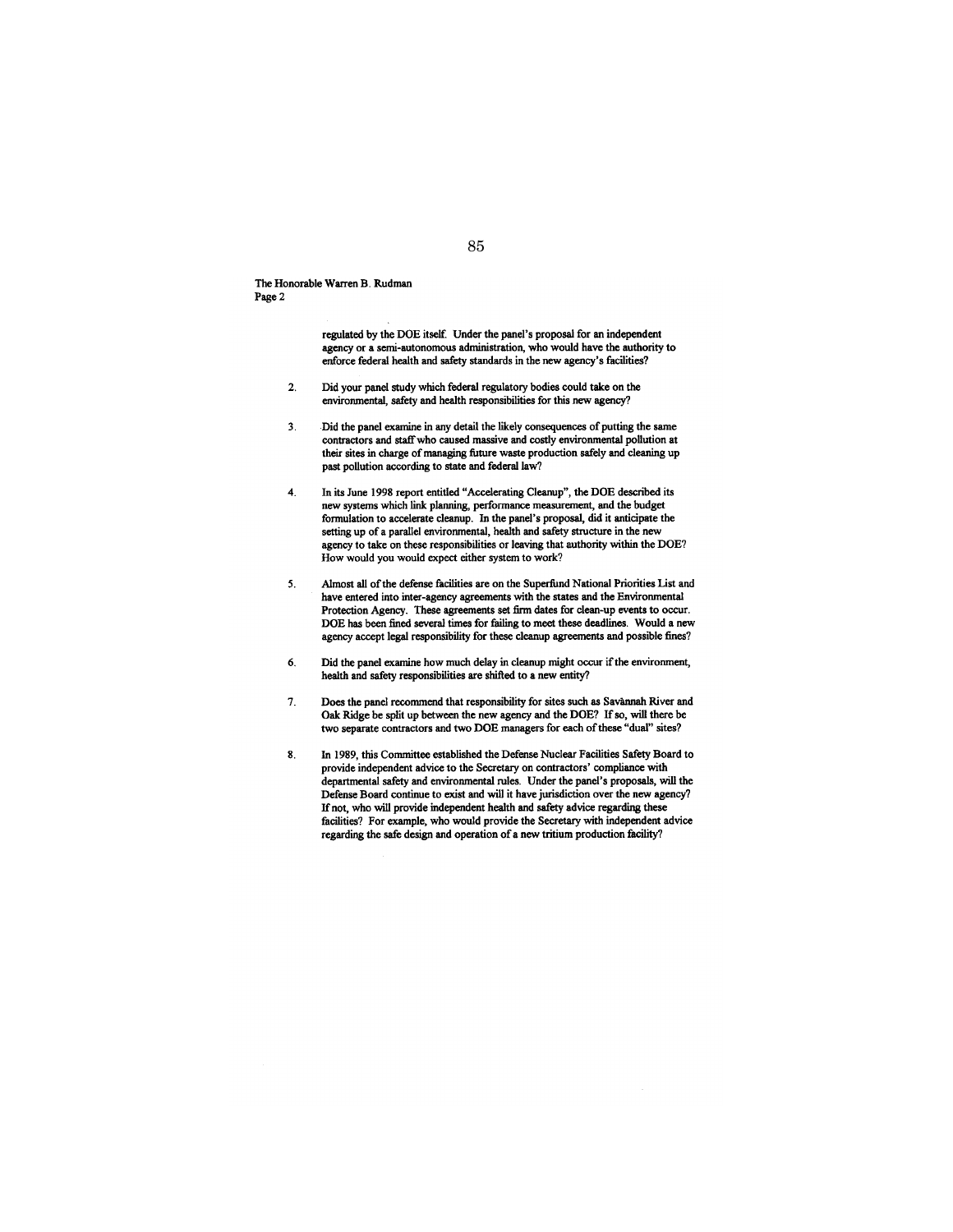The Honorable Warren B. Rudman
Page 2

regulated by the DOE itself. Under the panel's proposal for an independent agency or a semi-autonomous administration, who would have the authority to enforce federal health and safety standards in the new agency's facilities?

2. Did your panel study which federal regulatory bodies could take on the environmental, safety and health responsibilities for this new agency?

3. Did the panel examine in any detail the likely consequences of putting the same contractors and staff who caused massive and costly environmental pollution at their sites in charge of managing future waste production safely and cleaning up past pollution according to state and federal law?

4. In its June 1998 report entitled "Accelerating Cleanup", the DOE described its new systems which link planning, performance measurement, and the budget formulation to accelerate cleanup. In the panel's proposal, did it anticipate the setting up of a parallel environmental, health and safety structure in the new agency to take on these responsibilities or leaving that authority within the DOE? How would you would expect either system to work?

5. Almost all of the defense facilities are on the Superfund National Priorities List and have entered into inter-agency agreements with the states and the Environmental Protection Agency. These agreements set firm dates for clean-up events to occur. DOE has been fined several times for failing to meet these deadlines. Would a new agency accept legal responsibility for these cleanup agreements and possible fines?

6. Did the panel examine how much delay in cleanup might occur if the environment, health and safety responsibilities are shifted to a new entity?

7. Does the panel recommend that responsibility for sites such as Savànnah River and Oak Ridge be split up between the new agency and the DOE? If so, will there be two separate contractors and two DOE managers for each of these "dual" sites?

8. In 1989, this Committee established the Defense Nuclear Facilities Safety Board to provide independent advice to the Secretary on contractors' compliance with departmental safety and environmental rules. Under the panel's proposals, will the Defense Board continue to exist and will it have jurisdiction over the new agency? If not, who will provide independent health and safety advice regarding these facilities? For example, who would provide the Secretary with independent advice regarding the safe design and operation of a new tritium production facility?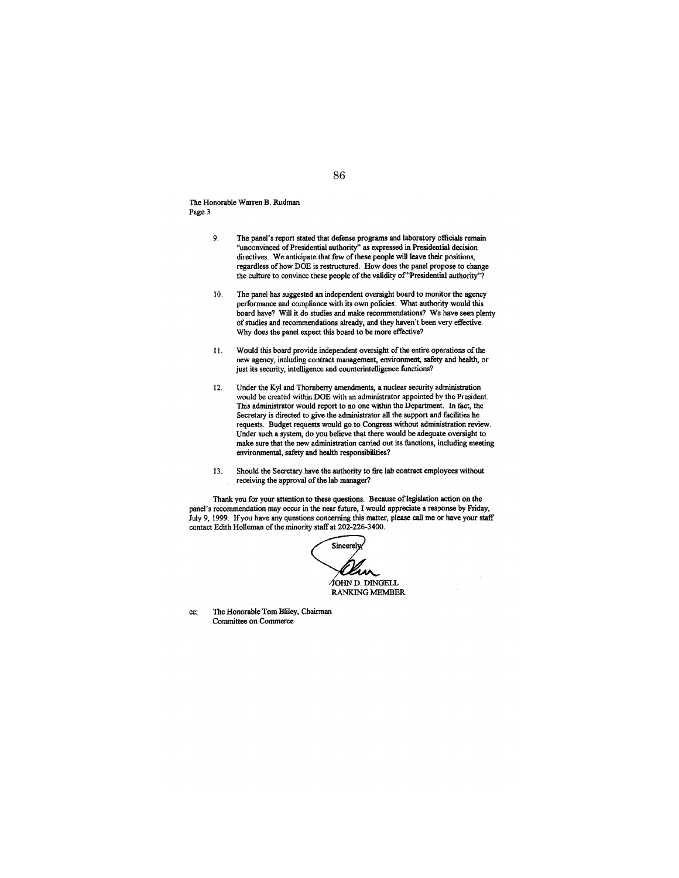The Honorable Warren B. Rudman
Page 3

9. The panel's report stated that defense programs and laboratory officials remain "unconvinced of Presidential authority" as expressed in Presidential decision directives. We anticipate that few of these people will leave their positions, regardless of how DOE is restructured. How does the panel propose to change the culture to convince these people of the validity of "Presidential authority"?

10. The panel has suggested an independent oversight board to monitor the agency performance and compliance with its own policies. What authority would this board have? Will it do studies and make recommendations? We have seen plenty of studies and recommendations already, and they haven't been very effective. Why does the panel expect this board to be more effective?

11. Would this board provide independent oversight of the entire operations of the new agency, including contract management, environment, safety and health, or just its security, intelligence and counterintelligence functions?

12. Under the Kyl and Thornberry amendments, a nuclear security administration would be created within DOE with an administrator appointed by the President. This administrator would report to no one within the Department. In fact, the Secretary is directed to give the administrator all the support and facilities he requests. Budget requests would go to Congress without administration review. Under such a system, do you believe that there would be adequate oversight to make sure that the new administration carried out its functions, including meeting environmental, safety and health responsibilities?

13. Should the Secretary have the authority to fire lab contract employees without receiving the approval of the lab manager?

Thank you for your attention to these questions. Because of legislation action on the panel's recommendation may occur in the near future, I would appreciate a response by Friday, July 9, 1999. If you have any questions concerning this matter, please call me or have your staff contact Edith Holleman of the minority staff at 202-226-3400.

Sincerely,

JOHN D. DINGELL
RANKING MEMBER

cc: The Honorable Tom Bliley, Chairman
Committee on Commerce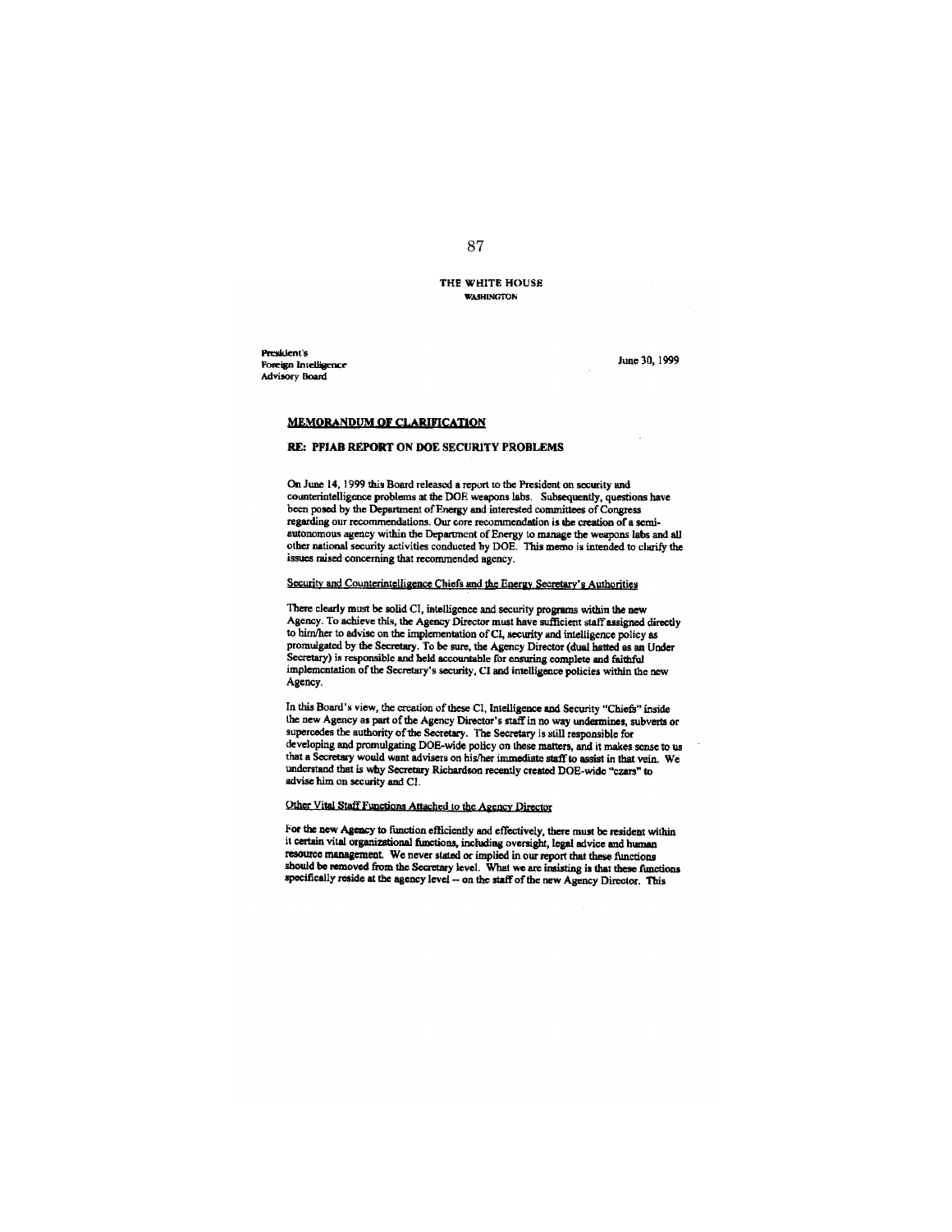THE WHITE HOUSE
WASHINGTON

President's
Foreign Intelligence
Advisory Board

June 30, 1999

**MEMORANDUM OF CLARIFICATION**

**RE: PFIAB REPORT ON DOE SECURITY PROBLEMS**

On June 14, 1999 this Board released a report to the President on security and counterintelligence problems at the DOE weapons labs. Subsequently, questions have been posed by the Department of Energy and interested committees of Congress regarding our recommendations. Our core recommendation is the creation of a semi-autonomous agency within the Department of Energy to manage the weapons labs and all other national security activities conducted by DOE. This memo is intended to clarify the issues raised concerning that recommended agency.

Security and Counterintelligence Chiefs and the Energy Secretary's Authorities

There clearly must be solid CI, intelligence and security programs within the new Agency. To achieve this, the Agency Director must have sufficient staff assigned directly to him/her to advise on the implementation of CI, security and intelligence policy as promulgated by the Secretary. To be sure, the Agency Director (dual hatted as an Under Secretary) is responsible and held accountable for ensuring complete and faithful implementation of the Secretary's security, CI and intelligence policies within the new Agency.

In this Board's view, the creation of these CI, Intelligence and Security "Chiefs" inside the new Agency as part of the Agency Director's staff in no way undermines, subverts or supercedes the authority of the Secretary. The Secretary is still responsible for developing and promulgating DOE-wide policy on these matters, and it makes sense to us that a Secretary would want advisers on his/her immediate staff to assist in that vein. We understand that is why Secretary Richardson recently created DOE-wide "czars" to advise him on security and CI.

Other Vital Staff Functions Attached to the Agency Director

For the new Agency to function efficiently and effectively, there must be resident within it certain vital organizational functions, including oversight, legal advice and human resource management. We never stated or implied in our report that these functions should be removed from the Secretary level. What we are insisting is that these functions specifically reside at the agency level -- on the staff of the new Agency Director. This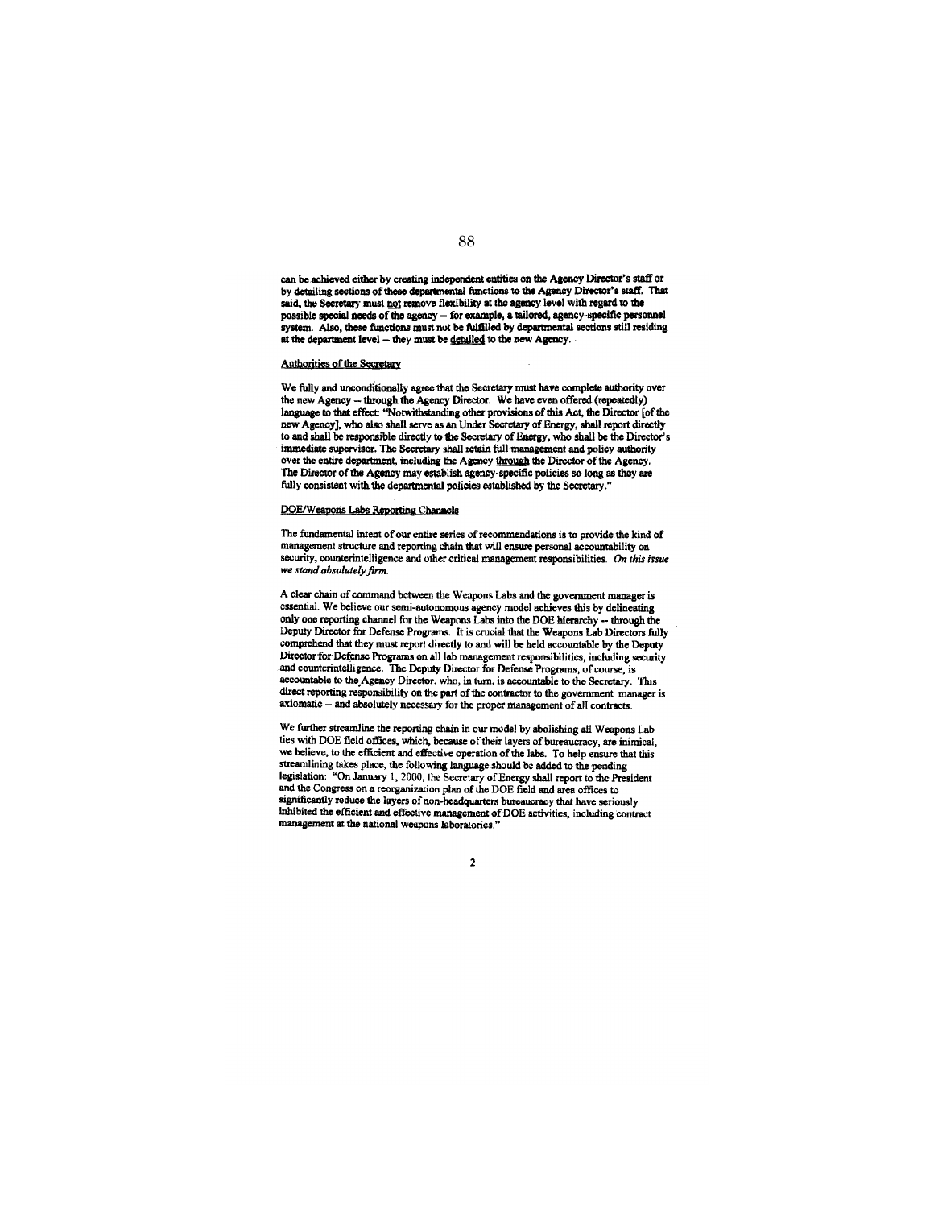can be achieved either by creating independent entities on the Agency Director's staff or by detailing sections of these departmental functions to the Agency Director's staff. That said, the Secretary must not remove flexibility at the agency level with regard to the possible special needs of the agency -- for example, a tailored, agency-specific personnel system. Also, these functions must not be fulfilled by departmental sections still residing at the department level -- they must be detailed to the new Agency.

Authorities of the Secretary

We fully and unconditionally agree that the Secretary must have complete authority over the new Agency -- through the Agency Director. We have even offered (repeatedly) language to that effect: "Notwithstanding other provisions of this Act, the Director [of the new Agency], who also shall serve as an Under Secretary of Energy, shall report directly to and shall be responsible directly to the Secretary of Energy, who shall be the Director's immediate supervisor. The Secretary shall retain full management and policy authority over the entire department, including the Agency through the Director of the Agency. The Director of the Agency may establish agency-specific policies so long as they are fully consistent with the departmental policies established by the Secretary."

DOE/Weapons Labs Reporting Channels

The fundamental intent of our entire series of recommendations is to provide the kind of management structure and reporting chain that will ensure personal accountability on security, counterintelligence and other critical management responsibilities. *On this issue we stand absolutely firm.*

A clear chain of command between the Weapons Labs and the government manager is essential. We believe our semi-autonomous agency model achieves this by delineating only one reporting channel for the Weapons Labs into the DOE hierarchy -- through the Deputy Director for Defense Programs. It is crucial that the Weapons Lab Directors fully comprehend that they must report directly to and will be held accountable by the Deputy Director for Defense Programs on all lab management responsibilities, including security and counterintelligence. The Deputy Director for Defense Programs, of course, is accountable to the Agency Director, who, in turn, is accountable to the Secretary. This direct reporting responsibility on the part of the contractor to the government manager is axiomatic -- and absolutely necessary for the proper management of all contracts.

We further streamline the reporting chain in our model by abolishing all Weapons Lab ties with DOE field offices, which, because of their layers of bureaucracy, are inimical, we believe, to the efficient and effective operation of the labs. To help ensure that this streamlining takes place, the following language should be added to the pending legislation: "On January 1, 2000, the Secretary of Energy shall report to the President and the Congress on a reorganization plan of the DOE field and area offices to significantly reduce the layers of non-headquarters bureaucracy that have seriously inhibited the efficient and effective management of DOE activities, including contract management at the national weapons laboratories."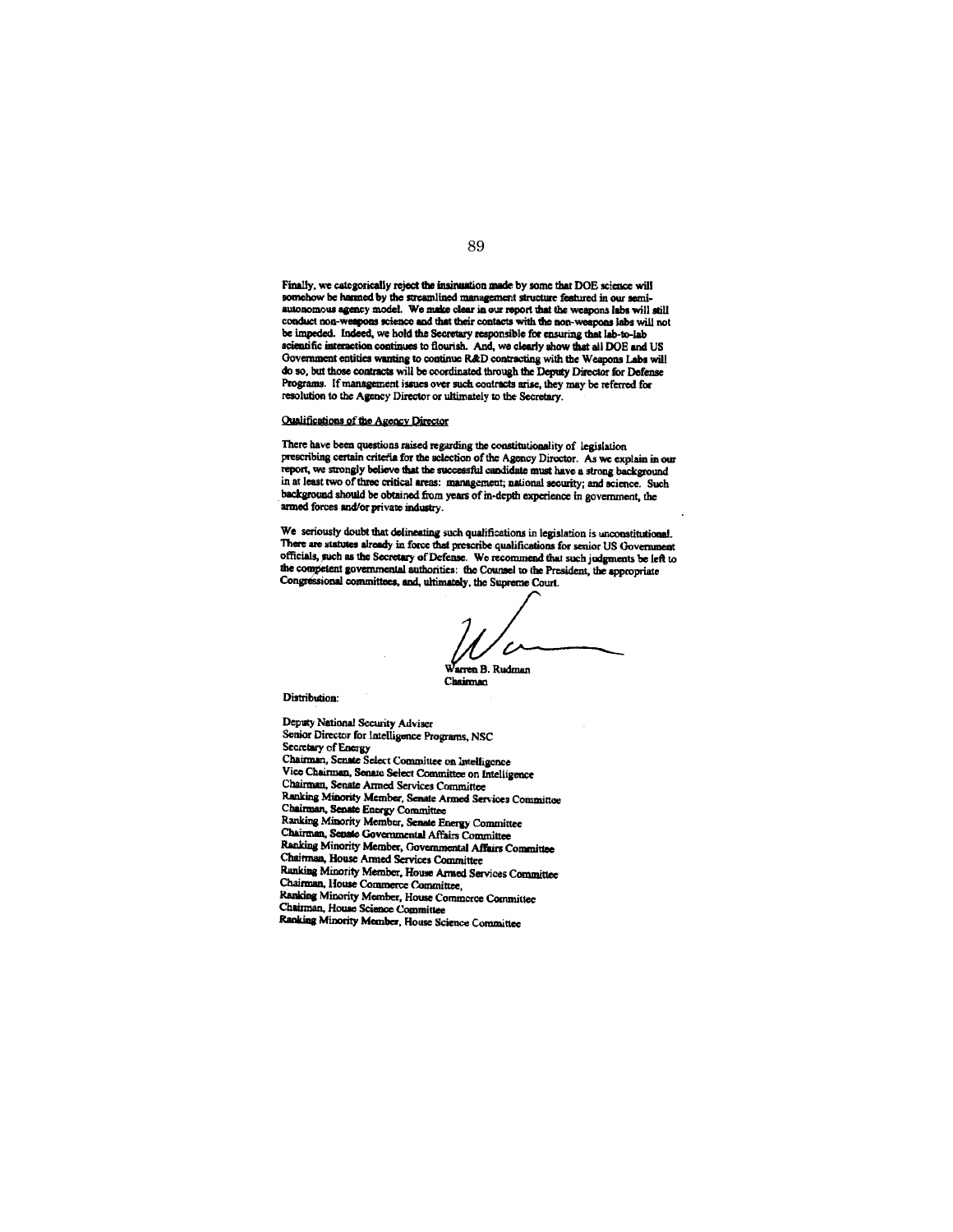Finally, we categorically reject the insinuation made by some that DOE science will somehow be harmed by the streamlined management structure featured in our semi-autonomous agency model. We make clear in our report that the weapons labs will still conduct non-weapons science and that their contacts with the non-weapons labs will not be impeded. Indeed, we hold the Secretary responsible for ensuring that lab-to-lab scientific interaction continues to flourish. And, we clearly show that all DOE and US Government entities wanting to continue R&D contracting with the Weapons Labs will do so, but those contracts will be coordinated through the Deputy Director for Defense Programs. If management issues over such contracts arise, they may be referred for resolution to the Agency Director or ultimately to the Secretary.

## Qualifications of the Agency Director

There have been questions raised regarding the constitutionality of legislation prescribing certain criteria for the selection of the Agency Director. As we explain in our report, we strongly believe that the successful candidate must have a strong background in at least two of three critical areas: management; national security; and science. Such background should be obtained from years of in-depth experience in government, the armed forces and/or private industry.

We seriously doubt that delineating such qualifications in legislation is unconstitutional. There are statutes already in force that prescribe qualifications for senior US Government officials, such as the Secretary of Defense. We recommend that such judgments be left to the competent governmental authorities: the Counsel to the President, the appropriate Congressional committees, and, ultimately, the Supreme Court.

Warren B. Rudman
Chairman

Distribution:

Deputy National Security Adviser
Senior Director for Intelligence Programs, NSC
Secretary of Energy
Chairman, Senate Select Committee on Intelligence
Vice Chairman, Senate Select Committee on Intelligence
Chairman, Senate Armed Services Committee
Ranking Minority Member, Senate Armed Services Committee
Chairman, Senate Energy Committee
Ranking Minority Member, Senate Energy Committee
Chairman, Senate Governmental Affairs Committee
Ranking Minority Member, Governmental Affairs Committee
Chairman, House Armed Services Committee
Ranking Minority Member, House Armed Services Committee
Chairman, House Commerce Committee,
Ranking Minority Member, House Commerce Committee
Chairman, House Science Committee
Ranking Minority Member, House Science Committee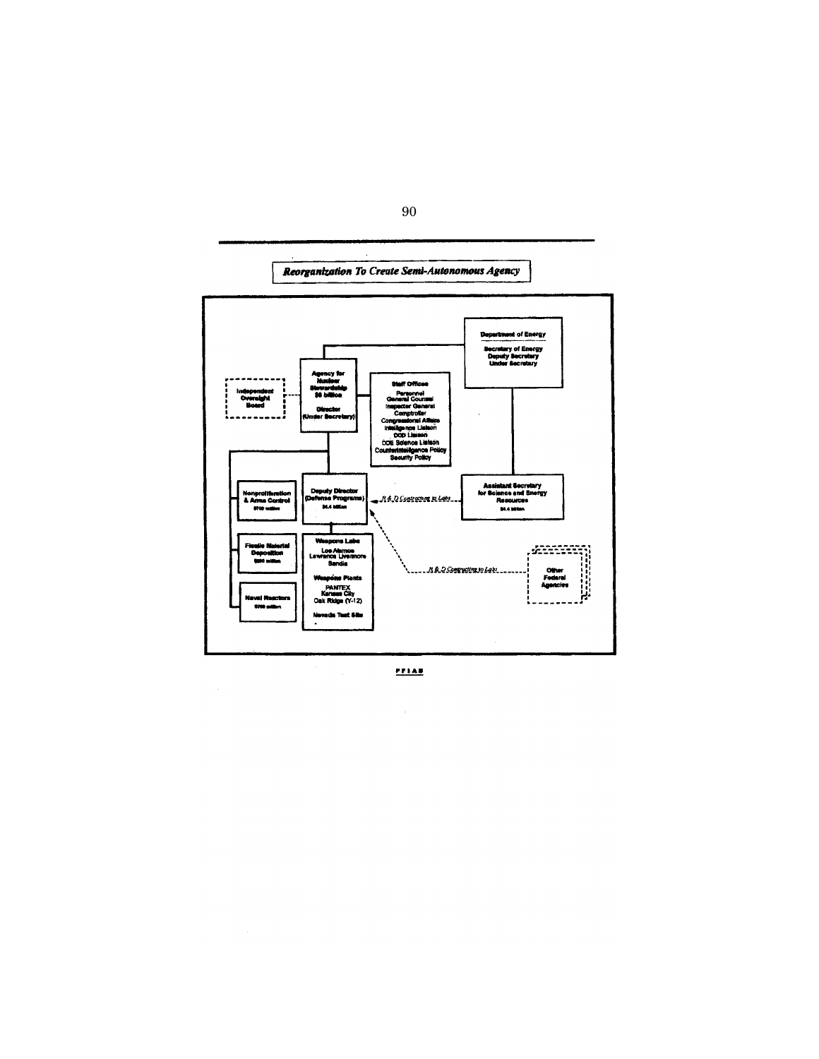***Reorganization To Create Semi-Autonomous Agency***

Department of Energy

Secretary of Energy
Deputy Secretary
Under Secretary

Independent Oversight Board

Agency for Nuclear Stewardship
$8 billion

Director
(Under Secretary)

Staff Offices

Personnel
General Counsel
Inspector General
Comptroller
Congressional Affairs
Intelligence Liaison
DOD Liaison
DOE Science Liaison
Counterintelligence Policy
Security Policy

Nonproliferation & Arms Control
$740 million

Fissile Material Disposition
$200 million

Naval Reactors
$700 million

Deputy Director
(Defense Programs)
$4.4 billion

Weapons Labs

Los Alamos
Lawrence Livermore
Sandia

Weapons Plants

PANTEX
Kansas City
Oak Ridge (Y-12)

Nevada Test Site

R & D Contracting to Labs

Assistant Secretary
for Science and Energy Resources
$4.4 billion

R & D Contracting to Labs

Other Federal Agencies

PFIAB